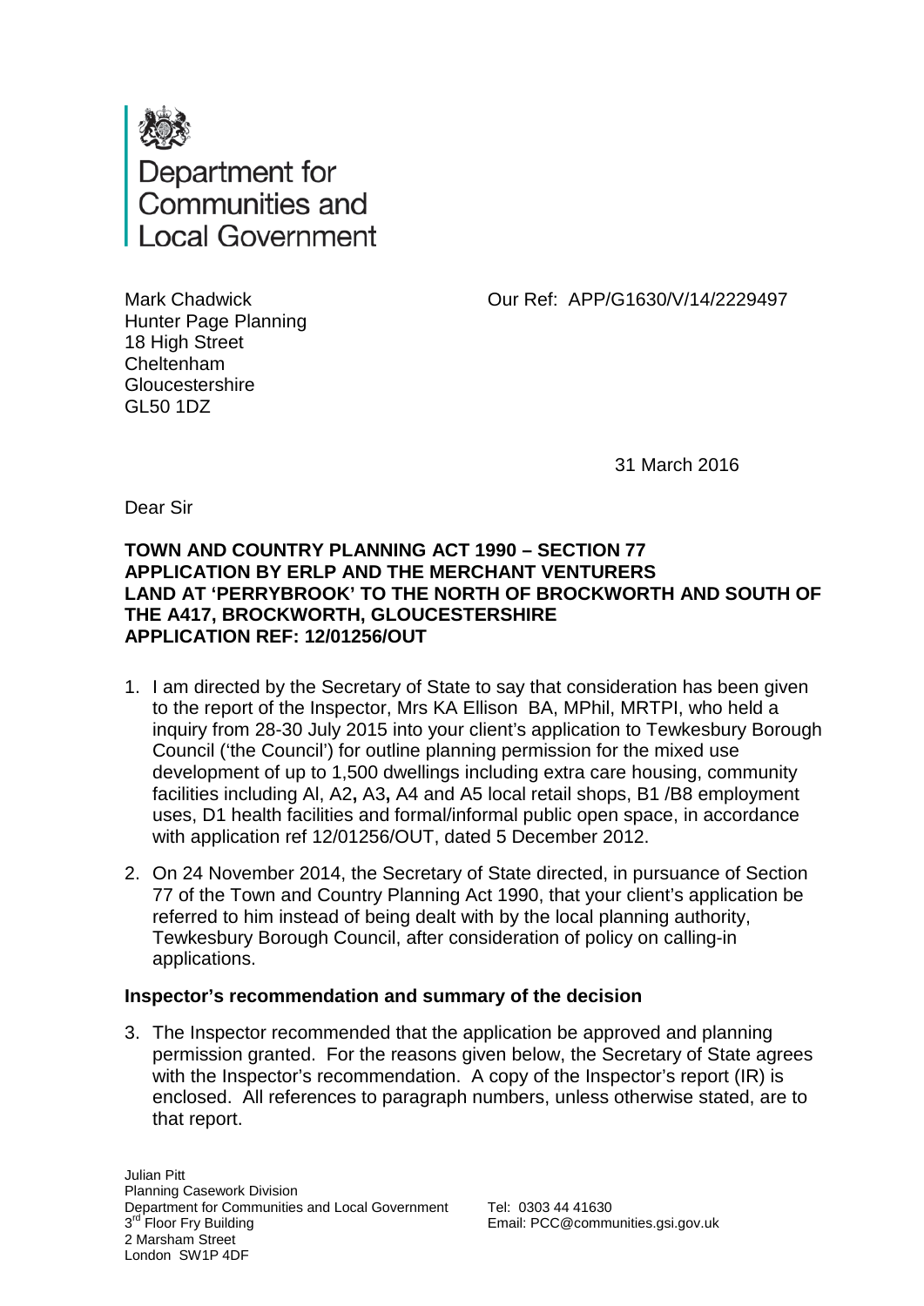Department for Communities and Local Government

Mark Chadwick
Hunter Page Planning
18 High Street
Cheltenham
Gloucestershire
GL50 1DZ

Our Ref: APP/G1630/V/14/2229497

31 March 2016

Dear Sir

**TOWN AND COUNTRY PLANNING ACT 1990 – SECTION 77**
**APPLICATION BY ERLP AND THE MERCHANT VENTURERS**
**LAND AT 'PERRYBROOK' TO THE NORTH OF BROCKWORTH AND SOUTH OF THE A417, BROCKWORTH, GLOUCESTERSHIRE**
**APPLICATION REF: 12/01256/OUT**

1. I am directed by the Secretary of State to say that consideration has been given to the report of the Inspector, Mrs KA Ellison BA, MPhil, MRTPI, who held a inquiry from 28-30 July 2015 into your client's application to Tewkesbury Borough Council ('the Council') for outline planning permission for the mixed use development of up to 1,500 dwellings including extra care housing, community facilities including Al, A2**,** A3**,** A4 and A5 local retail shops, B1 /B8 employment uses, D1 health facilities and formal/informal public open space, in accordance with application ref 12/01256/OUT, dated 5 December 2012.

2. On 24 November 2014, the Secretary of State directed, in pursuance of Section 77 of the Town and Country Planning Act 1990, that your client's application be referred to him instead of being dealt with by the local planning authority, Tewkesbury Borough Council, after consideration of policy on calling-in applications.

### Inspector's recommendation and summary of the decision

3. The Inspector recommended that the application be approved and planning permission granted. For the reasons given below, the Secretary of State agrees with the Inspector's recommendation. A copy of the Inspector's report (IR) is enclosed. All references to paragraph numbers, unless otherwise stated, are to that report.

Julian Pitt
Planning Casework Division
Department for Communities and Local Government
3rd Floor Fry Building
2 Marsham Street
London SW1P 4DF

Tel: 0303 44 41630
Email: PCC@communities.gsi.gov.uk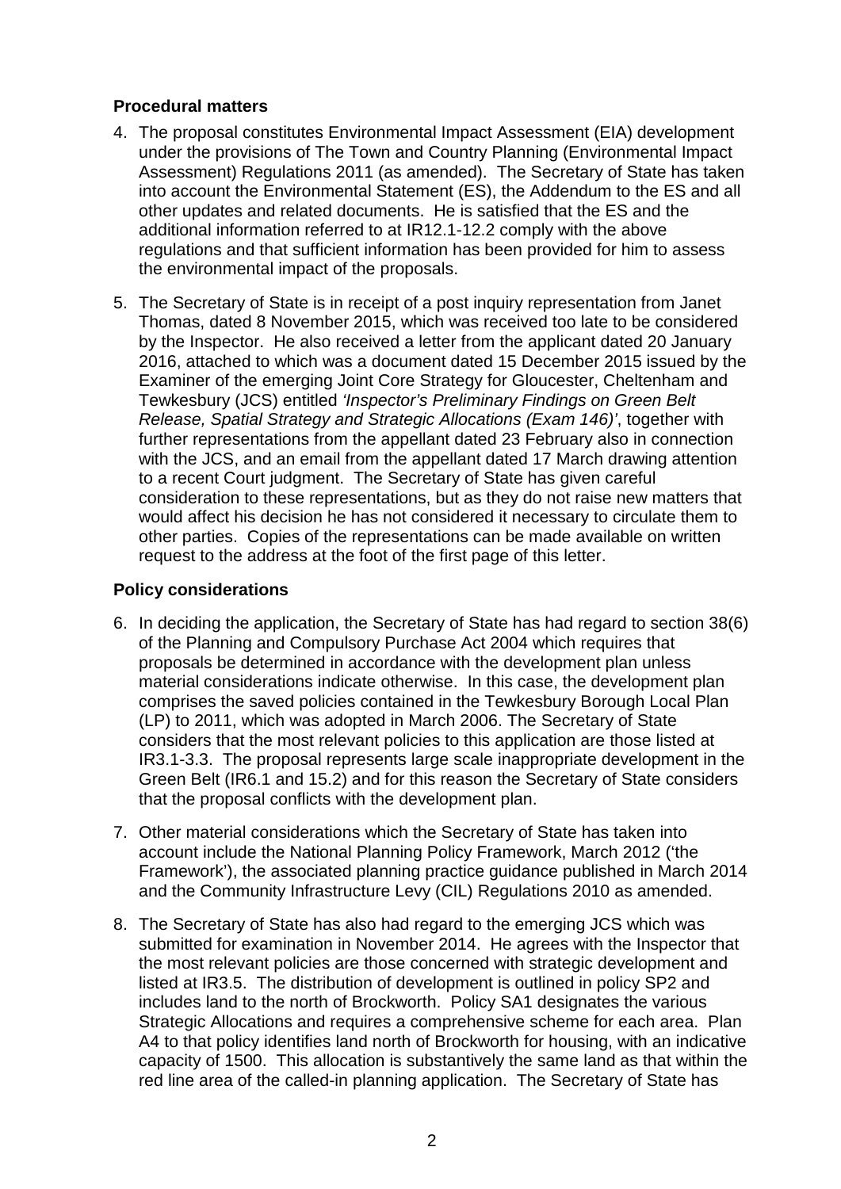### Procedural matters

4. The proposal constitutes Environmental Impact Assessment (EIA) development under the provisions of The Town and Country Planning (Environmental Impact Assessment) Regulations 2011 (as amended). The Secretary of State has taken into account the Environmental Statement (ES), the Addendum to the ES and all other updates and related documents. He is satisfied that the ES and the additional information referred to at IR12.1-12.2 comply with the above regulations and that sufficient information has been provided for him to assess the environmental impact of the proposals.

5. The Secretary of State is in receipt of a post inquiry representation from Janet Thomas, dated 8 November 2015, which was received too late to be considered by the Inspector. He also received a letter from the applicant dated 20 January 2016, attached to which was a document dated 15 December 2015 issued by the Examiner of the emerging Joint Core Strategy for Gloucester, Cheltenham and Tewkesbury (JCS) entitled *'Inspector's Preliminary Findings on Green Belt Release, Spatial Strategy and Strategic Allocations (Exam 146)'*, together with further representations from the appellant dated 23 February also in connection with the JCS, and an email from the appellant dated 17 March drawing attention to a recent Court judgment. The Secretary of State has given careful consideration to these representations, but as they do not raise new matters that would affect his decision he has not considered it necessary to circulate them to other parties. Copies of the representations can be made available on written request to the address at the foot of the first page of this letter.

### Policy considerations

6. In deciding the application, the Secretary of State has had regard to section 38(6) of the Planning and Compulsory Purchase Act 2004 which requires that proposals be determined in accordance with the development plan unless material considerations indicate otherwise. In this case, the development plan comprises the saved policies contained in the Tewkesbury Borough Local Plan (LP) to 2011, which was adopted in March 2006. The Secretary of State considers that the most relevant policies to this application are those listed at IR3.1-3.3. The proposal represents large scale inappropriate development in the Green Belt (IR6.1 and 15.2) and for this reason the Secretary of State considers that the proposal conflicts with the development plan.

7. Other material considerations which the Secretary of State has taken into account include the National Planning Policy Framework, March 2012 ('the Framework'), the associated planning practice guidance published in March 2014 and the Community Infrastructure Levy (CIL) Regulations 2010 as amended.

8. The Secretary of State has also had regard to the emerging JCS which was submitted for examination in November 2014. He agrees with the Inspector that the most relevant policies are those concerned with strategic development and listed at IR3.5. The distribution of development is outlined in policy SP2 and includes land to the north of Brockworth. Policy SA1 designates the various Strategic Allocations and requires a comprehensive scheme for each area. Plan A4 to that policy identifies land north of Brockworth for housing, with an indicative capacity of 1500. This allocation is substantively the same land as that within the red line area of the called-in planning application. The Secretary of State has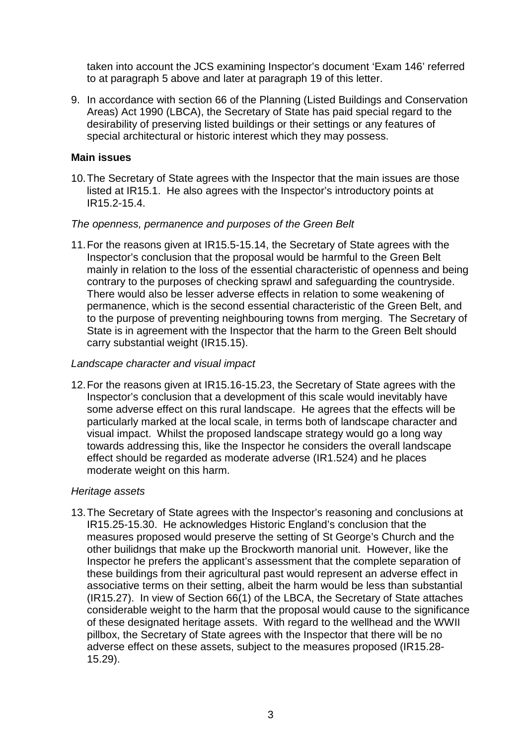taken into account the JCS examining Inspector's document 'Exam 146' referred to at paragraph 5 above and later at paragraph 19 of this letter.

9. In accordance with section 66 of the Planning (Listed Buildings and Conservation Areas) Act 1990 (LBCA), the Secretary of State has paid special regard to the desirability of preserving listed buildings or their settings or any features of special architectural or historic interest which they may possess.

### Main issues

10. The Secretary of State agrees with the Inspector that the main issues are those listed at IR15.1. He also agrees with the Inspector's introductory points at IR15.2-15.4.

*The openness, permanence and purposes of the Green Belt*

11. For the reasons given at IR15.5-15.14, the Secretary of State agrees with the Inspector's conclusion that the proposal would be harmful to the Green Belt mainly in relation to the loss of the essential characteristic of openness and being contrary to the purposes of checking sprawl and safeguarding the countryside. There would also be lesser adverse effects in relation to some weakening of permanence, which is the second essential characteristic of the Green Belt, and to the purpose of preventing neighbouring towns from merging. The Secretary of State is in agreement with the Inspector that the harm to the Green Belt should carry substantial weight (IR15.15).

*Landscape character and visual impact*

12. For the reasons given at IR15.16-15.23, the Secretary of State agrees with the Inspector's conclusion that a development of this scale would inevitably have some adverse effect on this rural landscape. He agrees that the effects will be particularly marked at the local scale, in terms both of landscape character and visual impact. Whilst the proposed landscape strategy would go a long way towards addressing this, like the Inspector he considers the overall landscape effect should be regarded as moderate adverse (IR1.524) and he places moderate weight on this harm.

*Heritage assets*

13. The Secretary of State agrees with the Inspector's reasoning and conclusions at IR15.25-15.30. He acknowledges Historic England's conclusion that the measures proposed would preserve the setting of St George's Church and the other builidngs that make up the Brockworth manorial unit. However, like the Inspector he prefers the applicant's assessment that the complete separation of these buildings from their agricultural past would represent an adverse effect in associative terms on their setting, albeit the harm would be less than substantial (IR15.27). In view of Section 66(1) of the LBCA, the Secretary of State attaches considerable weight to the harm that the proposal would cause to the significance of these designated heritage assets. With regard to the wellhead and the WWII pillbox, the Secretary of State agrees with the Inspector that there will be no adverse effect on these assets, subject to the measures proposed (IR15.28-15.29).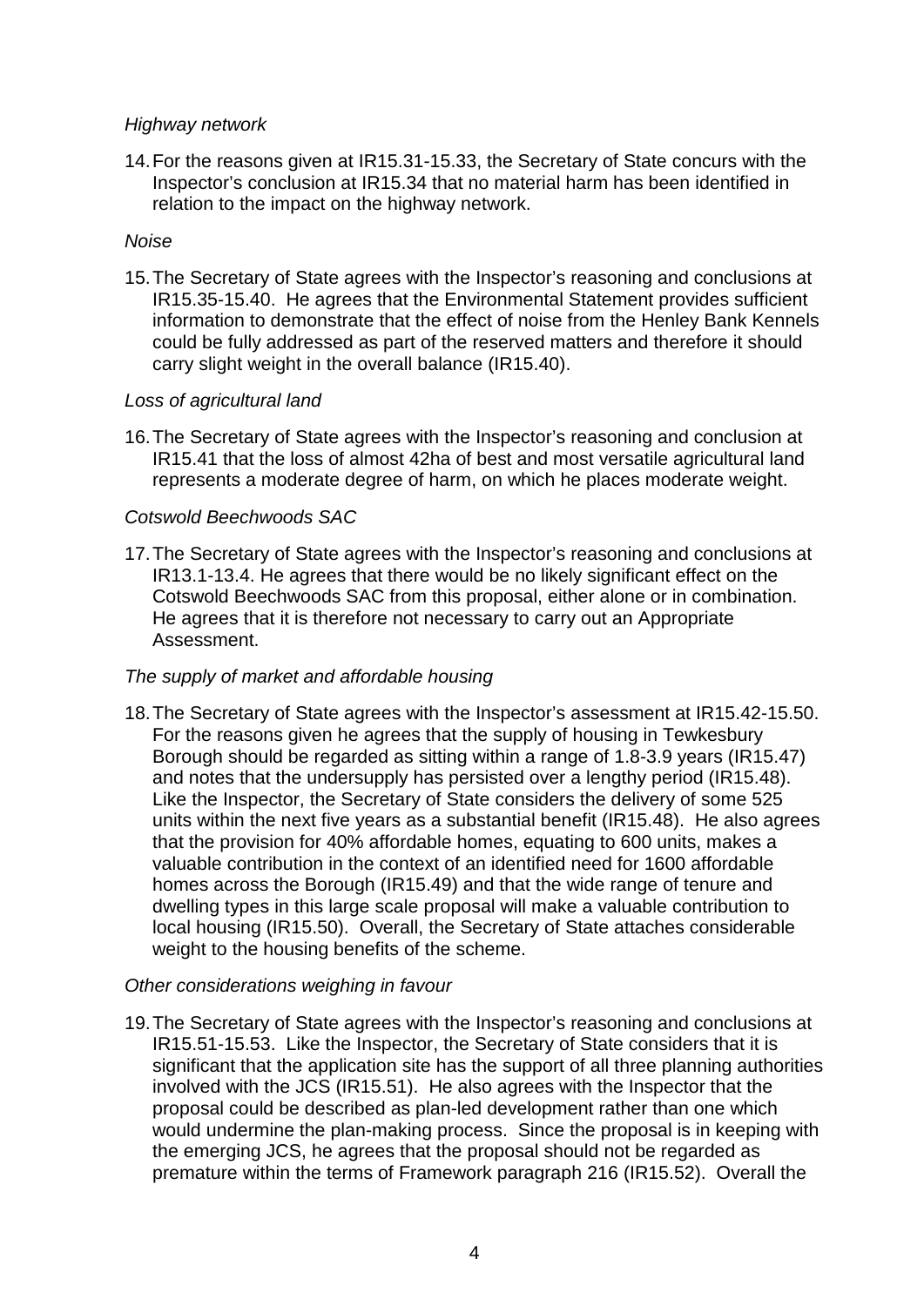*Highway network*

14. For the reasons given at IR15.31-15.33, the Secretary of State concurs with the Inspector's conclusion at IR15.34 that no material harm has been identified in relation to the impact on the highway network.

*Noise*

15. The Secretary of State agrees with the Inspector's reasoning and conclusions at IR15.35-15.40. He agrees that the Environmental Statement provides sufficient information to demonstrate that the effect of noise from the Henley Bank Kennels could be fully addressed as part of the reserved matters and therefore it should carry slight weight in the overall balance (IR15.40).

*Loss of agricultural land*

16. The Secretary of State agrees with the Inspector's reasoning and conclusion at IR15.41 that the loss of almost 42ha of best and most versatile agricultural land represents a moderate degree of harm, on which he places moderate weight.

*Cotswold Beechwoods SAC*

17. The Secretary of State agrees with the Inspector's reasoning and conclusions at IR13.1-13.4. He agrees that there would be no likely significant effect on the Cotswold Beechwoods SAC from this proposal, either alone or in combination. He agrees that it is therefore not necessary to carry out an Appropriate Assessment.

*The supply of market and affordable housing*

18. The Secretary of State agrees with the Inspector's assessment at IR15.42-15.50. For the reasons given he agrees that the supply of housing in Tewkesbury Borough should be regarded as sitting within a range of 1.8-3.9 years (IR15.47) and notes that the undersupply has persisted over a lengthy period (IR15.48). Like the Inspector, the Secretary of State considers the delivery of some 525 units within the next five years as a substantial benefit (IR15.48). He also agrees that the provision for 40% affordable homes, equating to 600 units, makes a valuable contribution in the context of an identified need for 1600 affordable homes across the Borough (IR15.49) and that the wide range of tenure and dwelling types in this large scale proposal will make a valuable contribution to local housing (IR15.50). Overall, the Secretary of State attaches considerable weight to the housing benefits of the scheme.

*Other considerations weighing in favour*

19. The Secretary of State agrees with the Inspector's reasoning and conclusions at IR15.51-15.53. Like the Inspector, the Secretary of State considers that it is significant that the application site has the support of all three planning authorities involved with the JCS (IR15.51). He also agrees with the Inspector that the proposal could be described as plan-led development rather than one which would undermine the plan-making process. Since the proposal is in keeping with the emerging JCS, he agrees that the proposal should not be regarded as premature within the terms of Framework paragraph 216 (IR15.52). Overall the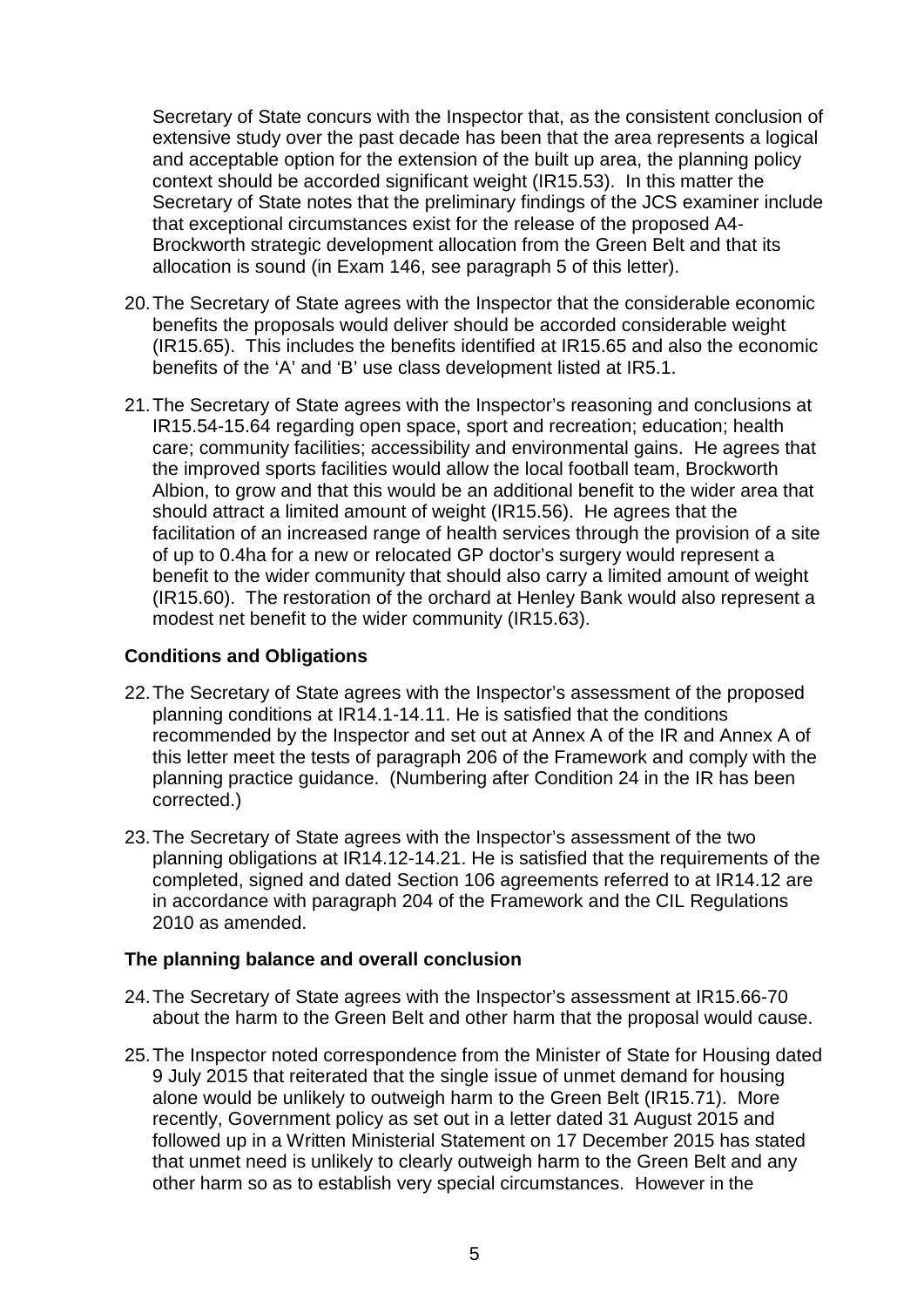Secretary of State concurs with the Inspector that, as the consistent conclusion of extensive study over the past decade has been that the area represents a logical and acceptable option for the extension of the built up area, the planning policy context should be accorded significant weight (IR15.53). In this matter the Secretary of State notes that the preliminary findings of the JCS examiner include that exceptional circumstances exist for the release of the proposed A4-Brockworth strategic development allocation from the Green Belt and that its allocation is sound (in Exam 146, see paragraph 5 of this letter).

20. The Secretary of State agrees with the Inspector that the considerable economic benefits the proposals would deliver should be accorded considerable weight (IR15.65). This includes the benefits identified at IR15.65 and also the economic benefits of the 'A' and 'B' use class development listed at IR5.1.

21. The Secretary of State agrees with the Inspector's reasoning and conclusions at IR15.54-15.64 regarding open space, sport and recreation; education; health care; community facilities; accessibility and environmental gains. He agrees that the improved sports facilities would allow the local football team, Brockworth Albion, to grow and that this would be an additional benefit to the wider area that should attract a limited amount of weight (IR15.56). He agrees that the facilitation of an increased range of health services through the provision of a site of up to 0.4ha for a new or relocated GP doctor's surgery would represent a benefit to the wider community that should also carry a limited amount of weight (IR15.60). The restoration of the orchard at Henley Bank would also represent a modest net benefit to the wider community (IR15.63).

### Conditions and Obligations

22. The Secretary of State agrees with the Inspector's assessment of the proposed planning conditions at IR14.1-14.11. He is satisfied that the conditions recommended by the Inspector and set out at Annex A of the IR and Annex A of this letter meet the tests of paragraph 206 of the Framework and comply with the planning practice guidance. (Numbering after Condition 24 in the IR has been corrected.)

23. The Secretary of State agrees with the Inspector's assessment of the two planning obligations at IR14.12-14.21. He is satisfied that the requirements of the completed, signed and dated Section 106 agreements referred to at IR14.12 are in accordance with paragraph 204 of the Framework and the CIL Regulations 2010 as amended.

### The planning balance and overall conclusion

24. The Secretary of State agrees with the Inspector's assessment at IR15.66-70 about the harm to the Green Belt and other harm that the proposal would cause.

25. The Inspector noted correspondence from the Minister of State for Housing dated 9 July 2015 that reiterated that the single issue of unmet demand for housing alone would be unlikely to outweigh harm to the Green Belt (IR15.71). More recently, Government policy as set out in a letter dated 31 August 2015 and followed up in a Written Ministerial Statement on 17 December 2015 has stated that unmet need is unlikely to clearly outweigh harm to the Green Belt and any other harm so as to establish very special circumstances. However in the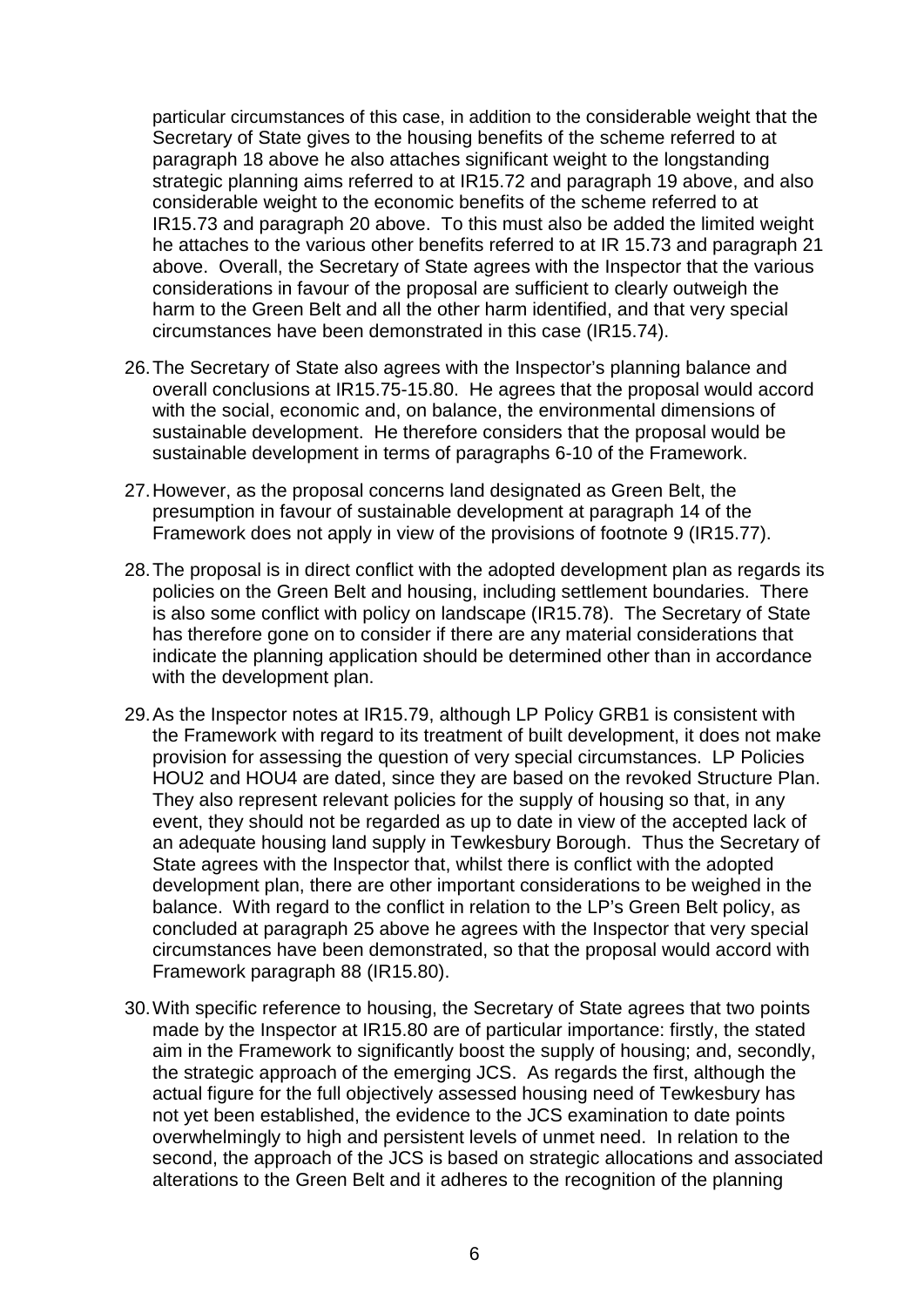particular circumstances of this case, in addition to the considerable weight that the Secretary of State gives to the housing benefits of the scheme referred to at paragraph 18 above he also attaches significant weight to the longstanding strategic planning aims referred to at IR15.72 and paragraph 19 above, and also considerable weight to the economic benefits of the scheme referred to at IR15.73 and paragraph 20 above. To this must also be added the limited weight he attaches to the various other benefits referred to at IR 15.73 and paragraph 21 above. Overall, the Secretary of State agrees with the Inspector that the various considerations in favour of the proposal are sufficient to clearly outweigh the harm to the Green Belt and all the other harm identified, and that very special circumstances have been demonstrated in this case (IR15.74).

26. The Secretary of State also agrees with the Inspector's planning balance and overall conclusions at IR15.75-15.80. He agrees that the proposal would accord with the social, economic and, on balance, the environmental dimensions of sustainable development. He therefore considers that the proposal would be sustainable development in terms of paragraphs 6-10 of the Framework.

27. However, as the proposal concerns land designated as Green Belt, the presumption in favour of sustainable development at paragraph 14 of the Framework does not apply in view of the provisions of footnote 9 (IR15.77).

28. The proposal is in direct conflict with the adopted development plan as regards its policies on the Green Belt and housing, including settlement boundaries. There is also some conflict with policy on landscape (IR15.78). The Secretary of State has therefore gone on to consider if there are any material considerations that indicate the planning application should be determined other than in accordance with the development plan.

29. As the Inspector notes at IR15.79, although LP Policy GRB1 is consistent with the Framework with regard to its treatment of built development, it does not make provision for assessing the question of very special circumstances. LP Policies HOU2 and HOU4 are dated, since they are based on the revoked Structure Plan. They also represent relevant policies for the supply of housing so that, in any event, they should not be regarded as up to date in view of the accepted lack of an adequate housing land supply in Tewkesbury Borough. Thus the Secretary of State agrees with the Inspector that, whilst there is conflict with the adopted development plan, there are other important considerations to be weighed in the balance. With regard to the conflict in relation to the LP's Green Belt policy, as concluded at paragraph 25 above he agrees with the Inspector that very special circumstances have been demonstrated, so that the proposal would accord with Framework paragraph 88 (IR15.80).

30. With specific reference to housing, the Secretary of State agrees that two points made by the Inspector at IR15.80 are of particular importance: firstly, the stated aim in the Framework to significantly boost the supply of housing; and, secondly, the strategic approach of the emerging JCS. As regards the first, although the actual figure for the full objectively assessed housing need of Tewkesbury has not yet been established, the evidence to the JCS examination to date points overwhelmingly to high and persistent levels of unmet need. In relation to the second, the approach of the JCS is based on strategic allocations and associated alterations to the Green Belt and it adheres to the recognition of the planning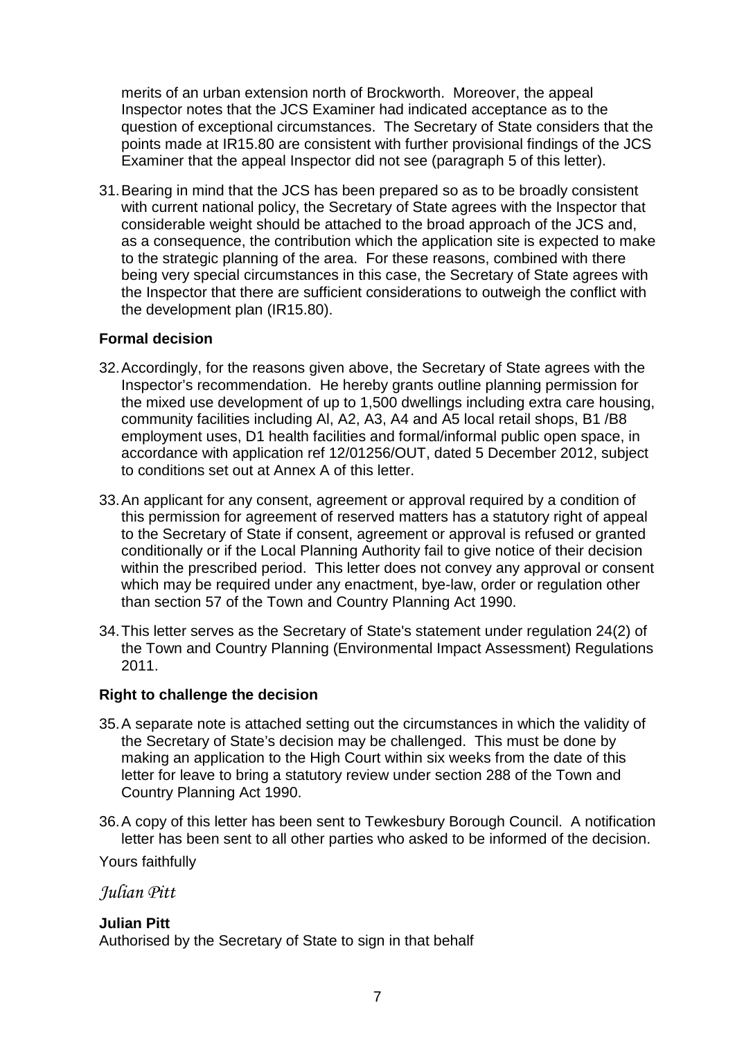merits of an urban extension north of Brockworth. Moreover, the appeal Inspector notes that the JCS Examiner had indicated acceptance as to the question of exceptional circumstances. The Secretary of State considers that the points made at IR15.80 are consistent with further provisional findings of the JCS Examiner that the appeal Inspector did not see (paragraph 5 of this letter).

31. Bearing in mind that the JCS has been prepared so as to be broadly consistent with current national policy, the Secretary of State agrees with the Inspector that considerable weight should be attached to the broad approach of the JCS and, as a consequence, the contribution which the application site is expected to make to the strategic planning of the area. For these reasons, combined with there being very special circumstances in this case, the Secretary of State agrees with the Inspector that there are sufficient considerations to outweigh the conflict with the development plan (IR15.80).

**Formal decision**

32. Accordingly, for the reasons given above, the Secretary of State agrees with the Inspector's recommendation. He hereby grants outline planning permission for the mixed use development of up to 1,500 dwellings including extra care housing, community facilities including Al, A2, A3, A4 and A5 local retail shops, B1 /B8 employment uses, D1 health facilities and formal/informal public open space, in accordance with application ref 12/01256/OUT, dated 5 December 2012, subject to conditions set out at Annex A of this letter.

33. An applicant for any consent, agreement or approval required by a condition of this permission for agreement of reserved matters has a statutory right of appeal to the Secretary of State if consent, agreement or approval is refused or granted conditionally or if the Local Planning Authority fail to give notice of their decision within the prescribed period. This letter does not convey any approval or consent which may be required under any enactment, bye-law, order or regulation other than section 57 of the Town and Country Planning Act 1990.

34. This letter serves as the Secretary of State's statement under regulation 24(2) of the Town and Country Planning (Environmental Impact Assessment) Regulations 2011.

**Right to challenge the decision**

35. A separate note is attached setting out the circumstances in which the validity of the Secretary of State's decision may be challenged. This must be done by making an application to the High Court within six weeks from the date of this letter for leave to bring a statutory review under section 288 of the Town and Country Planning Act 1990.

36. A copy of this letter has been sent to Tewkesbury Borough Council. A notification letter has been sent to all other parties who asked to be informed of the decision.

Yours faithfully

*Julian Pitt*

**Julian Pitt**
Authorised by the Secretary of State to sign in that behalf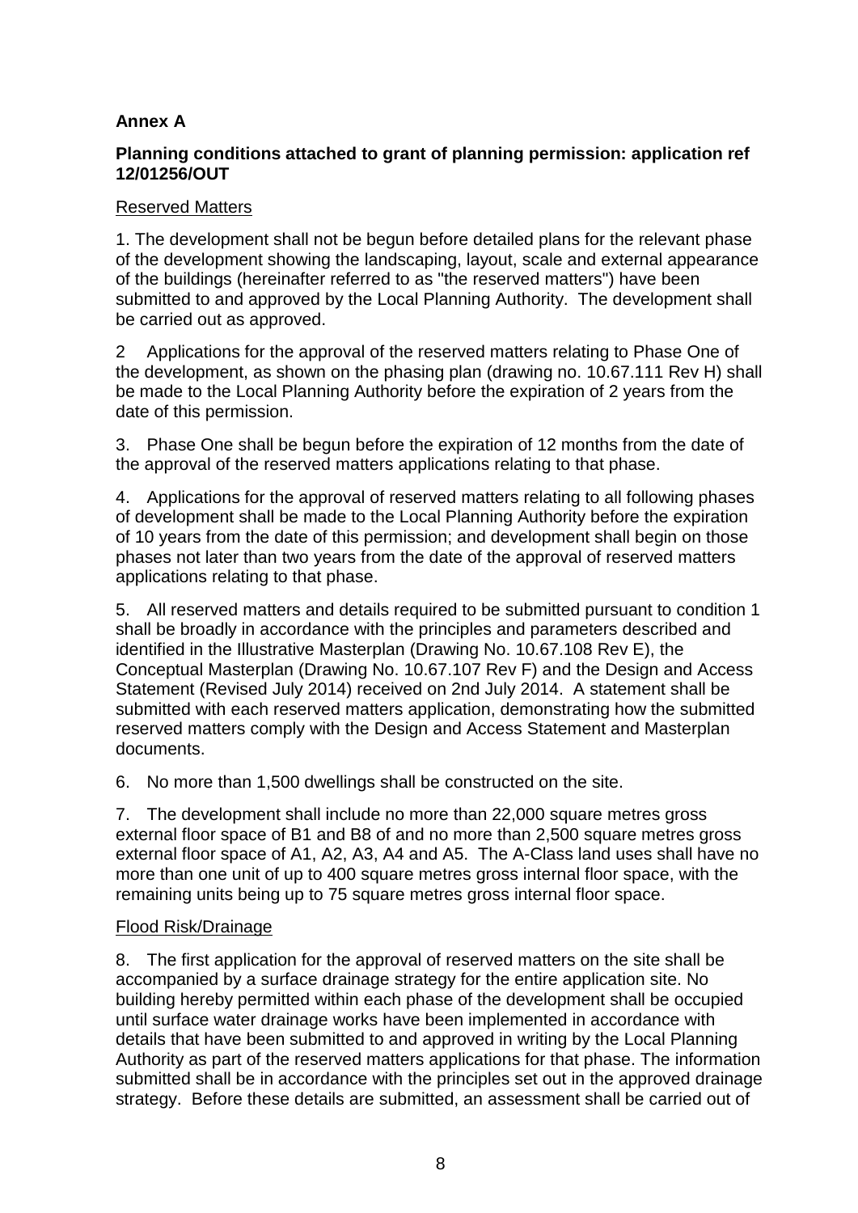**Annex A**

**Planning conditions attached to grant of planning permission: application ref 12/01256/OUT**

Reserved Matters

1. The development shall not be begun before detailed plans for the relevant phase of the development showing the landscaping, layout, scale and external appearance of the buildings (hereinafter referred to as "the reserved matters") have been submitted to and approved by the Local Planning Authority. The development shall be carried out as approved.

2 Applications for the approval of the reserved matters relating to Phase One of the development, as shown on the phasing plan (drawing no. 10.67.111 Rev H) shall be made to the Local Planning Authority before the expiration of 2 years from the date of this permission.

3. Phase One shall be begun before the expiration of 12 months from the date of the approval of the reserved matters applications relating to that phase.

4. Applications for the approval of reserved matters relating to all following phases of development shall be made to the Local Planning Authority before the expiration of 10 years from the date of this permission; and development shall begin on those phases not later than two years from the date of the approval of reserved matters applications relating to that phase.

5. All reserved matters and details required to be submitted pursuant to condition 1 shall be broadly in accordance with the principles and parameters described and identified in the Illustrative Masterplan (Drawing No. 10.67.108 Rev E), the Conceptual Masterplan (Drawing No. 10.67.107 Rev F) and the Design and Access Statement (Revised July 2014) received on 2nd July 2014. A statement shall be submitted with each reserved matters application, demonstrating how the submitted reserved matters comply with the Design and Access Statement and Masterplan documents.

6. No more than 1,500 dwellings shall be constructed on the site.

7. The development shall include no more than 22,000 square metres gross external floor space of B1 and B8 of and no more than 2,500 square metres gross external floor space of A1, A2, A3, A4 and A5. The A-Class land uses shall have no more than one unit of up to 400 square metres gross internal floor space, with the remaining units being up to 75 square metres gross internal floor space.

Flood Risk/Drainage

8. The first application for the approval of reserved matters on the site shall be accompanied by a surface drainage strategy for the entire application site. No building hereby permitted within each phase of the development shall be occupied until surface water drainage works have been implemented in accordance with details that have been submitted to and approved in writing by the Local Planning Authority as part of the reserved matters applications for that phase. The information submitted shall be in accordance with the principles set out in the approved drainage strategy. Before these details are submitted, an assessment shall be carried out of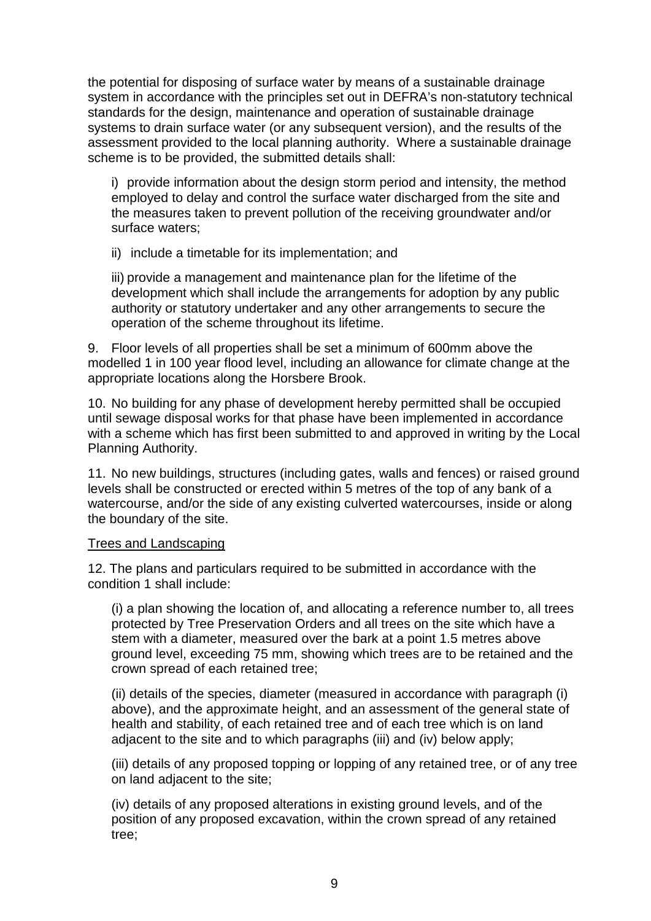the potential for disposing of surface water by means of a sustainable drainage system in accordance with the principles set out in DEFRA's non-statutory technical standards for the design, maintenance and operation of sustainable drainage systems to drain surface water (or any subsequent version), and the results of the assessment provided to the local planning authority. Where a sustainable drainage scheme is to be provided, the submitted details shall:

i) provide information about the design storm period and intensity, the method employed to delay and control the surface water discharged from the site and the measures taken to prevent pollution of the receiving groundwater and/or surface waters;

ii) include a timetable for its implementation; and

iii) provide a management and maintenance plan for the lifetime of the development which shall include the arrangements for adoption by any public authority or statutory undertaker and any other arrangements to secure the operation of the scheme throughout its lifetime.

9. Floor levels of all properties shall be set a minimum of 600mm above the modelled 1 in 100 year flood level, including an allowance for climate change at the appropriate locations along the Horsbere Brook.

10. No building for any phase of development hereby permitted shall be occupied until sewage disposal works for that phase have been implemented in accordance with a scheme which has first been submitted to and approved in writing by the Local Planning Authority.

11. No new buildings, structures (including gates, walls and fences) or raised ground levels shall be constructed or erected within 5 metres of the top of any bank of a watercourse, and/or the side of any existing culverted watercourses, inside or along the boundary of the site.

<u>Trees and Landscaping</u>

12. The plans and particulars required to be submitted in accordance with the condition 1 shall include:

(i) a plan showing the location of, and allocating a reference number to, all trees protected by Tree Preservation Orders and all trees on the site which have a stem with a diameter, measured over the bark at a point 1.5 metres above ground level, exceeding 75 mm, showing which trees are to be retained and the crown spread of each retained tree;

(ii) details of the species, diameter (measured in accordance with paragraph (i) above), and the approximate height, and an assessment of the general state of health and stability, of each retained tree and of each tree which is on land adjacent to the site and to which paragraphs (iii) and (iv) below apply;

(iii) details of any proposed topping or lopping of any retained tree, or of any tree on land adjacent to the site;

(iv) details of any proposed alterations in existing ground levels, and of the position of any proposed excavation, within the crown spread of any retained tree;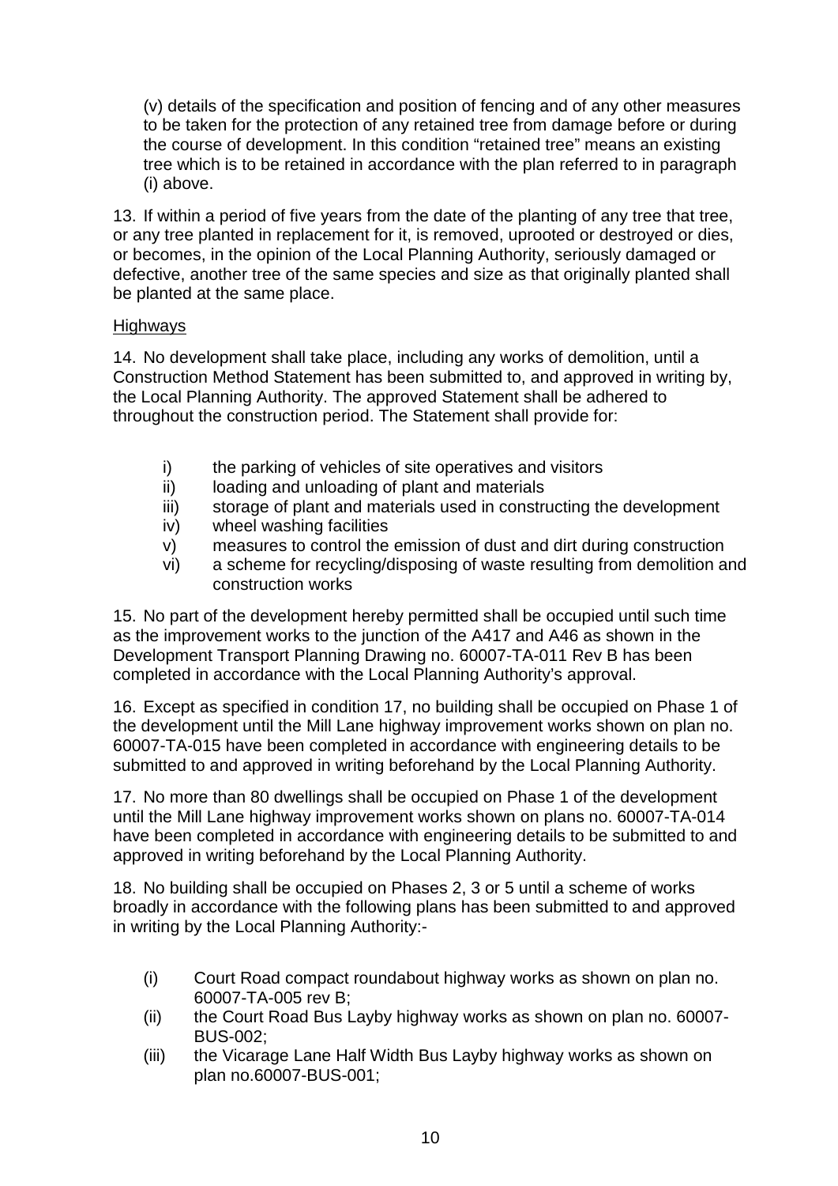(v) details of the specification and position of fencing and of any other measures to be taken for the protection of any retained tree from damage before or during the course of development. In this condition "retained tree" means an existing tree which is to be retained in accordance with the plan referred to in paragraph (i) above.

13. If within a period of five years from the date of the planting of any tree that tree, or any tree planted in replacement for it, is removed, uprooted or destroyed or dies, or becomes, in the opinion of the Local Planning Authority, seriously damaged or defective, another tree of the same species and size as that originally planted shall be planted at the same place.

Highways

14. No development shall take place, including any works of demolition, until a Construction Method Statement has been submitted to, and approved in writing by, the Local Planning Authority. The approved Statement shall be adhered to throughout the construction period. The Statement shall provide for:

- i) the parking of vehicles of site operatives and visitors
- ii) loading and unloading of plant and materials
- iii) storage of plant and materials used in constructing the development
- iv) wheel washing facilities
- v) measures to control the emission of dust and dirt during construction
- vi) a scheme for recycling/disposing of waste resulting from demolition and construction works

15. No part of the development hereby permitted shall be occupied until such time as the improvement works to the junction of the A417 and A46 as shown in the Development Transport Planning Drawing no. 60007-TA-011 Rev B has been completed in accordance with the Local Planning Authority's approval.

16. Except as specified in condition 17, no building shall be occupied on Phase 1 of the development until the Mill Lane highway improvement works shown on plan no. 60007-TA-015 have been completed in accordance with engineering details to be submitted to and approved in writing beforehand by the Local Planning Authority.

17. No more than 80 dwellings shall be occupied on Phase 1 of the development until the Mill Lane highway improvement works shown on plans no. 60007-TA-014 have been completed in accordance with engineering details to be submitted to and approved in writing beforehand by the Local Planning Authority.

18. No building shall be occupied on Phases 2, 3 or 5 until a scheme of works broadly in accordance with the following plans has been submitted to and approved in writing by the Local Planning Authority:-

- (i) Court Road compact roundabout highway works as shown on plan no. 60007-TA-005 rev B;
- (ii) the Court Road Bus Layby highway works as shown on plan no. 60007-BUS-002;
- (iii) the Vicarage Lane Half Width Bus Layby highway works as shown on plan no.60007-BUS-001;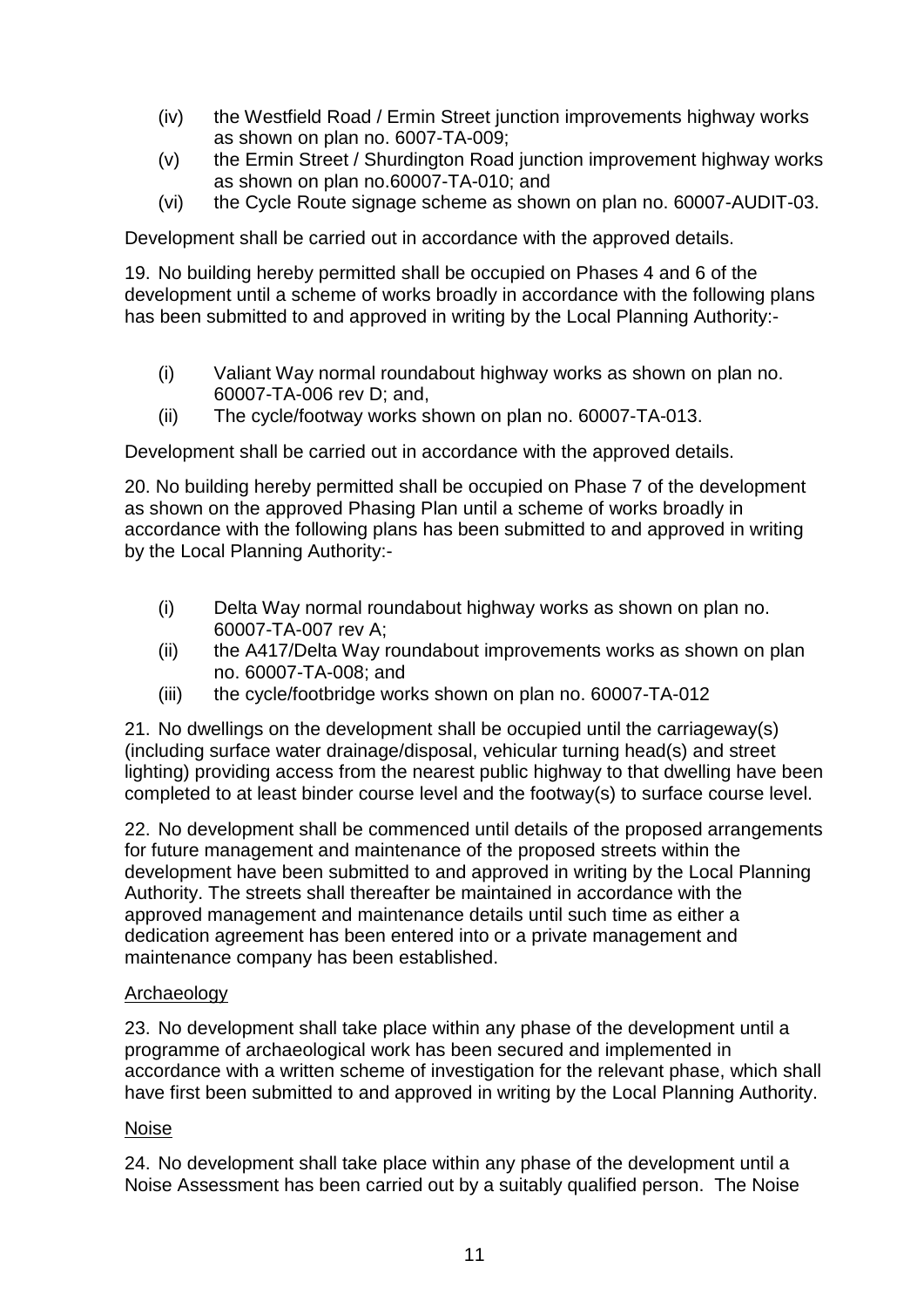- (iv) the Westfield Road / Ermin Street junction improvements highway works as shown on plan no. 6007-TA-009;
- (v) the Ermin Street / Shurdington Road junction improvement highway works as shown on plan no.60007-TA-010; and
- (vi) the Cycle Route signage scheme as shown on plan no. 60007-AUDIT-03.

Development shall be carried out in accordance with the approved details.

19. No building hereby permitted shall be occupied on Phases 4 and 6 of the development until a scheme of works broadly in accordance with the following plans has been submitted to and approved in writing by the Local Planning Authority:-

- (i) Valiant Way normal roundabout highway works as shown on plan no. 60007-TA-006 rev D; and,
- (ii) The cycle/footway works shown on plan no. 60007-TA-013.

Development shall be carried out in accordance with the approved details.

20. No building hereby permitted shall be occupied on Phase 7 of the development as shown on the approved Phasing Plan until a scheme of works broadly in accordance with the following plans has been submitted to and approved in writing by the Local Planning Authority:-

- (i) Delta Way normal roundabout highway works as shown on plan no. 60007-TA-007 rev A;
- (ii) the A417/Delta Way roundabout improvements works as shown on plan no. 60007-TA-008; and
- (iii) the cycle/footbridge works shown on plan no. 60007-TA-012

21. No dwellings on the development shall be occupied until the carriageway(s) (including surface water drainage/disposal, vehicular turning head(s) and street lighting) providing access from the nearest public highway to that dwelling have been completed to at least binder course level and the footway(s) to surface course level.

22. No development shall be commenced until details of the proposed arrangements for future management and maintenance of the proposed streets within the development have been submitted to and approved in writing by the Local Planning Authority. The streets shall thereafter be maintained in accordance with the approved management and maintenance details until such time as either a dedication agreement has been entered into or a private management and maintenance company has been established.

## Archaeology

23. No development shall take place within any phase of the development until a programme of archaeological work has been secured and implemented in accordance with a written scheme of investigation for the relevant phase, which shall have first been submitted to and approved in writing by the Local Planning Authority.

## Noise

24. No development shall take place within any phase of the development until a Noise Assessment has been carried out by a suitably qualified person. The Noise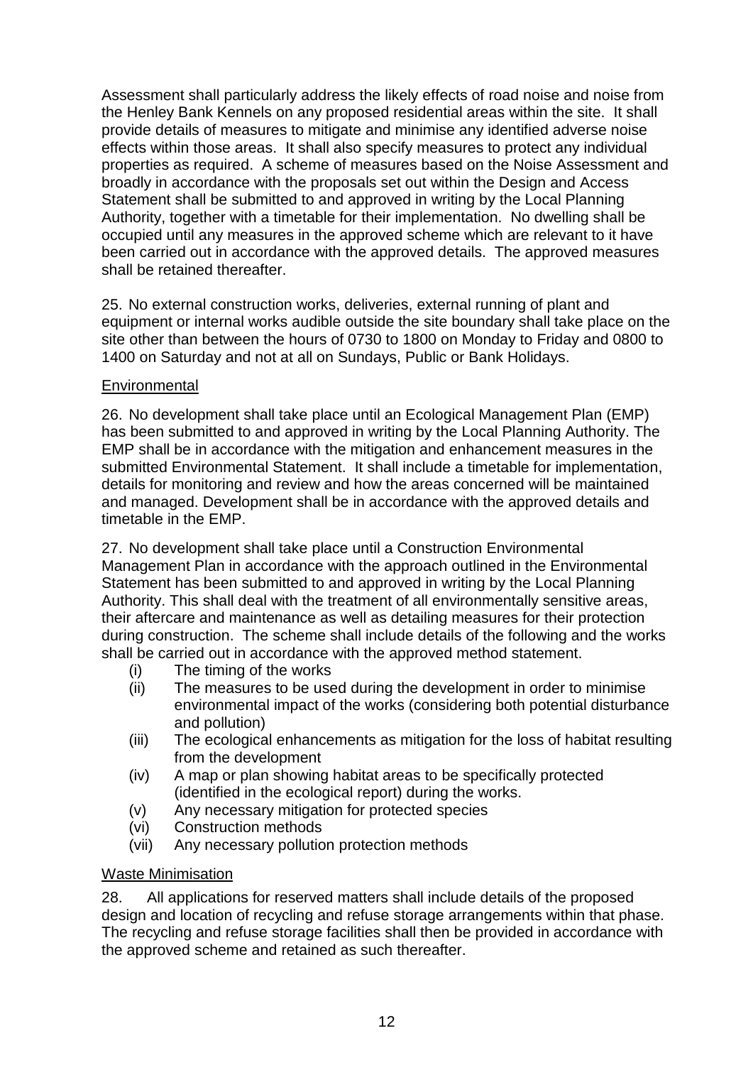Assessment shall particularly address the likely effects of road noise and noise from the Henley Bank Kennels on any proposed residential areas within the site. It shall provide details of measures to mitigate and minimise any identified adverse noise effects within those areas. It shall also specify measures to protect any individual properties as required. A scheme of measures based on the Noise Assessment and broadly in accordance with the proposals set out within the Design and Access Statement shall be submitted to and approved in writing by the Local Planning Authority, together with a timetable for their implementation. No dwelling shall be occupied until any measures in the approved scheme which are relevant to it have been carried out in accordance with the approved details. The approved measures shall be retained thereafter.

25. No external construction works, deliveries, external running of plant and equipment or internal works audible outside the site boundary shall take place on the site other than between the hours of 0730 to 1800 on Monday to Friday and 0800 to 1400 on Saturday and not at all on Sundays, Public or Bank Holidays.

Environmental

26. No development shall take place until an Ecological Management Plan (EMP) has been submitted to and approved in writing by the Local Planning Authority. The EMP shall be in accordance with the mitigation and enhancement measures in the submitted Environmental Statement. It shall include a timetable for implementation, details for monitoring and review and how the areas concerned will be maintained and managed. Development shall be in accordance with the approved details and timetable in the EMP.

27. No development shall take place until a Construction Environmental Management Plan in accordance with the approach outlined in the Environmental Statement has been submitted to and approved in writing by the Local Planning Authority. This shall deal with the treatment of all environmentally sensitive areas, their aftercare and maintenance as well as detailing measures for their protection during construction. The scheme shall include details of the following and the works shall be carried out in accordance with the approved method statement.

- (i) The timing of the works
- (ii) The measures to be used during the development in order to minimise environmental impact of the works (considering both potential disturbance and pollution)
- (iii) The ecological enhancements as mitigation for the loss of habitat resulting from the development
- (iv) A map or plan showing habitat areas to be specifically protected (identified in the ecological report) during the works.
- (v) Any necessary mitigation for protected species
- (vi) Construction methods
- (vii) Any necessary pollution protection methods

Waste Minimisation

28. All applications for reserved matters shall include details of the proposed design and location of recycling and refuse storage arrangements within that phase. The recycling and refuse storage facilities shall then be provided in accordance with the approved scheme and retained as such thereafter.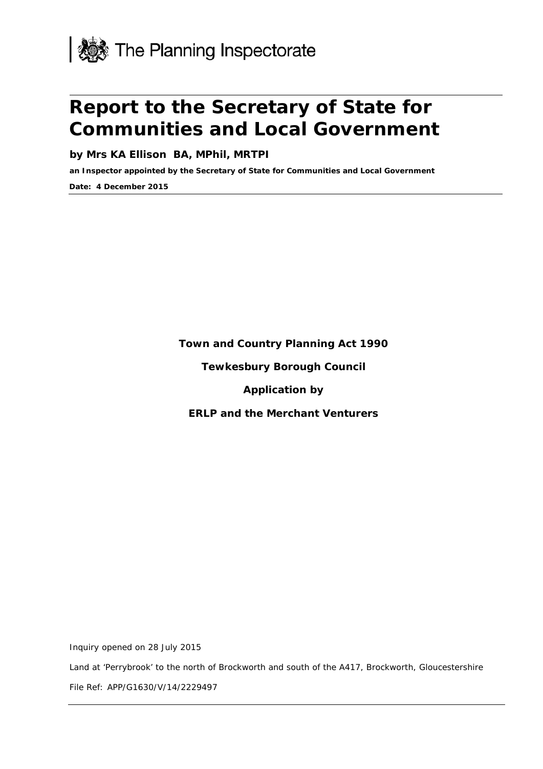The Planning Inspectorate

# Report to the Secretary of State for Communities and Local Government

**by Mrs KA Ellison BA, MPhil, MRTPI**

**an Inspector appointed by the Secretary of State for Communities and Local Government**

**Date: 4 December 2015**

**Town and Country Planning Act 1990**

**Tewkesbury Borough Council**

**Application by**

**ERLP and the Merchant Venturers**

Inquiry opened on 28 July 2015

Land at 'Perrybrook' to the north of Brockworth and south of the A417, Brockworth, Gloucestershire

File Ref: APP/G1630/V/14/2229497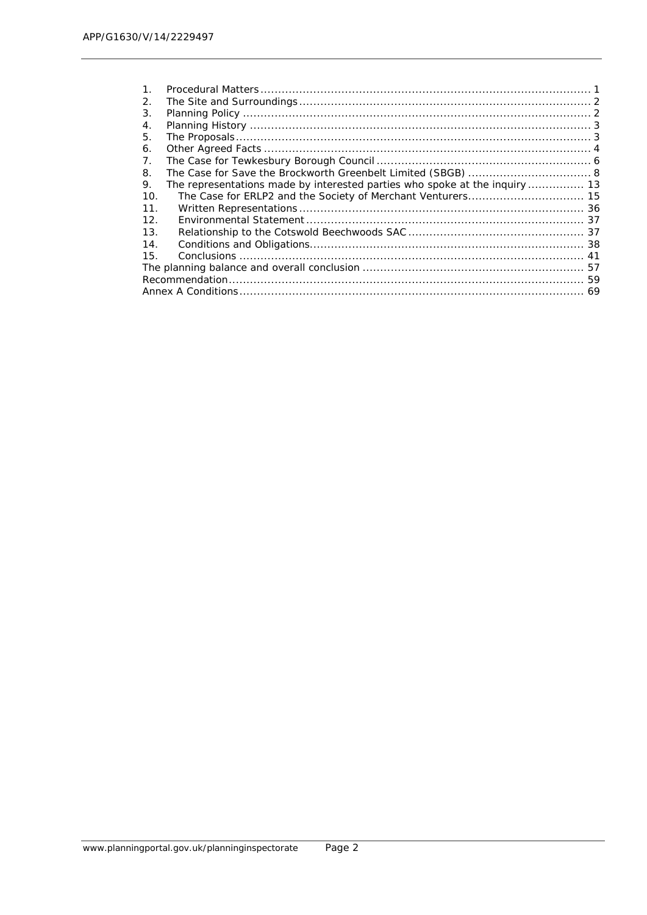1. Procedural Matters ..... 1
2. The Site and Surroundings ..... 2
3. Planning Policy ..... 2
4. Planning History ..... 3
5. The Proposals ..... 3
6. Other Agreed Facts ..... 4
7. The Case for Tewkesbury Borough Council ..... 6
8. The Case for Save the Brockworth Greenbelt Limited (SBGB) ..... 8
9. The representations made by interested parties who spoke at the inquiry ..... 13
10. The Case for ERLP2 and the Society of Merchant Venturers ..... 15
11. Written Representations ..... 36
12. Environmental Statement ..... 37
13. Relationship to the Cotswold Beechwoods SAC ..... 37
14. Conditions and Obligations ..... 38
15. Conclusions ..... 41

The planning balance and overall conclusion ..... 57

Recommendation ..... 59

Annex A Conditions ..... 69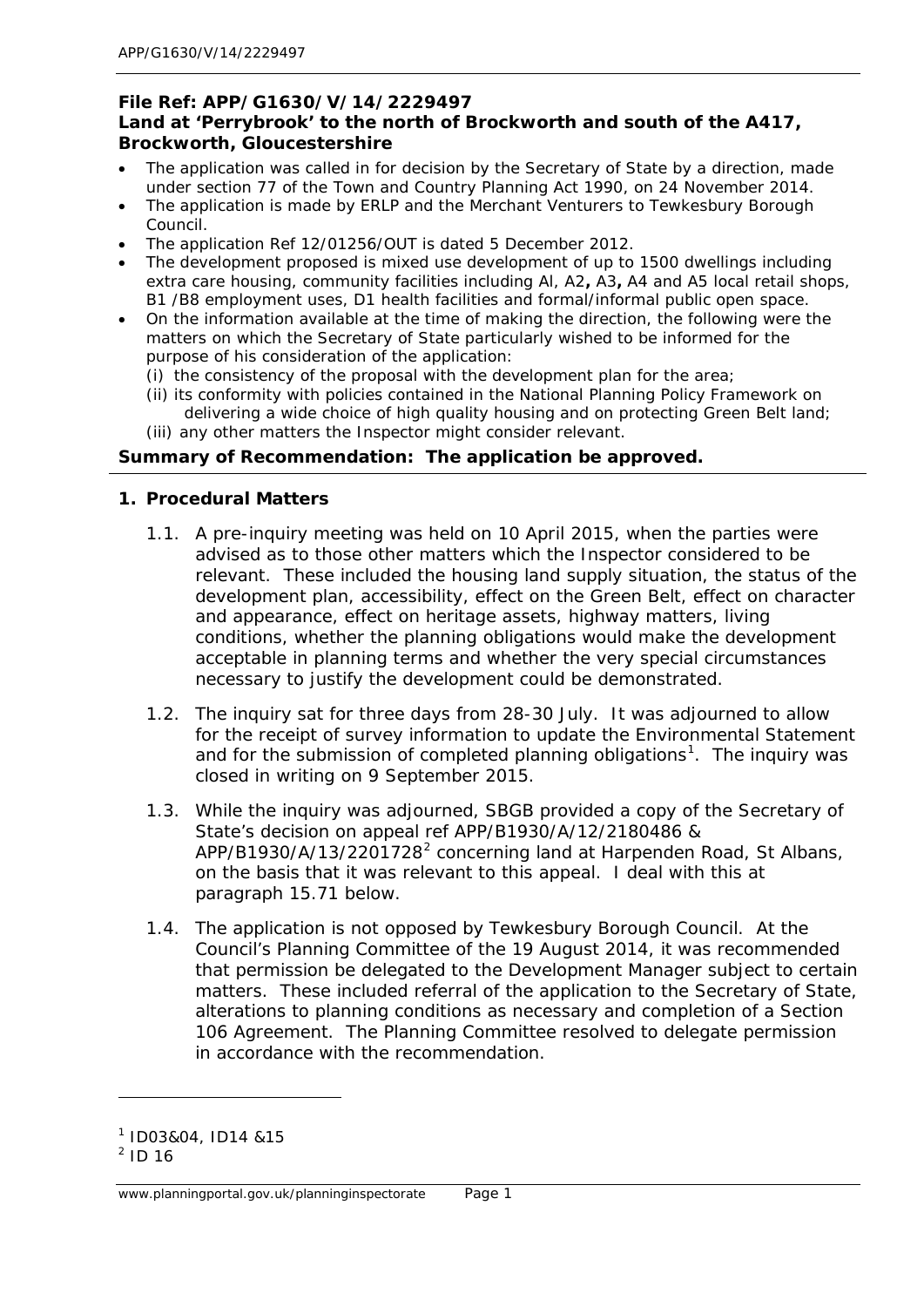**File Ref: APP/G1630/V/14/2229497**
**Land at 'Perrybrook' to the north of Brockworth and south of the A417, Brockworth, Gloucestershire**

- The application was called in for decision by the Secretary of State by a direction, made under section 77 of the Town and Country Planning Act 1990, on 24 November 2014.
- The application is made by ERLP and the Merchant Venturers to Tewkesbury Borough Council.
- The application Ref 12/01256/OUT is dated 5 December 2012.
- The development proposed is mixed use development of up to 1500 dwellings including extra care housing, community facilities including Al, A2**,** A3**,** A4 and A5 local retail shops, B1 /B8 employment uses, D1 health facilities and formal/informal public open space.
- On the information available at the time of making the direction, the following were the matters on which the Secretary of State particularly wished to be informed for the purpose of his consideration of the application:
  (i) the consistency of the proposal with the development plan for the area;
  (ii) its conformity with policies contained in the National Planning Policy Framework on delivering a wide choice of high quality housing and on protecting Green Belt land;
  (iii) any other matters the Inspector might consider relevant.

**Summary of Recommendation: The application be approved.**

## 1. Procedural Matters

1.1. A pre-inquiry meeting was held on 10 April 2015, when the parties were advised as to those other matters which the Inspector considered to be relevant. These included the housing land supply situation, the status of the development plan, accessibility, effect on the Green Belt, effect on character and appearance, effect on heritage assets, highway matters, living conditions, whether the planning obligations would make the development acceptable in planning terms and whether the very special circumstances necessary to justify the development could be demonstrated.

1.2. The inquiry sat for three days from 28-30 July. It was adjourned to allow for the receipt of survey information to update the Environmental Statement and for the submission of completed planning obligations[1]. The inquiry was closed in writing on 9 September 2015.

1.3. While the inquiry was adjourned, SBGB provided a copy of the Secretary of State's decision on appeal ref APP/B1930/A/12/2180486 & APP/B1930/A/13/2201728[2] concerning land at Harpenden Road, St Albans, on the basis that it was relevant to this appeal. I deal with this at paragraph 15.71 below.

1.4. The application is not opposed by Tewkesbury Borough Council. At the Council's Planning Committee of the 19 August 2014, it was recommended that permission be delegated to the Development Manager subject to certain matters. These included referral of the application to the Secretary of State, alterations to planning conditions as necessary and completion of a Section 106 Agreement. The Planning Committee resolved to delegate permission in accordance with the recommendation.

---

[1] ID03&04, ID14 &15
[2] ID 16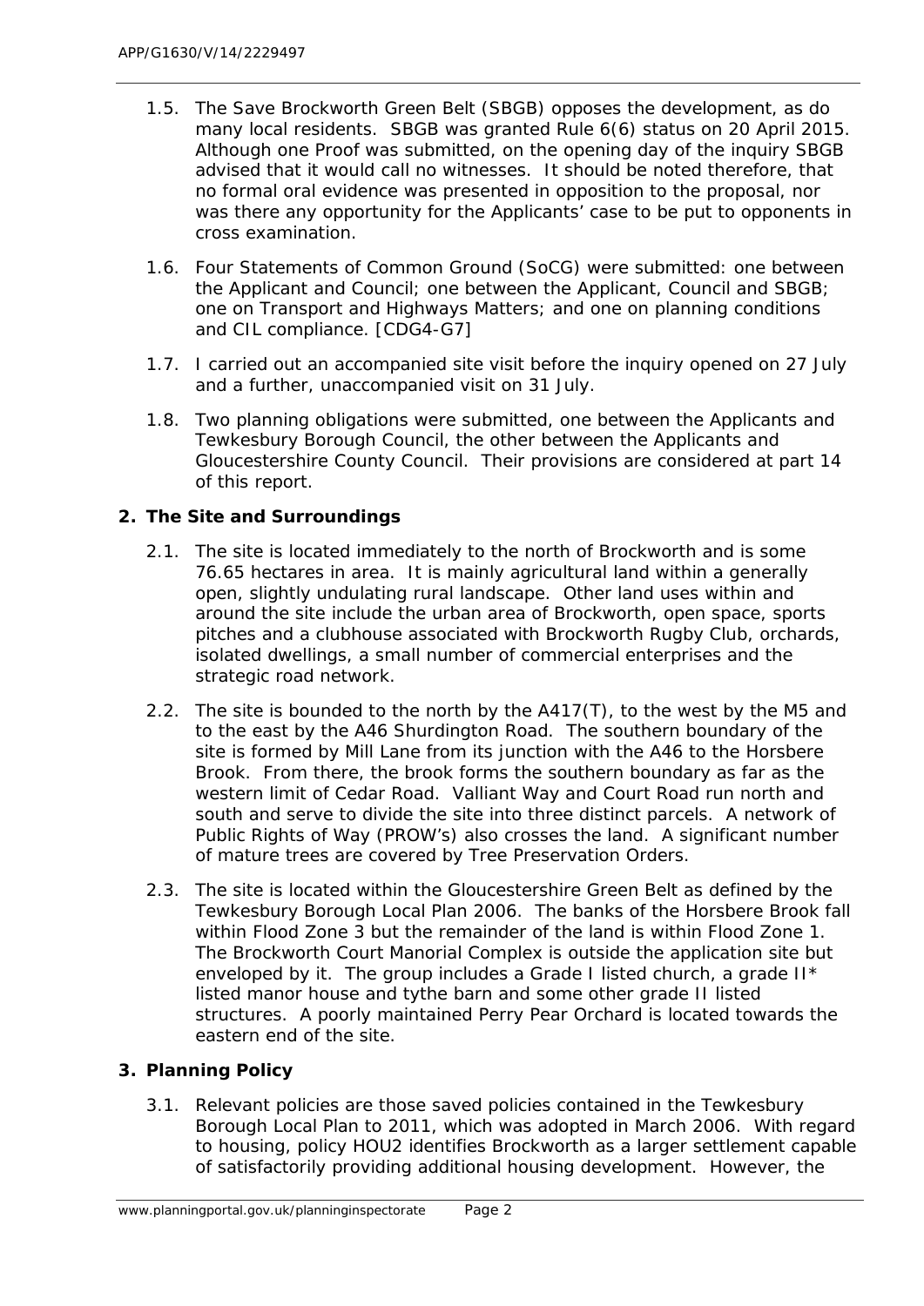1.5. The Save Brockworth Green Belt (SBGB) opposes the development, as do many local residents. SBGB was granted Rule 6(6) status on 20 April 2015. Although one Proof was submitted, on the opening day of the inquiry SBGB advised that it would call no witnesses. It should be noted therefore, that no formal oral evidence was presented in opposition to the proposal, nor was there any opportunity for the Applicants' case to be put to opponents in cross examination.

1.6. Four Statements of Common Ground (SoCG) were submitted: one between the Applicant and Council; one between the Applicant, Council and SBGB; one on Transport and Highways Matters; and one on planning conditions and CIL compliance. [CDG4-G7]

1.7. I carried out an accompanied site visit before the inquiry opened on 27 July and a further, unaccompanied visit on 31 July.

1.8. Two planning obligations were submitted, one between the Applicants and Tewkesbury Borough Council, the other between the Applicants and Gloucestershire County Council. Their provisions are considered at part 14 of this report.

## 2. The Site and Surroundings

2.1. The site is located immediately to the north of Brockworth and is some 76.65 hectares in area. It is mainly agricultural land within a generally open, slightly undulating rural landscape. Other land uses within and around the site include the urban area of Brockworth, open space, sports pitches and a clubhouse associated with Brockworth Rugby Club, orchards, isolated dwellings, a small number of commercial enterprises and the strategic road network.

2.2. The site is bounded to the north by the A417(T), to the west by the M5 and to the east by the A46 Shurdington Road. The southern boundary of the site is formed by Mill Lane from its junction with the A46 to the Horsbere Brook. From there, the brook forms the southern boundary as far as the western limit of Cedar Road. Valliant Way and Court Road run north and south and serve to divide the site into three distinct parcels. A network of Public Rights of Way (PROW's) also crosses the land. A significant number of mature trees are covered by Tree Preservation Orders.

2.3. The site is located within the Gloucestershire Green Belt as defined by the Tewkesbury Borough Local Plan 2006. The banks of the Horsbere Brook fall within Flood Zone 3 but the remainder of the land is within Flood Zone 1. The Brockworth Court Manorial Complex is outside the application site but enveloped by it. The group includes a Grade I listed church, a grade II* listed manor house and tythe barn and some other grade II listed structures. A poorly maintained Perry Pear Orchard is located towards the eastern end of the site.

## 3. Planning Policy

3.1. Relevant policies are those saved policies contained in the Tewkesbury Borough Local Plan to 2011, which was adopted in March 2006. With regard to housing, policy HOU2 identifies Brockworth as a larger settlement capable of satisfactorily providing additional housing development. However, the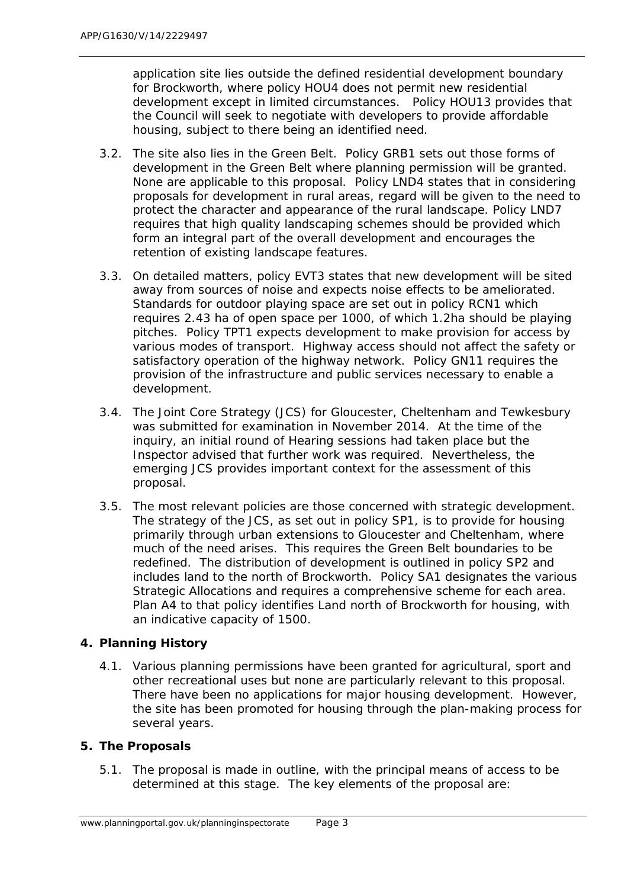application site lies outside the defined residential development boundary for Brockworth, where policy HOU4 does not permit new residential development except in limited circumstances. Policy HOU13 provides that the Council will seek to negotiate with developers to provide affordable housing, subject to there being an identified need.

3.2. The site also lies in the Green Belt. Policy GRB1 sets out those forms of development in the Green Belt where planning permission will be granted. None are applicable to this proposal. Policy LND4 states that in considering proposals for development in rural areas, regard will be given to the need to protect the character and appearance of the rural landscape. Policy LND7 requires that high quality landscaping schemes should be provided which form an integral part of the overall development and encourages the retention of existing landscape features.

3.3. On detailed matters, policy EVT3 states that new development will be sited away from sources of noise and expects noise effects to be ameliorated. Standards for outdoor playing space are set out in policy RCN1 which requires 2.43 ha of open space per 1000, of which 1.2ha should be playing pitches. Policy TPT1 expects development to make provision for access by various modes of transport. Highway access should not affect the safety or satisfactory operation of the highway network. Policy GN11 requires the provision of the infrastructure and public services necessary to enable a development.

3.4. The Joint Core Strategy (JCS) for Gloucester, Cheltenham and Tewkesbury was submitted for examination in November 2014. At the time of the inquiry, an initial round of Hearing sessions had taken place but the Inspector advised that further work was required. Nevertheless, the emerging JCS provides important context for the assessment of this proposal.

3.5. The most relevant policies are those concerned with strategic development. The strategy of the JCS, as set out in policy SP1, is to provide for housing primarily through urban extensions to Gloucester and Cheltenham, where much of the need arises. This requires the Green Belt boundaries to be redefined. The distribution of development is outlined in policy SP2 and includes land to the north of Brockworth. Policy SA1 designates the various Strategic Allocations and requires a comprehensive scheme for each area. Plan A4 to that policy identifies Land north of Brockworth for housing, with an indicative capacity of 1500.

## 4. Planning History

4.1. Various planning permissions have been granted for agricultural, sport and other recreational uses but none are particularly relevant to this proposal. There have been no applications for major housing development. However, the site has been promoted for housing through the plan-making process for several years.

## 5. The Proposals

5.1. The proposal is made in outline, with the principal means of access to be determined at this stage. The key elements of the proposal are: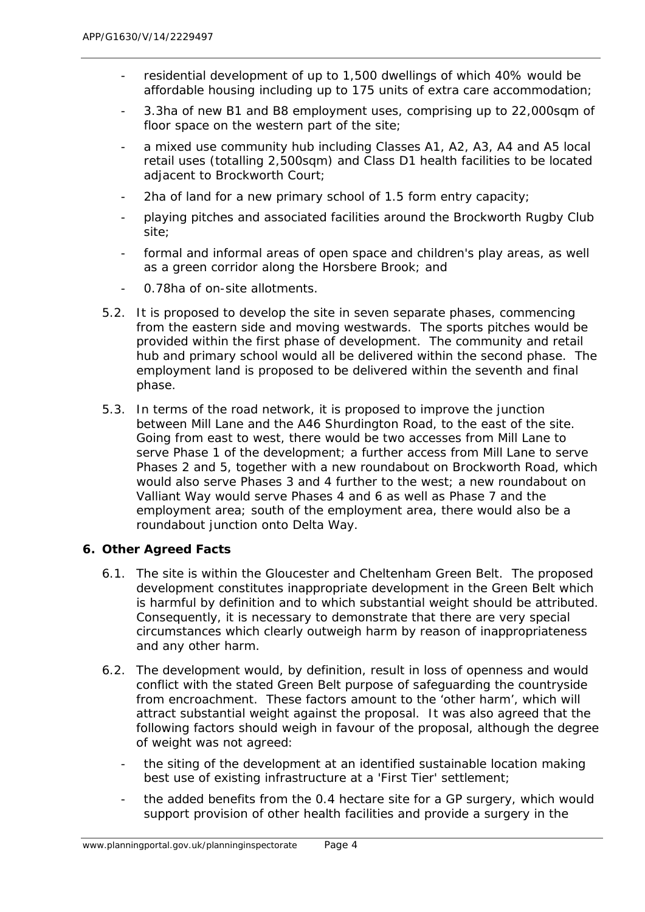- residential development of up to 1,500 dwellings of which 40% would be affordable housing including up to 175 units of extra care accommodation;
- 3.3ha of new B1 and B8 employment uses, comprising up to 22,000sqm of floor space on the western part of the site;
- a mixed use community hub including Classes A1, A2, A3, A4 and A5 local retail uses (totalling 2,500sqm) and Class D1 health facilities to be located adjacent to Brockworth Court;
- 2ha of land for a new primary school of 1.5 form entry capacity;
- playing pitches and associated facilities around the Brockworth Rugby Club site;
- formal and informal areas of open space and children's play areas, as well as a green corridor along the Horsbere Brook; and
- 0.78ha of on-site allotments.

5.2. It is proposed to develop the site in seven separate phases, commencing from the eastern side and moving westwards. The sports pitches would be provided within the first phase of development. The community and retail hub and primary school would all be delivered within the second phase. The employment land is proposed to be delivered within the seventh and final phase.

5.3. In terms of the road network, it is proposed to improve the junction between Mill Lane and the A46 Shurdington Road, to the east of the site. Going from east to west, there would be two accesses from Mill Lane to serve Phase 1 of the development; a further access from Mill Lane to serve Phases 2 and 5, together with a new roundabout on Brockworth Road, which would also serve Phases 3 and 4 further to the west; a new roundabout on Valliant Way would serve Phases 4 and 6 as well as Phase 7 and the employment area; south of the employment area, there would also be a roundabout junction onto Delta Way.

## 6. Other Agreed Facts

6.1. The site is within the Gloucester and Cheltenham Green Belt. The proposed development constitutes inappropriate development in the Green Belt which is harmful by definition and to which substantial weight should be attributed. Consequently, it is necessary to demonstrate that there are very special circumstances which clearly outweigh harm by reason of inappropriateness and any other harm.

6.2. The development would, by definition, result in loss of openness and would conflict with the stated Green Belt purpose of safeguarding the countryside from encroachment. These factors amount to the 'other harm', which will attract substantial weight against the proposal. It was also agreed that the following factors should weigh in favour of the proposal, although the degree of weight was not agreed:

- the siting of the development at an identified sustainable location making best use of existing infrastructure at a 'First Tier' settlement;
- the added benefits from the 0.4 hectare site for a GP surgery, which would support provision of other health facilities and provide a surgery in the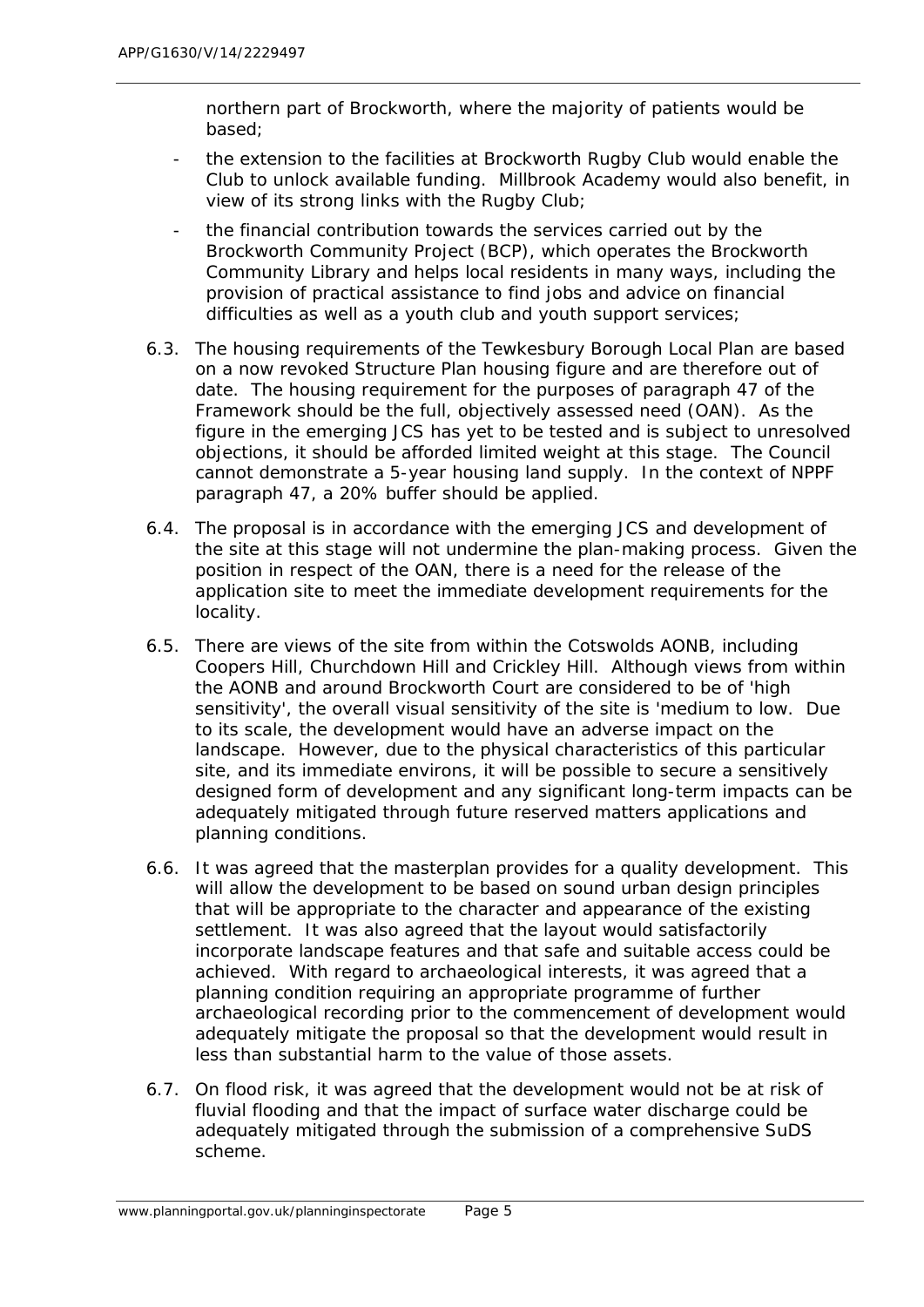northern part of Brockworth, where the majority of patients would be based;

- the extension to the facilities at Brockworth Rugby Club would enable the Club to unlock available funding. Millbrook Academy would also benefit, in view of its strong links with the Rugby Club;
- the financial contribution towards the services carried out by the Brockworth Community Project (BCP), which operates the Brockworth Community Library and helps local residents in many ways, including the provision of practical assistance to find jobs and advice on financial difficulties as well as a youth club and youth support services;

6.3. The housing requirements of the Tewkesbury Borough Local Plan are based on a now revoked Structure Plan housing figure and are therefore out of date. The housing requirement for the purposes of paragraph 47 of the Framework should be the full, objectively assessed need (OAN). As the figure in the emerging JCS has yet to be tested and is subject to unresolved objections, it should be afforded limited weight at this stage. The Council cannot demonstrate a 5-year housing land supply. In the context of NPPF paragraph 47, a 20% buffer should be applied.

6.4. The proposal is in accordance with the emerging JCS and development of the site at this stage will not undermine the plan-making process. Given the position in respect of the OAN, there is a need for the release of the application site to meet the immediate development requirements for the locality.

6.5. There are views of the site from within the Cotswolds AONB, including Coopers Hill, Churchdown Hill and Crickley Hill. Although views from within the AONB and around Brockworth Court are considered to be of 'high sensitivity', the overall visual sensitivity of the site is 'medium to low. Due to its scale, the development would have an adverse impact on the landscape. However, due to the physical characteristics of this particular site, and its immediate environs, it will be possible to secure a sensitively designed form of development and any significant long-term impacts can be adequately mitigated through future reserved matters applications and planning conditions.

6.6. It was agreed that the masterplan provides for a quality development. This will allow the development to be based on sound urban design principles that will be appropriate to the character and appearance of the existing settlement. It was also agreed that the layout would satisfactorily incorporate landscape features and that safe and suitable access could be achieved. With regard to archaeological interests, it was agreed that a planning condition requiring an appropriate programme of further archaeological recording prior to the commencement of development would adequately mitigate the proposal so that the development would result in less than substantial harm to the value of those assets.

6.7. On flood risk, it was agreed that the development would not be at risk of fluvial flooding and that the impact of surface water discharge could be adequately mitigated through the submission of a comprehensive SuDS scheme.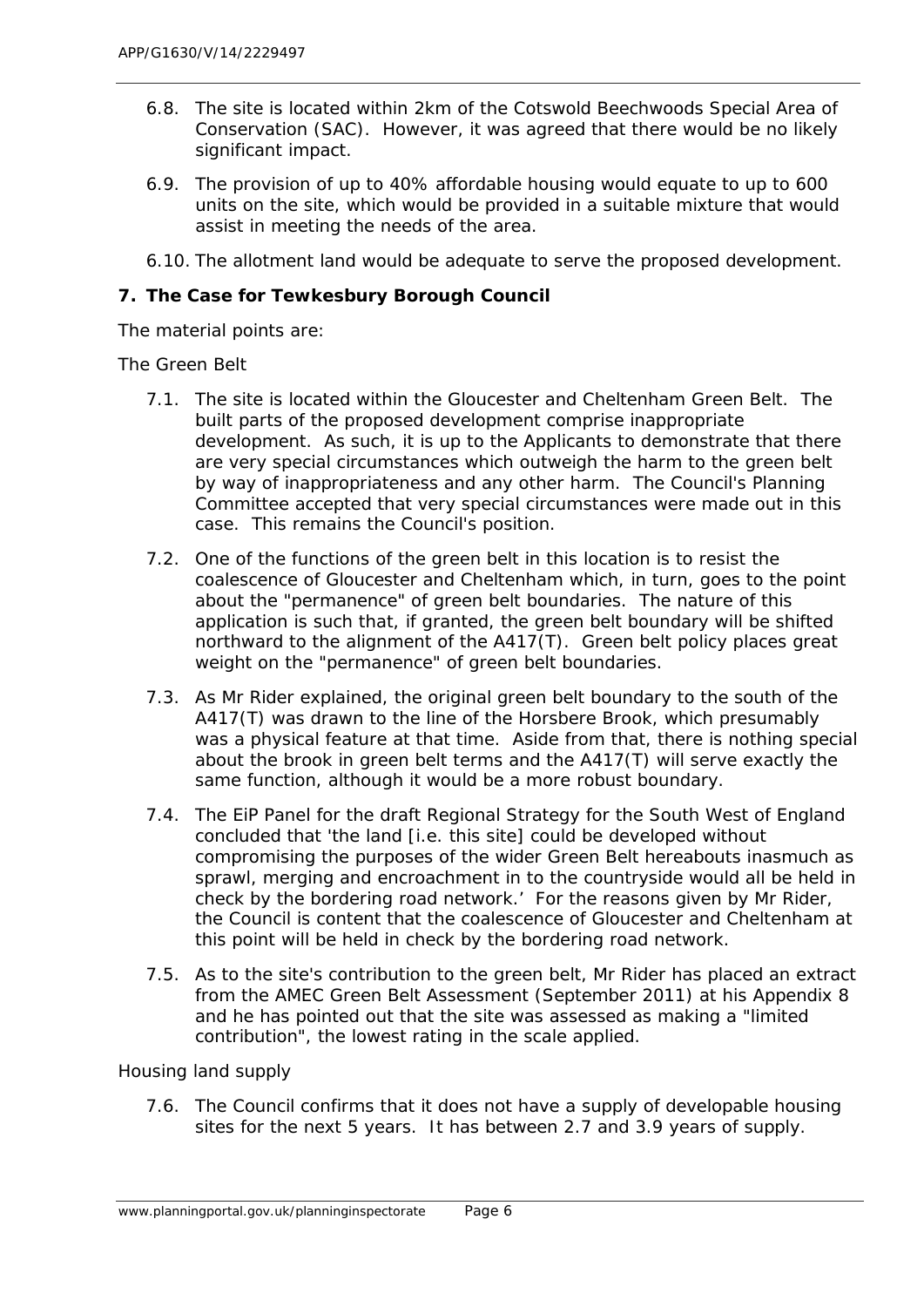6.8. The site is located within 2km of the Cotswold Beechwoods Special Area of Conservation (SAC). However, it was agreed that there would be no likely significant impact.

6.9. The provision of up to 40% affordable housing would equate to up to 600 units on the site, which would be provided in a suitable mixture that would assist in meeting the needs of the area.

6.10. The allotment land would be adequate to serve the proposed development.

## 7. The Case for Tewkesbury Borough Council

The material points are:

The Green Belt

7.1. The site is located within the Gloucester and Cheltenham Green Belt. The built parts of the proposed development comprise inappropriate development. As such, it is up to the Applicants to demonstrate that there are very special circumstances which outweigh the harm to the green belt by way of inappropriateness and any other harm. The Council's Planning Committee accepted that very special circumstances were made out in this case. This remains the Council's position.

7.2. One of the functions of the green belt in this location is to resist the coalescence of Gloucester and Cheltenham which, in turn, goes to the point about the "permanence" of green belt boundaries. The nature of this application is such that, if granted, the green belt boundary will be shifted northward to the alignment of the A417(T). Green belt policy places great weight on the "permanence" of green belt boundaries.

7.3. As Mr Rider explained, the original green belt boundary to the south of the A417(T) was drawn to the line of the Horsbere Brook, which presumably was a physical feature at that time. Aside from that, there is nothing special about the brook in green belt terms and the A417(T) will serve exactly the same function, although it would be a more robust boundary.

7.4. The EiP Panel for the draft Regional Strategy for the South West of England concluded that 'the land [i.e. this site] could be developed without compromising the purposes of the wider Green Belt hereabouts inasmuch as sprawl, merging and encroachment in to the countryside would all be held in check by the bordering road network.' For the reasons given by Mr Rider, the Council is content that the coalescence of Gloucester and Cheltenham at this point will be held in check by the bordering road network.

7.5. As to the site's contribution to the green belt, Mr Rider has placed an extract from the AMEC Green Belt Assessment (September 2011) at his Appendix 8 and he has pointed out that the site was assessed as making a "limited contribution", the lowest rating in the scale applied.

Housing land supply

7.6. The Council confirms that it does not have a supply of developable housing sites for the next 5 years. It has between 2.7 and 3.9 years of supply.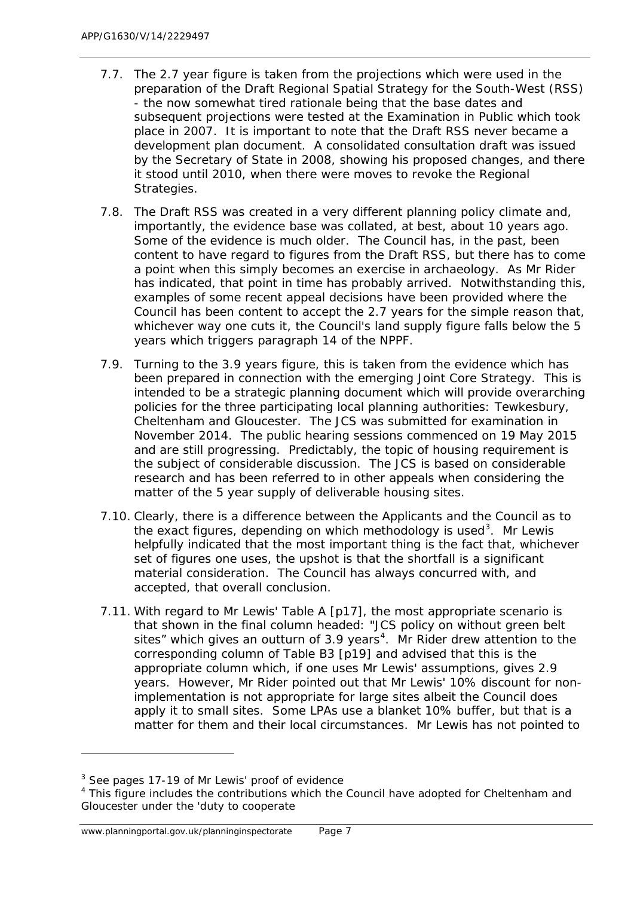7.7. The 2.7 year figure is taken from the projections which were used in the preparation of the Draft Regional Spatial Strategy for the South-West (RSS) - the now somewhat tired rationale being that the base dates and subsequent projections were tested at the Examination in Public which took place in 2007. It is important to note that the Draft RSS never became a development plan document. A consolidated consultation draft was issued by the Secretary of State in 2008, showing his proposed changes, and there it stood until 2010, when there were moves to revoke the Regional Strategies.

7.8. The Draft RSS was created in a very different planning policy climate and, importantly, the evidence base was collated, at best, about 10 years ago. Some of the evidence is much older. The Council has, in the past, been content to have regard to figures from the Draft RSS, but there has to come a point when this simply becomes an exercise in archaeology. As Mr Rider has indicated, that point in time has probably arrived. Notwithstanding this, examples of some recent appeal decisions have been provided where the Council has been content to accept the 2.7 years for the simple reason that, whichever way one cuts it, the Council's land supply figure falls below the 5 years which triggers paragraph 14 of the NPPF.

7.9. Turning to the 3.9 years figure, this is taken from the evidence which has been prepared in connection with the emerging Joint Core Strategy. This is intended to be a strategic planning document which will provide overarching policies for the three participating local planning authorities: Tewkesbury, Cheltenham and Gloucester. The JCS was submitted for examination in November 2014. The public hearing sessions commenced on 19 May 2015 and are still progressing. Predictably, the topic of housing requirement is the subject of considerable discussion. The JCS is based on considerable research and has been referred to in other appeals when considering the matter of the 5 year supply of deliverable housing sites.

7.10. Clearly, there is a difference between the Applicants and the Council as to the exact figures, depending on which methodology is used[3]. Mr Lewis helpfully indicated that the most important thing is the fact that, whichever set of figures one uses, the upshot is that the shortfall is a significant material consideration. The Council has always concurred with, and accepted, that overall conclusion.

7.11. With regard to Mr Lewis' Table A [p17], the most appropriate scenario is that shown in the final column headed: "JCS policy on without green belt sites" which gives an outturn of 3.9 years[4]. Mr Rider drew attention to the corresponding column of Table B3 [p19] and advised that this is the appropriate column which, if one uses Mr Lewis' assumptions, gives 2.9 years. However, Mr Rider pointed out that Mr Lewis' 10% discount for non-implementation is not appropriate for large sites albeit the Council does apply it to small sites. Some LPAs use a blanket 10% buffer, but that is a matter for them and their local circumstances. Mr Lewis has not pointed to

---

[3] See pages 17-19 of Mr Lewis' proof of evidence

[4] This figure includes the contributions which the Council have adopted for Cheltenham and Gloucester under the 'duty to cooperate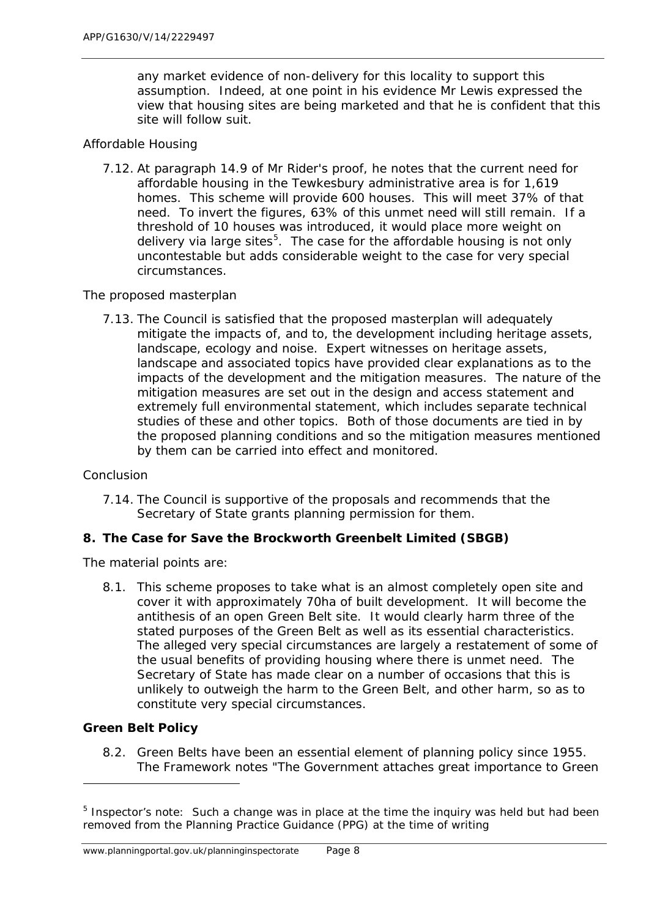any market evidence of non-delivery for this locality to support this assumption. Indeed, at one point in his evidence Mr Lewis expressed the view that housing sites are being marketed and that he is confident that this site will follow suit.

Affordable Housing

7.12. At paragraph 14.9 of Mr Rider's proof, he notes that the current need for affordable housing in the Tewkesbury administrative area is for 1,619 homes. This scheme will provide 600 houses. This will meet 37% of that need. To invert the figures, 63% of this unmet need will still remain. If a threshold of 10 houses was introduced, it would place more weight on delivery via large sites[5]. The case for the affordable housing is not only uncontestable but adds considerable weight to the case for very special circumstances.

The proposed masterplan

7.13. The Council is satisfied that the proposed masterplan will adequately mitigate the impacts of, and to, the development including heritage assets, landscape, ecology and noise. Expert witnesses on heritage assets, landscape and associated topics have provided clear explanations as to the impacts of the development and the mitigation measures. The nature of the mitigation measures are set out in the design and access statement and extremely full environmental statement, which includes separate technical studies of these and other topics. Both of those documents are tied in by the proposed planning conditions and so the mitigation measures mentioned by them can be carried into effect and monitored.

Conclusion

7.14. The Council is supportive of the proposals and recommends that the Secretary of State grants planning permission for them.

## 8. The Case for Save the Brockworth Greenbelt Limited (SBGB)

The material points are:

8.1. This scheme proposes to take what is an almost completely open site and cover it with approximately 70ha of built development. It will become the antithesis of an open Green Belt site. It would clearly harm three of the stated purposes of the Green Belt as well as its essential characteristics. The alleged very special circumstances are largely a restatement of some of the usual benefits of providing housing where there is unmet need. The Secretary of State has made clear on a number of occasions that this is unlikely to outweigh the harm to the Green Belt, and other harm, so as to constitute very special circumstances.

### Green Belt Policy

8.2. Green Belts have been an essential element of planning policy since 1955. The Framework notes "The Government attaches great importance to Green

---

[5] Inspector's note: Such a change was in place at the time the inquiry was held but had been removed from the Planning Practice Guidance (PPG) at the time of writing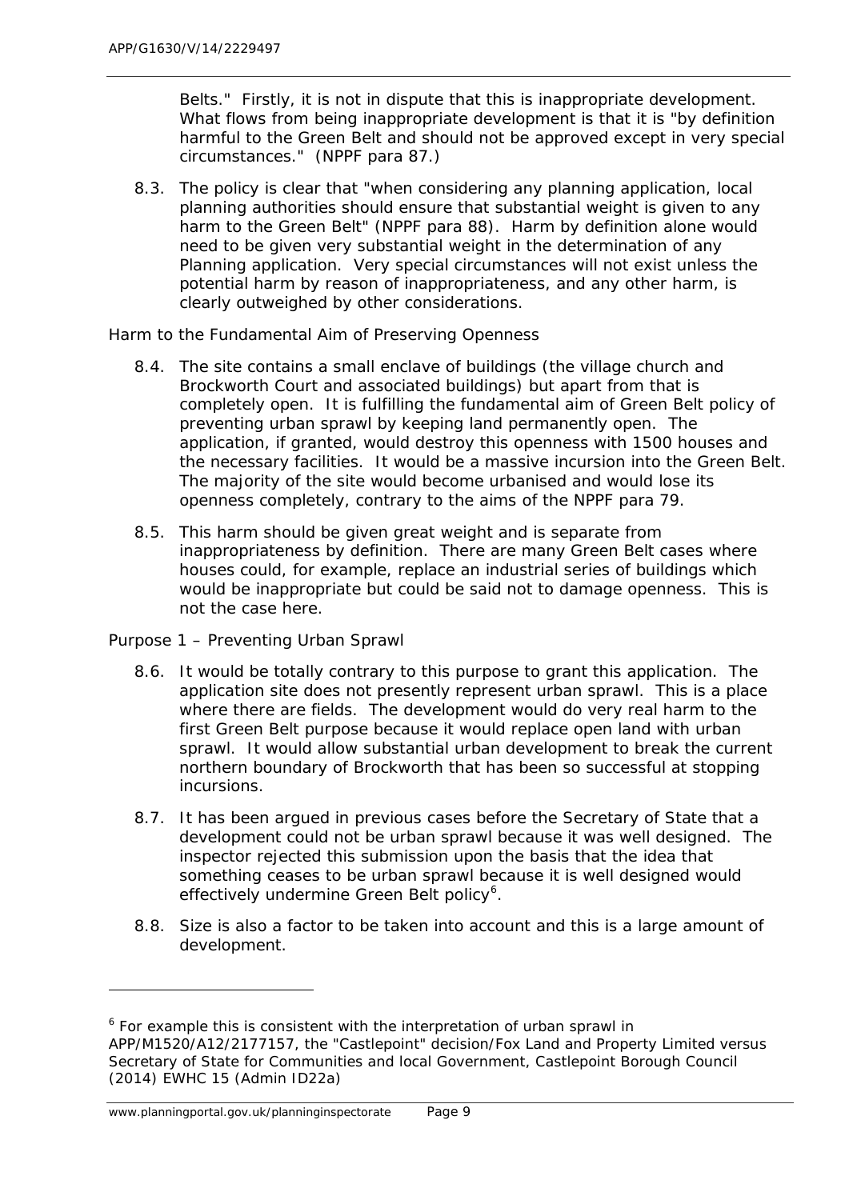Belts." Firstly, it is not in dispute that this is inappropriate development. What flows from being inappropriate development is that it is "by definition harmful to the Green Belt and should not be approved except in very special circumstances." (NPPF para 87.)

8.3. The policy is clear that "when considering any planning application, local planning authorities should ensure that substantial weight is given to any harm to the Green Belt" (NPPF para 88). Harm by definition alone would need to be given very substantial weight in the determination of any Planning application. Very special circumstances will not exist unless the potential harm by reason of inappropriateness, and any other harm, is clearly outweighed by other considerations.

Harm to the Fundamental Aim of Preserving Openness

8.4. The site contains a small enclave of buildings (the village church and Brockworth Court and associated buildings) but apart from that is completely open. It is fulfilling the fundamental aim of Green Belt policy of preventing urban sprawl by keeping land permanently open. The application, if granted, would destroy this openness with 1500 houses and the necessary facilities. It would be a massive incursion into the Green Belt. The majority of the site would become urbanised and would lose its openness completely, contrary to the aims of the NPPF para 79.

8.5. This harm should be given great weight and is separate from inappropriateness by definition. There are many Green Belt cases where houses could, for example, replace an industrial series of buildings which would be inappropriate but could be said not to damage openness. This is not the case here.

Purpose 1 – Preventing Urban Sprawl

8.6. It would be totally contrary to this purpose to grant this application. The application site does not presently represent urban sprawl. This is a place where there are fields. The development would do very real harm to the first Green Belt purpose because it would replace open land with urban sprawl. It would allow substantial urban development to break the current northern boundary of Brockworth that has been so successful at stopping incursions.

8.7. It has been argued in previous cases before the Secretary of State that a development could not be urban sprawl because it was well designed. The inspector rejected this submission upon the basis that the idea that something ceases to be urban sprawl because it is well designed would effectively undermine Green Belt policy[6].

8.8. Size is also a factor to be taken into account and this is a large amount of development.

---

[6] For example this is consistent with the interpretation of urban sprawl in APP/M1520/A12/2177157, the "Castlepoint" decision/Fox Land and Property Limited versus Secretary of State for Communities and local Government, Castlepoint Borough Council (2014) EWHC 15 (Admin ID22a)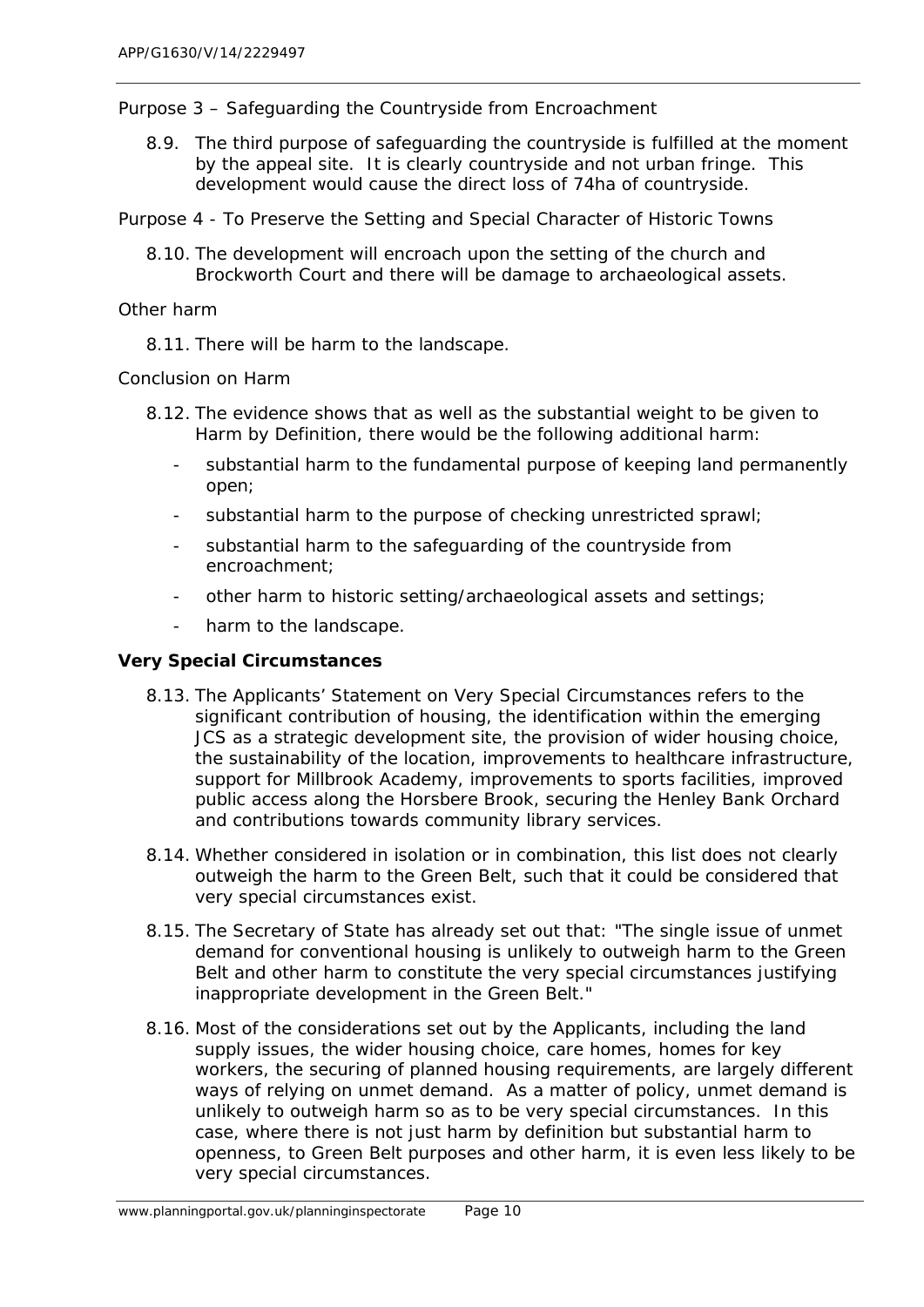Purpose 3 – Safeguarding the Countryside from Encroachment

8.9. The third purpose of safeguarding the countryside is fulfilled at the moment by the appeal site. It is clearly countryside and not urban fringe. This development would cause the direct loss of 74ha of countryside.

Purpose 4 - To Preserve the Setting and Special Character of Historic Towns

8.10. The development will encroach upon the setting of the church and Brockworth Court and there will be damage to archaeological assets.

Other harm

8.11. There will be harm to the landscape.

Conclusion on Harm

8.12. The evidence shows that as well as the substantial weight to be given to Harm by Definition, there would be the following additional harm:

- substantial harm to the fundamental purpose of keeping land permanently open;
- substantial harm to the purpose of checking unrestricted sprawl;
- substantial harm to the safeguarding of the countryside from encroachment;
- other harm to historic setting/archaeological assets and settings;
- harm to the landscape.

**Very Special Circumstances**

8.13. The Applicants' Statement on Very Special Circumstances refers to the significant contribution of housing, the identification within the emerging JCS as a strategic development site, the provision of wider housing choice, the sustainability of the location, improvements to healthcare infrastructure, support for Millbrook Academy, improvements to sports facilities, improved public access along the Horsbere Brook, securing the Henley Bank Orchard and contributions towards community library services.

8.14. Whether considered in isolation or in combination, this list does not clearly outweigh the harm to the Green Belt, such that it could be considered that very special circumstances exist.

8.15. The Secretary of State has already set out that: "The single issue of unmet demand for conventional housing is unlikely to outweigh harm to the Green Belt and other harm to constitute the very special circumstances justifying inappropriate development in the Green Belt."

8.16. Most of the considerations set out by the Applicants, including the land supply issues, the wider housing choice, care homes, homes for key workers, the securing of planned housing requirements, are largely different ways of relying on unmet demand. As a matter of policy, unmet demand is unlikely to outweigh harm so as to be very special circumstances. In this case, where there is not just harm by definition but substantial harm to openness, to Green Belt purposes and other harm, it is even less likely to be very special circumstances.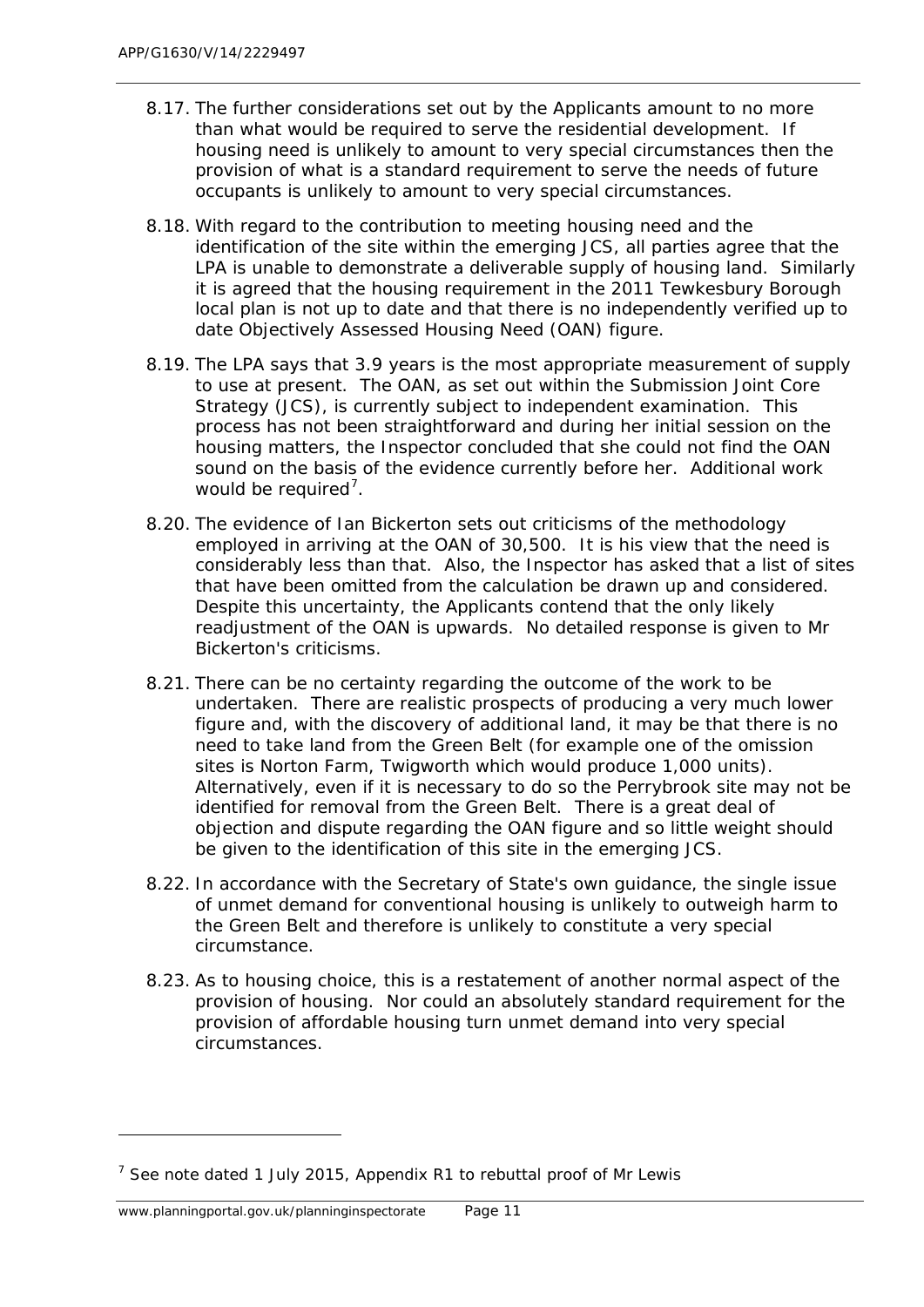8.17. The further considerations set out by the Applicants amount to no more than what would be required to serve the residential development. If housing need is unlikely to amount to very special circumstances then the provision of what is a standard requirement to serve the needs of future occupants is unlikely to amount to very special circumstances.

8.18. With regard to the contribution to meeting housing need and the identification of the site within the emerging JCS, all parties agree that the LPA is unable to demonstrate a deliverable supply of housing land. Similarly it is agreed that the housing requirement in the 2011 Tewkesbury Borough local plan is not up to date and that there is no independently verified up to date Objectively Assessed Housing Need (OAN) figure.

8.19. The LPA says that 3.9 years is the most appropriate measurement of supply to use at present. The OAN, as set out within the Submission Joint Core Strategy (JCS), is currently subject to independent examination. This process has not been straightforward and during her initial session on the housing matters, the Inspector concluded that she could not find the OAN sound on the basis of the evidence currently before her. Additional work would be required[7].

8.20. The evidence of Ian Bickerton sets out criticisms of the methodology employed in arriving at the OAN of 30,500. It is his view that the need is considerably less than that. Also, the Inspector has asked that a list of sites that have been omitted from the calculation be drawn up and considered. Despite this uncertainty, the Applicants contend that the only likely readjustment of the OAN is upwards. No detailed response is given to Mr Bickerton's criticisms.

8.21. There can be no certainty regarding the outcome of the work to be undertaken. There are realistic prospects of producing a very much lower figure and, with the discovery of additional land, it may be that there is no need to take land from the Green Belt (for example one of the omission sites is Norton Farm, Twigworth which would produce 1,000 units). Alternatively, even if it is necessary to do so the Perrybrook site may not be identified for removal from the Green Belt. There is a great deal of objection and dispute regarding the OAN figure and so little weight should be given to the identification of this site in the emerging JCS.

8.22. In accordance with the Secretary of State's own guidance, the single issue of unmet demand for conventional housing is unlikely to outweigh harm to the Green Belt and therefore is unlikely to constitute a very special circumstance.

8.23. As to housing choice, this is a restatement of another normal aspect of the provision of housing. Nor could an absolutely standard requirement for the provision of affordable housing turn unmet demand into very special circumstances.

---

[7] See note dated 1 July 2015, Appendix R1 to rebuttal proof of Mr Lewis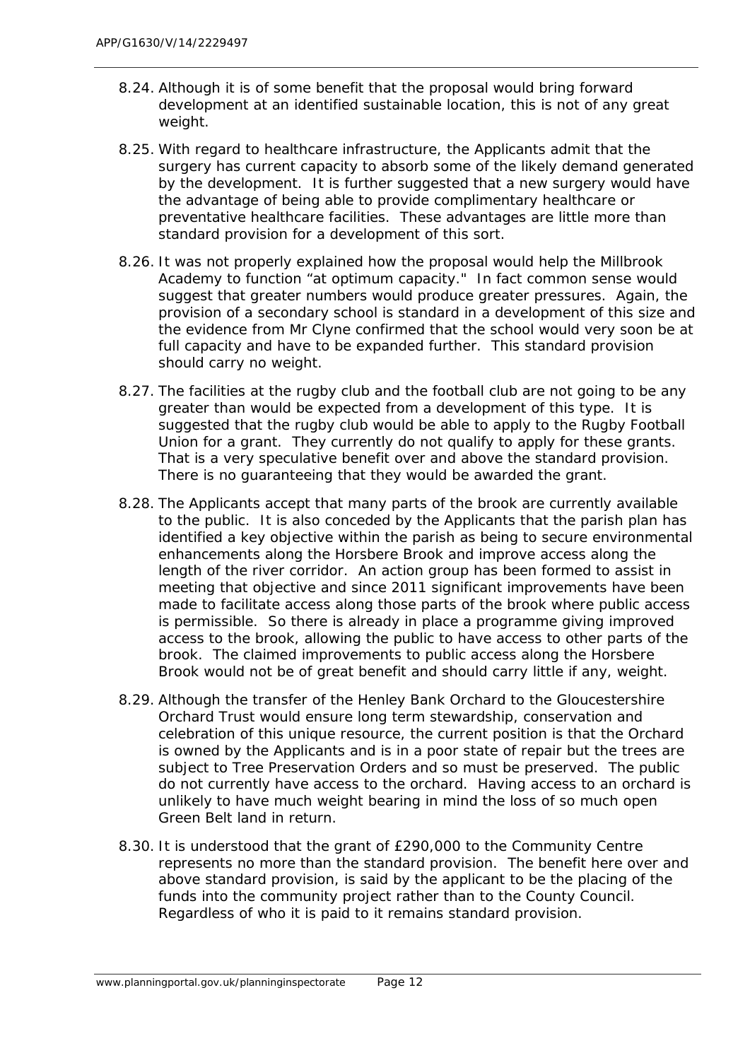8.24. Although it is of some benefit that the proposal would bring forward development at an identified sustainable location, this is not of any great weight.

8.25. With regard to healthcare infrastructure, the Applicants admit that the surgery has current capacity to absorb some of the likely demand generated by the development. It is further suggested that a new surgery would have the advantage of being able to provide complimentary healthcare or preventative healthcare facilities. These advantages are little more than standard provision for a development of this sort.

8.26. It was not properly explained how the proposal would help the Millbrook Academy to function "at optimum capacity." In fact common sense would suggest that greater numbers would produce greater pressures. Again, the provision of a secondary school is standard in a development of this size and the evidence from Mr Clyne confirmed that the school would very soon be at full capacity and have to be expanded further. This standard provision should carry no weight.

8.27. The facilities at the rugby club and the football club are not going to be any greater than would be expected from a development of this type. It is suggested that the rugby club would be able to apply to the Rugby Football Union for a grant. They currently do not qualify to apply for these grants. That is a very speculative benefit over and above the standard provision. There is no guaranteeing that they would be awarded the grant.

8.28. The Applicants accept that many parts of the brook are currently available to the public. It is also conceded by the Applicants that the parish plan has identified a key objective within the parish as being to secure environmental enhancements along the Horsbere Brook and improve access along the length of the river corridor. An action group has been formed to assist in meeting that objective and since 2011 significant improvements have been made to facilitate access along those parts of the brook where public access is permissible. So there is already in place a programme giving improved access to the brook, allowing the public to have access to other parts of the brook. The claimed improvements to public access along the Horsbere Brook would not be of great benefit and should carry little if any, weight.

8.29. Although the transfer of the Henley Bank Orchard to the Gloucestershire Orchard Trust would ensure long term stewardship, conservation and celebration of this unique resource, the current position is that the Orchard is owned by the Applicants and is in a poor state of repair but the trees are subject to Tree Preservation Orders and so must be preserved. The public do not currently have access to the orchard. Having access to an orchard is unlikely to have much weight bearing in mind the loss of so much open Green Belt land in return.

8.30. It is understood that the grant of £290,000 to the Community Centre represents no more than the standard provision. The benefit here over and above standard provision, is said by the applicant to be the placing of the funds into the community project rather than to the County Council. Regardless of who it is paid to it remains standard provision.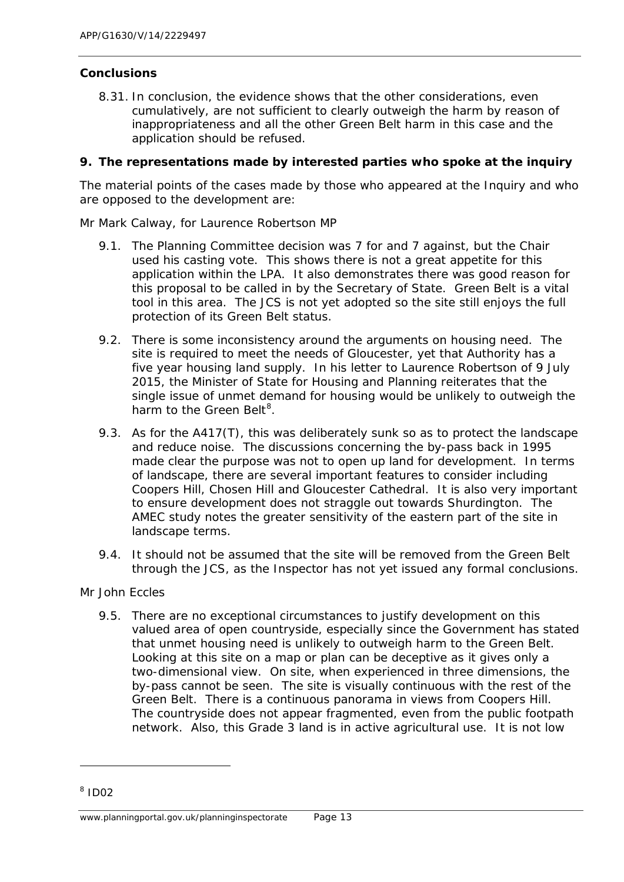### Conclusions

8.31. In conclusion, the evidence shows that the other considerations, even cumulatively, are not sufficient to clearly outweigh the harm by reason of inappropriateness and all the other Green Belt harm in this case and the application should be refused.

### 9. The representations made by interested parties who spoke at the inquiry

The material points of the cases made by those who appeared at the Inquiry and who are opposed to the development are:

*Mr Mark Calway, for Laurence Robertson MP*

9.1. The Planning Committee decision was 7 for and 7 against, but the Chair used his casting vote. This shows there is not a great appetite for this application within the LPA. It also demonstrates there was good reason for this proposal to be called in by the Secretary of State. Green Belt is a vital tool in this area. The JCS is not yet adopted so the site still enjoys the full protection of its Green Belt status.

9.2. There is some inconsistency around the arguments on housing need. The site is required to meet the needs of Gloucester, yet that Authority has a five year housing land supply. In his letter to Laurence Robertson of 9 July 2015, the Minister of State for Housing and Planning reiterates that the single issue of unmet demand for housing would be unlikely to outweigh the harm to the Green Belt[8].

9.3. As for the A417(T), this was deliberately sunk so as to protect the landscape and reduce noise. The discussions concerning the by-pass back in 1995 made clear the purpose was not to open up land for development. In terms of landscape, there are several important features to consider including Coopers Hill, Chosen Hill and Gloucester Cathedral. It is also very important to ensure development does not straggle out towards Shurdington. The AMEC study notes the greater sensitivity of the eastern part of the site in landscape terms.

9.4. It should not be assumed that the site will be removed from the Green Belt through the JCS, as the Inspector has not yet issued any formal conclusions.

*Mr John Eccles*

9.5. There are no exceptional circumstances to justify development on this valued area of open countryside, especially since the Government has stated that unmet housing need is unlikely to outweigh harm to the Green Belt. Looking at this site on a map or plan can be deceptive as it gives only a two-dimensional view. On site, when experienced in three dimensions, the by-pass cannot be seen. The site is visually continuous with the rest of the Green Belt. There is a continuous panorama in views from Coopers Hill. The countryside does not appear fragmented, even from the public footpath network. Also, this Grade 3 land is in active agricultural use. It is not low

[8] ID02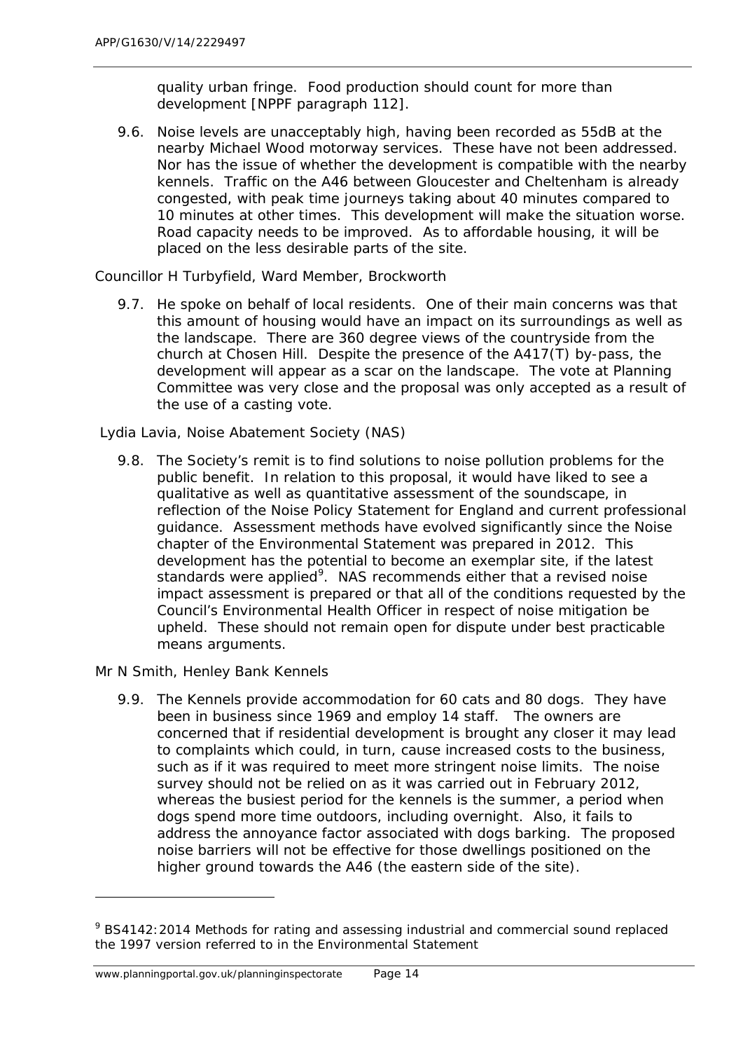quality urban fringe. Food production should count for more than development [NPPF paragraph 112].

9.6. Noise levels are unacceptably high, having been recorded as 55dB at the nearby Michael Wood motorway services. These have not been addressed. Nor has the issue of whether the development is compatible with the nearby kennels. Traffic on the A46 between Gloucester and Cheltenham is already congested, with peak time journeys taking about 40 minutes compared to 10 minutes at other times. This development will make the situation worse. Road capacity needs to be improved. As to affordable housing, it will be placed on the less desirable parts of the site.

Councillor H Turbyfield, Ward Member, Brockworth

9.7. He spoke on behalf of local residents. One of their main concerns was that this amount of housing would have an impact on its surroundings as well as the landscape. There are 360 degree views of the countryside from the church at Chosen Hill. Despite the presence of the A417(T) by-pass, the development will appear as a scar on the landscape. The vote at Planning Committee was very close and the proposal was only accepted as a result of the use of a casting vote.

Lydia Lavia, Noise Abatement Society (NAS)

9.8. The Society's remit is to find solutions to noise pollution problems for the public benefit. In relation to this proposal, it would have liked to see a qualitative as well as quantitative assessment of the soundscape, in reflection of the Noise Policy Statement for England and current professional guidance. Assessment methods have evolved significantly since the Noise chapter of the Environmental Statement was prepared in 2012. This development has the potential to become an exemplar site, if the latest standards were applied[9]. NAS recommends either that a revised noise impact assessment is prepared or that all of the conditions requested by the Council's Environmental Health Officer in respect of noise mitigation be upheld. These should not remain open for dispute under best practicable means arguments.

Mr N Smith, Henley Bank Kennels

9.9. The Kennels provide accommodation for 60 cats and 80 dogs. They have been in business since 1969 and employ 14 staff. The owners are concerned that if residential development is brought any closer it may lead to complaints which could, in turn, cause increased costs to the business, such as if it was required to meet more stringent noise limits. The noise survey should not be relied on as it was carried out in February 2012, whereas the busiest period for the kennels is the summer, a period when dogs spend more time outdoors, including overnight. Also, it fails to address the annoyance factor associated with dogs barking. The proposed noise barriers will not be effective for those dwellings positioned on the higher ground towards the A46 (the eastern side of the site).

---

[9] BS4142:2014 Methods for rating and assessing industrial and commercial sound replaced the 1997 version referred to in the Environmental Statement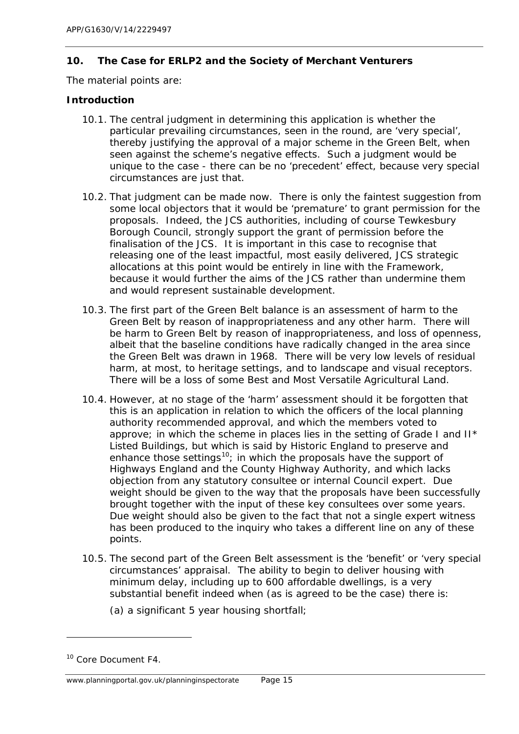## 10. The Case for ERLP2 and the Society of Merchant Ventures

The material points are:

### Introduction

10.1. The central judgment in determining this application is whether the particular prevailing circumstances, seen in the round, are 'very special', thereby justifying the approval of a major scheme in the Green Belt, when seen against the scheme's negative effects. Such a judgment would be unique to the case - there can be no 'precedent' effect, because very special circumstances are just that.

10.2. That judgment can be made now. There is only the faintest suggestion from some local objectors that it would be 'premature' to grant permission for the proposals. Indeed, the JCS authorities, including of course Tewkesbury Borough Council, strongly support the grant of permission before the finalisation of the JCS. It is important in this case to recognise that releasing one of the least impactful, most easily delivered, JCS strategic allocations at this point would be entirely in line with the Framework, because it would further the aims of the JCS rather than undermine them and would represent sustainable development.

10.3. The first part of the Green Belt balance is an assessment of harm to the Green Belt by reason of inappropriateness and any other harm. There will be harm to Green Belt by reason of inappropriateness, and loss of openness, albeit that the baseline conditions have radically changed in the area since the Green Belt was drawn in 1968. There will be very low levels of residual harm, at most, to heritage settings, and to landscape and visual receptors. There will be a loss of some Best and Most Versatile Agricultural Land.

10.4. However, at no stage of the 'harm' assessment should it be forgotten that this is an application in relation to which the officers of the local planning authority recommended approval, and which the members voted to approve; in which the scheme in places lies in the setting of Grade I and II* Listed Buildings, but which is said by Historic England to preserve and enhance those settings[10]; in which the proposals have the support of Highways England and the County Highway Authority, and which lacks objection from any statutory consultee or internal Council expert. Due weight should be given to the way that the proposals have been successfully brought together with the input of these key consultees over some years. Due weight should also be given to the fact that not a single expert witness has been produced to the inquiry who takes a different line on any of these points.

10.5. The second part of the Green Belt assessment is the 'benefit' or 'very special circumstances' appraisal. The ability to begin to deliver housing with minimum delay, including up to 600 affordable dwellings, is a very substantial benefit indeed when (as is agreed to be the case) there is:

(a) a significant 5 year housing shortfall;

[10] Core Document F4.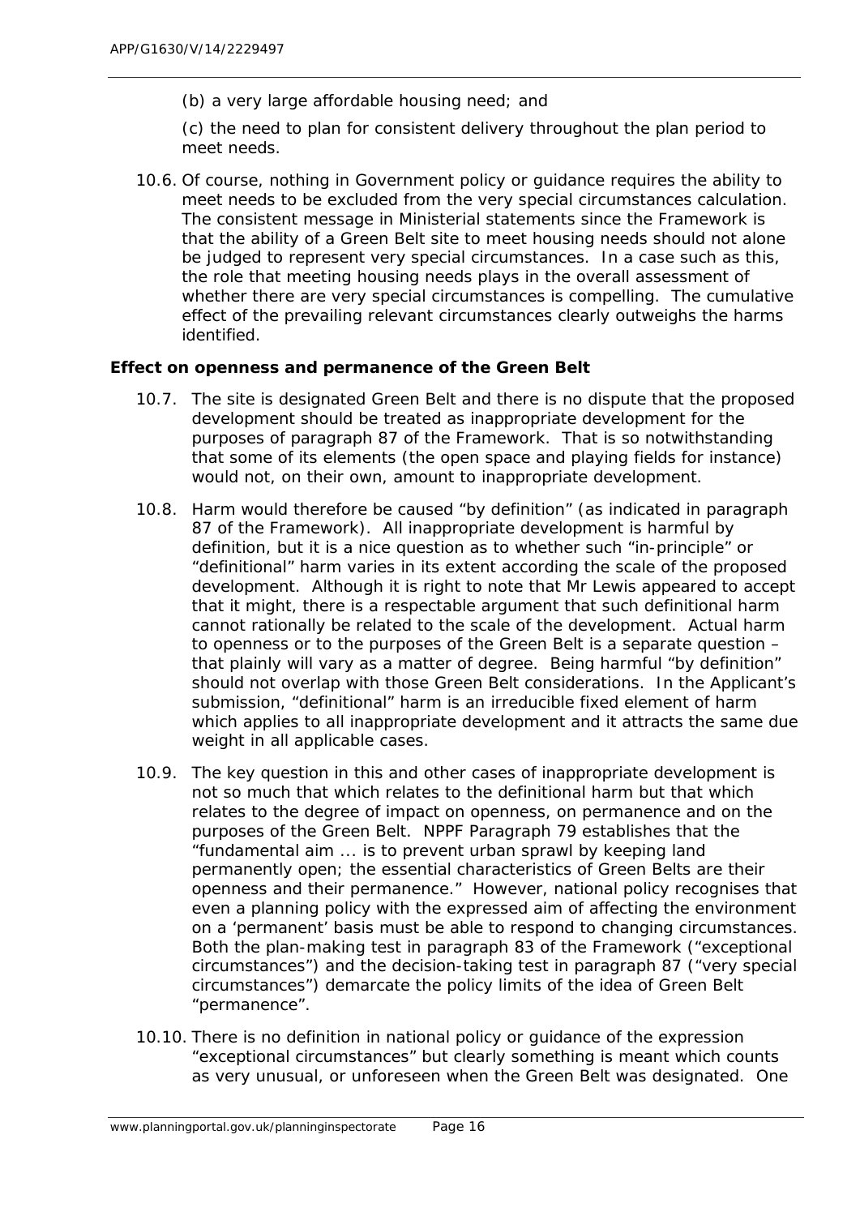(b) a very large affordable housing need; and

(c) the need to plan for consistent delivery throughout the plan period to meet needs.

10.6. Of course, nothing in Government policy or guidance requires the ability to meet needs to be excluded from the very special circumstances calculation. The consistent message in Ministerial statements since the Framework is that the ability of a Green Belt site to meet housing needs should not alone be judged to represent very special circumstances. In a case such as this, the role that meeting housing needs plays in the overall assessment of whether there are very special circumstances is compelling. The cumulative effect of the prevailing relevant circumstances clearly outweighs the harms identified.

**Effect on openness and permanence of the Green Belt**

10.7. The site is designated Green Belt and there is no dispute that the proposed development should be treated as inappropriate development for the purposes of paragraph 87 of the Framework. That is so notwithstanding that some of its elements (the open space and playing fields for instance) would not, on their own, amount to inappropriate development.

10.8. Harm would therefore be caused "by definition" (as indicated in paragraph 87 of the Framework). All inappropriate development is harmful by definition, but it is a nice question as to whether such "in-principle" or "definitional" harm varies in its extent according the scale of the proposed development. Although it is right to note that Mr Lewis appeared to accept that it might, there is a respectable argument that such definitional harm cannot rationally be related to the scale of the development. Actual harm to openness or to the purposes of the Green Belt is a separate question – that plainly will vary as a matter of degree. Being harmful "by definition" should not overlap with those Green Belt considerations. In the Applicant's submission, "definitional" harm is an irreducible fixed element of harm which applies to all inappropriate development and it attracts the same due weight in all applicable cases.

10.9. The key question in this and other cases of inappropriate development is not so much that which relates to the definitional harm but that which relates to the degree of impact on openness, on permanence and on the purposes of the Green Belt. NPPF Paragraph 79 establishes that the "fundamental aim ... is to prevent urban sprawl by keeping land permanently open; the essential characteristics of Green Belts are their openness and their permanence." However, national policy recognises that even a planning policy with the expressed aim of affecting the environment on a 'permanent' basis must be able to respond to changing circumstances. Both the plan-making test in paragraph 83 of the Framework ("exceptional circumstances") and the decision-taking test in paragraph 87 ("very special circumstances") demarcate the policy limits of the idea of Green Belt "permanence".

10.10. There is no definition in national policy or guidance of the expression "exceptional circumstances" but clearly something is meant which counts as very unusual, or unforeseen when the Green Belt was designated. One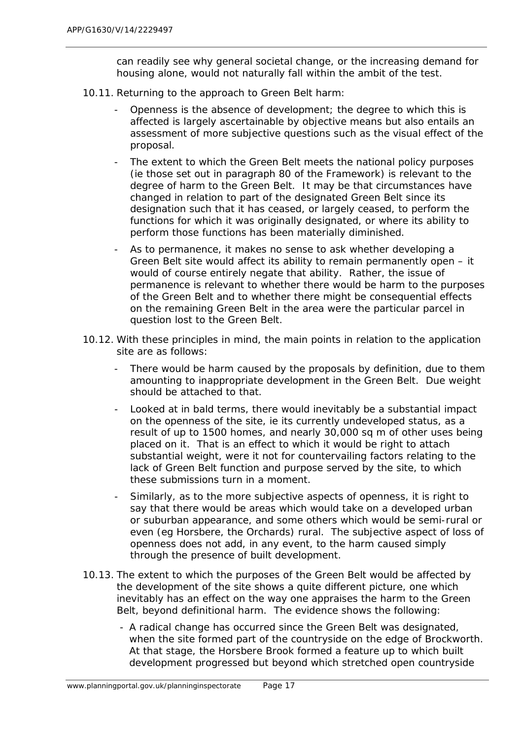can readily see why general societal change, or the increasing demand for housing alone, would not naturally fall within the ambit of the test.

10.11. Returning to the approach to Green Belt harm:

- Openness is the absence of development; the degree to which this is affected is largely ascertainable by objective means but also entails an assessment of more subjective questions such as the visual effect of the proposal.
- The extent to which the Green Belt meets the national policy purposes (ie those set out in paragraph 80 of the Framework) is relevant to the degree of harm to the Green Belt. It may be that circumstances have changed in relation to part of the designated Green Belt since its designation such that it has ceased, or largely ceased, to perform the functions for which it was originally designated, or where its ability to perform those functions has been materially diminished.
- As to permanence, it makes no sense to ask whether developing a Green Belt site would affect its ability to remain permanently open – it would of course entirely negate that ability. Rather, the issue of permanence is relevant to whether there would be harm to the purposes of the Green Belt and to whether there might be consequential effects on the remaining Green Belt in the area were the particular parcel in question lost to the Green Belt.

10.12. With these principles in mind, the main points in relation to the application site are as follows:

- There would be harm caused by the proposals by definition, due to them amounting to inappropriate development in the Green Belt. Due weight should be attached to that.
- Looked at in bald terms, there would inevitably be a substantial impact on the openness of the site, ie its currently undeveloped status, as a result of up to 1500 homes, and nearly 30,000 sq m of other uses being placed on it. That is an effect to which it would be right to attach substantial weight, were it not for countervailing factors relating to the lack of Green Belt function and purpose served by the site, to which these submissions turn in a moment.
- Similarly, as to the more subjective aspects of openness, it is right to say that there would be areas which would take on a developed urban or suburban appearance, and some others which would be semi-rural or even (eg Horsbere, the Orchards) rural. The subjective aspect of loss of openness does not add, in any event, to the harm caused simply through the presence of built development.

10.13. The extent to which the purposes of the Green Belt would be affected by the development of the site shows a quite different picture, one which inevitably has an effect on the way one appraises the harm to the Green Belt, beyond definitional harm. The evidence shows the following:

- A radical change has occurred since the Green Belt was designated, when the site formed part of the countryside on the edge of Brockworth. At that stage, the Horsbere Brook formed a feature up to which built development progressed but beyond which stretched open countryside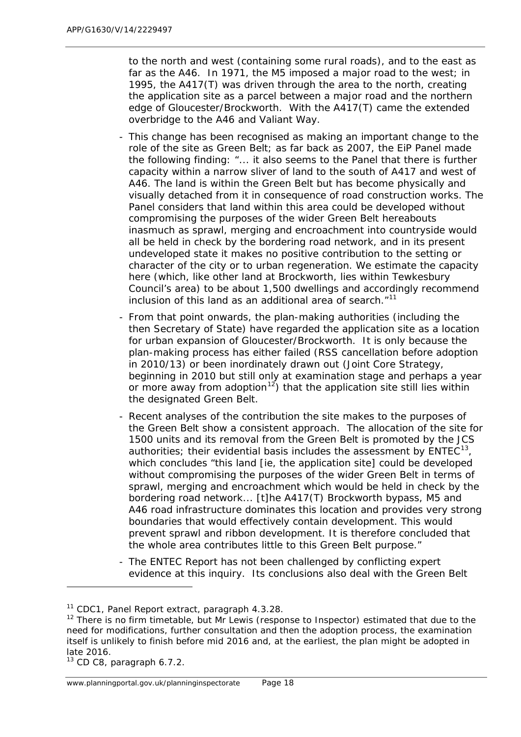to the north and west (containing some rural roads), and to the east as far as the A46. In 1971, the M5 imposed a major road to the west; in 1995, the A417(T) was driven through the area to the north, creating the application site as a parcel between a major road and the northern edge of Gloucester/Brockworth. With the A417(T) came the extended overbridge to the A46 and Valiant Way.

- This change has been recognised as making an important change to the role of the site as Green Belt; as far back as 2007, the EiP Panel made the following finding: "... it also seems to the Panel that there is further capacity within a narrow sliver of land to the south of A417 and west of A46. The land is within the Green Belt but has become physically and visually detached from it in consequence of road construction works. The Panel considers that land within this area could be developed without compromising the purposes of the wider Green Belt hereabouts inasmuch as sprawl, merging and encroachment into countryside would all be held in check by the bordering road network, and in its present undeveloped state it makes no positive contribution to the setting or character of the city or to urban regeneration. We estimate the capacity here (which, like other land at Brockworth, lies within Tewkesbury Council's area) to be about 1,500 dwellings and accordingly recommend inclusion of this land as an additional area of search."[11]
- From that point onwards, the plan-making authorities (including the then Secretary of State) have regarded the application site as a location for urban expansion of Gloucester/Brockworth. It is only because the plan-making process has either failed (RSS cancellation before adoption in 2010/13) or been inordinately drawn out (Joint Core Strategy, beginning in 2010 but still only at examination stage and perhaps a year or more away from adoption[12]) that the application site still lies within the designated Green Belt.
- Recent analyses of the contribution the site makes to the purposes of the Green Belt show a consistent approach. The allocation of the site for 1500 units and its removal from the Green Belt is promoted by the JCS authorities; their evidential basis includes the assessment by ENTEC[13], which concludes "this land [ie, the application site] could be developed without compromising the purposes of the wider Green Belt in terms of sprawl, merging and encroachment which would be held in check by the bordering road network... [t]he A417(T) Brockworth bypass, M5 and A46 road infrastructure dominates this location and provides very strong boundaries that would effectively contain development. This would prevent sprawl and ribbon development. It is therefore concluded that the whole area contributes little to this Green Belt purpose."
- The ENTEC Report has not been challenged by conflicting expert evidence at this inquiry. Its conclusions also deal with the Green Belt

---

[11] CDC1, Panel Report extract, paragraph 4.3.28.

[12] There is no firm timetable, but Mr Lewis (response to Inspector) estimated that due to the need for modifications, further consultation and then the adoption process, the examination itself is unlikely to finish before mid 2016 and, at the earliest, the plan might be adopted in late 2016.

[13] CD C8, paragraph 6.7.2.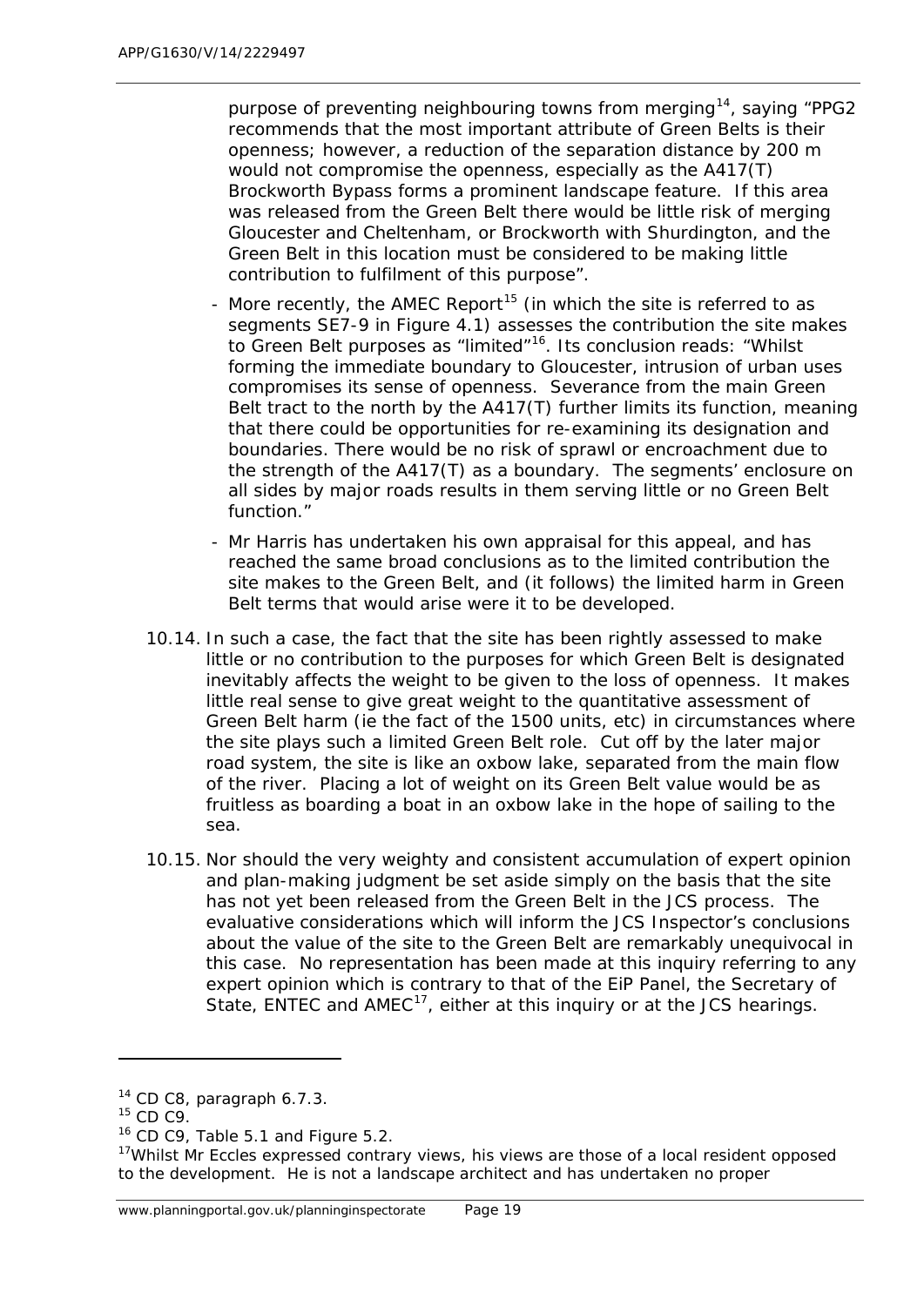purpose of preventing neighbouring towns from merging[14], saying "PPG2 recommends that the most important attribute of Green Belts is their openness; however, a reduction of the separation distance by 200 m would not compromise the openness, especially as the A417(T) Brockworth Bypass forms a prominent landscape feature. If this area was released from the Green Belt there would be little risk of merging Gloucester and Cheltenham, or Brockworth with Shurdington, and the Green Belt in this location must be considered to be making little contribution to fulfilment of this purpose".

- More recently, the AMEC Report[15] (in which the site is referred to as segments SE7-9 in Figure 4.1) assesses the contribution the site makes to Green Belt purposes as "limited"[16]. Its conclusion reads: "Whilst forming the immediate boundary to Gloucester, intrusion of urban uses compromises its sense of openness. Severance from the main Green Belt tract to the north by the A417(T) further limits its function, meaning that there could be opportunities for re-examining its designation and boundaries. There would be no risk of sprawl or encroachment due to the strength of the A417(T) as a boundary. The segments' enclosure on all sides by major roads results in them serving little or no Green Belt function."
- Mr Harris has undertaken his own appraisal for this appeal, and has reached the same broad conclusions as to the limited contribution the site makes to the Green Belt, and (it follows) the limited harm in Green Belt terms that would arise were it to be developed.

10.14. In such a case, the fact that the site has been rightly assessed to make little or no contribution to the purposes for which Green Belt is designated inevitably affects the weight to be given to the loss of openness. It makes little real sense to give great weight to the quantitative assessment of Green Belt harm (ie the fact of the 1500 units, etc) in circumstances where the site plays such a limited Green Belt role. Cut off by the later major road system, the site is like an oxbow lake, separated from the main flow of the river. Placing a lot of weight on its Green Belt value would be as fruitless as boarding a boat in an oxbow lake in the hope of sailing to the sea.

10.15. Nor should the very weighty and consistent accumulation of expert opinion and plan-making judgment be set aside simply on the basis that the site has not yet been released from the Green Belt in the JCS process. The evaluative considerations which will inform the JCS Inspector's conclusions about the value of the site to the Green Belt are remarkably unequivocal in this case. No representation has been made at this inquiry referring to any expert opinion which is contrary to that of the EiP Panel, the Secretary of State, ENTEC and AMEC[17], either at this inquiry or at the JCS hearings.

[14] CD C8, paragraph 6.7.3.

[15] CD C9.

[16] CD C9, Table 5.1 and Figure 5.2.

[17] Whilst Mr Eccles expressed contrary views, his views are those of a local resident opposed to the development. He is not a landscape architect and has undertaken no proper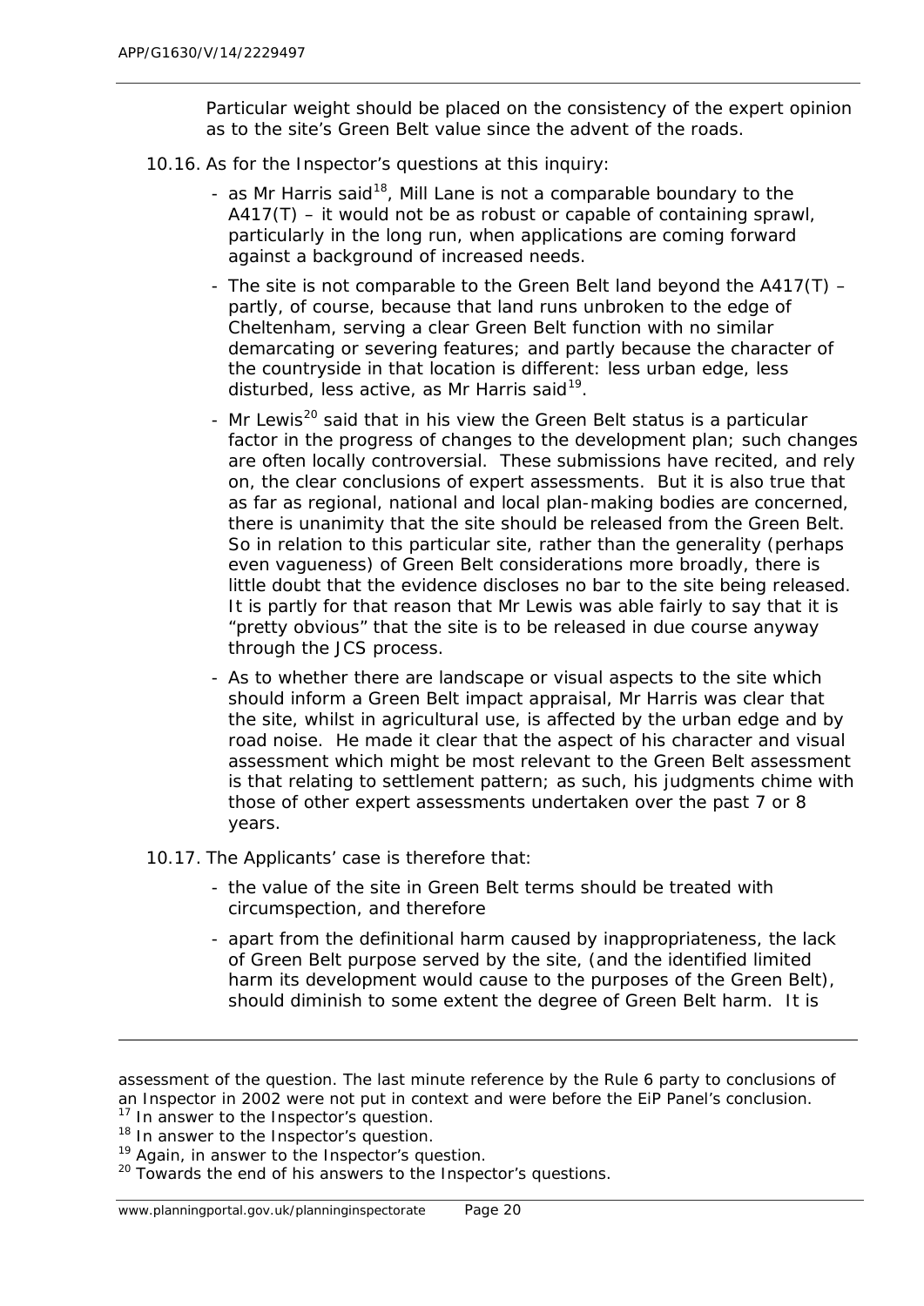Particular weight should be placed on the consistency of the expert opinion as to the site's Green Belt value since the advent of the roads.

10.16. As for the Inspector's questions at this inquiry:

- as Mr Harris said[18], Mill Lane is not a comparable boundary to the A417(T) – it would not be as robust or capable of containing sprawl, particularly in the long run, when applications are coming forward against a background of increased needs.
- The site is not comparable to the Green Belt land beyond the A417(T) – partly, of course, because that land runs unbroken to the edge of Cheltenham, serving a clear Green Belt function with no similar demarcating or severing features; and partly because the character of the countryside in that location is different: less urban edge, less disturbed, less active, as Mr Harris said[19].
- Mr Lewis[20] said that in his view the Green Belt status is a particular factor in the progress of changes to the development plan; such changes are often locally controversial. These submissions have recited, and rely on, the clear conclusions of expert assessments. But it is also true that as far as regional, national and local plan-making bodies are concerned, there is unanimity that the site should be released from the Green Belt. So in relation to this particular site, rather than the generality (perhaps even vagueness) of Green Belt considerations more broadly, there is little doubt that the evidence discloses no bar to the site being released. It is partly for that reason that Mr Lewis was able fairly to say that it is "pretty obvious" that the site is to be released in due course anyway through the JCS process.
- As to whether there are landscape or visual aspects to the site which should inform a Green Belt impact appraisal, Mr Harris was clear that the site, whilst in agricultural use, is affected by the urban edge and by road noise. He made it clear that the aspect of his character and visual assessment which might be most relevant to the Green Belt assessment is that relating to settlement pattern; as such, his judgments chime with those of other expert assessments undertaken over the past 7 or 8 years.

10.17. The Applicants' case is therefore that:

- the value of the site in Green Belt terms should be treated with circumspection, and therefore
- apart from the definitional harm caused by inappropriateness, the lack of Green Belt purpose served by the site, (and the identified limited harm its development would cause to the purposes of the Green Belt), should diminish to some extent the degree of Green Belt harm. It is

---

assessment of the question. The last minute reference by the Rule 6 party to conclusions of an Inspector in 2002 were not put in context and were before the EiP Panel's conclusion.

[17] In answer to the Inspector's question.

[18] In answer to the Inspector's question.

[19] Again, in answer to the Inspector's question.

[20] Towards the end of his answers to the Inspector's questions.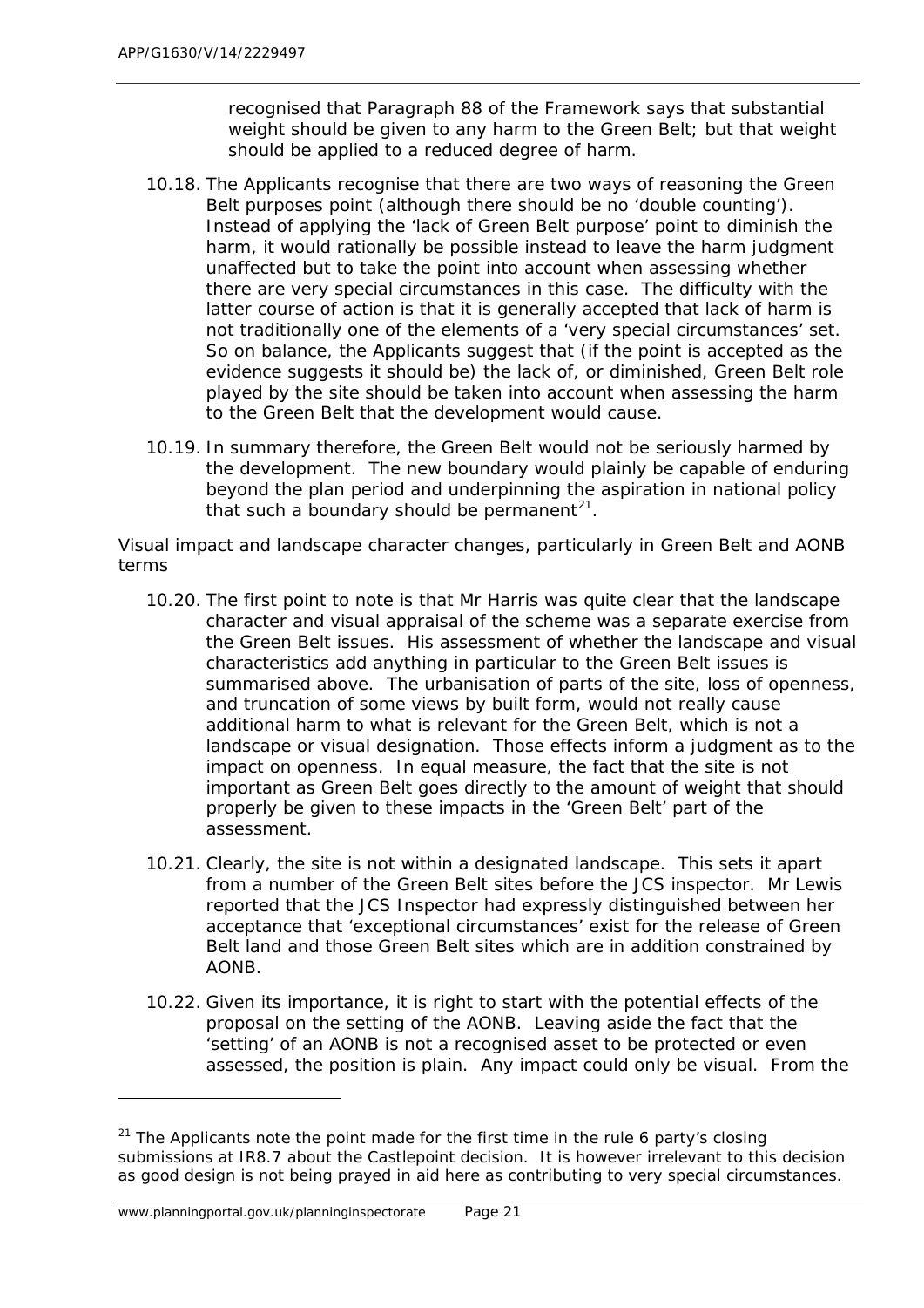recognised that Paragraph 88 of the Framework says that substantial weight should be given to any harm to the Green Belt; but that weight should be applied to a reduced degree of harm.

10.18. The Applicants recognise that there are two ways of reasoning the Green Belt purposes point (although there should be no 'double counting'). Instead of applying the 'lack of Green Belt purpose' point to diminish the harm, it would rationally be possible instead to leave the harm judgment unaffected but to take the point into account when assessing whether there are very special circumstances in this case. The difficulty with the latter course of action is that it is generally accepted that lack of harm is not traditionally one of the elements of a 'very special circumstances' set. So on balance, the Applicants suggest that (if the point is accepted as the evidence suggests it should be) the lack of, or diminished, Green Belt role played by the site should be taken into account when assessing the harm to the Green Belt that the development would cause.

10.19. In summary therefore, the Green Belt would not be seriously harmed by the development. The new boundary would plainly be capable of enduring beyond the plan period and underpinning the aspiration in national policy that such a boundary should be permanent[21].

*Visual impact and landscape character changes, particularly in Green Belt and AONB terms*

10.20. The first point to note is that Mr Harris was quite clear that the landscape character and visual appraisal of the scheme was a separate exercise from the Green Belt issues. His assessment of whether the landscape and visual characteristics add anything in particular to the Green Belt issues is summarised above. The urbanisation of parts of the site, loss of openness, and truncation of some views by built form, would not really cause additional harm to what is relevant for the Green Belt, which is not a landscape or visual designation. Those effects inform a judgment as to the impact on openness. In equal measure, the fact that the site is not important as Green Belt goes directly to the amount of weight that should properly be given to these impacts in the 'Green Belt' part of the assessment.

10.21. Clearly, the site is not within a designated landscape. This sets it apart from a number of the Green Belt sites before the JCS inspector. Mr Lewis reported that the JCS Inspector had expressly distinguished between her acceptance that 'exceptional circumstances' exist for the release of Green Belt land and those Green Belt sites which are in addition constrained by AONB.

10.22. Given its importance, it is right to start with the potential effects of the proposal on the setting of the AONB. Leaving aside the fact that the 'setting' of an AONB is not a recognised asset to be protected or even assessed, the position is plain. Any impact could only be visual. From the

[21] The Applicants note the point made for the first time in the rule 6 party's closing submissions at IR8.7 about the Castlepoint decision. It is however irrelevant to this decision as good design is not being prayed in aid here as contributing to very special circumstances.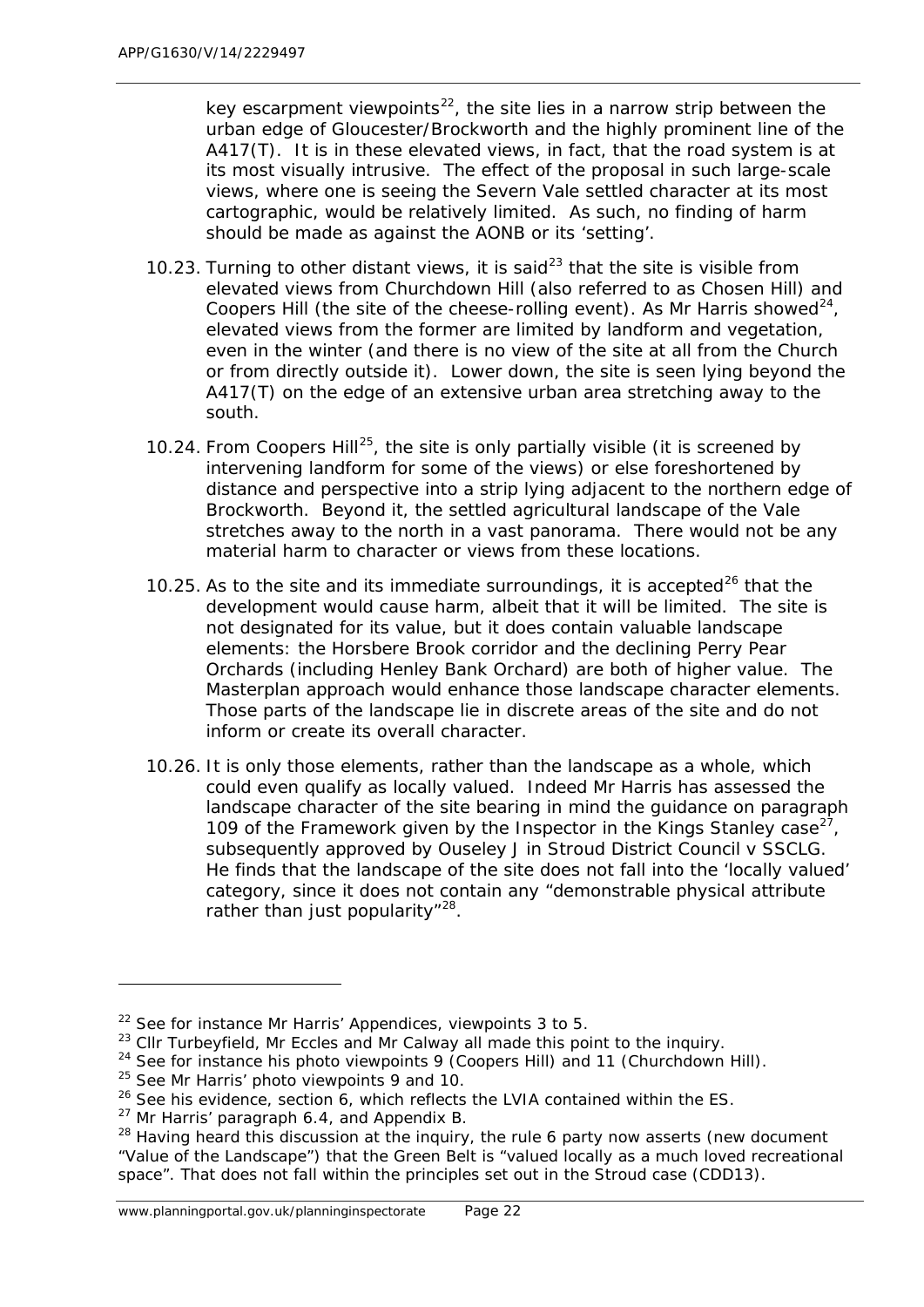key escarpment viewpoints[22], the site lies in a narrow strip between the urban edge of Gloucester/Brockworth and the highly prominent line of the A417(T). It is in these elevated views, in fact, that the road system is at its most visually intrusive. The effect of the proposal in such large-scale views, where one is seeing the Severn Vale settled character at its most cartographic, would be relatively limited. As such, no finding of harm should be made as against the AONB or its 'setting'.

10.23. Turning to other distant views, it is said[23] that the site is visible from elevated views from Churchdown Hill (also referred to as Chosen Hill) and Coopers Hill (the site of the cheese-rolling event). As Mr Harris showed[24], elevated views from the former are limited by landform and vegetation, even in the winter (and there is no view of the site at all from the Church or from directly outside it). Lower down, the site is seen lying beyond the A417(T) on the edge of an extensive urban area stretching away to the south.

10.24. From Coopers Hill[25], the site is only partially visible (it is screened by intervening landform for some of the views) or else foreshortened by distance and perspective into a strip lying adjacent to the northern edge of Brockworth. Beyond it, the settled agricultural landscape of the Vale stretches away to the north in a vast panorama. There would not be any material harm to character or views from these locations.

10.25. As to the site and its immediate surroundings, it is accepted[26] that the development would cause harm, albeit that it will be limited. The site is not designated for its value, but it does contain valuable landscape elements: the Horsbere Brook corridor and the declining Perry Pear Orchards (including Henley Bank Orchard) are both of higher value. The Masterplan approach would enhance those landscape character elements. Those parts of the landscape lie in discrete areas of the site and do not inform or create its overall character.

10.26. It is only those elements, rather than the landscape as a whole, which could even qualify as locally valued. Indeed Mr Harris has assessed the landscape character of the site bearing in mind the guidance on paragraph 109 of the Framework given by the Inspector in the Kings Stanley case[27], subsequently approved by Ouseley J in Stroud District Council v SSCLG. He finds that the landscape of the site does not fall into the 'locally valued' category, since it does not contain any "demonstrable physical attribute rather than just popularity"[28].

---

[22] See for instance Mr Harris' Appendices, viewpoints 3 to 5.

[23] Cllr Turbeyfield, Mr Eccles and Mr Calway all made this point to the inquiry.

[24] See for instance his photo viewpoints 9 (Coopers Hill) and 11 (Churchdown Hill).

[25] See Mr Harris' photo viewpoints 9 and 10.

[26] See his evidence, section 6, which reflects the LVIA contained within the ES.

[27] Mr Harris' paragraph 6.4, and Appendix B.

[28] Having heard this discussion at the inquiry, the rule 6 party now asserts (new document "Value of the Landscape") that the Green Belt is "valued locally as a much loved recreational space". That does not fall within the principles set out in the Stroud case (CDD13).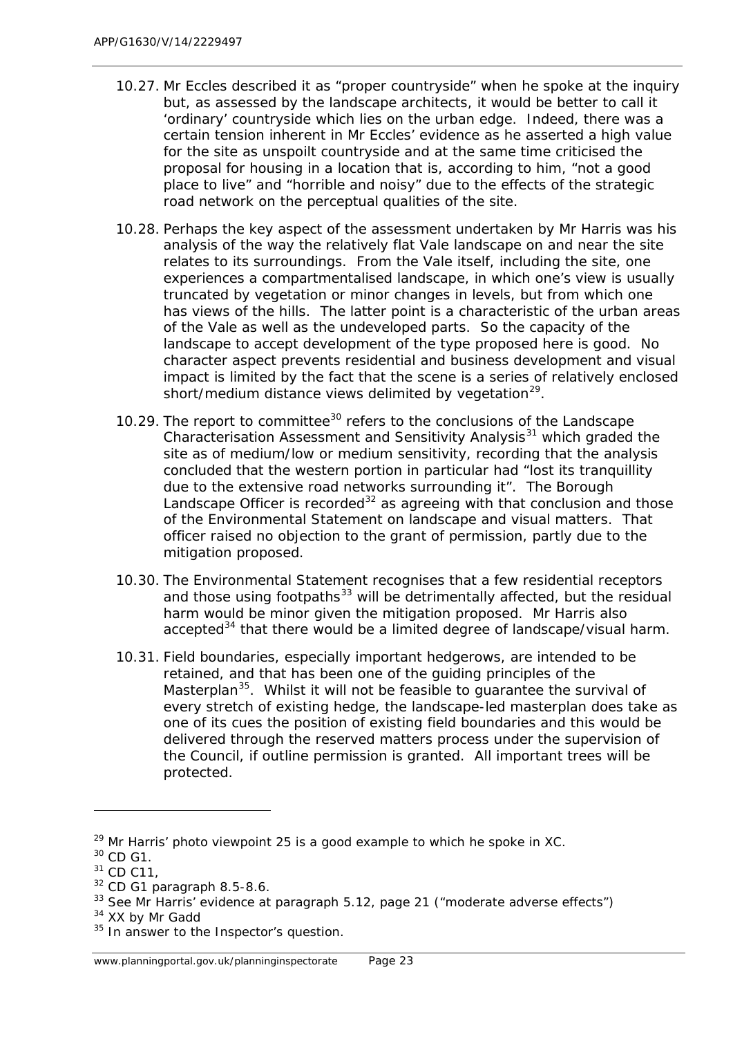10.27. Mr Eccles described it as "proper countryside" when he spoke at the inquiry but, as assessed by the landscape architects, it would be better to call it 'ordinary' countryside which lies on the urban edge. Indeed, there was a certain tension inherent in Mr Eccles' evidence as he asserted a high value for the site as unspoilt countryside and at the same time criticised the proposal for housing in a location that is, according to him, "not a good place to live" and "horrible and noisy" due to the effects of the strategic road network on the perceptual qualities of the site.

10.28. Perhaps the key aspect of the assessment undertaken by Mr Harris was his analysis of the way the relatively flat Vale landscape on and near the site relates to its surroundings. From the Vale itself, including the site, one experiences a compartmentalised landscape, in which one's view is usually truncated by vegetation or minor changes in levels, but from which one has views of the hills. The latter point is a characteristic of the urban areas of the Vale as well as the undeveloped parts. So the capacity of the landscape to accept development of the type proposed here is good. No character aspect prevents residential and business development and visual impact is limited by the fact that the scene is a series of relatively enclosed short/medium distance views delimited by vegetation[29].

10.29. The report to committee[30] refers to the conclusions of the Landscape Characterisation Assessment and Sensitivity Analysis[31] which graded the site as of medium/low or medium sensitivity, recording that the analysis concluded that the western portion in particular had "lost its tranquillity due to the extensive road networks surrounding it". The Borough Landscape Officer is recorded[32] as agreeing with that conclusion and those of the Environmental Statement on landscape and visual matters. That officer raised no objection to the grant of permission, partly due to the mitigation proposed.

10.30. The Environmental Statement recognises that a few residential receptors and those using footpaths[33] will be detrimentally affected, but the residual harm would be minor given the mitigation proposed. Mr Harris also accepted[34] that there would be a limited degree of landscape/visual harm.

10.31. Field boundaries, especially important hedgerows, are intended to be retained, and that has been one of the guiding principles of the Masterplan[35]. Whilst it will not be feasible to guarantee the survival of every stretch of existing hedge, the landscape-led masterplan does take as one of its cues the position of existing field boundaries and this would be delivered through the reserved matters process under the supervision of the Council, if outline permission is granted. All important trees will be protected.

---

[29] Mr Harris' photo viewpoint 25 is a good example to which he spoke in XC.

[30] CD G1.

[31] CD C11,

[32] CD G1 paragraph 8.5-8.6.

[33] See Mr Harris' evidence at paragraph 5.12, page 21 ("moderate adverse effects")

[34] XX by Mr Gadd

[35] In answer to the Inspector's question.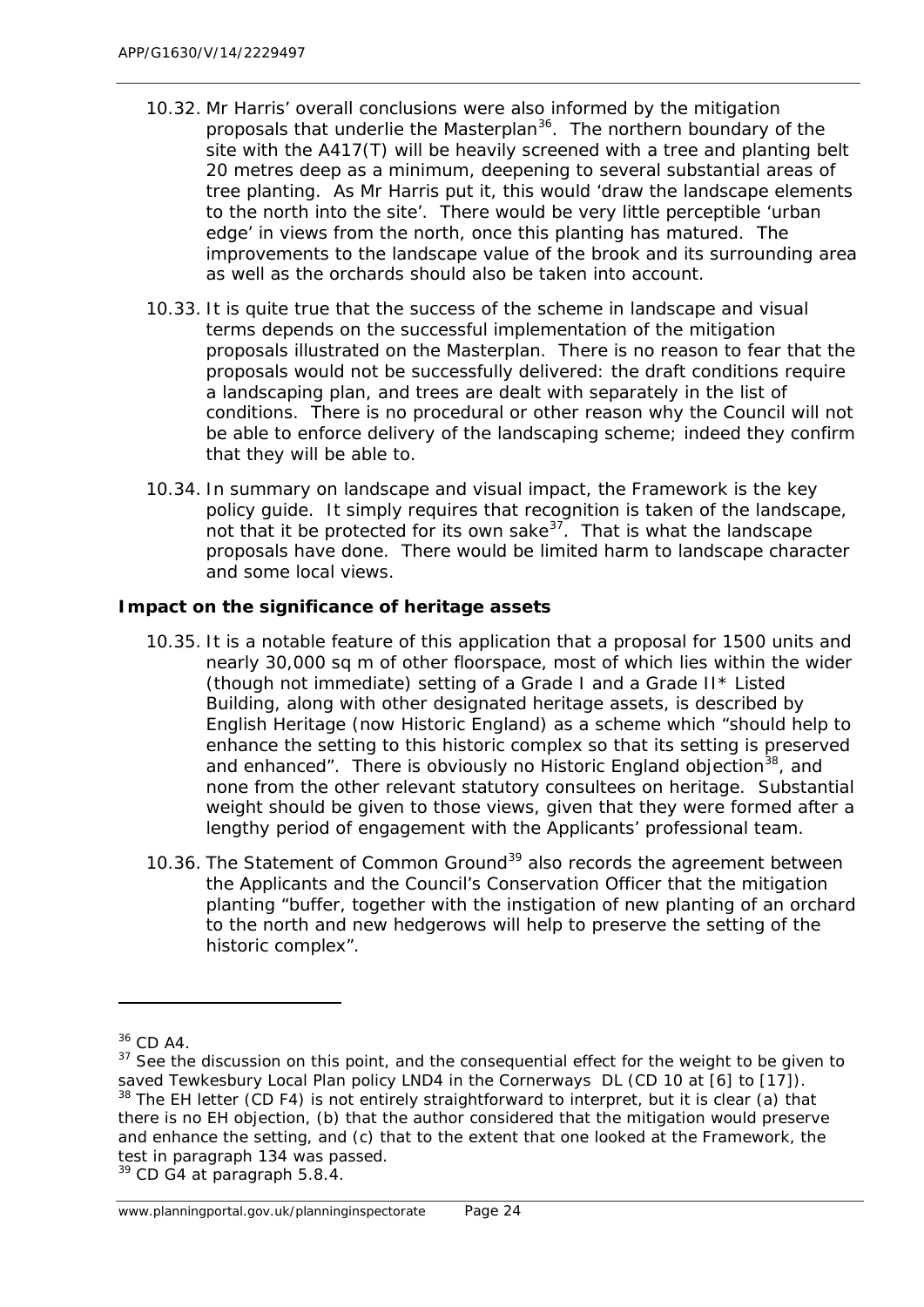10.32. Mr Harris' overall conclusions were also informed by the mitigation proposals that underlie the Masterplan[36]. The northern boundary of the site with the A417(T) will be heavily screened with a tree and planting belt 20 metres deep as a minimum, deepening to several substantial areas of tree planting. As Mr Harris put it, this would 'draw the landscape elements to the north into the site'. There would be very little perceptible 'urban edge' in views from the north, once this planting has matured. The improvements to the landscape value of the brook and its surrounding area as well as the orchards should also be taken into account.

10.33. It is quite true that the success of the scheme in landscape and visual terms depends on the successful implementation of the mitigation proposals illustrated on the Masterplan. There is no reason to fear that the proposals would not be successfully delivered: the draft conditions require a landscaping plan, and trees are dealt with separately in the list of conditions. There is no procedural or other reason why the Council will not be able to enforce delivery of the landscaping scheme; indeed they confirm that they will be able to.

10.34. In summary on landscape and visual impact, the Framework is the key policy guide. It simply requires that recognition is taken of the landscape, not that it be protected for its own sake[37]. That is what the landscape proposals have done. There would be limited harm to landscape character and some local views.

**Impact on the significance of heritage assets**

10.35. It is a notable feature of this application that a proposal for 1500 units and nearly 30,000 sq m of other floorspace, most of which lies within the wider (though not immediate) setting of a Grade I and a Grade II* Listed Building, along with other designated heritage assets, is described by English Heritage (now Historic England) as a scheme which "should help to enhance the setting to this historic complex so that its setting is preserved and enhanced". There is obviously no Historic England objection[38], and none from the other relevant statutory consultees on heritage. Substantial weight should be given to those views, given that they were formed after a lengthy period of engagement with the Applicants' professional team.

10.36. The Statement of Common Ground[39] also records the agreement between the Applicants and the Council's Conservation Officer that the mitigation planting "buffer, together with the instigation of new planting of an orchard to the north and new hedgerows will help to preserve the setting of the historic complex".

---

[36] CD A4.

[37] See the discussion on this point, and the consequential effect for the weight to be given to saved Tewkesbury Local Plan policy LND4 in the Cornerways DL (CD 10 at [6] to [17]).

[38] The EH letter (CD F4) is not entirely straightforward to interpret, but it is clear (a) that there is no EH objection, (b) that the author considered that the mitigation would preserve and enhance the setting, and (c) that to the extent that one looked at the Framework, the test in paragraph 134 was passed.

[39] CD G4 at paragraph 5.8.4.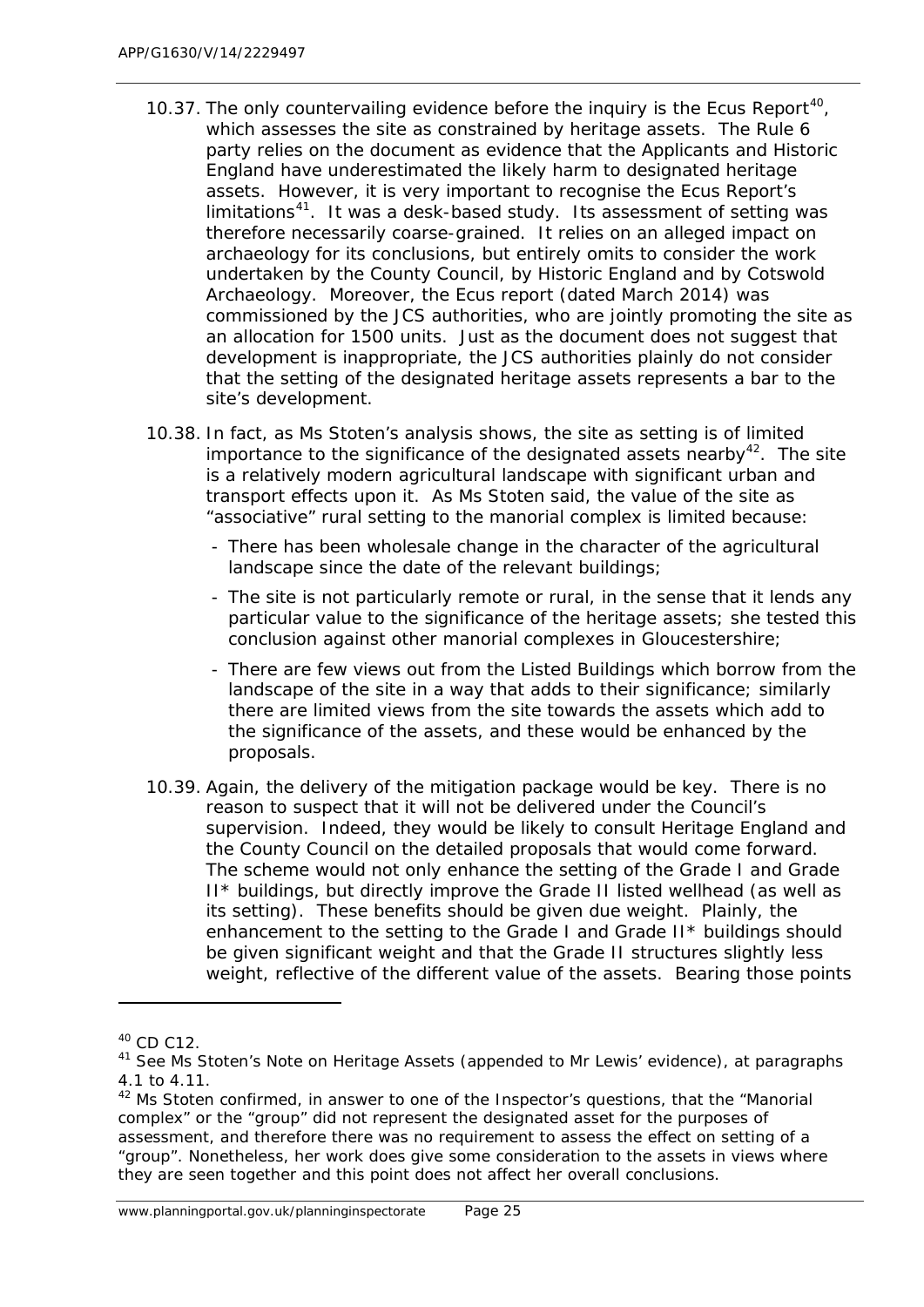10.37. The only countervailing evidence before the inquiry is the Ecus Report[40], which assesses the site as constrained by heritage assets. The Rule 6 party relies on the document as evidence that the Applicants and Historic England have underestimated the likely harm to designated heritage assets. However, it is very important to recognise the Ecus Report's limitations[41]. It was a desk-based study. Its assessment of setting was therefore necessarily coarse-grained. It relies on an alleged impact on archaeology for its conclusions, but entirely omits to consider the work undertaken by the County Council, by Historic England and by Cotswold Archaeology. Moreover, the Ecus report (dated March 2014) was commissioned by the JCS authorities, who are jointly promoting the site as an allocation for 1500 units. Just as the document does not suggest that development is inappropriate, the JCS authorities plainly do not consider that the setting of the designated heritage assets represents a bar to the site's development.

10.38. In fact, as Ms Stoten's analysis shows, the site as setting is of limited importance to the significance of the designated assets nearby[42]. The site is a relatively modern agricultural landscape with significant urban and transport effects upon it. As Ms Stoten said, the value of the site as "associative" rural setting to the manorial complex is limited because:

- There has been wholesale change in the character of the agricultural landscape since the date of the relevant buildings;
- The site is not particularly remote or rural, in the sense that it lends any particular value to the significance of the heritage assets; she tested this conclusion against other manorial complexes in Gloucestershire;
- There are few views out from the Listed Buildings which borrow from the landscape of the site in a way that adds to their significance; similarly there are limited views from the site towards the assets which add to the significance of the assets, and these would be enhanced by the proposals.

10.39. Again, the delivery of the mitigation package would be key. There is no reason to suspect that it will not be delivered under the Council's supervision. Indeed, they would be likely to consult Heritage England and the County Council on the detailed proposals that would come forward. The scheme would not only enhance the setting of the Grade I and Grade II* buildings, but directly improve the Grade II listed wellhead (as well as its setting). These benefits should be given due weight. Plainly, the enhancement to the setting to the Grade I and Grade II* buildings should be given significant weight and that the Grade II structures slightly less weight, reflective of the different value of the assets. Bearing those points

---

[40] CD C12.

[41] See Ms Stoten's Note on Heritage Assets (appended to Mr Lewis' evidence), at paragraphs 4.1 to 4.11.

[42] Ms Stoten confirmed, in answer to one of the Inspector's questions, that the "Manorial complex" or the "group" did not represent the designated asset for the purposes of assessment, and therefore there was no requirement to assess the effect on setting of a "group". Nonetheless, her work does give some consideration to the assets in views where they are seen together and this point does not affect her overall conclusions.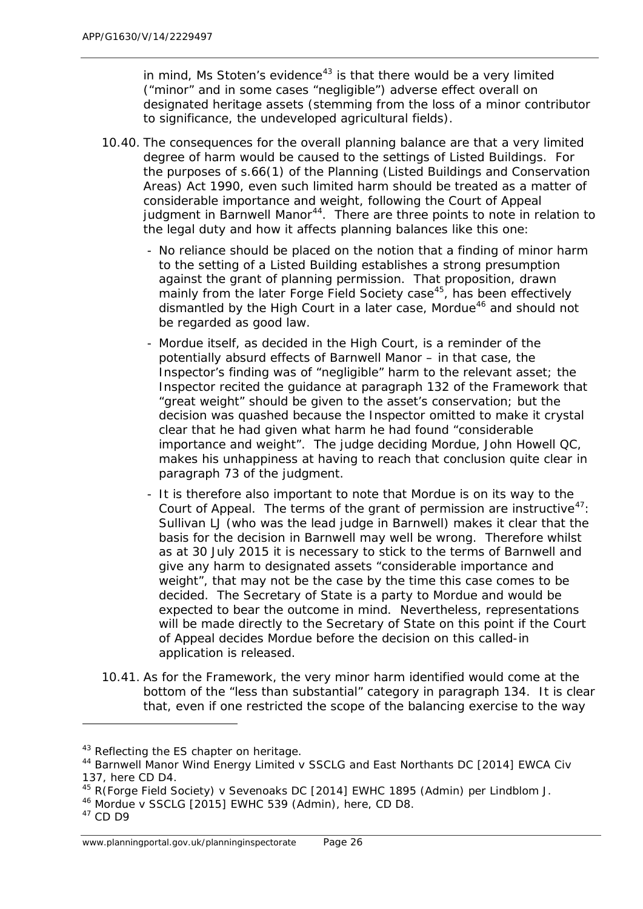in mind, Ms Stoten's evidence[43] is that there would be a very limited ("minor" and in some cases "negligible") adverse effect overall on designated heritage assets (stemming from the loss of a minor contributor to significance, the undeveloped agricultural fields).

10.40. The consequences for the overall planning balance are that a very limited degree of harm would be caused to the settings of Listed Buildings. For the purposes of s.66(1) of the Planning (Listed Buildings and Conservation Areas) Act 1990, even such limited harm should be treated as a matter of considerable importance and weight, following the Court of Appeal judgment in Barnwell Manor[44]. There are three points to note in relation to the legal duty and how it affects planning balances like this one:

- No reliance should be placed on the notion that a finding of minor harm to the setting of a Listed Building establishes a strong presumption against the grant of planning permission. That proposition, drawn mainly from the later Forge Field Society case[45], has been effectively dismantled by the High Court in a later case, Mordue[46] and should not be regarded as good law.
- Mordue itself, as decided in the High Court, is a reminder of the potentially absurd effects of Barnwell Manor – in that case, the Inspector's finding was of "negligible" harm to the relevant asset; the Inspector recited the guidance at paragraph 132 of the Framework that "great weight" should be given to the asset's conservation; but the decision was quashed because the Inspector omitted to make it crystal clear that he had given what harm he had found "considerable importance and weight". The judge deciding Mordue, John Howell QC, makes his unhappiness at having to reach that conclusion quite clear in paragraph 73 of the judgment.
- It is therefore also important to note that Mordue is on its way to the Court of Appeal. The terms of the grant of permission are instructive[47]: Sullivan LJ (who was the lead judge in Barnwell) makes it clear that the basis for the decision in Barnwell may well be wrong. Therefore whilst as at 30 July 2015 it is necessary to stick to the terms of Barnwell and give any harm to designated assets "considerable importance and weight", that may not be the case by the time this case comes to be decided. The Secretary of State is a party to Mordue and would be expected to bear the outcome in mind. Nevertheless, representations will be made directly to the Secretary of State on this point if the Court of Appeal decides Mordue before the decision on this called-in application is released.

10.41. As for the Framework, the very minor harm identified would come at the bottom of the "less than substantial" category in paragraph 134. It is clear that, even if one restricted the scope of the balancing exercise to the way

---

[43] Reflecting the ES chapter on heritage.

[44] Barnwell Manor Wind Energy Limited v SSCLG and East Northants DC [2014] EWCA Civ 137, here CD D4.

[45] R(Forge Field Society) v Sevenoaks DC [2014] EWHC 1895 (Admin) per Lindblom J.

[46] Mordue v SSCLG [2015] EWHC 539 (Admin), here, CD D8.

[47] CD D9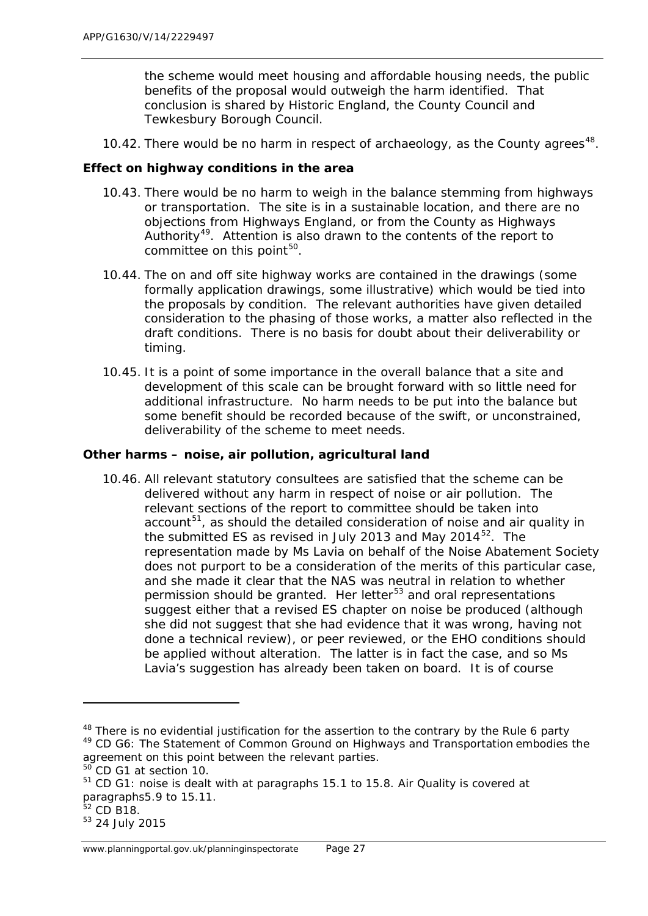the scheme would meet housing and affordable housing needs, the public benefits of the proposal would outweigh the harm identified. That conclusion is shared by Historic England, the County Council and Tewkesbury Borough Council.

10.42. There would be no harm in respect of archaeology, as the County agrees[48].

**Effect on highway conditions in the area**

10.43. There would be no harm to weigh in the balance stemming from highways or transportation. The site is in a sustainable location, and there are no objections from Highways England, or from the County as Highways Authority[49]. Attention is also drawn to the contents of the report to committee on this point[50].

10.44. The on and off site highway works are contained in the drawings (some formally application drawings, some illustrative) which would be tied into the proposals by condition. The relevant authorities have given detailed consideration to the phasing of those works, a matter also reflected in the draft conditions. There is no basis for doubt about their deliverability or timing.

10.45. It is a point of some importance in the overall balance that a site and development of this scale can be brought forward with so little need for additional infrastructure. No harm needs to be put into the balance but some benefit should be recorded because of the swift, or unconstrained, deliverability of the scheme to meet needs.

**Other harms – noise, air pollution, agricultural land**

10.46. All relevant statutory consultees are satisfied that the scheme can be delivered without any harm in respect of noise or air pollution. The relevant sections of the report to committee should be taken into account[51], as should the detailed consideration of noise and air quality in the submitted ES as revised in July 2013 and May 2014[52]. The representation made by Ms Lavia on behalf of the Noise Abatement Society does not purport to be a consideration of the merits of this particular case, and she made it clear that the NAS was neutral in relation to whether permission should be granted. Her letter[53] and oral representations suggest either that a revised ES chapter on noise be produced (although she did not suggest that she had evidence that it was wrong, having not done a technical review), or peer reviewed, or the EHO conditions should be applied without alteration. The latter is in fact the case, and so Ms Lavia's suggestion has already been taken on board. It is of course

---

[48] There is no evidential justification for the assertion to the contrary by the Rule 6 party

[49] CD G6: The Statement of Common Ground on Highways and Transportation embodies the agreement on this point between the relevant parties.

[50] CD G1 at section 10.

[51] CD G1: noise is dealt with at paragraphs 15.1 to 15.8. Air Quality is covered at paragraphs5.9 to 15.11.

[52] CD B18.

[53] 24 July 2015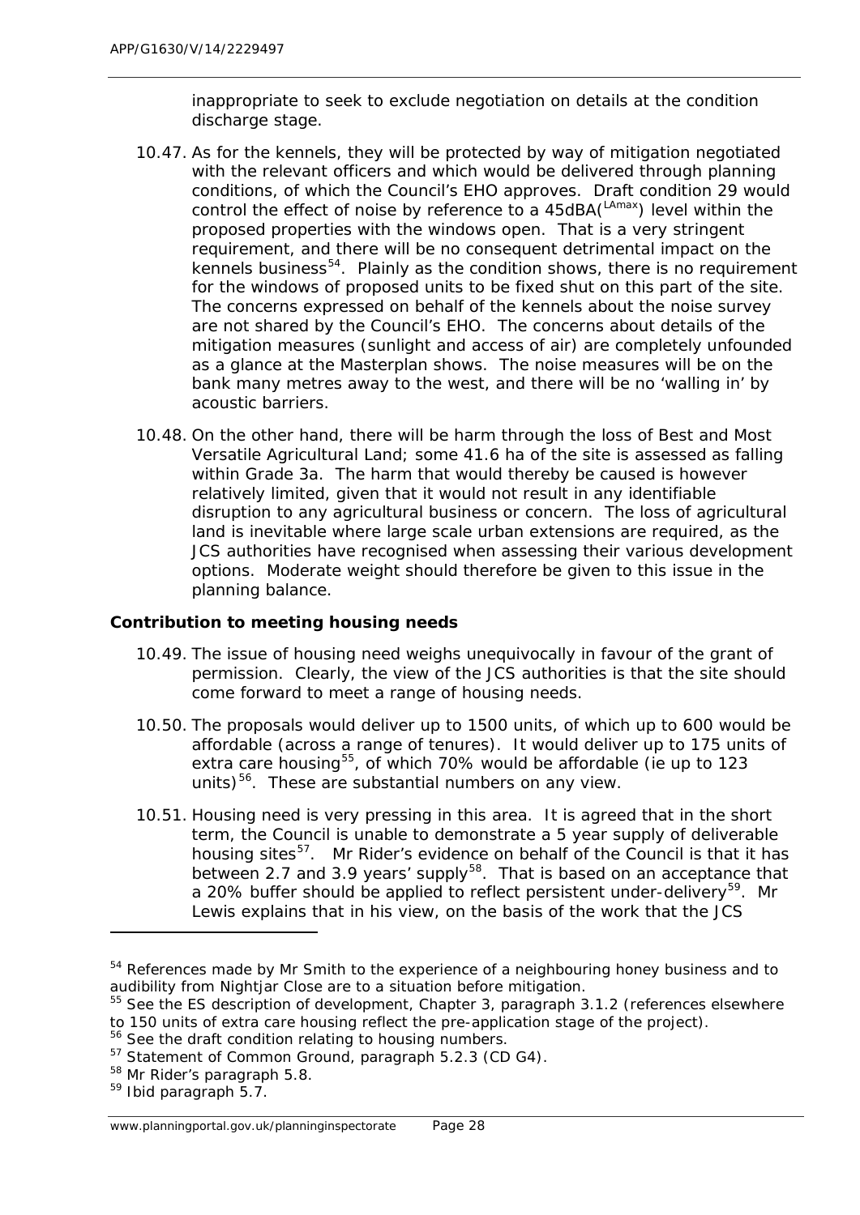inappropriate to seek to exclude negotiation on details at the condition discharge stage.

10.47. As for the kennels, they will be protected by way of mitigation negotiated with the relevant officers and which would be delivered through planning conditions, of which the Council's EHO approves. Draft condition 29 would control the effect of noise by reference to a 45dBA($^{LAmax}$) level within the proposed properties with the windows open. That is a very stringent requirement, and there will be no consequent detrimental impact on the kennels business[54]. Plainly as the condition shows, there is no requirement for the windows of proposed units to be fixed shut on this part of the site. The concerns expressed on behalf of the kennels about the noise survey are not shared by the Council's EHO. The concerns about details of the mitigation measures (sunlight and access of air) are completely unfounded as a glance at the Masterplan shows. The noise measures will be on the bank many metres away to the west, and there will be no 'walling in' by acoustic barriers.

10.48. On the other hand, there will be harm through the loss of Best and Most Versatile Agricultural Land; some 41.6 ha of the site is assessed as falling within Grade 3a. The harm that would thereby be caused is however relatively limited, given that it would not result in any identifiable disruption to any agricultural business or concern. The loss of agricultural land is inevitable where large scale urban extensions are required, as the JCS authorities have recognised when assessing their various development options. Moderate weight should therefore be given to this issue in the planning balance.

**Contribution to meeting housing needs**

10.49. The issue of housing need weighs unequivocally in favour of the grant of permission. Clearly, the view of the JCS authorities is that the site should come forward to meet a range of housing needs.

10.50. The proposals would deliver up to 1500 units, of which up to 600 would be affordable (across a range of tenures). It would deliver up to 175 units of extra care housing[55], of which 70% would be affordable (ie up to 123 units)[56]. These are substantial numbers on any view.

10.51. Housing need is very pressing in this area. It is agreed that in the short term, the Council is unable to demonstrate a 5 year supply of deliverable housing sites[57]. Mr Rider's evidence on behalf of the Council is that it has between 2.7 and 3.9 years' supply[58]. That is based on an acceptance that a 20% buffer should be applied to reflect persistent under-delivery[59]. Mr Lewis explains that in his view, on the basis of the work that the JCS

---

[54] References made by Mr Smith to the experience of a neighbouring honey business and to audibility from Nightjar Close are to a situation before mitigation.

[55] See the ES description of development, Chapter 3, paragraph 3.1.2 (references elsewhere to 150 units of extra care housing reflect the pre-application stage of the project).

[56] See the draft condition relating to housing numbers.

[57] Statement of Common Ground, paragraph 5.2.3 (CD G4).

[58] Mr Rider's paragraph 5.8.

[59] Ibid paragraph 5.7.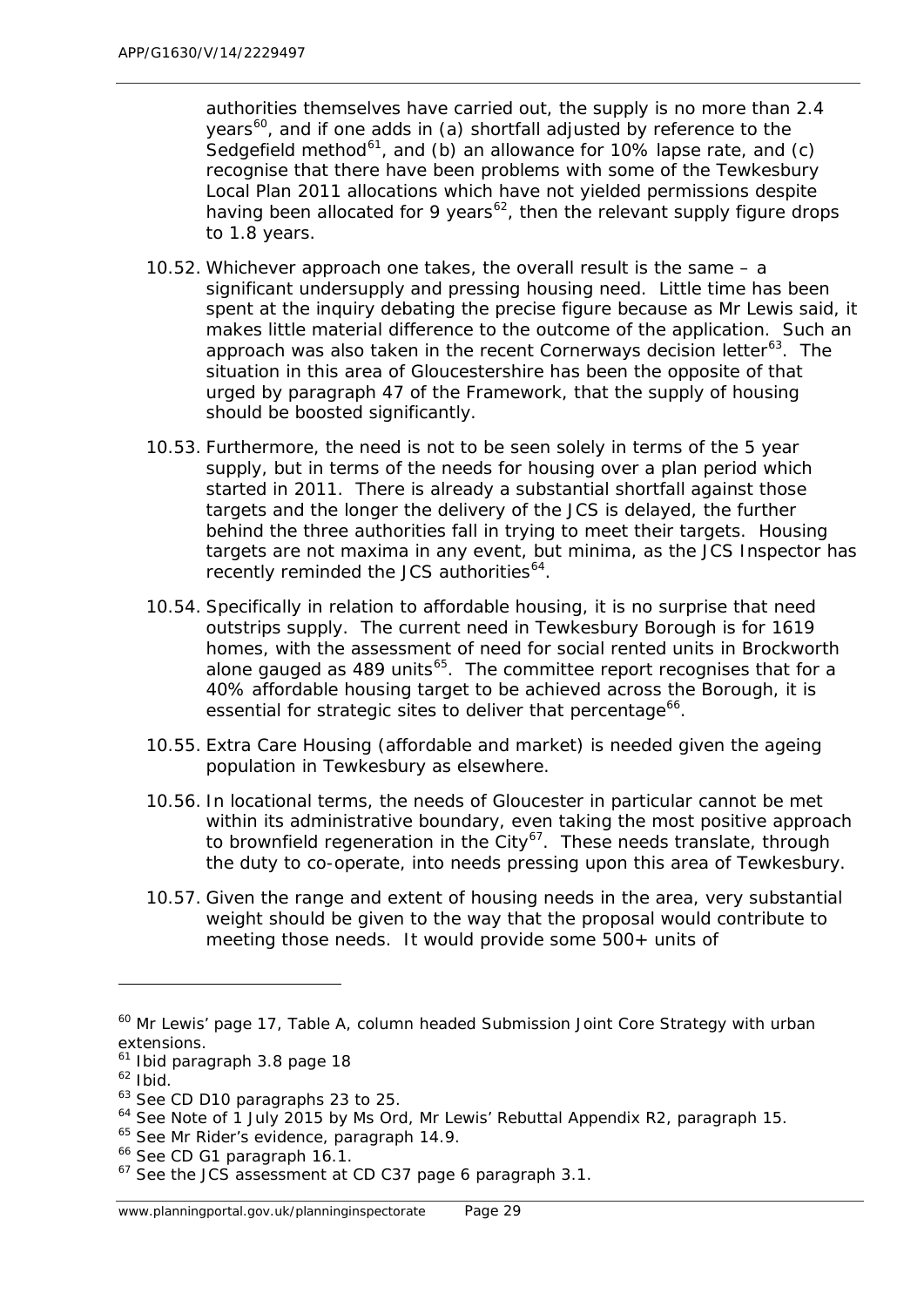authorities themselves have carried out, the supply is no more than 2.4 years[60], and if one adds in (a) shortfall adjusted by reference to the Sedgefield method[61], and (b) an allowance for 10% lapse rate, and (c) recognise that there have been problems with some of the Tewkesbury Local Plan 2011 allocations which have not yielded permissions despite having been allocated for 9 years[62], then the relevant supply figure drops to 1.8 years.

10.52. Whichever approach one takes, the overall result is the same – a significant undersupply and pressing housing need. Little time has been spent at the inquiry debating the precise figure because as Mr Lewis said, it makes little material difference to the outcome of the application. Such an approach was also taken in the recent Cornerways decision letter[63]. The situation in this area of Gloucestershire has been the opposite of that urged by paragraph 47 of the Framework, that the supply of housing should be boosted significantly.

10.53. Furthermore, the need is not to be seen solely in terms of the 5 year supply, but in terms of the needs for housing over a plan period which started in 2011. There is already a substantial shortfall against those targets and the longer the delivery of the JCS is delayed, the further behind the three authorities fall in trying to meet their targets. Housing targets are not maxima in any event, but minima, as the JCS Inspector has recently reminded the JCS authorities[64].

10.54. Specifically in relation to affordable housing, it is no surprise that need outstrips supply. The current need in Tewkesbury Borough is for 1619 homes, with the assessment of need for social rented units in Brockworth alone gauged as 489 units[65]. The committee report recognises that for a 40% affordable housing target to be achieved across the Borough, it is essential for strategic sites to deliver that percentage[66].

10.55. Extra Care Housing (affordable and market) is needed given the ageing population in Tewkesbury as elsewhere.

10.56. In locational terms, the needs of Gloucester in particular cannot be met within its administrative boundary, even taking the most positive approach to brownfield regeneration in the City[67]. These needs translate, through the duty to co-operate, into needs pressing upon this area of Tewkesbury.

10.57. Given the range and extent of housing needs in the area, very substantial weight should be given to the way that the proposal would contribute to meeting those needs. It would provide some 500+ units of

---

[60] Mr Lewis' page 17, Table A, column headed Submission Joint Core Strategy with urban extensions.

[61] Ibid paragraph 3.8 page 18

[62] Ibid.

[63] See CD D10 paragraphs 23 to 25.

[64] See Note of 1 July 2015 by Ms Ord, Mr Lewis' Rebuttal Appendix R2, paragraph 15.

[65] See Mr Rider's evidence, paragraph 14.9.

[66] See CD G1 paragraph 16.1.

[67] See the JCS assessment at CD C37 page 6 paragraph 3.1.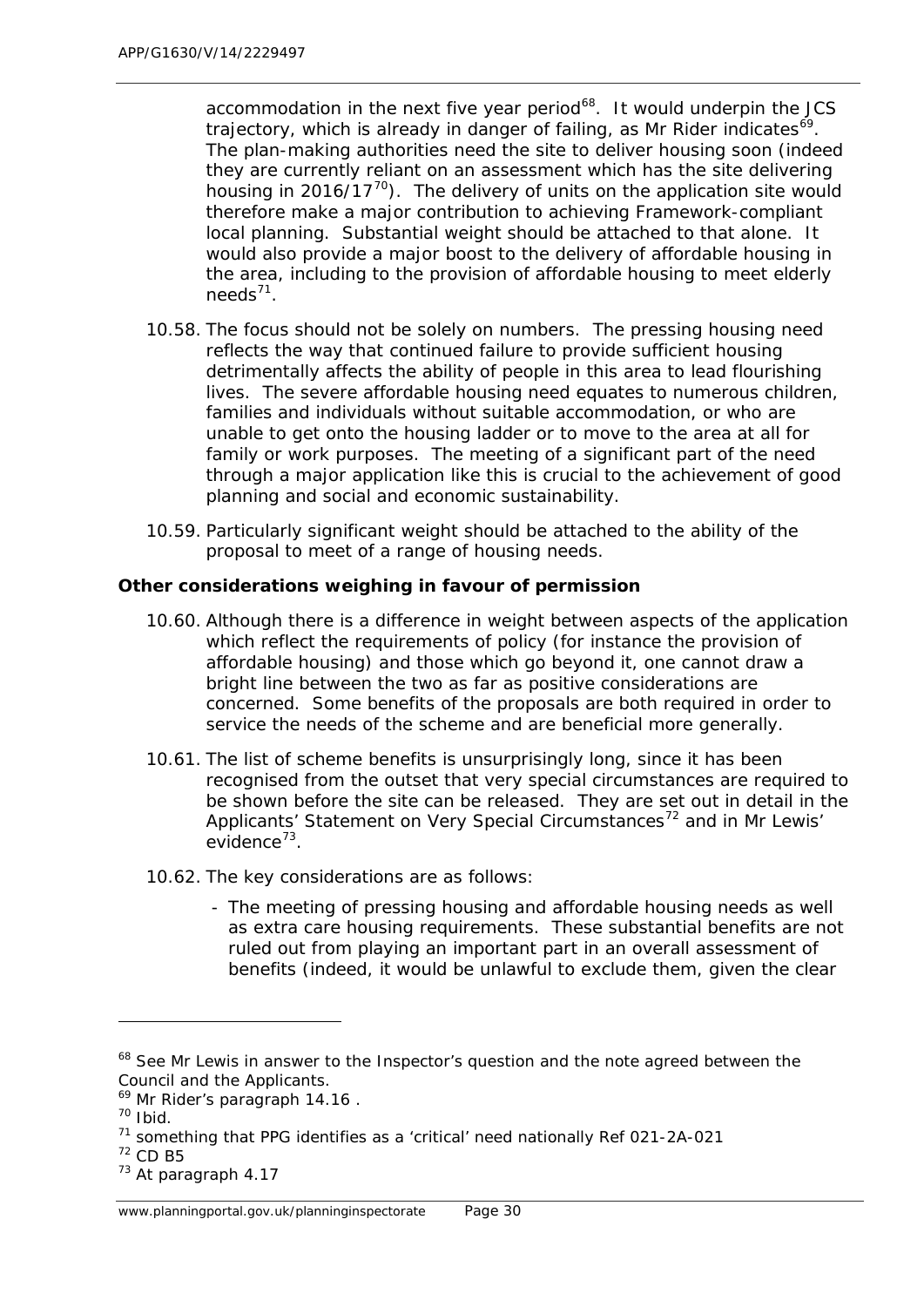accommodation in the next five year period[68]. It would underpin the JCS trajectory, which is already in danger of failing, as Mr Rider indicates[69]. The plan-making authorities need the site to deliver housing soon (indeed they are currently reliant on an assessment which has the site delivering housing in 2016/17[70]). The delivery of units on the application site would therefore make a major contribution to achieving Framework-compliant local planning. Substantial weight should be attached to that alone. It would also provide a major boost to the delivery of affordable housing in the area, including to the provision of affordable housing to meet elderly needs[71].

10.58. The focus should not be solely on numbers. The pressing housing need reflects the way that continued failure to provide sufficient housing detrimentally affects the ability of people in this area to lead flourishing lives. The severe affordable housing need equates to numerous children, families and individuals without suitable accommodation, or who are unable to get onto the housing ladder or to move to the area at all for family or work purposes. The meeting of a significant part of the need through a major application like this is crucial to the achievement of good planning and social and economic sustainability.

10.59. Particularly significant weight should be attached to the ability of the proposal to meet of a range of housing needs.

**Other considerations weighing in favour of permission**

10.60. Although there is a difference in weight between aspects of the application which reflect the requirements of policy (for instance the provision of affordable housing) and those which go beyond it, one cannot draw a bright line between the two as far as positive considerations are concerned. Some benefits of the proposals are both required in order to service the needs of the scheme and are beneficial more generally.

10.61. The list of scheme benefits is unsurprisingly long, since it has been recognised from the outset that very special circumstances are required to be shown before the site can be released. They are set out in detail in the Applicants' Statement on Very Special Circumstances[72] and in Mr Lewis' evidence[73].

10.62. The key considerations are as follows:

- The meeting of pressing housing and affordable housing needs as well as extra care housing requirements. These substantial benefits are not ruled out from playing an important part in an overall assessment of benefits (indeed, it would be unlawful to exclude them, given the clear

---

[68] See Mr Lewis in answer to the Inspector's question and the note agreed between the Council and the Applicants.

[69] Mr Rider's paragraph 14.16 .

[70] Ibid.

[71] something that PPG identifies as a 'critical' need nationally Ref 021-2A-021

[72] CD B5

[73] At paragraph 4.17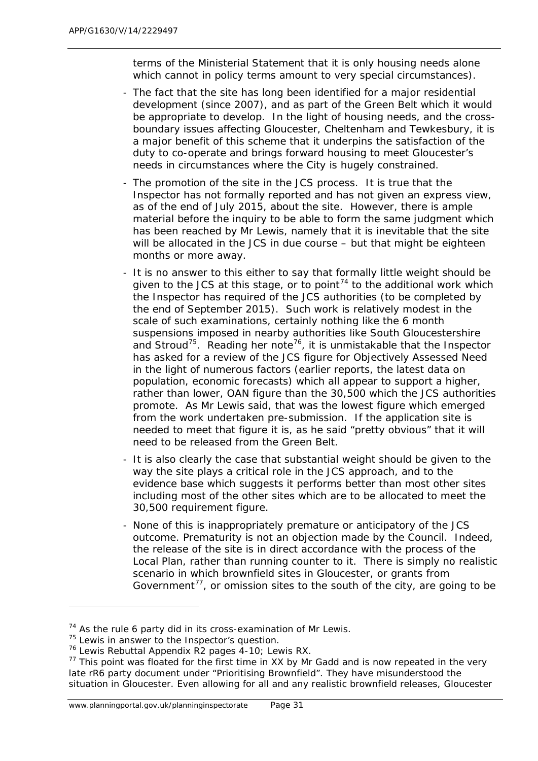terms of the Ministerial Statement that it is only housing needs alone which cannot in policy terms amount to very special circumstances).

- The fact that the site has long been identified for a major residential development (since 2007), and as part of the Green Belt which it would be appropriate to develop. In the light of housing needs, and the cross-boundary issues affecting Gloucester, Cheltenham and Tewkesbury, it is a major benefit of this scheme that it underpins the satisfaction of the duty to co-operate and brings forward housing to meet Gloucester's needs in circumstances where the City is hugely constrained.
- The promotion of the site in the JCS process. It is true that the Inspector has not formally reported and has not given an express view, as of the end of July 2015, about the site. However, there is ample material before the inquiry to be able to form the same judgment which has been reached by Mr Lewis, namely that it is inevitable that the site will be allocated in the JCS in due course – but that might be eighteen months or more away.
- It is no answer to this either to say that formally little weight should be given to the JCS at this stage, or to point[74] to the additional work which the Inspector has required of the JCS authorities (to be completed by the end of September 2015). Such work is relatively modest in the scale of such examinations, certainly nothing like the 6 month suspensions imposed in nearby authorities like South Gloucestershire and Stroud[75]. Reading her note[76], it is unmistakable that the Inspector has asked for a review of the JCS figure for Objectively Assessed Need in the light of numerous factors (earlier reports, the latest data on population, economic forecasts) which all appear to support a higher, rather than lower, OAN figure than the 30,500 which the JCS authorities promote. As Mr Lewis said, that was the lowest figure which emerged from the work undertaken pre-submission. If the application site is needed to meet that figure it is, as he said "pretty obvious" that it will need to be released from the Green Belt.
- It is also clearly the case that substantial weight should be given to the way the site plays a critical role in the JCS approach, and to the evidence base which suggests it performs better than most other sites including most of the other sites which are to be allocated to meet the 30,500 requirement figure.
- None of this is inappropriately premature or anticipatory of the JCS outcome. Prematurity is not an objection made by the Council. Indeed, the release of the site is in direct accordance with the process of the Local Plan, rather than running counter to it. There is simply no realistic scenario in which brownfield sites in Gloucester, or grants from Government[77], or omission sites to the south of the city, are going to be

---

[74] As the rule 6 party did in its cross-examination of Mr Lewis.

[75] Lewis in answer to the Inspector's question.

[76] Lewis Rebuttal Appendix R2 pages 4-10; Lewis RX.

[77] This point was floated for the first time in XX by Mr Gadd and is now repeated in the very late rR6 party document under "Prioritising Brownfield". They have misunderstood the situation in Gloucester. Even allowing for all and any realistic brownfield releases, Gloucester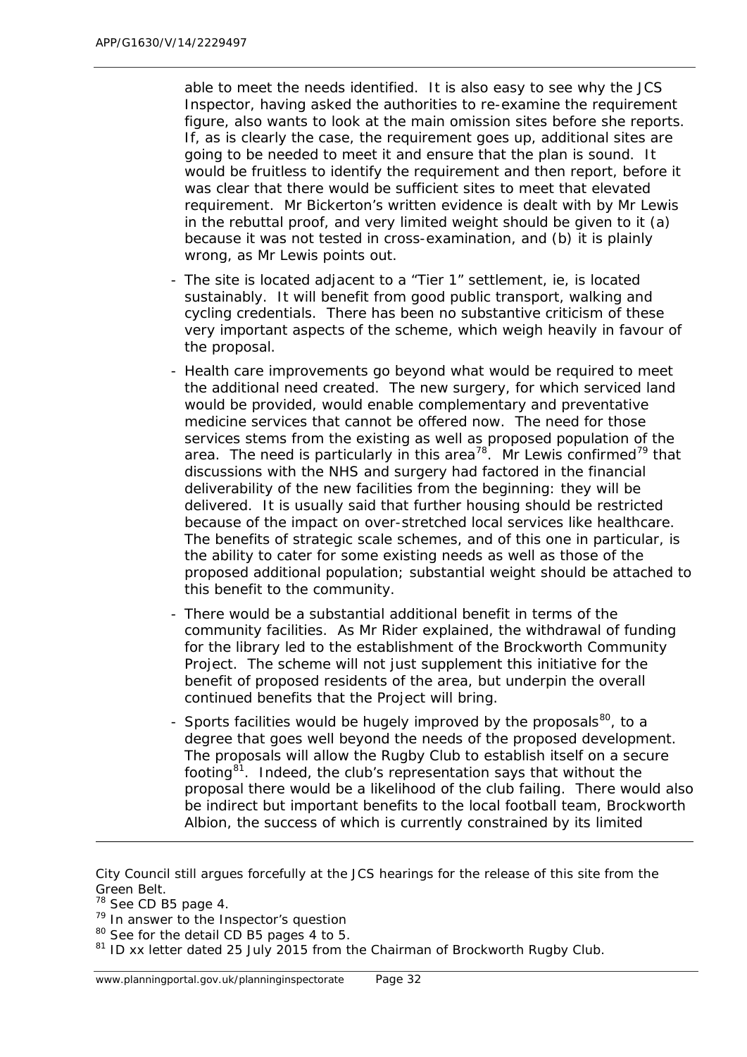able to meet the needs identified. It is also easy to see why the JCS Inspector, having asked the authorities to re-examine the requirement figure, also wants to look at the main omission sites before she reports. If, as is clearly the case, the requirement goes up, additional sites are going to be needed to meet it and ensure that the plan is sound. It would be fruitless to identify the requirement and then report, before it was clear that there would be sufficient sites to meet that elevated requirement. Mr Bickerton's written evidence is dealt with by Mr Lewis in the rebuttal proof, and very limited weight should be given to it (a) because it was not tested in cross-examination, and (b) it is plainly wrong, as Mr Lewis points out.

- The site is located adjacent to a "Tier 1" settlement, ie, is located sustainably. It will benefit from good public transport, walking and cycling credentials. There has been no substantive criticism of these very important aspects of the scheme, which weigh heavily in favour of the proposal.
- Health care improvements go beyond what would be required to meet the additional need created. The new surgery, for which serviced land would be provided, would enable complementary and preventative medicine services that cannot be offered now. The need for those services stems from the existing as well as proposed population of the area. The need is particularly in this area[78]. Mr Lewis confirmed[79] that discussions with the NHS and surgery had factored in the financial deliverability of the new facilities from the beginning: they will be delivered. It is usually said that further housing should be restricted because of the impact on over-stretched local services like healthcare. The benefits of strategic scale schemes, and of this one in particular, is the ability to cater for some existing needs as well as those of the proposed additional population; substantial weight should be attached to this benefit to the community.
- There would be a substantial additional benefit in terms of the community facilities. As Mr Rider explained, the withdrawal of funding for the library led to the establishment of the Brockworth Community Project. The scheme will not just supplement this initiative for the benefit of proposed residents of the area, but underpin the overall continued benefits that the Project will bring.
- Sports facilities would be hugely improved by the proposals[80], to a degree that goes well beyond the needs of the proposed development. The proposals will allow the Rugby Club to establish itself on a secure footing[81]. Indeed, the club's representation says that without the proposal there would be a likelihood of the club failing. There would also be indirect but important benefits to the local football team, Brockworth Albion, the success of which is currently constrained by its limited

---

City Council still argues forcefully at the JCS hearings for the release of this site from the Green Belt.

[78] See CD B5 page 4.

[79] In answer to the Inspector's question

[80] See for the detail CD B5 pages 4 to 5.

[81] ID xx letter dated 25 July 2015 from the Chairman of Brockworth Rugby Club.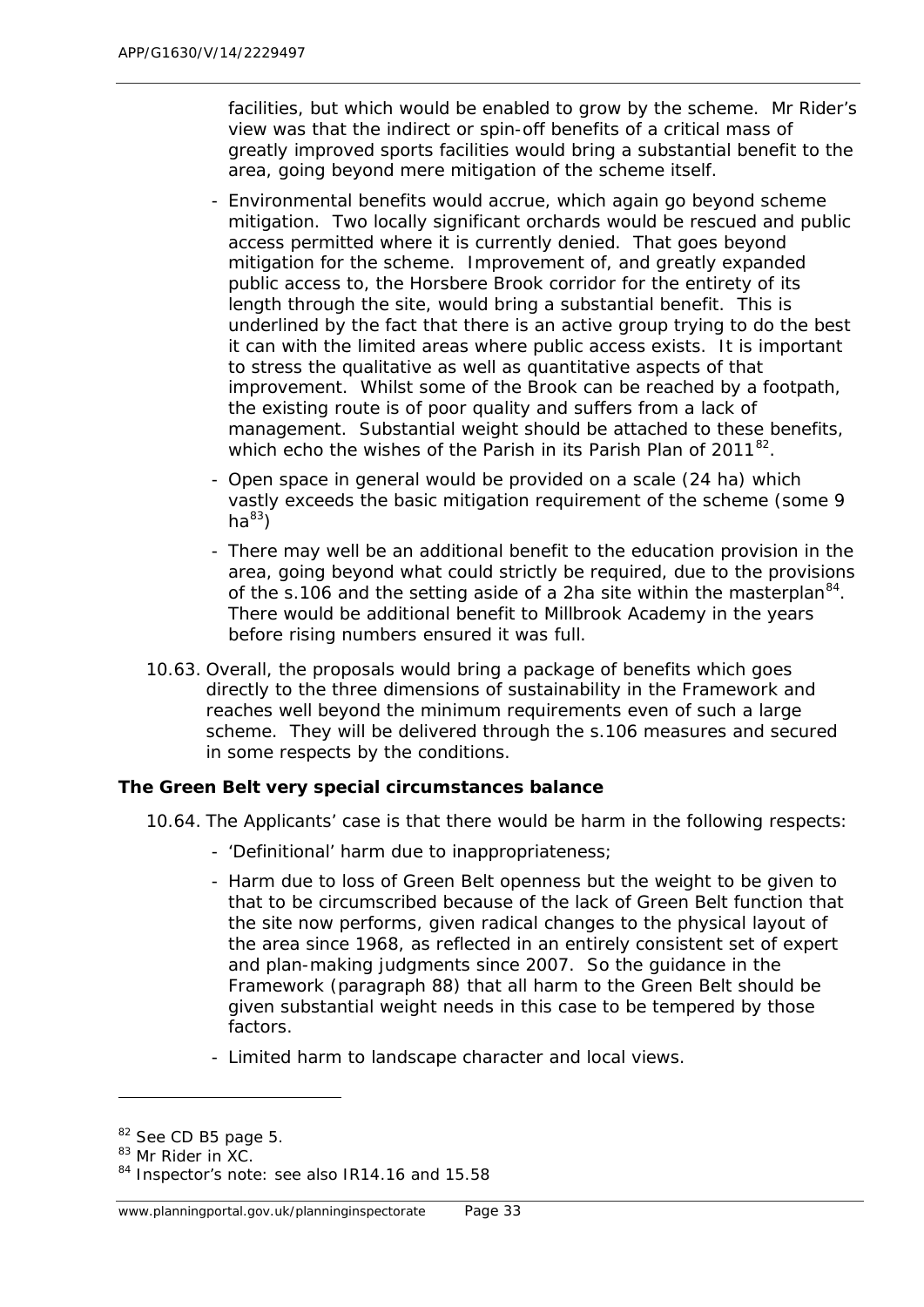facilities, but which would be enabled to grow by the scheme. Mr Rider's view was that the indirect or spin-off benefits of a critical mass of greatly improved sports facilities would bring a substantial benefit to the area, going beyond mere mitigation of the scheme itself.

- Environmental benefits would accrue, which again go beyond scheme mitigation. Two locally significant orchards would be rescued and public access permitted where it is currently denied. That goes beyond mitigation for the scheme. Improvement of, and greatly expanded public access to, the Horsbere Brook corridor for the entirety of its length through the site, would bring a substantial benefit. This is underlined by the fact that there is an active group trying to do the best it can with the limited areas where public access exists. It is important to stress the qualitative as well as quantitative aspects of that improvement. Whilst some of the Brook can be reached by a footpath, the existing route is of poor quality and suffers from a lack of management. Substantial weight should be attached to these benefits, which echo the wishes of the Parish in its Parish Plan of 2011[82].
- Open space in general would be provided on a scale (24 ha) which vastly exceeds the basic mitigation requirement of the scheme (some 9 ha[83])
- There may well be an additional benefit to the education provision in the area, going beyond what could strictly be required, due to the provisions of the s.106 and the setting aside of a 2ha site within the masterplan[84]. There would be additional benefit to Millbrook Academy in the years before rising numbers ensured it was full.

10.63. Overall, the proposals would bring a package of benefits which goes directly to the three dimensions of sustainability in the Framework and reaches well beyond the minimum requirements even of such a large scheme. They will be delivered through the s.106 measures and secured in some respects by the conditions.

**The Green Belt very special circumstances balance**

10.64. The Applicants' case is that there would be harm in the following respects:

- 'Definitional' harm due to inappropriateness;
- Harm due to loss of Green Belt openness but the weight to be given to that to be circumscribed because of the lack of Green Belt function that the site now performs, given radical changes to the physical layout of the area since 1968, as reflected in an entirely consistent set of expert and plan-making judgments since 2007. So the guidance in the Framework (paragraph 88) that all harm to the Green Belt should be given substantial weight needs in this case to be tempered by those factors.
- Limited harm to landscape character and local views.

---

[82] See CD B5 page 5.

[83] Mr Rider in XC.

[84] Inspector's note: see also IR14.16 and 15.58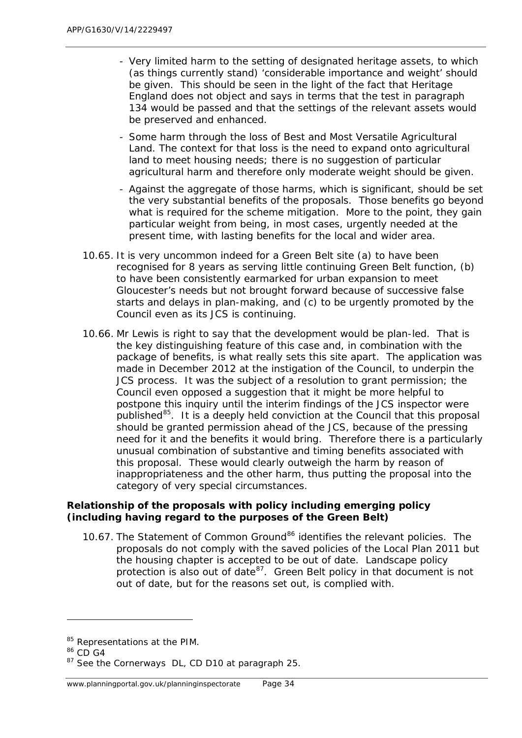- Very limited harm to the setting of designated heritage assets, to which (as things currently stand) 'considerable importance and weight' should be given. This should be seen in the light of the fact that Heritage England does not object and says in terms that the test in paragraph 134 would be passed and that the settings of the relevant assets would be preserved and enhanced.
- Some harm through the loss of Best and Most Versatile Agricultural Land. The context for that loss is the need to expand onto agricultural land to meet housing needs; there is no suggestion of particular agricultural harm and therefore only moderate weight should be given.
- Against the aggregate of those harms, which is significant, should be set the very substantial benefits of the proposals. Those benefits go beyond what is required for the scheme mitigation. More to the point, they gain particular weight from being, in most cases, urgently needed at the present time, with lasting benefits for the local and wider area.

10.65. It is very uncommon indeed for a Green Belt site (a) to have been recognised for 8 years as serving little continuing Green Belt function, (b) to have been consistently earmarked for urban expansion to meet Gloucester's needs but not brought forward because of successive false starts and delays in plan-making, and (c) to be urgently promoted by the Council even as its JCS is continuing.

10.66. Mr Lewis is right to say that the development would be plan-led. That is the key distinguishing feature of this case and, in combination with the package of benefits, is what really sets this site apart. The application was made in December 2012 at the instigation of the Council, to underpin the JCS process. It was the subject of a resolution to grant permission; the Council even opposed a suggestion that it might be more helpful to postpone this inquiry until the interim findings of the JCS inspector were published[85]. It is a deeply held conviction at the Council that this proposal should be granted permission ahead of the JCS, because of the pressing need for it and the benefits it would bring. Therefore there is a particularly unusual combination of substantive and timing benefits associated with this proposal. These would clearly outweigh the harm by reason of inappropriateness and the other harm, thus putting the proposal into the category of very special circumstances.

**Relationship of the proposals with policy including emerging policy (including having regard to the purposes of the Green Belt)**

10.67. The Statement of Common Ground[86] identifies the relevant policies. The proposals do not comply with the saved policies of the Local Plan 2011 but the housing chapter is accepted to be out of date. Landscape policy protection is also out of date[87]. Green Belt policy in that document is not out of date, but for the reasons set out, is complied with.

---

[85] Representations at the PIM.

[86] CD G4

[87] See the Cornerways DL, CD D10 at paragraph 25.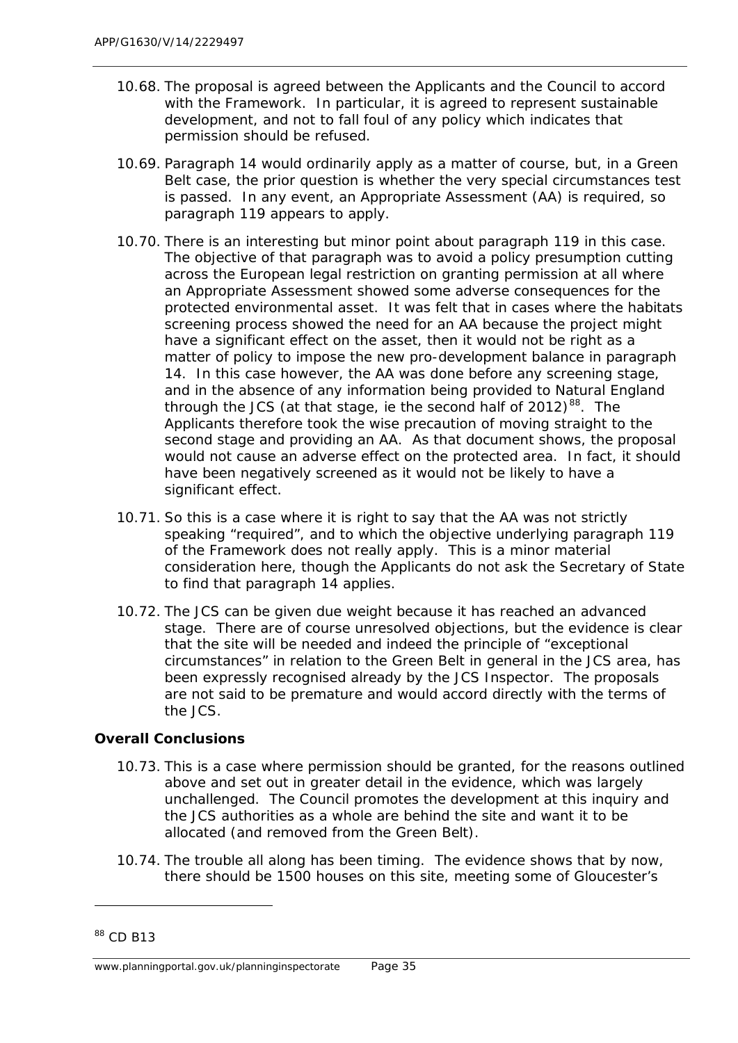10.68. The proposal is agreed between the Applicants and the Council to accord with the Framework. In particular, it is agreed to represent sustainable development, and not to fall foul of any policy which indicates that permission should be refused.

10.69. Paragraph 14 would ordinarily apply as a matter of course, but, in a Green Belt case, the prior question is whether the very special circumstances test is passed. In any event, an Appropriate Assessment (AA) is required, so paragraph 119 appears to apply.

10.70. There is an interesting but minor point about paragraph 119 in this case. The objective of that paragraph was to avoid a policy presumption cutting across the European legal restriction on granting permission at all where an Appropriate Assessment showed some adverse consequences for the protected environmental asset. It was felt that in cases where the habitats screening process showed the need for an AA because the project might have a significant effect on the asset, then it would not be right as a matter of policy to impose the new pro-development balance in paragraph 14. In this case however, the AA was done before any screening stage, and in the absence of any information being provided to Natural England through the JCS (at that stage, ie the second half of 2012)[88]. The Applicants therefore took the wise precaution of moving straight to the second stage and providing an AA. As that document shows, the proposal would not cause an adverse effect on the protected area. In fact, it should have been negatively screened as it would not be likely to have a significant effect.

10.71. So this is a case where it is right to say that the AA was not strictly speaking "required", and to which the objective underlying paragraph 119 of the Framework does not really apply. This is a minor material consideration here, though the Applicants do not ask the Secretary of State to find that paragraph 14 applies.

10.72. The JCS can be given due weight because it has reached an advanced stage. There are of course unresolved objections, but the evidence is clear that the site will be needed and indeed the principle of "exceptional circumstances" in relation to the Green Belt in general in the JCS area, has been expressly recognised already by the JCS Inspector. The proposals are not said to be premature and would accord directly with the terms of the JCS.

**Overall Conclusions**

10.73. This is a case where permission should be granted, for the reasons outlined above and set out in greater detail in the evidence, which was largely unchallenged. The Council promotes the development at this inquiry and the JCS authorities as a whole are behind the site and want it to be allocated (and removed from the Green Belt).

10.74. The trouble all along has been timing. The evidence shows that by now, there should be 1500 houses on this site, meeting some of Gloucester's

[88] CD B13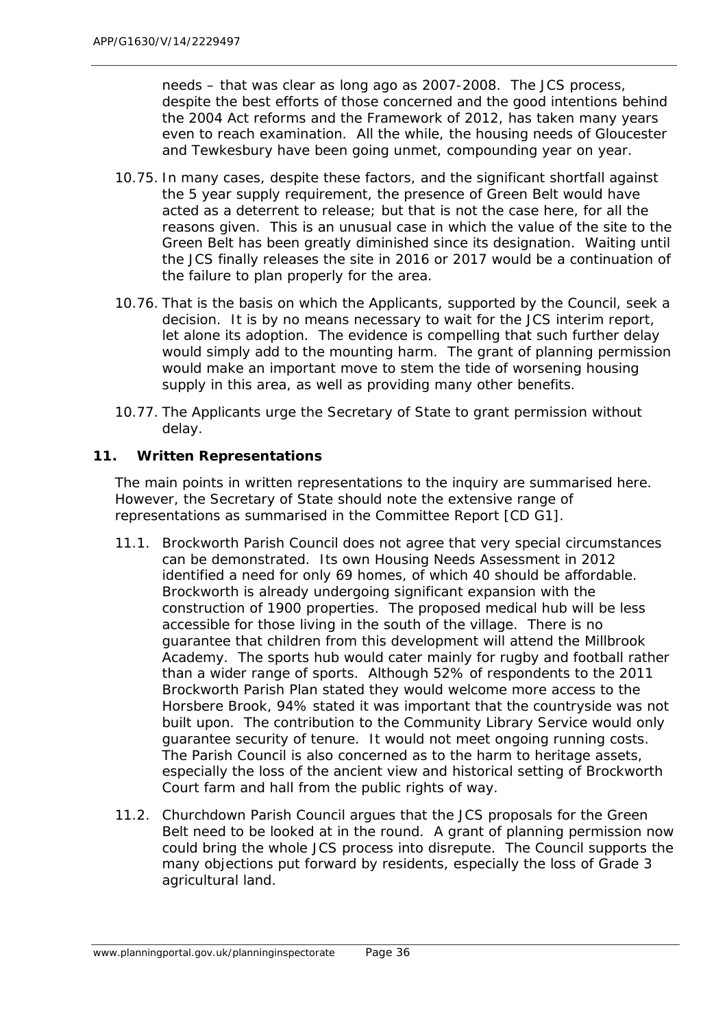needs – that was clear as long ago as 2007-2008. The JCS process, despite the best efforts of those concerned and the good intentions behind the 2004 Act reforms and the Framework of 2012, has taken many years even to reach examination. All the while, the housing needs of Gloucester and Tewkesbury have been going unmet, compounding year on year.

10.75. In many cases, despite these factors, and the significant shortfall against the 5 year supply requirement, the presence of Green Belt would have acted as a deterrent to release; but that is not the case here, for all the reasons given. This is an unusual case in which the value of the site to the Green Belt has been greatly diminished since its designation. Waiting until the JCS finally releases the site in 2016 or 2017 would be a continuation of the failure to plan properly for the area.

10.76. That is the basis on which the Applicants, supported by the Council, seek a decision. It is by no means necessary to wait for the JCS interim report, let alone its adoption. The evidence is compelling that such further delay would simply add to the mounting harm. The grant of planning permission would make an important move to stem the tide of worsening housing supply in this area, as well as providing many other benefits.

10.77. The Applicants urge the Secretary of State to grant permission without delay.

## 11. Written Representations

The main points in written representations to the inquiry are summarised here. However, the Secretary of State should note the extensive range of representations as summarised in the Committee Report [CD G1].

11.1. Brockworth Parish Council does not agree that very special circumstances can be demonstrated. Its own Housing Needs Assessment in 2012 identified a need for only 69 homes, of which 40 should be affordable. Brockworth is already undergoing significant expansion with the construction of 1900 properties. The proposed medical hub will be less accessible for those living in the south of the village. There is no guarantee that children from this development will attend the Millbrook Academy. The sports hub would cater mainly for rugby and football rather than a wider range of sports. Although 52% of respondents to the 2011 Brockworth Parish Plan stated they would welcome more access to the Horsbere Brook, 94% stated it was important that the countryside was not built upon. The contribution to the Community Library Service would only guarantee security of tenure. It would not meet ongoing running costs. The Parish Council is also concerned as to the harm to heritage assets, especially the loss of the ancient view and historical setting of Brockworth Court farm and hall from the public rights of way.

11.2. Churchdown Parish Council argues that the JCS proposals for the Green Belt need to be looked at in the round. A grant of planning permission now could bring the whole JCS process into disrepute. The Council supports the many objections put forward by residents, especially the loss of Grade 3 agricultural land.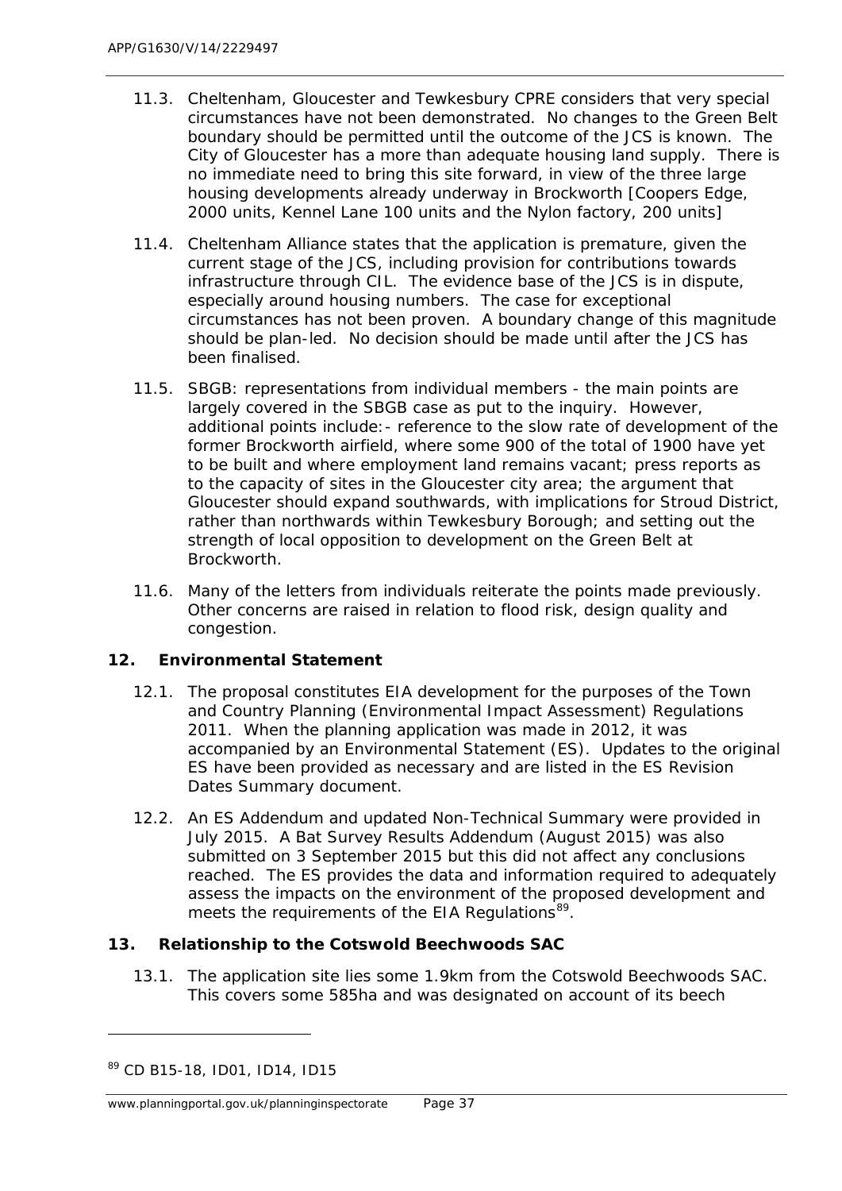11.3. Cheltenham, Gloucester and Tewkesbury CPRE considers that very special circumstances have not been demonstrated. No changes to the Green Belt boundary should be permitted until the outcome of the JCS is known. The City of Gloucester has a more than adequate housing land supply. There is no immediate need to bring this site forward, in view of the three large housing developments already underway in Brockworth [Coopers Edge, 2000 units, Kennel Lane 100 units and the Nylon factory, 200 units]

11.4. Cheltenham Alliance states that the application is premature, given the current stage of the JCS, including provision for contributions towards infrastructure through CIL. The evidence base of the JCS is in dispute, especially around housing numbers. The case for exceptional circumstances has not been proven. A boundary change of this magnitude should be plan-led. No decision should be made until after the JCS has been finalised.

11.5. SBGB: representations from individual members - the main points are largely covered in the SBGB case as put to the inquiry. However, additional points include:- reference to the slow rate of development of the former Brockworth airfield, where some 900 of the total of 1900 have yet to be built and where employment land remains vacant; press reports as to the capacity of sites in the Gloucester city area; the argument that Gloucester should expand southwards, with implications for Stroud District, rather than northwards within Tewkesbury Borough; and setting out the strength of local opposition to development on the Green Belt at Brockworth.

11.6. Many of the letters from individuals reiterate the points made previously. Other concerns are raised in relation to flood risk, design quality and congestion.

## 12. Environmental Statement

12.1. The proposal constitutes EIA development for the purposes of the Town and Country Planning (Environmental Impact Assessment) Regulations 2011. When the planning application was made in 2012, it was accompanied by an Environmental Statement (ES). Updates to the original ES have been provided as necessary and are listed in the ES Revision Dates Summary document.

12.2. An ES Addendum and updated Non-Technical Summary were provided in July 2015. A Bat Survey Results Addendum (August 2015) was also submitted on 3 September 2015 but this did not affect any conclusions reached. The ES provides the data and information required to adequately assess the impacts on the environment of the proposed development and meets the requirements of the EIA Regulations[89].

## 13. Relationship to the Cotswold Beechwoods SAC

13.1. The application site lies some 1.9km from the Cotswold Beechwoods SAC. This covers some 585ha and was designated on account of its beech

---

[89] CD B15-18, ID01, ID14, ID15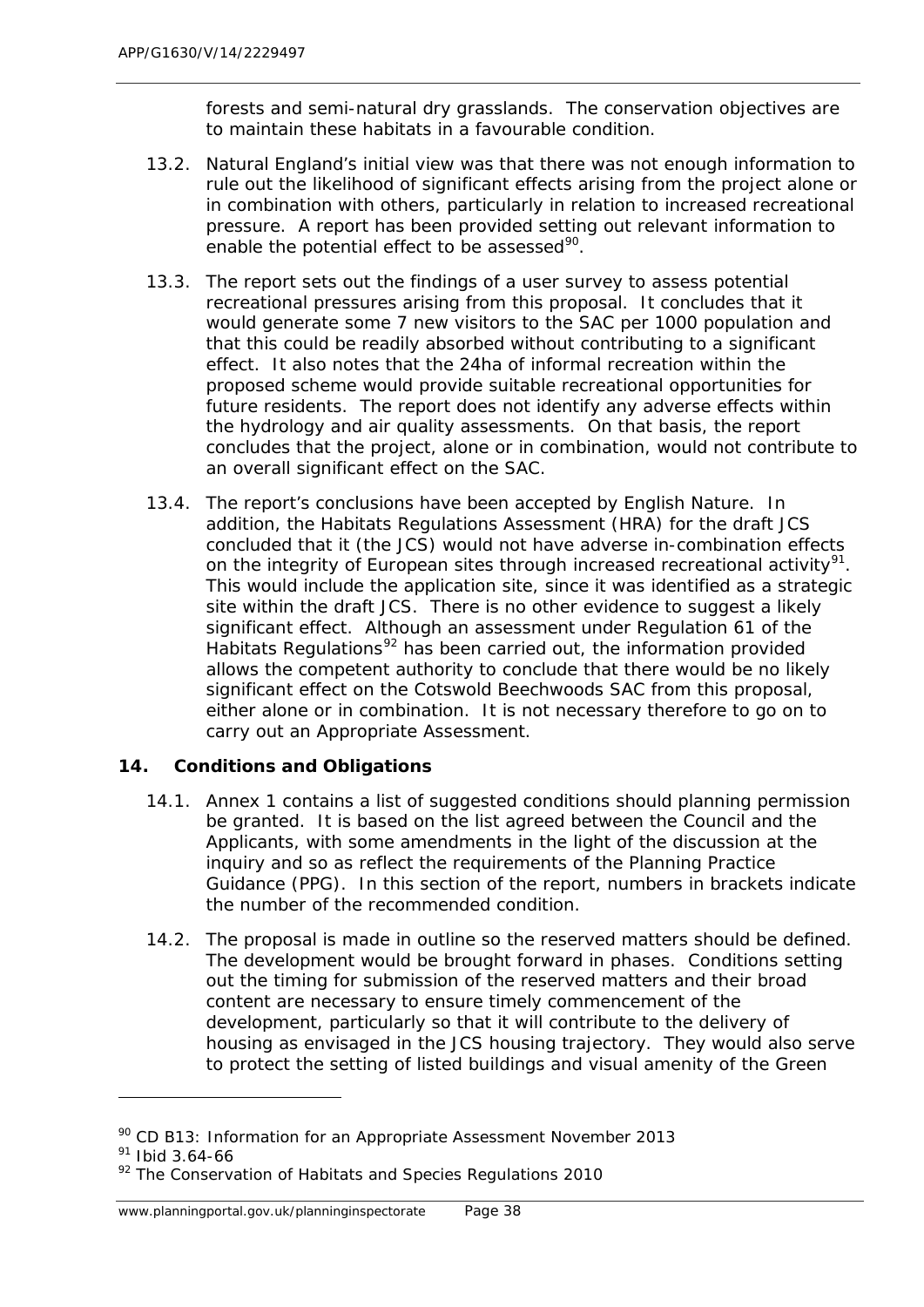forests and semi-natural dry grasslands. The conservation objectives are to maintain these habitats in a favourable condition.

13.2. Natural England's initial view was that there was not enough information to rule out the likelihood of significant effects arising from the project alone or in combination with others, particularly in relation to increased recreational pressure. A report has been provided setting out relevant information to enable the potential effect to be assessed[90].

13.3. The report sets out the findings of a user survey to assess potential recreational pressures arising from this proposal. It concludes that it would generate some 7 new visitors to the SAC per 1000 population and that this could be readily absorbed without contributing to a significant effect. It also notes that the 24ha of informal recreation within the proposed scheme would provide suitable recreational opportunities for future residents. The report does not identify any adverse effects within the hydrology and air quality assessments. On that basis, the report concludes that the project, alone or in combination, would not contribute to an overall significant effect on the SAC.

13.4. The report's conclusions have been accepted by English Nature. In addition, the Habitats Regulations Assessment (HRA) for the draft JCS concluded that it (the JCS) would not have adverse in-combination effects on the integrity of European sites through increased recreational activity[91]. This would include the application site, since it was identified as a strategic site within the draft JCS. There is no other evidence to suggest a likely significant effect. Although an assessment under Regulation 61 of the Habitats Regulations[92] has been carried out, the information provided allows the competent authority to conclude that there would be no likely significant effect on the Cotswold Beechwoods SAC from this proposal, either alone or in combination. It is not necessary therefore to go on to carry out an Appropriate Assessment.

## 14. Conditions and Obligations

14.1. Annex 1 contains a list of suggested conditions should planning permission be granted. It is based on the list agreed between the Council and the Applicants, with some amendments in the light of the discussion at the inquiry and so as reflect the requirements of the Planning Practice Guidance (PPG). In this section of the report, numbers in brackets indicate the number of the recommended condition.

14.2. The proposal is made in outline so the reserved matters should be defined. The development would be brought forward in phases. Conditions setting out the timing for submission of the reserved matters and their broad content are necessary to ensure timely commencement of the development, particularly so that it will contribute to the delivery of housing as envisaged in the JCS housing trajectory. They would also serve to protect the setting of listed buildings and visual amenity of the Green

[90] CD B13: Information for an Appropriate Assessment November 2013

[91] Ibid 3.64-66

[92] The Conservation of Habitats and Species Regulations 2010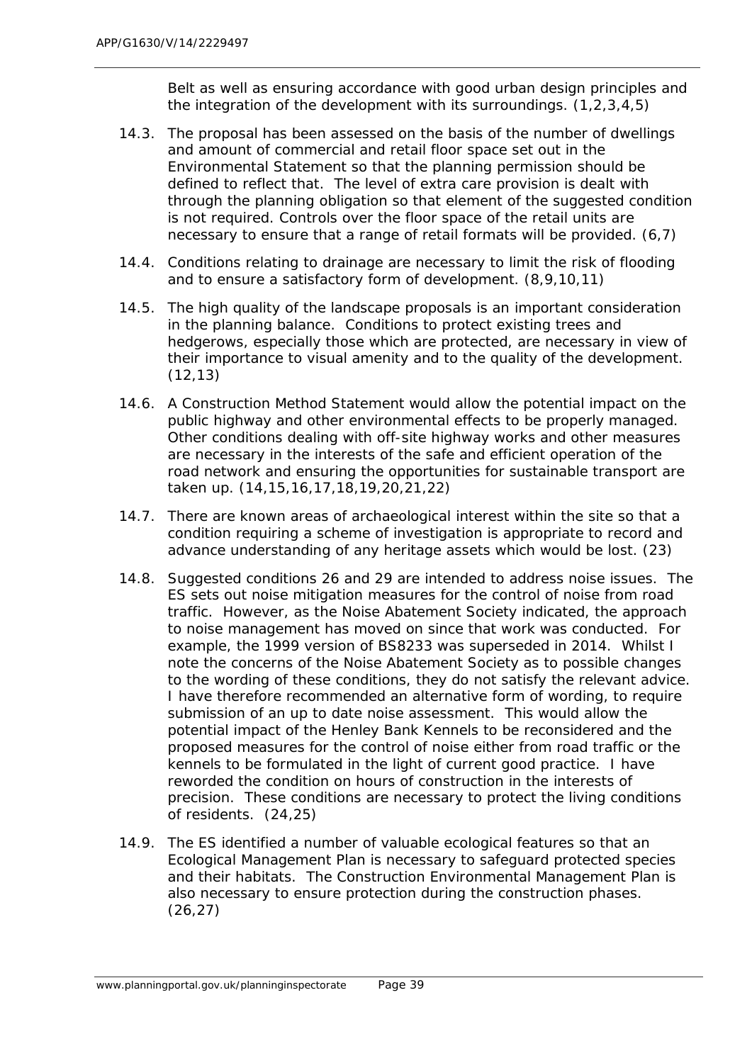Belt as well as ensuring accordance with good urban design principles and the integration of the development with its surroundings. (1,2,3,4,5)

14.3. The proposal has been assessed on the basis of the number of dwellings and amount of commercial and retail floor space set out in the Environmental Statement so that the planning permission should be defined to reflect that. The level of extra care provision is dealt with through the planning obligation so that element of the suggested condition is not required. Controls over the floor space of the retail units are necessary to ensure that a range of retail formats will be provided. (6,7)

14.4. Conditions relating to drainage are necessary to limit the risk of flooding and to ensure a satisfactory form of development. (8,9,10,11)

14.5. The high quality of the landscape proposals is an important consideration in the planning balance. Conditions to protect existing trees and hedgerows, especially those which are protected, are necessary in view of their importance to visual amenity and to the quality of the development. (12,13)

14.6. A Construction Method Statement would allow the potential impact on the public highway and other environmental effects to be properly managed. Other conditions dealing with off-site highway works and other measures are necessary in the interests of the safe and efficient operation of the road network and ensuring the opportunities for sustainable transport are taken up. (14,15,16,17,18,19,20,21,22)

14.7. There are known areas of archaeological interest within the site so that a condition requiring a scheme of investigation is appropriate to record and advance understanding of any heritage assets which would be lost. (23)

14.8. Suggested conditions 26 and 29 are intended to address noise issues. The ES sets out noise mitigation measures for the control of noise from road traffic. However, as the Noise Abatement Society indicated, the approach to noise management has moved on since that work was conducted. For example, the 1999 version of BS8233 was superseded in 2014. Whilst I note the concerns of the Noise Abatement Society as to possible changes to the wording of these conditions, they do not satisfy the relevant advice. I have therefore recommended an alternative form of wording, to require submission of an up to date noise assessment. This would allow the potential impact of the Henley Bank Kennels to be reconsidered and the proposed measures for the control of noise either from road traffic or the kennels to be formulated in the light of current good practice. I have reworded the condition on hours of construction in the interests of precision. These conditions are necessary to protect the living conditions of residents. (24,25)

14.9. The ES identified a number of valuable ecological features so that an Ecological Management Plan is necessary to safeguard protected species and their habitats. The Construction Environmental Management Plan is also necessary to ensure protection during the construction phases. (26,27)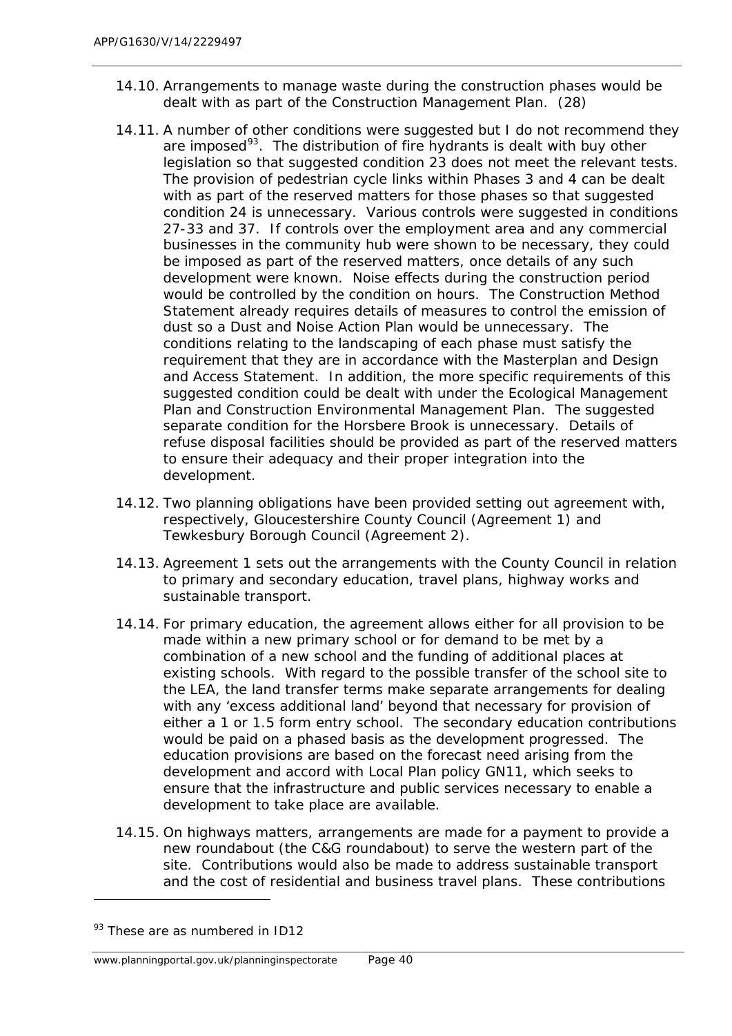14.10. Arrangements to manage waste during the construction phases would be dealt with as part of the Construction Management Plan. (28)

14.11. A number of other conditions were suggested but I do not recommend they are imposed[93]. The distribution of fire hydrants is dealt with buy other legislation so that suggested condition 23 does not meet the relevant tests. The provision of pedestrian cycle links within Phases 3 and 4 can be dealt with as part of the reserved matters for those phases so that suggested condition 24 is unnecessary. Various controls were suggested in conditions 27-33 and 37. If controls over the employment area and any commercial businesses in the community hub were shown to be necessary, they could be imposed as part of the reserved matters, once details of any such development were known. Noise effects during the construction period would be controlled by the condition on hours. The Construction Method Statement already requires details of measures to control the emission of dust so a Dust and Noise Action Plan would be unnecessary. The conditions relating to the landscaping of each phase must satisfy the requirement that they are in accordance with the Masterplan and Design and Access Statement. In addition, the more specific requirements of this suggested condition could be dealt with under the Ecological Management Plan and Construction Environmental Management Plan. The suggested separate condition for the Horsbere Brook is unnecessary. Details of refuse disposal facilities should be provided as part of the reserved matters to ensure their adequacy and their proper integration into the development.

14.12. Two planning obligations have been provided setting out agreement with, respectively, Gloucestershire County Council (Agreement 1) and Tewkesbury Borough Council (Agreement 2).

14.13. Agreement 1 sets out the arrangements with the County Council in relation to primary and secondary education, travel plans, highway works and sustainable transport.

14.14. For primary education, the agreement allows either for all provision to be made within a new primary school or for demand to be met by a combination of a new school and the funding of additional places at existing schools. With regard to the possible transfer of the school site to the LEA, the land transfer terms make separate arrangements for dealing with any 'excess additional land' beyond that necessary for provision of either a 1 or 1.5 form entry school. The secondary education contributions would be paid on a phased basis as the development progressed. The education provisions are based on the forecast need arising from the development and accord with Local Plan policy GN11, which seeks to ensure that the infrastructure and public services necessary to enable a development to take place are available.

14.15. On highways matters, arrangements are made for a payment to provide a new roundabout (the C&G roundabout) to serve the western part of the site. Contributions would also be made to address sustainable transport and the cost of residential and business travel plans. These contributions

[93] These are as numbered in ID12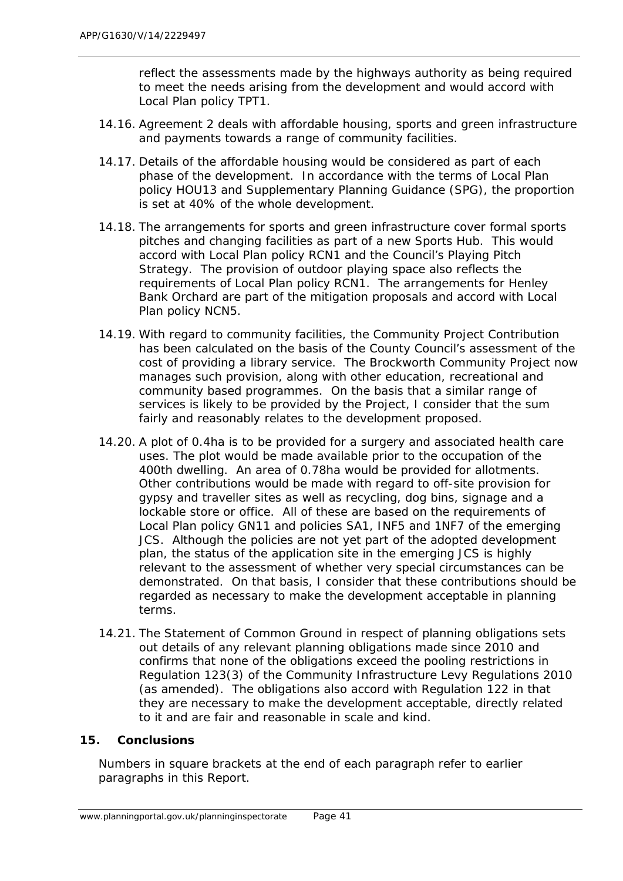reflect the assessments made by the highways authority as being required to meet the needs arising from the development and would accord with Local Plan policy TPT1.

14.16. Agreement 2 deals with affordable housing, sports and green infrastructure and payments towards a range of community facilities.

14.17. Details of the affordable housing would be considered as part of each phase of the development. In accordance with the terms of Local Plan policy HOU13 and Supplementary Planning Guidance (SPG), the proportion is set at 40% of the whole development.

14.18. The arrangements for sports and green infrastructure cover formal sports pitches and changing facilities as part of a new Sports Hub. This would accord with Local Plan policy RCN1 and the Council's Playing Pitch Strategy. The provision of outdoor playing space also reflects the requirements of Local Plan policy RCN1. The arrangements for Henley Bank Orchard are part of the mitigation proposals and accord with Local Plan policy NCN5.

14.19. With regard to community facilities, the Community Project Contribution has been calculated on the basis of the County Council's assessment of the cost of providing a library service. The Brockworth Community Project now manages such provision, along with other education, recreational and community based programmes. On the basis that a similar range of services is likely to be provided by the Project, I consider that the sum fairly and reasonably relates to the development proposed.

14.20. A plot of 0.4ha is to be provided for a surgery and associated health care uses. The plot would be made available prior to the occupation of the 400th dwelling. An area of 0.78ha would be provided for allotments. Other contributions would be made with regard to off-site provision for gypsy and traveller sites as well as recycling, dog bins, signage and a lockable store or office. All of these are based on the requirements of Local Plan policy GN11 and policies SA1, INF5 and 1NF7 of the emerging JCS. Although the policies are not yet part of the adopted development plan, the status of the application site in the emerging JCS is highly relevant to the assessment of whether very special circumstances can be demonstrated. On that basis, I consider that these contributions should be regarded as necessary to make the development acceptable in planning terms.

14.21. The Statement of Common Ground in respect of planning obligations sets out details of any relevant planning obligations made since 2010 and confirms that none of the obligations exceed the pooling restrictions in Regulation 123(3) of the Community Infrastructure Levy Regulations 2010 (as amended). The obligations also accord with Regulation 122 in that they are necessary to make the development acceptable, directly related to it and are fair and reasonable in scale and kind.

## 15. Conclusions

Numbers in square brackets at the end of each paragraph refer to earlier paragraphs in this Report.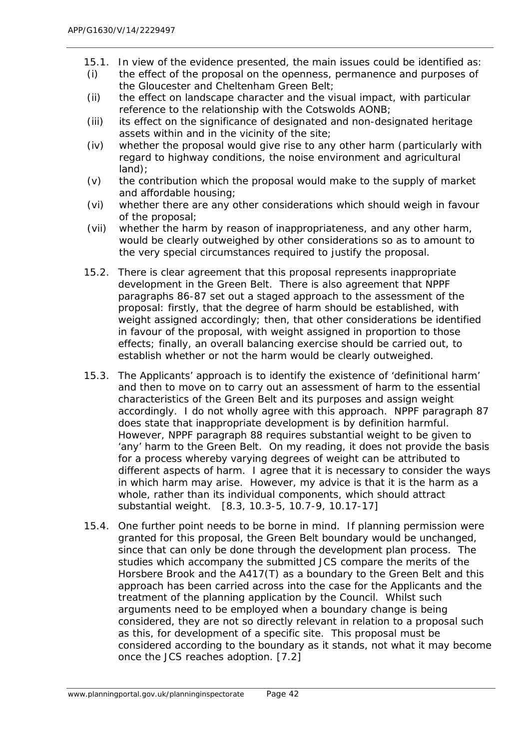15.1. In view of the evidence presented, the main issues could be identified as:

(i) the effect of the proposal on the openness, permanence and purposes of the Gloucester and Cheltenham Green Belt;

(ii) the effect on landscape character and the visual impact, with particular reference to the relationship with the Cotswolds AONB;

(iii) its effect on the significance of designated and non-designated heritage assets within and in the vicinity of the site;

(iv) whether the proposal would give rise to any other harm (particularly with regard to highway conditions, the noise environment and agricultural land);

(v) the contribution which the proposal would make to the supply of market and affordable housing;

(vi) whether there are any other considerations which should weigh in favour of the proposal;

(vii) whether the harm by reason of inappropriateness, and any other harm, would be clearly outweighed by other considerations so as to amount to the very special circumstances required to justify the proposal.

15.2. There is clear agreement that this proposal represents inappropriate development in the Green Belt. There is also agreement that NPPF paragraphs 86-87 set out a staged approach to the assessment of the proposal: firstly, that the degree of harm should be established, with weight assigned accordingly; then, that other considerations be identified in favour of the proposal, with weight assigned in proportion to those effects; finally, an overall balancing exercise should be carried out, to establish whether or not the harm would be clearly outweighed.

15.3. The Applicants' approach is to identify the existence of 'definitional harm' and then to move on to carry out an assessment of harm to the essential characteristics of the Green Belt and its purposes and assign weight accordingly. I do not wholly agree with this approach. NPPF paragraph 87 does state that inappropriate development is by definition harmful. However, NPPF paragraph 88 requires substantial weight to be given to 'any' harm to the Green Belt. On my reading, it does not provide the basis for a process whereby varying degrees of weight can be attributed to different aspects of harm. I agree that it is necessary to consider the ways in which harm may arise. However, my advice is that it is the harm as a whole, rather than its individual components, which should attract substantial weight. [8.3, 10.3-5, 10.7-9, 10.17-17]

15.4. One further point needs to be borne in mind. If planning permission were granted for this proposal, the Green Belt boundary would be unchanged, since that can only be done through the development plan process. The studies which accompany the submitted JCS compare the merits of the Horsbere Brook and the A417(T) as a boundary to the Green Belt and this approach has been carried across into the case for the Applicants and the treatment of the planning application by the Council. Whilst such arguments need to be employed when a boundary change is being considered, they are not so directly relevant in relation to a proposal such as this, for development of a specific site. This proposal must be considered according to the boundary as it stands, not what it may become once the JCS reaches adoption. [7.2]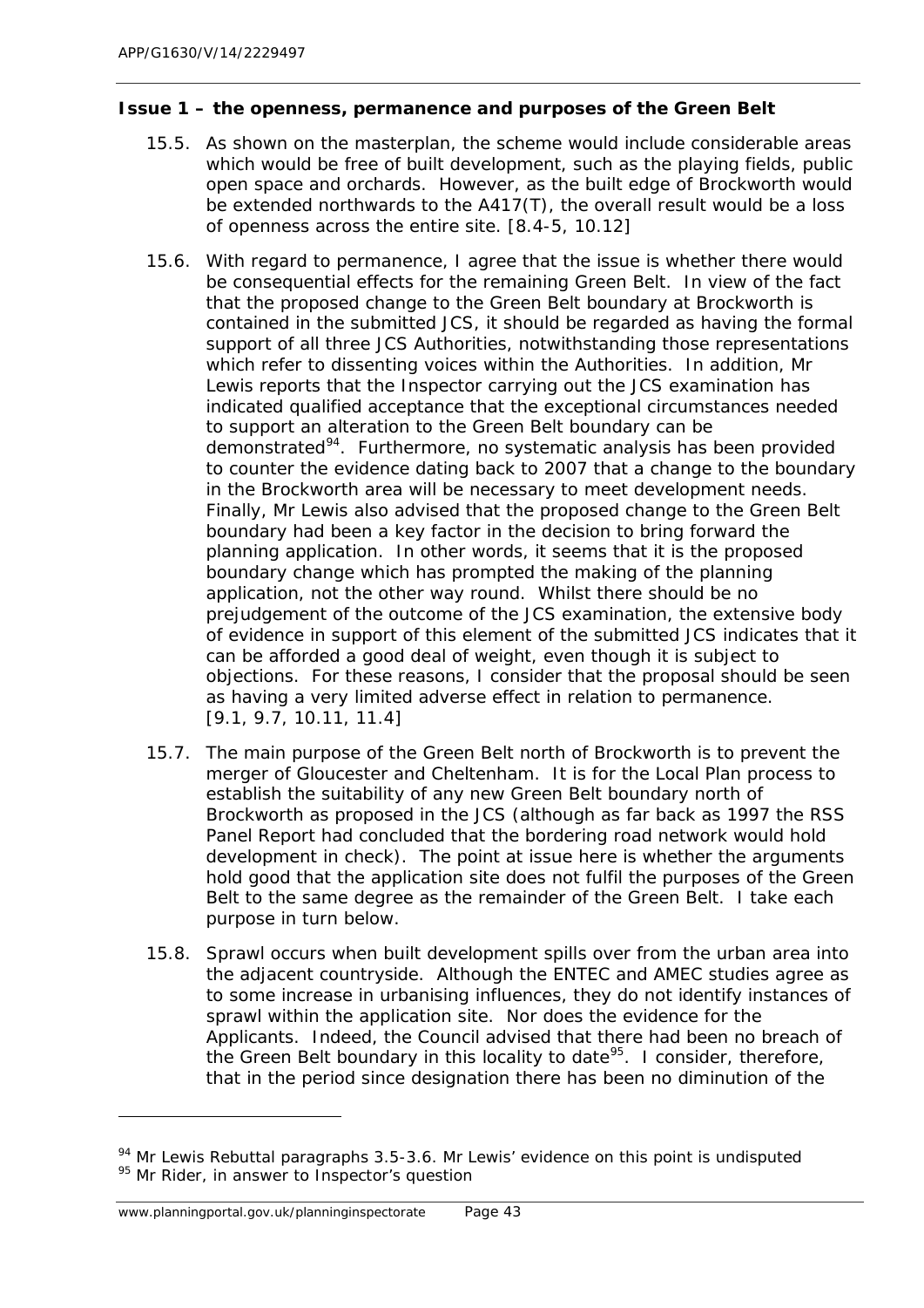**Issue 1 – the openness, permanence and purposes of the Green Belt**

15.5. As shown on the masterplan, the scheme would include considerable areas which would be free of built development, such as the playing fields, public open space and orchards. However, as the built edge of Brockworth would be extended northwards to the A417(T), the overall result would be a loss of openness across the entire site. [8.4-5, 10.12]

15.6. With regard to permanence, I agree that the issue is whether there would be consequential effects for the remaining Green Belt. In view of the fact that the proposed change to the Green Belt boundary at Brockworth is contained in the submitted JCS, it should be regarded as having the formal support of all three JCS Authorities, notwithstanding those representations which refer to dissenting voices within the Authorities. In addition, Mr Lewis reports that the Inspector carrying out the JCS examination has indicated qualified acceptance that the exceptional circumstances needed to support an alteration to the Green Belt boundary can be demonstrated[94]. Furthermore, no systematic analysis has been provided to counter the evidence dating back to 2007 that a change to the boundary in the Brockworth area will be necessary to meet development needs. Finally, Mr Lewis also advised that the proposed change to the Green Belt boundary had been a key factor in the decision to bring forward the planning application. In other words, it seems that it is the proposed boundary change which has prompted the making of the planning application, not the other way round. Whilst there should be no prejudgement of the outcome of the JCS examination, the extensive body of evidence in support of this element of the submitted JCS indicates that it can be afforded a good deal of weight, even though it is subject to objections. For these reasons, I consider that the proposal should be seen as having a very limited adverse effect in relation to permanence. [9.1, 9.7, 10.11, 11.4]

15.7. The main purpose of the Green Belt north of Brockworth is to prevent the merger of Gloucester and Cheltenham. It is for the Local Plan process to establish the suitability of any new Green Belt boundary north of Brockworth as proposed in the JCS (although as far back as 1997 the RSS Panel Report had concluded that the bordering road network would hold development in check). The point at issue here is whether the arguments hold good that the application site does not fulfil the purposes of the Green Belt to the same degree as the remainder of the Green Belt. I take each purpose in turn below.

15.8. Sprawl occurs when built development spills over from the urban area into the adjacent countryside. Although the ENTEC and AMEC studies agree as to some increase in urbanising influences, they do not identify instances of sprawl within the application site. Nor does the evidence for the Applicants. Indeed, the Council advised that there had been no breach of the Green Belt boundary in this locality to date[95]. I consider, therefore, that in the period since designation there has been no diminution of the

---

[94] Mr Lewis Rebuttal paragraphs 3.5-3.6. Mr Lewis' evidence on this point is undisputed

[95] Mr Rider, in answer to Inspector's question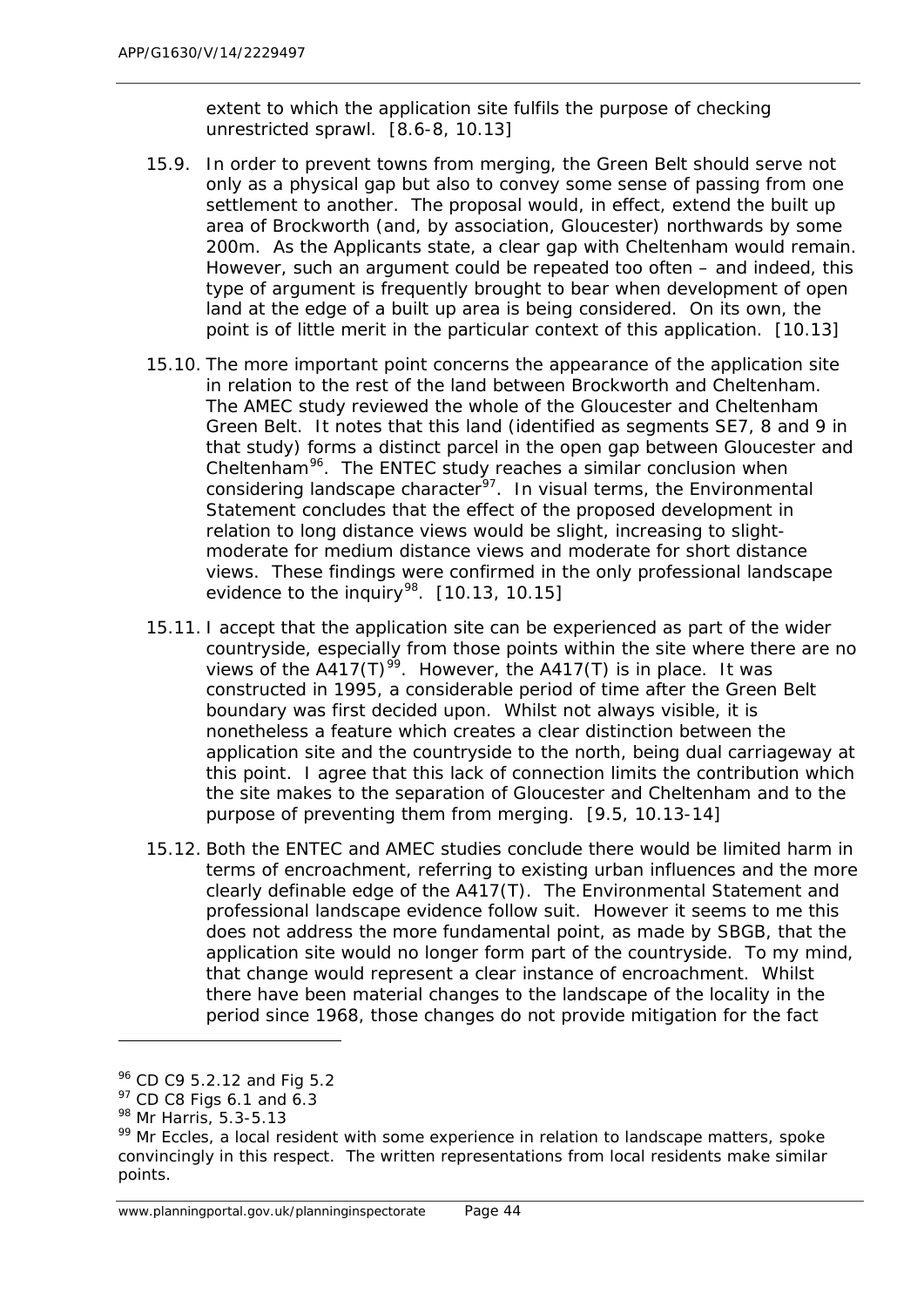extent to which the application site fulfils the purpose of checking unrestricted sprawl. [8.6-8, 10.13]

15.9. In order to prevent towns from merging, the Green Belt should serve not only as a physical gap but also to convey some sense of passing from one settlement to another. The proposal would, in effect, extend the built up area of Brockworth (and, by association, Gloucester) northwards by some 200m. As the Applicants state, a clear gap with Cheltenham would remain. However, such an argument could be repeated too often – and indeed, this type of argument is frequently brought to bear when development of open land at the edge of a built up area is being considered. On its own, the point is of little merit in the particular context of this application. [10.13]

15.10. The more important point concerns the appearance of the application site in relation to the rest of the land between Brockworth and Cheltenham. The AMEC study reviewed the whole of the Gloucester and Cheltenham Green Belt. It notes that this land (identified as segments SE7, 8 and 9 in that study) forms a distinct parcel in the open gap between Gloucester and Cheltenham[96]. The ENTEC study reaches a similar conclusion when considering landscape character[97]. In visual terms, the Environmental Statement concludes that the effect of the proposed development in relation to long distance views would be slight, increasing to slight-moderate for medium distance views and moderate for short distance views. These findings were confirmed in the only professional landscape evidence to the inquiry[98]. [10.13, 10.15]

15.11. I accept that the application site can be experienced as part of the wider countryside, especially from those points within the site where there are no views of the A417(T)[99]. However, the A417(T) is in place. It was constructed in 1995, a considerable period of time after the Green Belt boundary was first decided upon. Whilst not always visible, it is nonetheless a feature which creates a clear distinction between the application site and the countryside to the north, being dual carriageway at this point. I agree that this lack of connection limits the contribution which the site makes to the separation of Gloucester and Cheltenham and to the purpose of preventing them from merging. [9.5, 10.13-14]

15.12. Both the ENTEC and AMEC studies conclude there would be limited harm in terms of encroachment, referring to existing urban influences and the more clearly definable edge of the A417(T). The Environmental Statement and professional landscape evidence follow suit. However it seems to me this does not address the more fundamental point, as made by SBGB, that the application site would no longer form part of the countryside. To my mind, that change would represent a clear instance of encroachment. Whilst there have been material changes to the landscape of the locality in the period since 1968, those changes do not provide mitigation for the fact

---

[96] CD C9 5.2.12 and Fig 5.2

[97] CD C8 Figs 6.1 and 6.3

[98] Mr Harris, 5.3-5.13

[99] Mr Eccles, a local resident with some experience in relation to landscape matters, spoke convincingly in this respect. The written representations from local residents make similar points.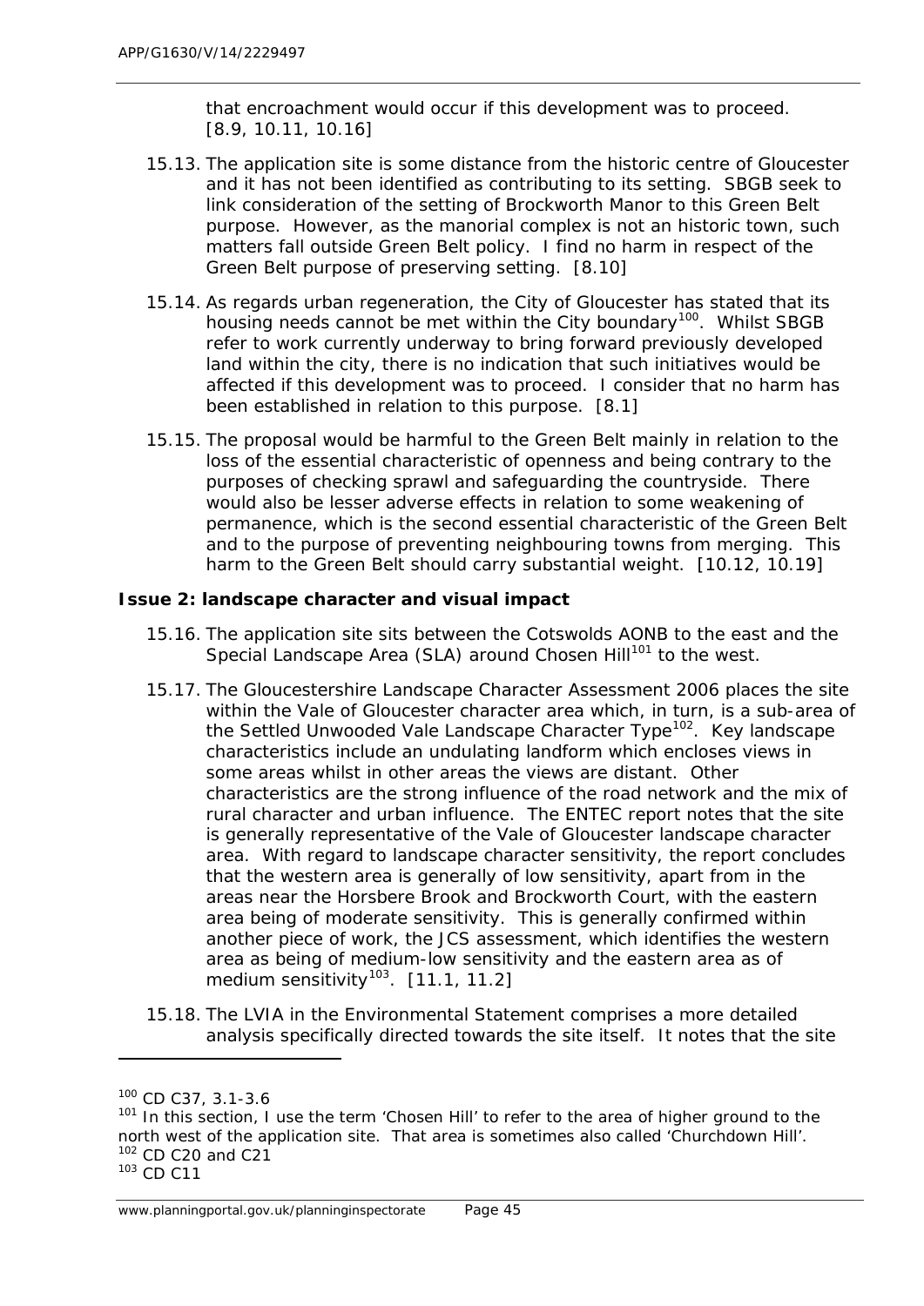that encroachment would occur if this development was to proceed. [8.9, 10.11, 10.16]

15.13. The application site is some distance from the historic centre of Gloucester and it has not been identified as contributing to its setting. SBGB seek to link consideration of the setting of Brockworth Manor to this Green Belt purpose. However, as the manorial complex is not an historic town, such matters fall outside Green Belt policy. I find no harm in respect of the Green Belt purpose of preserving setting. [8.10]

15.14. As regards urban regeneration, the City of Gloucester has stated that its housing needs cannot be met within the City boundary[100]. Whilst SBGB refer to work currently underway to bring forward previously developed land within the city, there is no indication that such initiatives would be affected if this development was to proceed. I consider that no harm has been established in relation to this purpose. [8.1]

15.15. The proposal would be harmful to the Green Belt mainly in relation to the loss of the essential characteristic of openness and being contrary to the purposes of checking sprawl and safeguarding the countryside. There would also be lesser adverse effects in relation to some weakening of permanence, which is the second essential characteristic of the Green Belt and to the purpose of preventing neighbouring towns from merging. This harm to the Green Belt should carry substantial weight. [10.12, 10.19]

**Issue 2: landscape character and visual impact**

15.16. The application site sits between the Cotswolds AONB to the east and the Special Landscape Area (SLA) around Chosen Hill[101] to the west.

15.17. The Gloucestershire Landscape Character Assessment 2006 places the site within the Vale of Gloucester character area which, in turn, is a sub-area of the Settled Unwooded Vale Landscape Character Type[102]. Key landscape characteristics include an undulating landform which encloses views in some areas whilst in other areas the views are distant. Other characteristics are the strong influence of the road network and the mix of rural character and urban influence. The ENTEC report notes that the site is generally representative of the Vale of Gloucester landscape character area. With regard to landscape character sensitivity, the report concludes that the western area is generally of low sensitivity, apart from in the areas near the Horsbere Brook and Brockworth Court, with the eastern area being of moderate sensitivity. This is generally confirmed within another piece of work, the JCS assessment, which identifies the western area as being of medium-low sensitivity and the eastern area as of medium sensitivity[103]. [11.1, 11.2]

15.18. The LVIA in the Environmental Statement comprises a more detailed analysis specifically directed towards the site itself. It notes that the site

---

[100] CD C37, 3.1-3.6

[101] In this section, I use the term 'Chosen Hill' to refer to the area of higher ground to the north west of the application site. That area is sometimes also called 'Churchdown Hill'.

[102] CD C20 and C21

[103] CD C11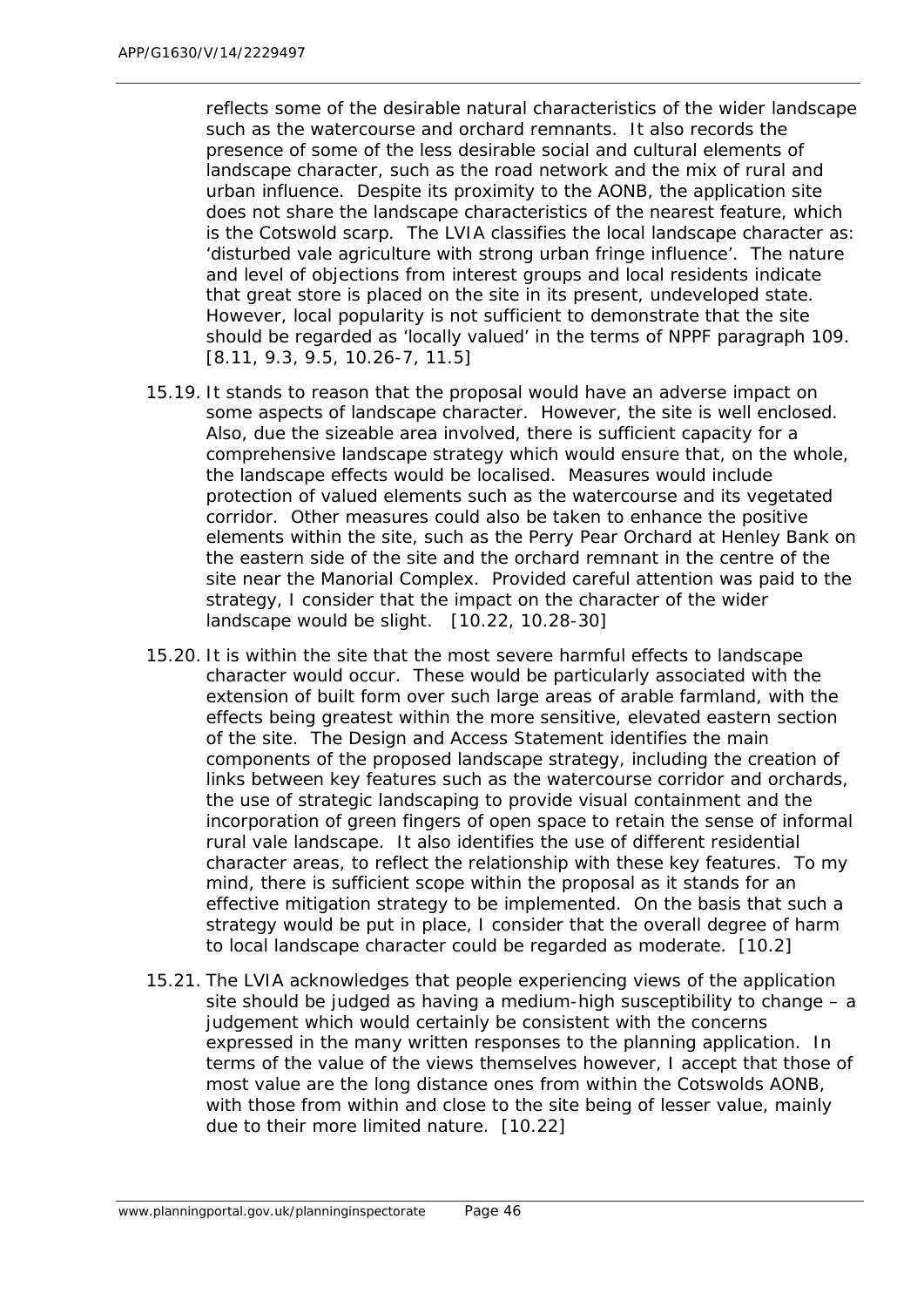reflects some of the desirable natural characteristics of the wider landscape such as the watercourse and orchard remnants. It also records the presence of some of the less desirable social and cultural elements of landscape character, such as the road network and the mix of rural and urban influence. Despite its proximity to the AONB, the application site does not share the landscape characteristics of the nearest feature, which is the Cotswold scarp. The LVIA classifies the local landscape character as: 'disturbed vale agriculture with strong urban fringe influence'. The nature and level of objections from interest groups and local residents indicate that great store is placed on the site in its present, undeveloped state. However, local popularity is not sufficient to demonstrate that the site should be regarded as 'locally valued' in the terms of NPPF paragraph 109. [8.11, 9.3, 9.5, 10.26-7, 11.5]

15.19. It stands to reason that the proposal would have an adverse impact on some aspects of landscape character. However, the site is well enclosed. Also, due the sizeable area involved, there is sufficient capacity for a comprehensive landscape strategy which would ensure that, on the whole, the landscape effects would be localised. Measures would include protection of valued elements such as the watercourse and its vegetated corridor. Other measures could also be taken to enhance the positive elements within the site, such as the Perry Pear Orchard at Henley Bank on the eastern side of the site and the orchard remnant in the centre of the site near the Manorial Complex. Provided careful attention was paid to the strategy, I consider that the impact on the character of the wider landscape would be slight. [10.22, 10.28-30]

15.20. It is within the site that the most severe harmful effects to landscape character would occur. These would be particularly associated with the extension of built form over such large areas of arable farmland, with the effects being greatest within the more sensitive, elevated eastern section of the site. The Design and Access Statement identifies the main components of the proposed landscape strategy, including the creation of links between key features such as the watercourse corridor and orchards, the use of strategic landscaping to provide visual containment and the incorporation of green fingers of open space to retain the sense of informal rural vale landscape. It also identifies the use of different residential character areas, to reflect the relationship with these key features. To my mind, there is sufficient scope within the proposal as it stands for an effective mitigation strategy to be implemented. On the basis that such a strategy would be put in place, I consider that the overall degree of harm to local landscape character could be regarded as moderate. [10.2]

15.21. The LVIA acknowledges that people experiencing views of the application site should be judged as having a medium-high susceptibility to change – a judgement which would certainly be consistent with the concerns expressed in the many written responses to the planning application. In terms of the value of the views themselves however, I accept that those of most value are the long distance ones from within the Cotswolds AONB, with those from within and close to the site being of lesser value, mainly due to their more limited nature. [10.22]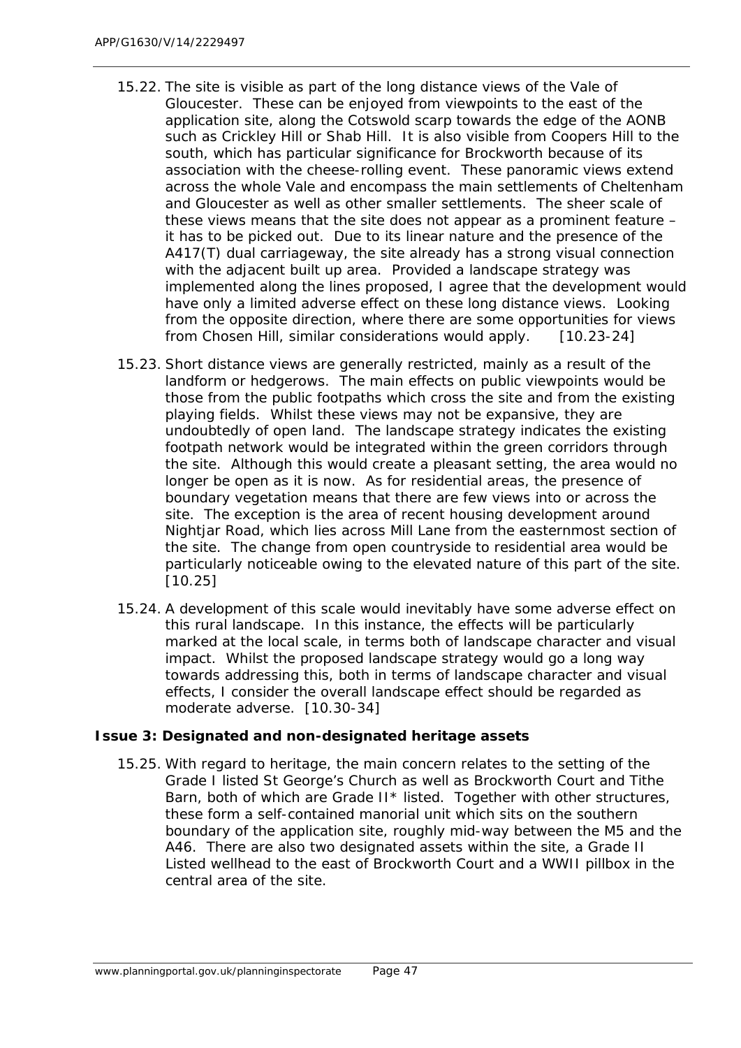15.22. The site is visible as part of the long distance views of the Vale of Gloucester. These can be enjoyed from viewpoints to the east of the application site, along the Cotswold scarp towards the edge of the AONB such as Crickley Hill or Shab Hill. It is also visible from Coopers Hill to the south, which has particular significance for Brockworth because of its association with the cheese-rolling event. These panoramic views extend across the whole Vale and encompass the main settlements of Cheltenham and Gloucester as well as other smaller settlements. The sheer scale of these views means that the site does not appear as a prominent feature – it has to be picked out. Due to its linear nature and the presence of the A417(T) dual carriageway, the site already has a strong visual connection with the adjacent built up area. Provided a landscape strategy was implemented along the lines proposed, I agree that the development would have only a limited adverse effect on these long distance views. Looking from the opposite direction, where there are some opportunities for views from Chosen Hill, similar considerations would apply. [10.23-24]

15.23. Short distance views are generally restricted, mainly as a result of the landform or hedgerows. The main effects on public viewpoints would be those from the public footpaths which cross the site and from the existing playing fields. Whilst these views may not be expansive, they are undoubtedly of open land. The landscape strategy indicates the existing footpath network would be integrated within the green corridors through the site. Although this would create a pleasant setting, the area would no longer be open as it is now. As for residential areas, the presence of boundary vegetation means that there are few views into or across the site. The exception is the area of recent housing development around Nightjar Road, which lies across Mill Lane from the easternmost section of the site. The change from open countryside to residential area would be particularly noticeable owing to the elevated nature of this part of the site. [10.25]

15.24. A development of this scale would inevitably have some adverse effect on this rural landscape. In this instance, the effects will be particularly marked at the local scale, in terms both of landscape character and visual impact. Whilst the proposed landscape strategy would go a long way towards addressing this, both in terms of landscape character and visual effects, I consider the overall landscape effect should be regarded as moderate adverse. [10.30-34]

**Issue 3: Designated and non-designated heritage assets**

15.25. With regard to heritage, the main concern relates to the setting of the Grade I listed St George's Church as well as Brockworth Court and Tithe Barn, both of which are Grade II* listed. Together with other structures, these form a self-contained manorial unit which sits on the southern boundary of the application site, roughly mid-way between the M5 and the A46. There are also two designated assets within the site, a Grade II Listed wellhead to the east of Brockworth Court and a WWII pillbox in the central area of the site.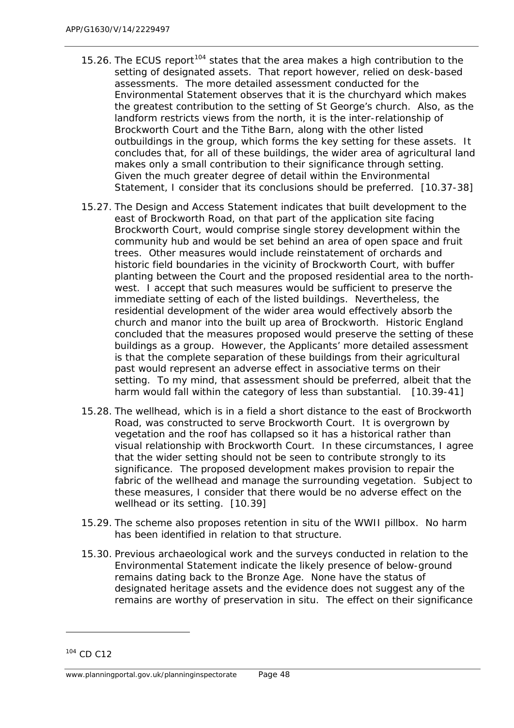15.26. The ECUS report[104] states that the area makes a high contribution to the setting of designated assets. That report however, relied on desk-based assessments. The more detailed assessment conducted for the Environmental Statement observes that it is the churchyard which makes the greatest contribution to the setting of St George's church. Also, as the landform restricts views from the north, it is the inter-relationship of Brockworth Court and the Tithe Barn, along with the other listed outbuildings in the group, which forms the key setting for these assets. It concludes that, for all of these buildings, the wider area of agricultural land makes only a small contribution to their significance through setting. Given the much greater degree of detail within the Environmental Statement, I consider that its conclusions should be preferred. [10.37-38]

15.27. The Design and Access Statement indicates that built development to the east of Brockworth Road, on that part of the application site facing Brockworth Court, would comprise single storey development within the community hub and would be set behind an area of open space and fruit trees. Other measures would include reinstatement of orchards and historic field boundaries in the vicinity of Brockworth Court, with buffer planting between the Court and the proposed residential area to the north-west. I accept that such measures would be sufficient to preserve the immediate setting of each of the listed buildings. Nevertheless, the residential development of the wider area would effectively absorb the church and manor into the built up area of Brockworth. Historic England concluded that the measures proposed would preserve the setting of these buildings as a group. However, the Applicants' more detailed assessment is that the complete separation of these buildings from their agricultural past would represent an adverse effect in associative terms on their setting. To my mind, that assessment should be preferred, albeit that the harm would fall within the category of less than substantial. [10.39-41]

15.28. The wellhead, which is in a field a short distance to the east of Brockworth Road, was constructed to serve Brockworth Court. It is overgrown by vegetation and the roof has collapsed so it has a historical rather than visual relationship with Brockworth Court. In these circumstances, I agree that the wider setting should not be seen to contribute strongly to its significance. The proposed development makes provision to repair the fabric of the wellhead and manage the surrounding vegetation. Subject to these measures, I consider that there would be no adverse effect on the wellhead or its setting. [10.39]

15.29. The scheme also proposes retention in situ of the WWII pillbox. No harm has been identified in relation to that structure.

15.30. Previous archaeological work and the surveys conducted in relation to the Environmental Statement indicate the likely presence of below-ground remains dating back to the Bronze Age. None have the status of designated heritage assets and the evidence does not suggest any of the remains are worthy of preservation in situ. The effect on their significance

---

[104] CD C12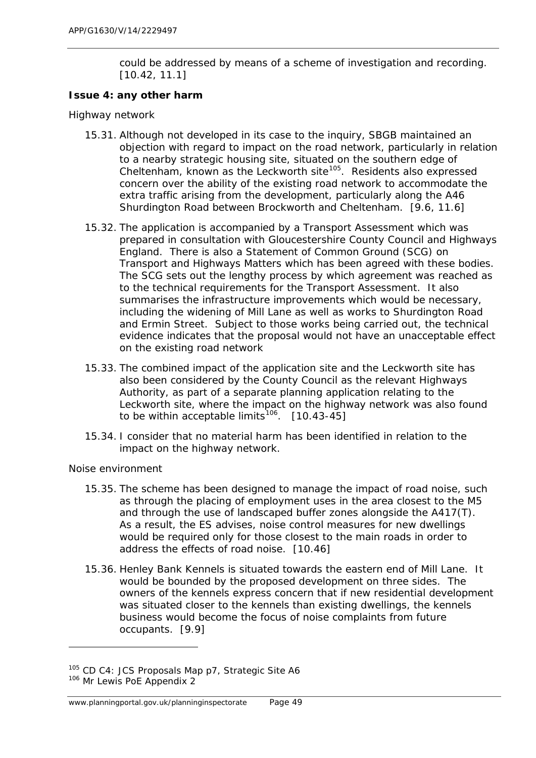could be addressed by means of a scheme of investigation and recording. [10.42, 11.1]

**Issue 4: any other harm**

*Highway network*

15.31. Although not developed in its case to the inquiry, SBGB maintained an objection with regard to impact on the road network, particularly in relation to a nearby strategic housing site, situated on the southern edge of Cheltenham, known as the Leckworth site[105]. Residents also expressed concern over the ability of the existing road network to accommodate the extra traffic arising from the development, particularly along the A46 Shurdington Road between Brockworth and Cheltenham. [9.6, 11.6]

15.32. The application is accompanied by a Transport Assessment which was prepared in consultation with Gloucestershire County Council and Highways England. There is also a Statement of Common Ground (SCG) on Transport and Highways Matters which has been agreed with these bodies. The SCG sets out the lengthy process by which agreement was reached as to the technical requirements for the Transport Assessment. It also summarises the infrastructure improvements which would be necessary, including the widening of Mill Lane as well as works to Shurdington Road and Ermin Street. Subject to those works being carried out, the technical evidence indicates that the proposal would not have an unacceptable effect on the existing road network

15.33. The combined impact of the application site and the Leckworth site has also been considered by the County Council as the relevant Highways Authority, as part of a separate planning application relating to the Leckworth site, where the impact on the highway network was also found to be within acceptable limits[106]. [10.43-45]

15.34. I consider that no material harm has been identified in relation to the impact on the highway network.

*Noise environment*

15.35. The scheme has been designed to manage the impact of road noise, such as through the placing of employment uses in the area closest to the M5 and through the use of landscaped buffer zones alongside the A417(T). As a result, the ES advises, noise control measures for new dwellings would be required only for those closest to the main roads in order to address the effects of road noise. [10.46]

15.36. Henley Bank Kennels is situated towards the eastern end of Mill Lane. It would be bounded by the proposed development on three sides. The owners of the kennels express concern that if new residential development was situated closer to the kennels than existing dwellings, the kennels business would become the focus of noise complaints from future occupants. [9.9]

---

[105] CD C4: JCS Proposals Map p7, Strategic Site A6

[106] Mr Lewis PoE Appendix 2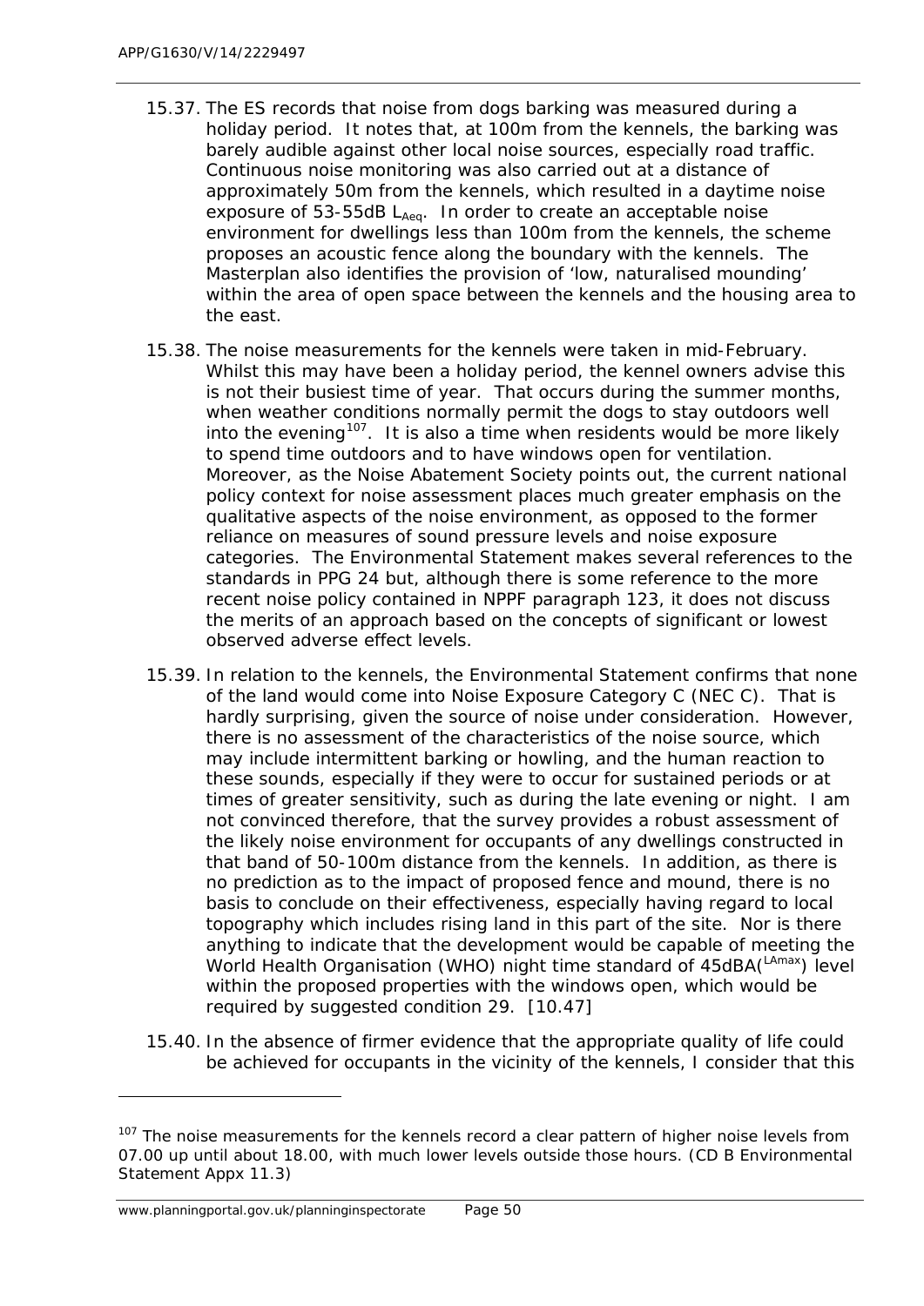15.37. The ES records that noise from dogs barking was measured during a holiday period. It notes that, at 100m from the kennels, the barking was barely audible against other local noise sources, especially road traffic. Continuous noise monitoring was also carried out at a distance of approximately 50m from the kennels, which resulted in a daytime noise exposure of 53-55dB $L_{Aeq}$. In order to create an acceptable noise environment for dwellings less than 100m from the kennels, the scheme proposes an acoustic fence along the boundary with the kennels. The Masterplan also identifies the provision of 'low, naturalised mounding' within the area of open space between the kennels and the housing area to the east.

15.38. The noise measurements for the kennels were taken in mid-February. Whilst this may have been a holiday period, the kennel owners advise this is not their busiest time of year. That occurs during the summer months, when weather conditions normally permit the dogs to stay outdoors well into the evening[107]. It is also a time when residents would be more likely to spend time outdoors and to have windows open for ventilation. Moreover, as the Noise Abatement Society points out, the current national policy context for noise assessment places much greater emphasis on the qualitative aspects of the noise environment, as opposed to the former reliance on measures of sound pressure levels and noise exposure categories. The Environmental Statement makes several references to the standards in PPG 24 but, although there is some reference to the more recent noise policy contained in NPPF paragraph 123, it does not discuss the merits of an approach based on the concepts of significant or lowest observed adverse effect levels.

15.39. In relation to the kennels, the Environmental Statement confirms that none of the land would come into Noise Exposure Category C (NEC C). That is hardly surprising, given the source of noise under consideration. However, there is no assessment of the characteristics of the noise source, which may include intermittent barking or howling, and the human reaction to these sounds, especially if they were to occur for sustained periods or at times of greater sensitivity, such as during the late evening or night. I am not convinced therefore, that the survey provides a robust assessment of the likely noise environment for occupants of any dwellings constructed in that band of 50-100m distance from the kennels. In addition, as there is no prediction as to the impact of proposed fence and mound, there is no basis to conclude on their effectiveness, especially having regard to local topography which includes rising land in this part of the site. Nor is there anything to indicate that the development would be capable of meeting the World Health Organisation (WHO) night time standard of 45dBA($^{LAmax}$) level within the proposed properties with the windows open, which would be required by suggested condition 29. [10.47]

15.40. In the absence of firmer evidence that the appropriate quality of life could be achieved for occupants in the vicinity of the kennels, I consider that this

---

[107] The noise measurements for the kennels record a clear pattern of higher noise levels from 07.00 up until about 18.00, with much lower levels outside those hours. (CD B Environmental Statement Appx 11.3)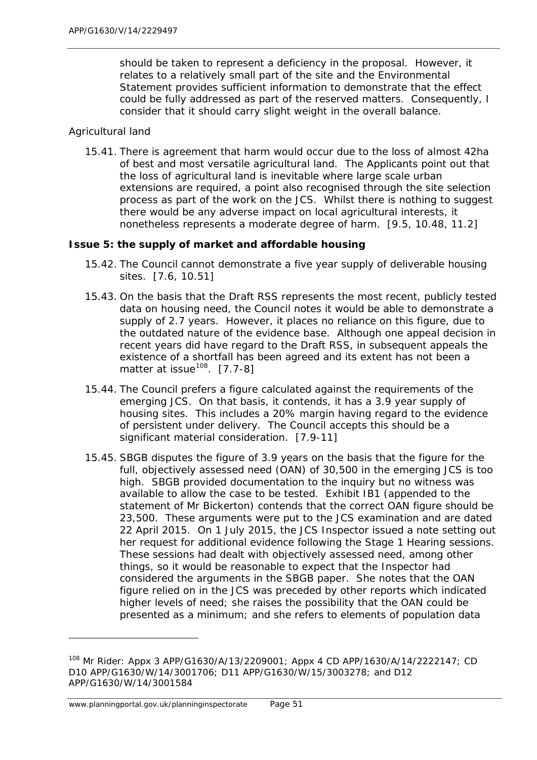should be taken to represent a deficiency in the proposal. However, it relates to a relatively small part of the site and the Environmental Statement provides sufficient information to demonstrate that the effect could be fully addressed as part of the reserved matters. Consequently, I consider that it should carry slight weight in the overall balance.

*Agricultural land*

15.41. There is agreement that harm would occur due to the loss of almost 42ha of best and most versatile agricultural land. The Applicants point out that the loss of agricultural land is inevitable where large scale urban extensions are required, a point also recognised through the site selection process as part of the work on the JCS. Whilst there is nothing to suggest there would be any adverse impact on local agricultural interests, it nonetheless represents a moderate degree of harm. [9.5, 10.48, 11.2]

**Issue 5: the supply of market and affordable housing**

15.42. The Council cannot demonstrate a five year supply of deliverable housing sites. [7.6, 10.51]

15.43. On the basis that the Draft RSS represents the most recent, publicly tested data on housing need, the Council notes it would be able to demonstrate a supply of 2.7 years. However, it places no reliance on this figure, due to the outdated nature of the evidence base. Although one appeal decision in recent years did have regard to the Draft RSS, in subsequent appeals the existence of a shortfall has been agreed and its extent has not been a matter at issue[108]. [7.7-8]

15.44. The Council prefers a figure calculated against the requirements of the emerging JCS. On that basis, it contends, it has a 3.9 year supply of housing sites. This includes a 20% margin having regard to the evidence of persistent under delivery. The Council accepts this should be a significant material consideration. [7.9-11]

15.45. SBGB disputes the figure of 3.9 years on the basis that the figure for the full, objectively assessed need (OAN) of 30,500 in the emerging JCS is too high. SBGB provided documentation to the inquiry but no witness was available to allow the case to be tested. Exhibit IB1 (appended to the statement of Mr Bickerton) contends that the correct OAN figure should be 23,500. These arguments were put to the JCS examination and are dated 22 April 2015. On 1 July 2015, the JCS Inspector issued a note setting out her request for additional evidence following the Stage 1 Hearing sessions. These sessions had dealt with objectively assessed need, among other things, so it would be reasonable to expect that the Inspector had considered the arguments in the SBGB paper. She notes that the OAN figure relied on in the JCS was preceded by other reports which indicated higher levels of need; she raises the possibility that the OAN could be presented as a minimum; and she refers to elements of population data

---

[108] Mr Rider: Appx 3 APP/G1630/A/13/2209001; Appx 4 CD APP/1630/A/14/2222147; CD D10 APP/G1630/W/14/3001706; D11 APP/G1630/W/15/3003278; and D12 APP/G1630/W/14/3001584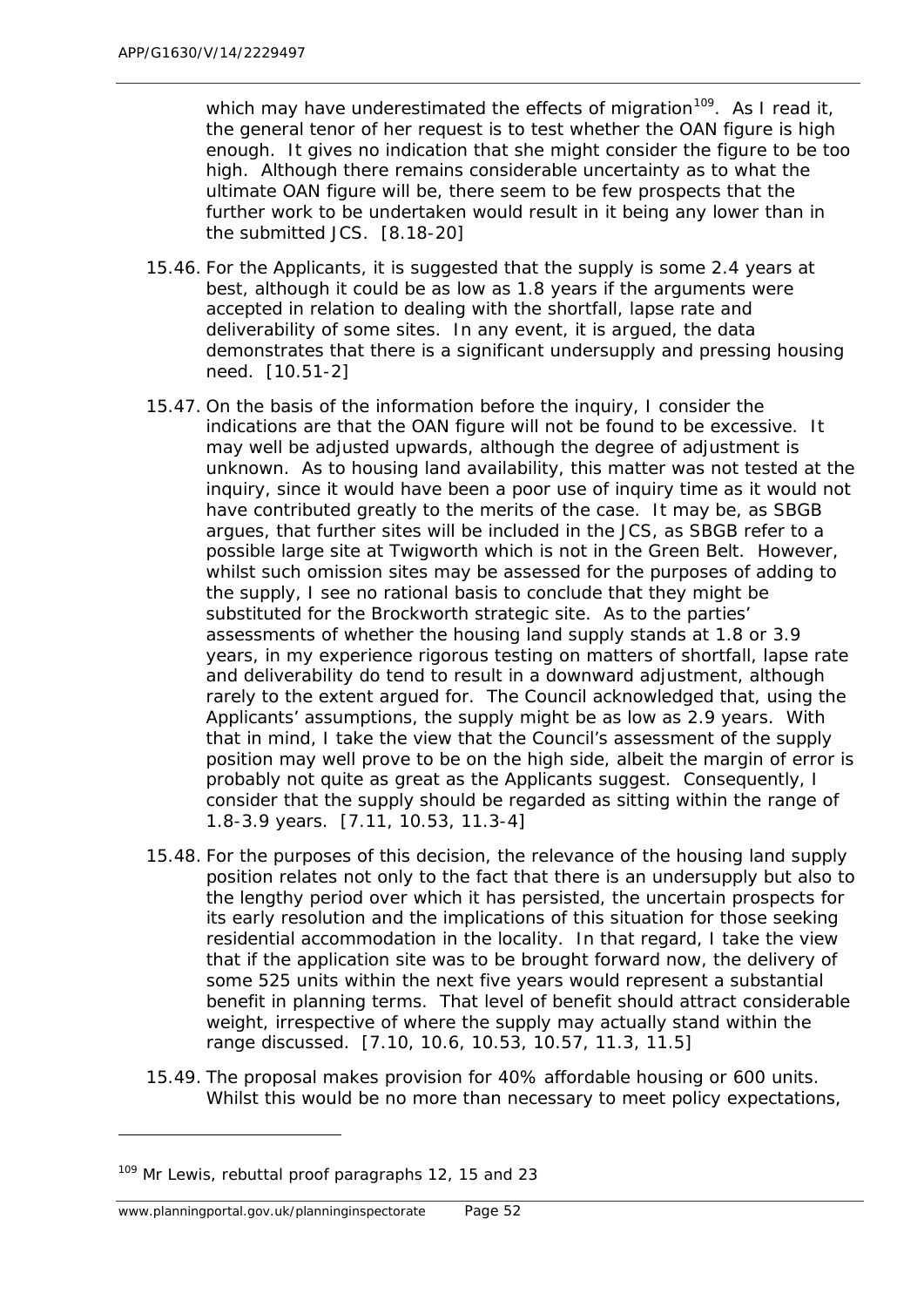which may have underestimated the effects of migration[109]. As I read it, the general tenor of her request is to test whether the OAN figure is high enough. It gives no indication that she might consider the figure to be too high. Although there remains considerable uncertainty as to what the ultimate OAN figure will be, there seem to be few prospects that the further work to be undertaken would result in it being any lower than in the submitted JCS. [8.18-20]

15.46. For the Applicants, it is suggested that the supply is some 2.4 years at best, although it could be as low as 1.8 years if the arguments were accepted in relation to dealing with the shortfall, lapse rate and deliverability of some sites. In any event, it is argued, the data demonstrates that there is a significant undersupply and pressing housing need. [10.51-2]

15.47. On the basis of the information before the inquiry, I consider the indications are that the OAN figure will not be found to be excessive. It may well be adjusted upwards, although the degree of adjustment is unknown. As to housing land availability, this matter was not tested at the inquiry, since it would have been a poor use of inquiry time as it would not have contributed greatly to the merits of the case. It may be, as SBGB argues, that further sites will be included in the JCS, as SBGB refer to a possible large site at Twigworth which is not in the Green Belt. However, whilst such omission sites may be assessed for the purposes of adding to the supply, I see no rational basis to conclude that they might be substituted for the Brockworth strategic site. As to the parties' assessments of whether the housing land supply stands at 1.8 or 3.9 years, in my experience rigorous testing on matters of shortfall, lapse rate and deliverability do tend to result in a downward adjustment, although rarely to the extent argued for. The Council acknowledged that, using the Applicants' assumptions, the supply might be as low as 2.9 years. With that in mind, I take the view that the Council's assessment of the supply position may well prove to be on the high side, albeit the margin of error is probably not quite as great as the Applicants suggest. Consequently, I consider that the supply should be regarded as sitting within the range of 1.8-3.9 years. [7.11, 10.53, 11.3-4]

15.48. For the purposes of this decision, the relevance of the housing land supply position relates not only to the fact that there is an undersupply but also to the lengthy period over which it has persisted, the uncertain prospects for its early resolution and the implications of this situation for those seeking residential accommodation in the locality. In that regard, I take the view that if the application site was to be brought forward now, the delivery of some 525 units within the next five years would represent a substantial benefit in planning terms. That level of benefit should attract considerable weight, irrespective of where the supply may actually stand within the range discussed. [7.10, 10.6, 10.53, 10.57, 11.3, 11.5]

15.49. The proposal makes provision for 40% affordable housing or 600 units. Whilst this would be no more than necessary to meet policy expectations,

[109] Mr Lewis, rebuttal proof paragraphs 12, 15 and 23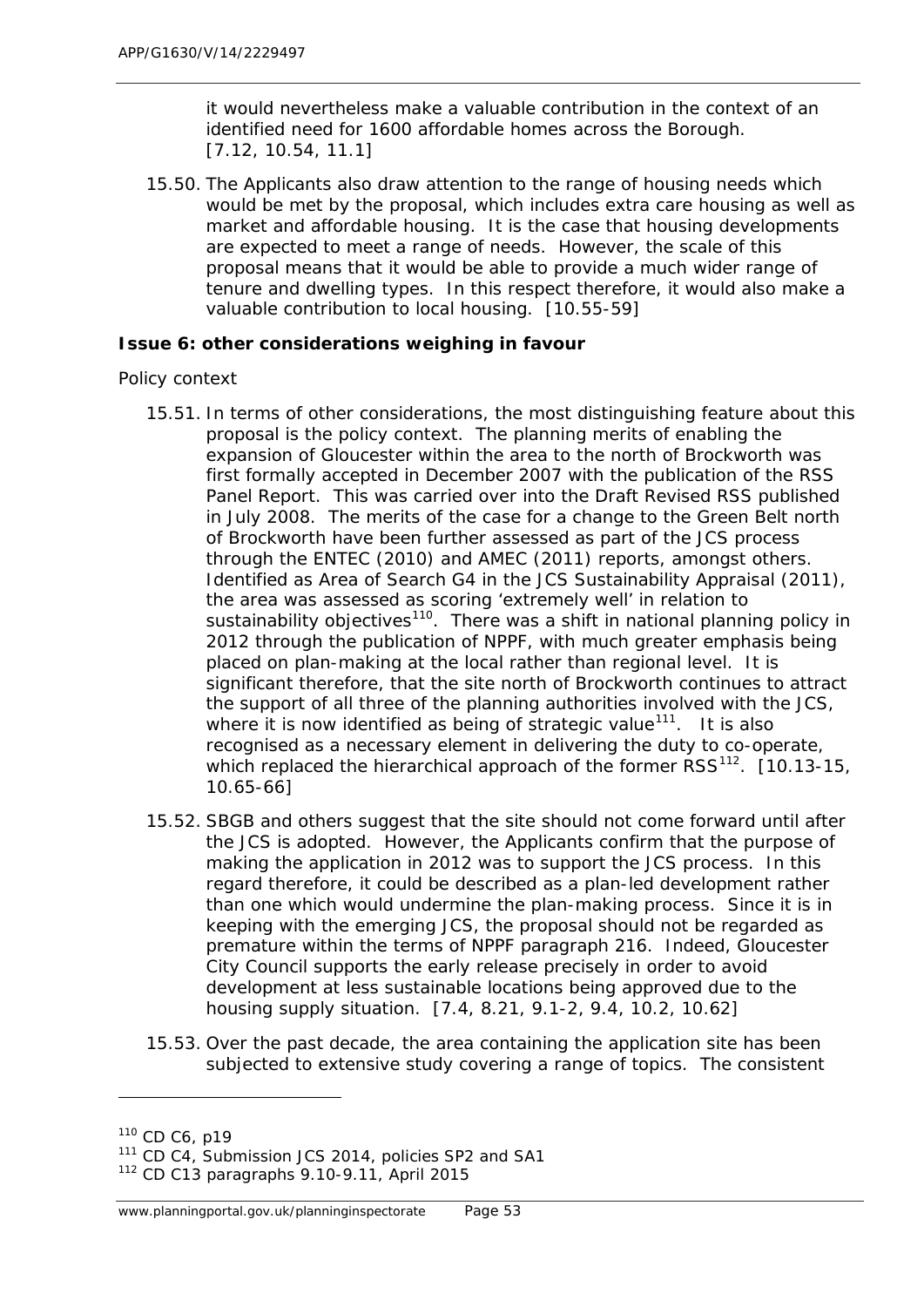it would nevertheless make a valuable contribution in the context of an identified need for 1600 affordable homes across the Borough. [7.12, 10.54, 11.1]

15.50. The Applicants also draw attention to the range of housing needs which would be met by the proposal, which includes extra care housing as well as market and affordable housing. It is the case that housing developments are expected to meet a range of needs. However, the scale of this proposal means that it would be able to provide a much wider range of tenure and dwelling types. In this respect therefore, it would also make a valuable contribution to local housing. [10.55-59]

**Issue 6: other considerations weighing in favour**

*Policy context*

15.51. In terms of other considerations, the most distinguishing feature about this proposal is the policy context. The planning merits of enabling the expansion of Gloucester within the area to the north of Brockworth was first formally accepted in December 2007 with the publication of the RSS Panel Report. This was carried over into the Draft Revised RSS published in July 2008. The merits of the case for a change to the Green Belt north of Brockworth have been further assessed as part of the JCS process through the ENTEC (2010) and AMEC (2011) reports, amongst others. Identified as Area of Search G4 in the JCS Sustainability Appraisal (2011), the area was assessed as scoring 'extremely well' in relation to sustainability objectives[110]. There was a shift in national planning policy in 2012 through the publication of NPPF, with much greater emphasis being placed on plan-making at the local rather than regional level. It is significant therefore, that the site north of Brockworth continues to attract the support of all three of the planning authorities involved with the JCS, where it is now identified as being of strategic value[111]. It is also recognised as a necessary element in delivering the duty to co-operate, which replaced the hierarchical approach of the former RSS[112]. [10.13-15, 10.65-66]

15.52. SBGB and others suggest that the site should not come forward until after the JCS is adopted. However, the Applicants confirm that the purpose of making the application in 2012 was to support the JCS process. In this regard therefore, it could be described as a plan-led development rather than one which would undermine the plan-making process. Since it is in keeping with the emerging JCS, the proposal should not be regarded as premature within the terms of NPPF paragraph 216. Indeed, Gloucester City Council supports the early release precisely in order to avoid development at less sustainable locations being approved due to the housing supply situation. [7.4, 8.21, 9.1-2, 9.4, 10.2, 10.62]

15.53. Over the past decade, the area containing the application site has been subjected to extensive study covering a range of topics. The consistent

---

[110] CD C6, p19

[111] CD C4, Submission JCS 2014, policies SP2 and SA1

[112] CD C13 paragraphs 9.10-9.11, April 2015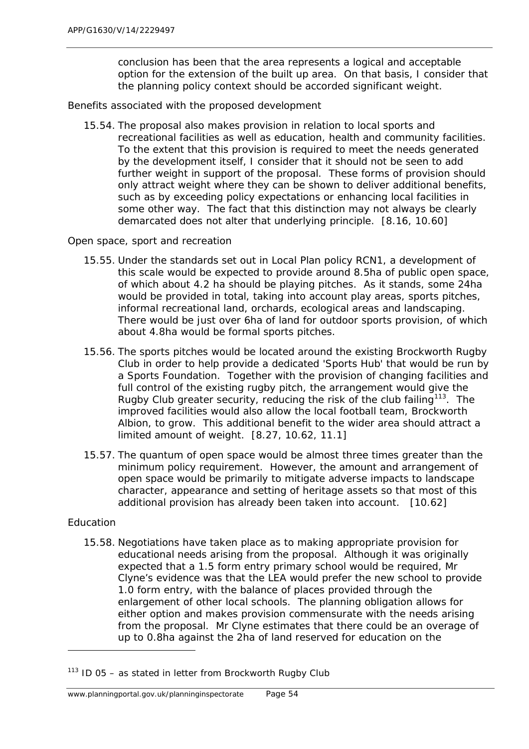conclusion has been that the area represents a logical and acceptable option for the extension of the built up area. On that basis, I consider that the planning policy context should be accorded significant weight.

Benefits associated with the proposed development

15.54. The proposal also makes provision in relation to local sports and recreational facilities as well as education, health and community facilities. To the extent that this provision is required to meet the needs generated by the development itself, I consider that it should not be seen to add further weight in support of the proposal. These forms of provision should only attract weight where they can be shown to deliver additional benefits, such as by exceeding policy expectations or enhancing local facilities in some other way. The fact that this distinction may not always be clearly demarcated does not alter that underlying principle. [8.16, 10.60]

Open space, sport and recreation

15.55. Under the standards set out in Local Plan policy RCN1, a development of this scale would be expected to provide around 8.5ha of public open space, of which about 4.2 ha should be playing pitches. As it stands, some 24ha would be provided in total, taking into account play areas, sports pitches, informal recreational land, orchards, ecological areas and landscaping. There would be just over 6ha of land for outdoor sports provision, of which about 4.8ha would be formal sports pitches.

15.56. The sports pitches would be located around the existing Brockworth Rugby Club in order to help provide a dedicated 'Sports Hub' that would be run by a Sports Foundation. Together with the provision of changing facilities and full control of the existing rugby pitch, the arrangement would give the Rugby Club greater security, reducing the risk of the club failing[113]. The improved facilities would also allow the local football team, Brockworth Albion, to grow. This additional benefit to the wider area should attract a limited amount of weight. [8.27, 10.62, 11.1]

15.57. The quantum of open space would be almost three times greater than the minimum policy requirement. However, the amount and arrangement of open space would be primarily to mitigate adverse impacts to landscape character, appearance and setting of heritage assets so that most of this additional provision has already been taken into account. [10.62]

Education

15.58. Negotiations have taken place as to making appropriate provision for educational needs arising from the proposal. Although it was originally expected that a 1.5 form entry primary school would be required, Mr Clyne's evidence was that the LEA would prefer the new school to provide 1.0 form entry, with the balance of places provided through the enlargement of other local schools. The planning obligation allows for either option and makes provision commensurate with the needs arising from the proposal. Mr Clyne estimates that there could be an overage of up to 0.8ha against the 2ha of land reserved for education on the

---

[113] ID 05 – as stated in letter from Brockworth Rugby Club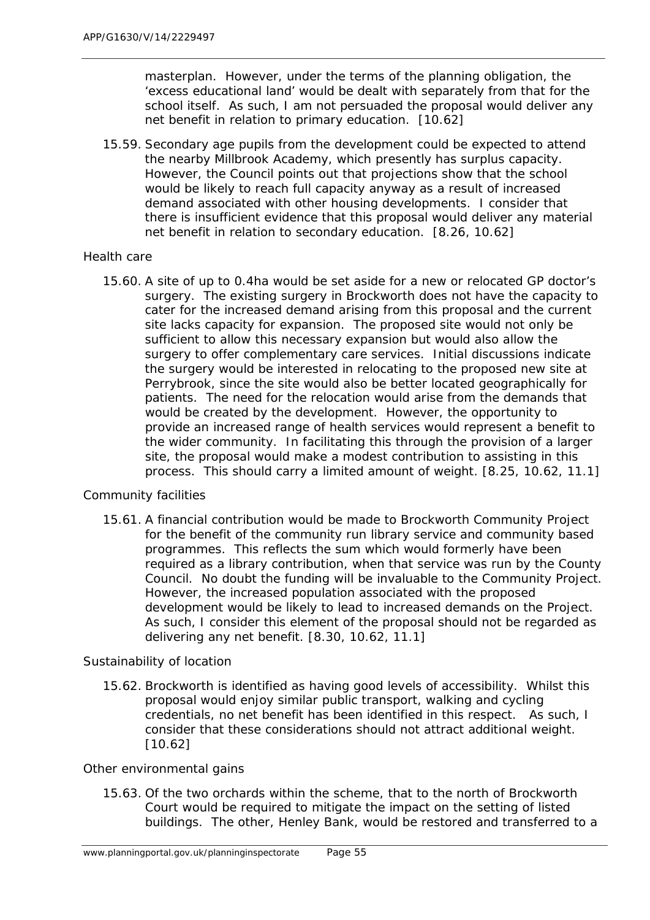masterplan. However, under the terms of the planning obligation, the 'excess educational land' would be dealt with separately from that for the school itself. As such, I am not persuaded the proposal would deliver any net benefit in relation to primary education. [10.62]

15.59. Secondary age pupils from the development could be expected to attend the nearby Millbrook Academy, which presently has surplus capacity. However, the Council points out that projections show that the school would be likely to reach full capacity anyway as a result of increased demand associated with other housing developments. I consider that there is insufficient evidence that this proposal would deliver any material net benefit in relation to secondary education. [8.26, 10.62]

*Health care*

15.60. A site of up to 0.4ha would be set aside for a new or relocated GP doctor's surgery. The existing surgery in Brockworth does not have the capacity to cater for the increased demand arising from this proposal and the current site lacks capacity for expansion. The proposed site would not only be sufficient to allow this necessary expansion but would also allow the surgery to offer complementary care services. Initial discussions indicate the surgery would be interested in relocating to the proposed new site at Perrybrook, since the site would also be better located geographically for patients. The need for the relocation would arise from the demands that would be created by the development. However, the opportunity to provide an increased range of health services would represent a benefit to the wider community. In facilitating this through the provision of a larger site, the proposal would make a modest contribution to assisting in this process. This should carry a limited amount of weight. [8.25, 10.62, 11.1]

*Community facilities*

15.61. A financial contribution would be made to Brockworth Community Project for the benefit of the community run library service and community based programmes. This reflects the sum which would formerly have been required as a library contribution, when that service was run by the County Council. No doubt the funding will be invaluable to the Community Project. However, the increased population associated with the proposed development would be likely to lead to increased demands on the Project. As such, I consider this element of the proposal should not be regarded as delivering any net benefit. [8.30, 10.62, 11.1]

*Sustainability of location*

15.62. Brockworth is identified as having good levels of accessibility. Whilst this proposal would enjoy similar public transport, walking and cycling credentials, no net benefit has been identified in this respect. As such, I consider that these considerations should not attract additional weight. [10.62]

*Other environmental gains*

15.63. Of the two orchards within the scheme, that to the north of Brockworth Court would be required to mitigate the impact on the setting of listed buildings. The other, Henley Bank, would be restored and transferred to a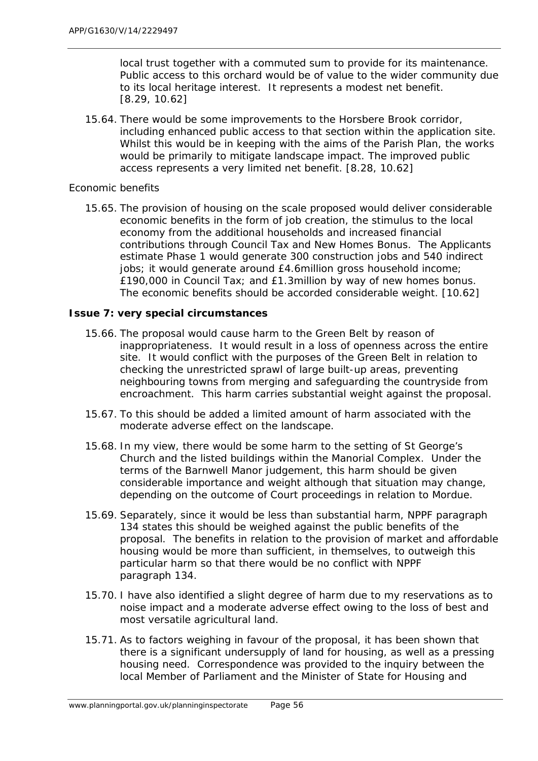local trust together with a commuted sum to provide for its maintenance. Public access to this orchard would be of value to the wider community due to its local heritage interest. It represents a modest net benefit. [8.29, 10.62]

15.64. There would be some improvements to the Horsbere Brook corridor, including enhanced public access to that section within the application site. Whilst this would be in keeping with the aims of the Parish Plan, the works would be primarily to mitigate landscape impact. The improved public access represents a very limited net benefit. [8.28, 10.62]

*Economic benefits*

15.65. The provision of housing on the scale proposed would deliver considerable economic benefits in the form of job creation, the stimulus to the local economy from the additional households and increased financial contributions through Council Tax and New Homes Bonus. The Applicants estimate Phase 1 would generate 300 construction jobs and 540 indirect jobs; it would generate around £4.6million gross household income; £190,000 in Council Tax; and £1.3million by way of new homes bonus. The economic benefits should be accorded considerable weight. [10.62]

**Issue 7: very special circumstances**

15.66. The proposal would cause harm to the Green Belt by reason of inappropriateness. It would result in a loss of openness across the entire site. It would conflict with the purposes of the Green Belt in relation to checking the unrestricted sprawl of large built-up areas, preventing neighbouring towns from merging and safeguarding the countryside from encroachment. This harm carries substantial weight against the proposal.

15.67. To this should be added a limited amount of harm associated with the moderate adverse effect on the landscape.

15.68. In my view, there would be some harm to the setting of St George's Church and the listed buildings within the Manorial Complex. Under the terms of the Barnwell Manor judgement, this harm should be given considerable importance and weight although that situation may change, depending on the outcome of Court proceedings in relation to Mordue.

15.69. Separately, since it would be less than substantial harm, NPPF paragraph 134 states this should be weighed against the public benefits of the proposal. The benefits in relation to the provision of market and affordable housing would be more than sufficient, in themselves, to outweigh this particular harm so that there would be no conflict with NPPF paragraph 134.

15.70. I have also identified a slight degree of harm due to my reservations as to noise impact and a moderate adverse effect owing to the loss of best and most versatile agricultural land.

15.71. As to factors weighing in favour of the proposal, it has been shown that there is a significant undersupply of land for housing, as well as a pressing housing need. Correspondence was provided to the inquiry between the local Member of Parliament and the Minister of State for Housing and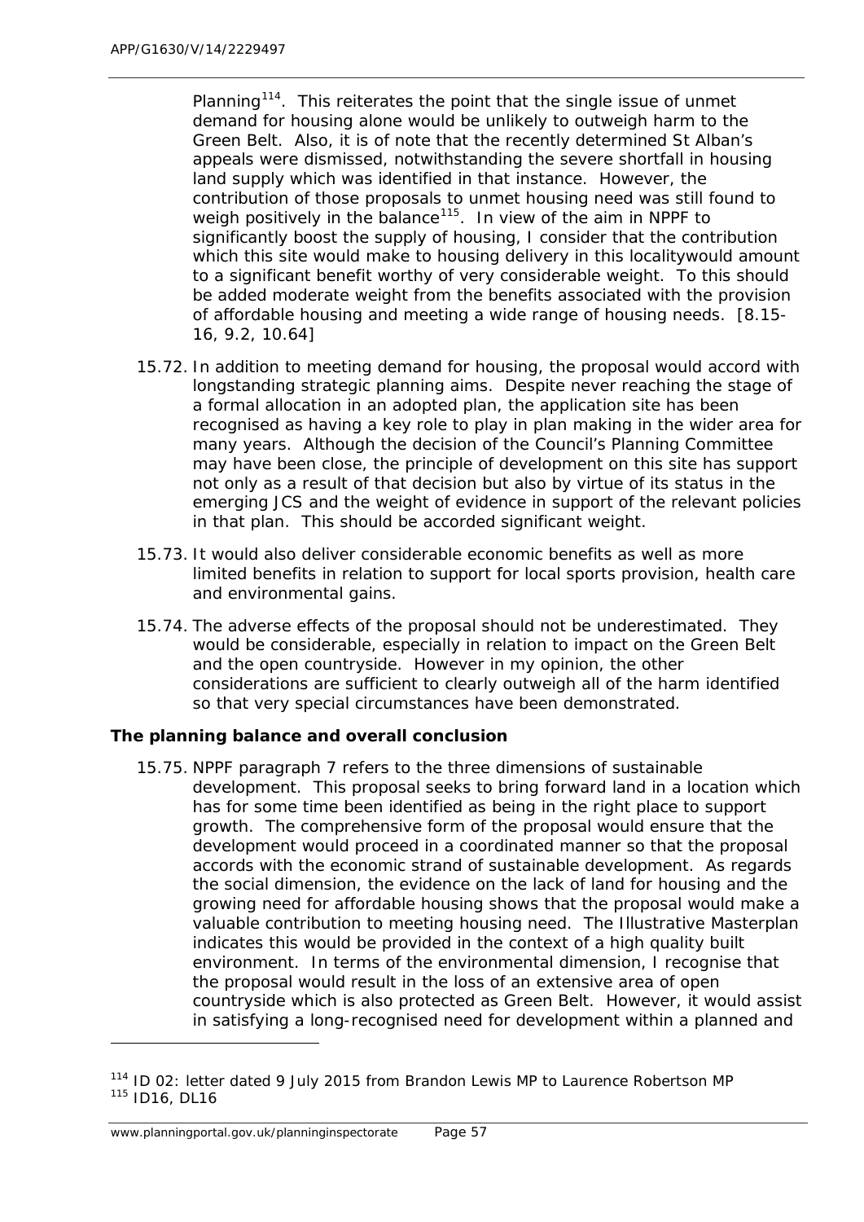Planning[114]. This reiterates the point that the single issue of unmet demand for housing alone would be unlikely to outweigh harm to the Green Belt. Also, it is of note that the recently determined St Alban's appeals were dismissed, notwithstanding the severe shortfall in housing land supply which was identified in that instance. However, the contribution of those proposals to unmet housing need was still found to weigh positively in the balance[115]. In view of the aim in NPPF to significantly boost the supply of housing, I consider that the contribution which this site would make to housing delivery in this localitywould amount to a significant benefit worthy of very considerable weight. To this should be added moderate weight from the benefits associated with the provision of affordable housing and meeting a wide range of housing needs. [8.15-16, 9.2, 10.64]

15.72. In addition to meeting demand for housing, the proposal would accord with longstanding strategic planning aims. Despite never reaching the stage of a formal allocation in an adopted plan, the application site has been recognised as having a key role to play in plan making in the wider area for many years. Although the decision of the Council's Planning Committee may have been close, the principle of development on this site has support not only as a result of that decision but also by virtue of its status in the emerging JCS and the weight of evidence in support of the relevant policies in that plan. This should be accorded significant weight.

15.73. It would also deliver considerable economic benefits as well as more limited benefits in relation to support for local sports provision, health care and environmental gains.

15.74. The adverse effects of the proposal should not be underestimated. They would be considerable, especially in relation to impact on the Green Belt and the open countryside. However in my opinion, the other considerations are sufficient to clearly outweigh all of the harm identified so that very special circumstances have been demonstrated.

**The planning balance and overall conclusion**

15.75. NPPF paragraph 7 refers to the three dimensions of sustainable development. This proposal seeks to bring forward land in a location which has for some time been identified as being in the right place to support growth. The comprehensive form of the proposal would ensure that the development would proceed in a coordinated manner so that the proposal accords with the economic strand of sustainable development. As regards the social dimension, the evidence on the lack of land for housing and the growing need for affordable housing shows that the proposal would make a valuable contribution to meeting housing need. The Illustrative Masterplan indicates this would be provided in the context of a high quality built environment. In terms of the environmental dimension, I recognise that the proposal would result in the loss of an extensive area of open countryside which is also protected as Green Belt. However, it would assist in satisfying a long-recognised need for development within a planned and

---

[114] ID 02: letter dated 9 July 2015 from Brandon Lewis MP to Laurence Robertson MP
[115] ID16, DL16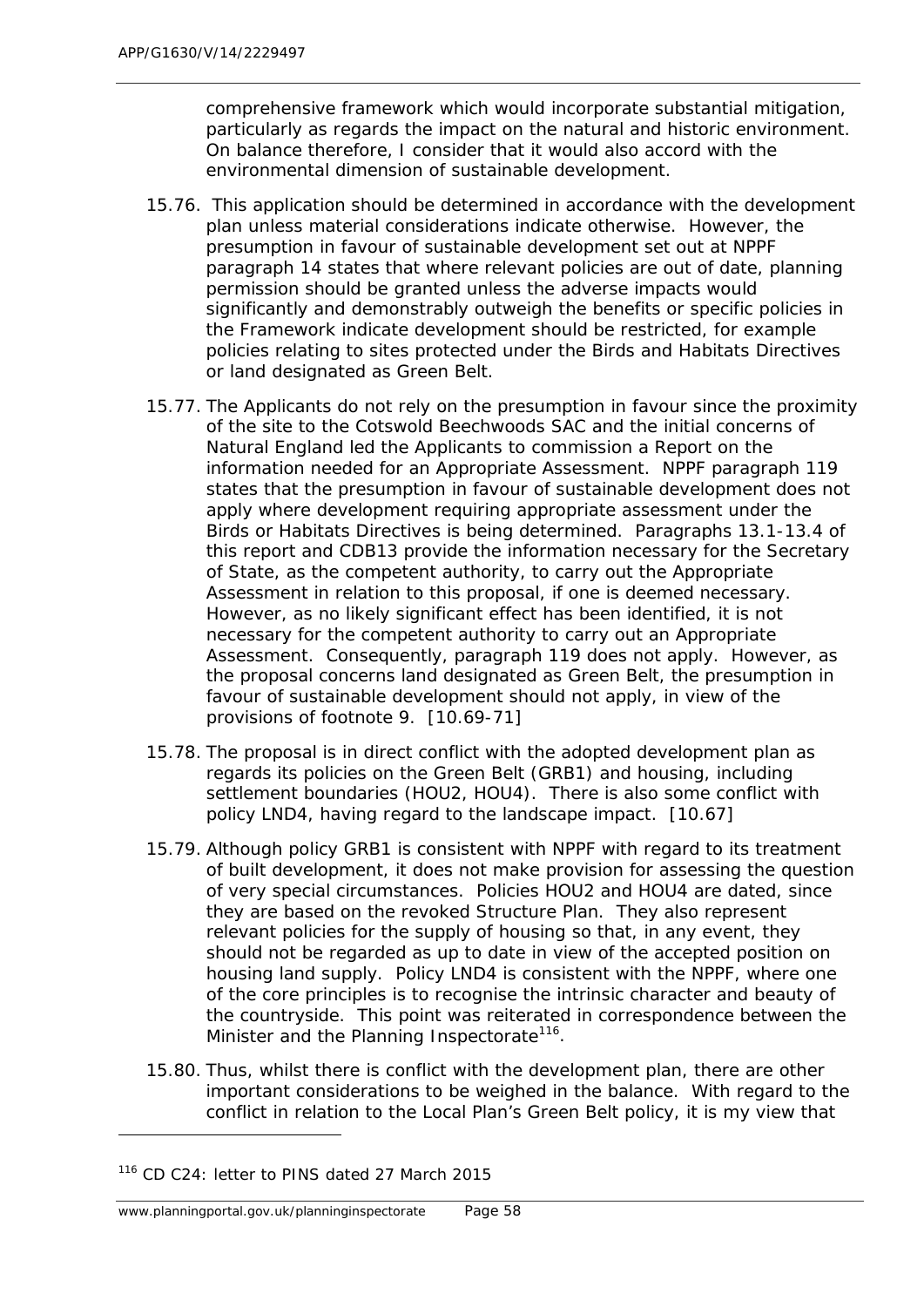comprehensive framework which would incorporate substantial mitigation, particularly as regards the impact on the natural and historic environment. On balance therefore, I consider that it would also accord with the environmental dimension of sustainable development.

15.76. This application should be determined in accordance with the development plan unless material considerations indicate otherwise. However, the presumption in favour of sustainable development set out at NPPF paragraph 14 states that where relevant policies are out of date, planning permission should be granted unless the adverse impacts would significantly and demonstrably outweigh the benefits or specific policies in the Framework indicate development should be restricted, for example policies relating to sites protected under the Birds and Habitats Directives or land designated as Green Belt.

15.77. The Applicants do not rely on the presumption in favour since the proximity of the site to the Cotswold Beechwoods SAC and the initial concerns of Natural England led the Applicants to commission a Report on the information needed for an Appropriate Assessment. NPPF paragraph 119 states that the presumption in favour of sustainable development does not apply where development requiring appropriate assessment under the Birds or Habitats Directives is being determined. Paragraphs 13.1-13.4 of this report and CDB13 provide the information necessary for the Secretary of State, as the competent authority, to carry out the Appropriate Assessment in relation to this proposal, if one is deemed necessary. However, as no likely significant effect has been identified, it is not necessary for the competent authority to carry out an Appropriate Assessment. Consequently, paragraph 119 does not apply. However, as the proposal concerns land designated as Green Belt, the presumption in favour of sustainable development should not apply, in view of the provisions of footnote 9. [10.69-71]

15.78. The proposal is in direct conflict with the adopted development plan as regards its policies on the Green Belt (GRB1) and housing, including settlement boundaries (HOU2, HOU4). There is also some conflict with policy LND4, having regard to the landscape impact. [10.67]

15.79. Although policy GRB1 is consistent with NPPF with regard to its treatment of built development, it does not make provision for assessing the question of very special circumstances. Policies HOU2 and HOU4 are dated, since they are based on the revoked Structure Plan. They also represent relevant policies for the supply of housing so that, in any event, they should not be regarded as up to date in view of the accepted position on housing land supply. Policy LND4 is consistent with the NPPF, where one of the core principles is to recognise the intrinsic character and beauty of the countryside. This point was reiterated in correspondence between the Minister and the Planning Inspectorate[116].

15.80. Thus, whilst there is conflict with the development plan, there are other important considerations to be weighed in the balance. With regard to the conflict in relation to the Local Plan's Green Belt policy, it is my view that

[116] CD C24: letter to PINS dated 27 March 2015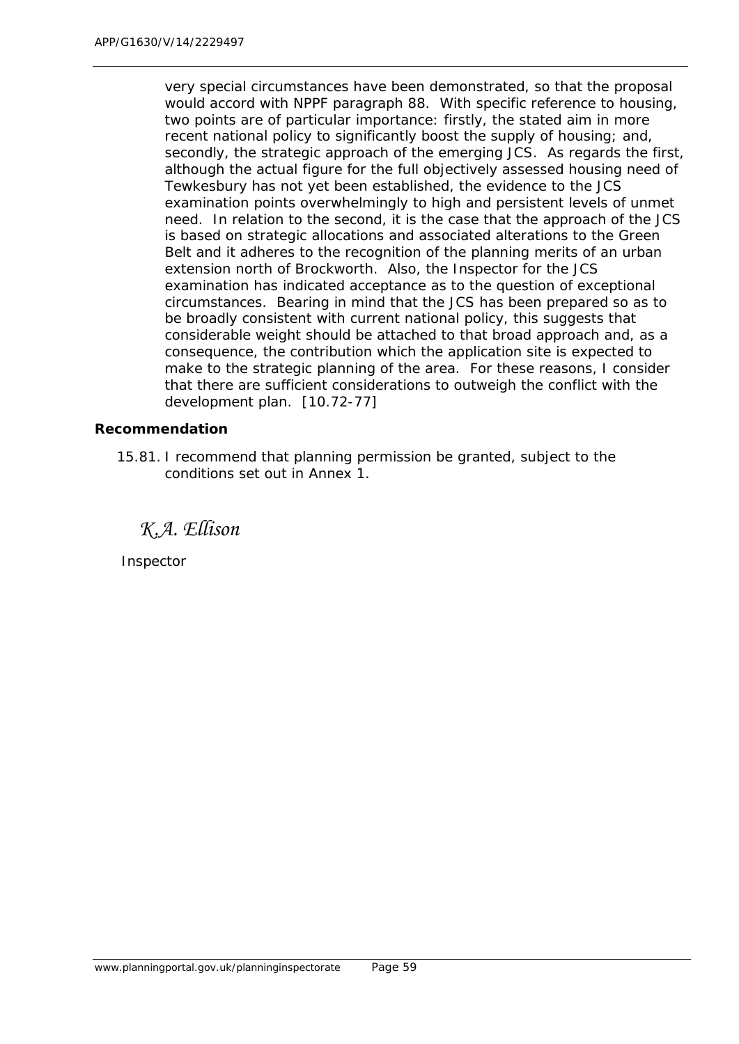very special circumstances have been demonstrated, so that the proposal would accord with NPPF paragraph 88. With specific reference to housing, two points are of particular importance: firstly, the stated aim in more recent national policy to significantly boost the supply of housing; and, secondly, the strategic approach of the emerging JCS. As regards the first, although the actual figure for the full objectively assessed housing need of Tewkesbury has not yet been established, the evidence to the JCS examination points overwhelmingly to high and persistent levels of unmet need. In relation to the second, it is the case that the approach of the JCS is based on strategic allocations and associated alterations to the Green Belt and it adheres to the recognition of the planning merits of an urban extension north of Brockworth. Also, the Inspector for the JCS examination has indicated acceptance as to the question of exceptional circumstances. Bearing in mind that the JCS has been prepared so as to be broadly consistent with current national policy, this suggests that considerable weight should be attached to that broad approach and, as a consequence, the contribution which the application site is expected to make to the strategic planning of the area. For these reasons, I consider that there are sufficient considerations to outweigh the conflict with the development plan. [10.72-77]

**Recommendation**

15.81. I recommend that planning permission be granted, subject to the conditions set out in Annex 1.

*K.A. Ellison*

Inspector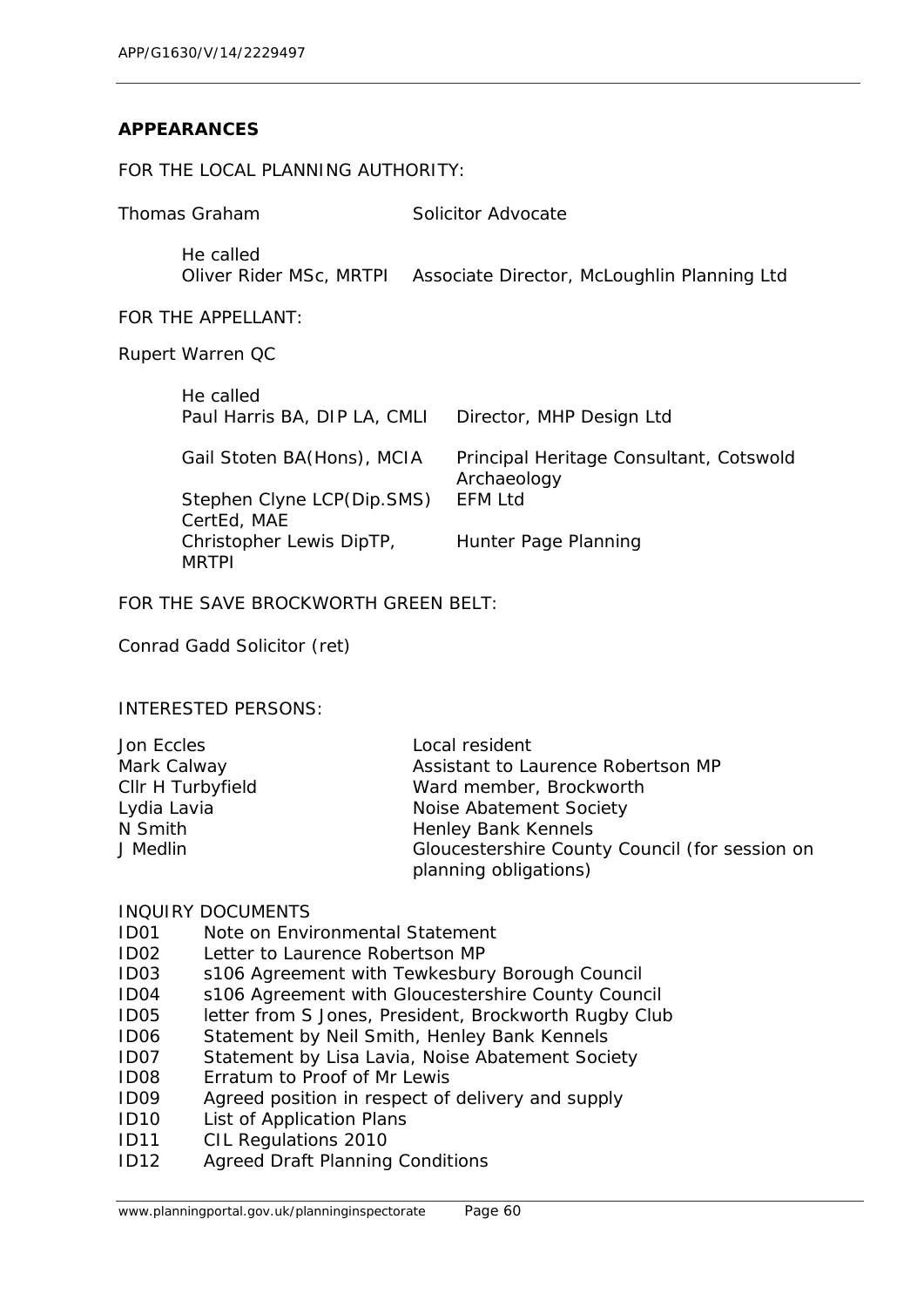## APPEARANCES

FOR THE LOCAL PLANNING AUTHORITY:

Thomas Graham — Solicitor Advocate

He called

| | |
|---|---|
| Oliver Rider MSc, MRTPI | Associate Director, McLoughlin Planning Ltd |

FOR THE APPELLANT:

Rupert Warren QC

He called

| | |
|---|---|
| Paul Harris BA, DIP LA, CMLI | Director, MHP Design Ltd |
| Gail Stoten BA(Hons), MCIA | Principal Heritage Consultant, Cotswold Archaeology |
| Stephen Clyne LCP(Dip.SMS) CertEd, MAE | EFM Ltd |
| Christopher Lewis DipTP, MRTPI | Hunter Page Planning |

FOR THE SAVE BROCKWORTH GREEN BELT:

Conrad Gadd Solicitor (ret)

INTERESTED PERSONS:

| | |
|---|---|
| Jon Eccles | Local resident |
| Mark Calway | Assistant to Laurence Robertson MP |
| Cllr H Turbyfield | Ward member, Brockworth |
| Lydia Lavia | Noise Abatement Society |
| N Smith | Henley Bank Kennels |
| J Medlin | Gloucestershire County Council (for session on planning obligations) |

INQUIRY DOCUMENTS

| | |
|---|---|
| ID01 | Note on Environmental Statement |
| ID02 | Letter to Laurence Robertson MP |
| ID03 | s106 Agreement with Tewkesbury Borough Council |
| ID04 | s106 Agreement with Gloucestershire County Council |
| ID05 | letter from S Jones, President, Brockworth Rugby Club |
| ID06 | Statement by Neil Smith, Henley Bank Kennels |
| ID07 | Statement by Lisa Lavia, Noise Abatement Society |
| ID08 | Erratum to Proof of Mr Lewis |
| ID09 | Agreed position in respect of delivery and supply |
| ID10 | List of Application Plans |
| ID11 | CIL Regulations 2010 |
| ID12 | Agreed Draft Planning Conditions |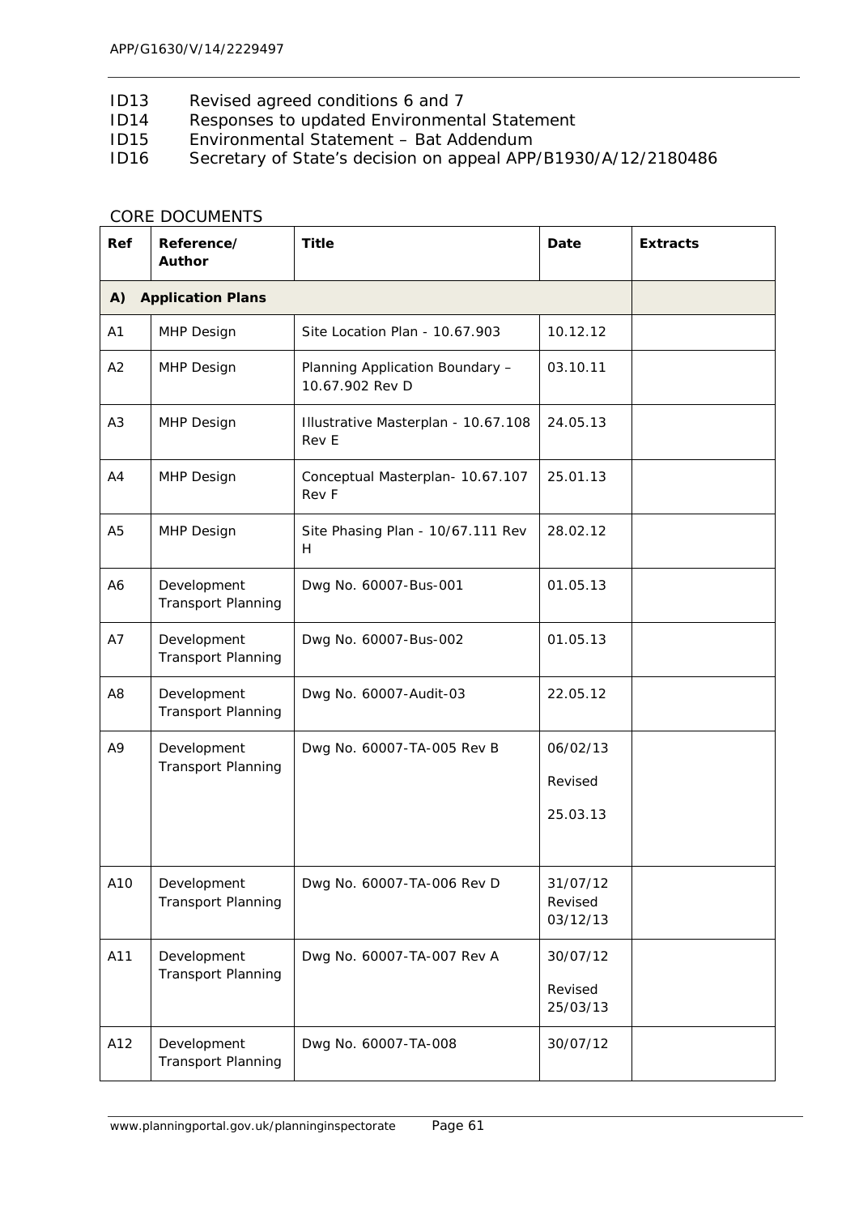ID13 Revised agreed conditions 6 and 7
ID14 Responses to updated Environmental Statement
ID15 Environmental Statement – Bat Addendum
ID16 Secretary of State's decision on appeal APP/B1930/A/12/2180486

CORE DOCUMENTS

| Ref | Reference/ Author | Title | Date | Extracts |
|---|---|---|---|---|
| **A)** | **Application Plans** | | | |
| A1 | MHP Design | Site Location Plan - 10.67.903 | 10.12.12 | |
| A2 | MHP Design | Planning Application Boundary – 10.67.902 Rev D | 03.10.11 | |
| A3 | MHP Design | Illustrative Masterplan - 10.67.108 Rev E | 24.05.13 | |
| A4 | MHP Design | Conceptual Masterplan- 10.67.107 Rev F | 25.01.13 | |
| A5 | MHP Design | Site Phasing Plan - 10/67.111 Rev H | 28.02.12 | |
| A6 | Development Transport Planning | Dwg No. 60007-Bus-001 | 01.05.13 | |
| A7 | Development Transport Planning | Dwg No. 60007-Bus-002 | 01.05.13 | |
| A8 | Development Transport Planning | Dwg No. 60007-Audit-03 | 22.05.12 | |
| A9 | Development Transport Planning | Dwg No. 60007-TA-005 Rev B | 06/02/13 Revised 25.03.13 | |
| A10 | Development Transport Planning | Dwg No. 60007-TA-006 Rev D | 31/07/12 Revised 03/12/13 | |
| A11 | Development Transport Planning | Dwg No. 60007-TA-007 Rev A | 30/07/12 Revised 25/03/13 | |
| A12 | Development Transport Planning | Dwg No. 60007-TA-008 | 30/07/12 | |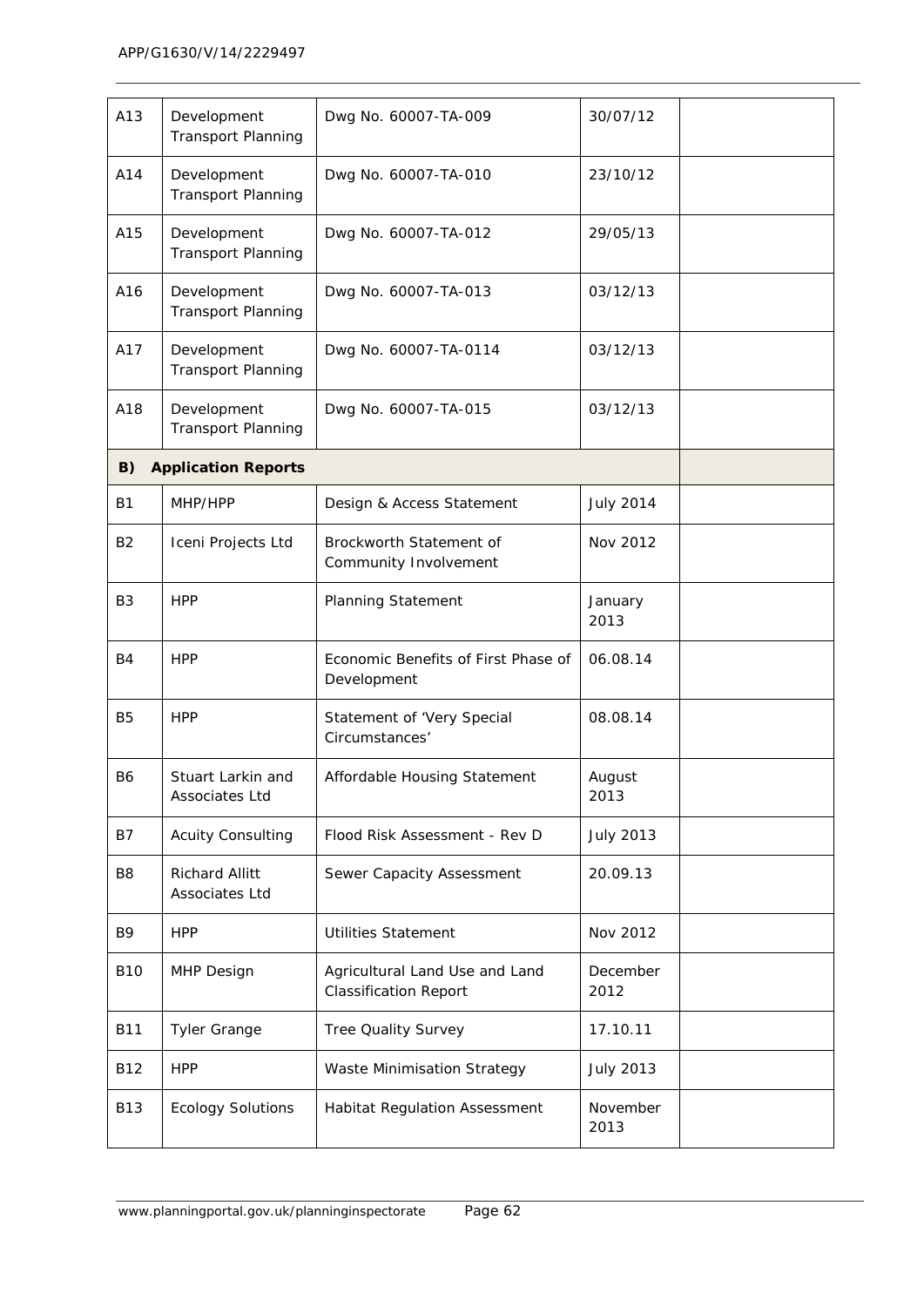| | | | | |
|---|---|---|---|---|
| A13 | Development Transport Planning | Dwg No. 60007-TA-009 | 30/07/12 | |
| A14 | Development Transport Planning | Dwg No. 60007-TA-010 | 23/10/12 | |
| A15 | Development Transport Planning | Dwg No. 60007-TA-012 | 29/05/13 | |
| A16 | Development Transport Planning | Dwg No. 60007-TA-013 | 03/12/13 | |
| A17 | Development Transport Planning | Dwg No. 60007-TA-0114 | 03/12/13 | |
| A18 | Development Transport Planning | Dwg No. 60007-TA-015 | 03/12/13 | |
| **B)** | **Application Reports** | | | |
| B1 | MHP/HPP | Design & Access Statement | July 2014 | |
| B2 | Iceni Projects Ltd | Brockworth Statement of Community Involvement | Nov 2012 | |
| B3 | HPP | Planning Statement | January 2013 | |
| B4 | HPP | Economic Benefits of First Phase of Development | 06.08.14 | |
| B5 | HPP | Statement of 'Very Special Circumstances' | 08.08.14 | |
| B6 | Stuart Larkin and Associates Ltd | Affordable Housing Statement | August 2013 | |
| B7 | Acuity Consulting | Flood Risk Assessment - Rev D | July 2013 | |
| B8 | Richard Allitt Associates Ltd | Sewer Capacity Assessment | 20.09.13 | |
| B9 | HPP | Utilities Statement | Nov 2012 | |
| B10 | MHP Design | Agricultural Land Use and Land Classification Report | December 2012 | |
| B11 | Tyler Grange | Tree Quality Survey | 17.10.11 | |
| B12 | HPP | Waste Minimisation Strategy | July 2013 | |
| B13 | Ecology Solutions | Habitat Regulation Assessment | November 2013 | |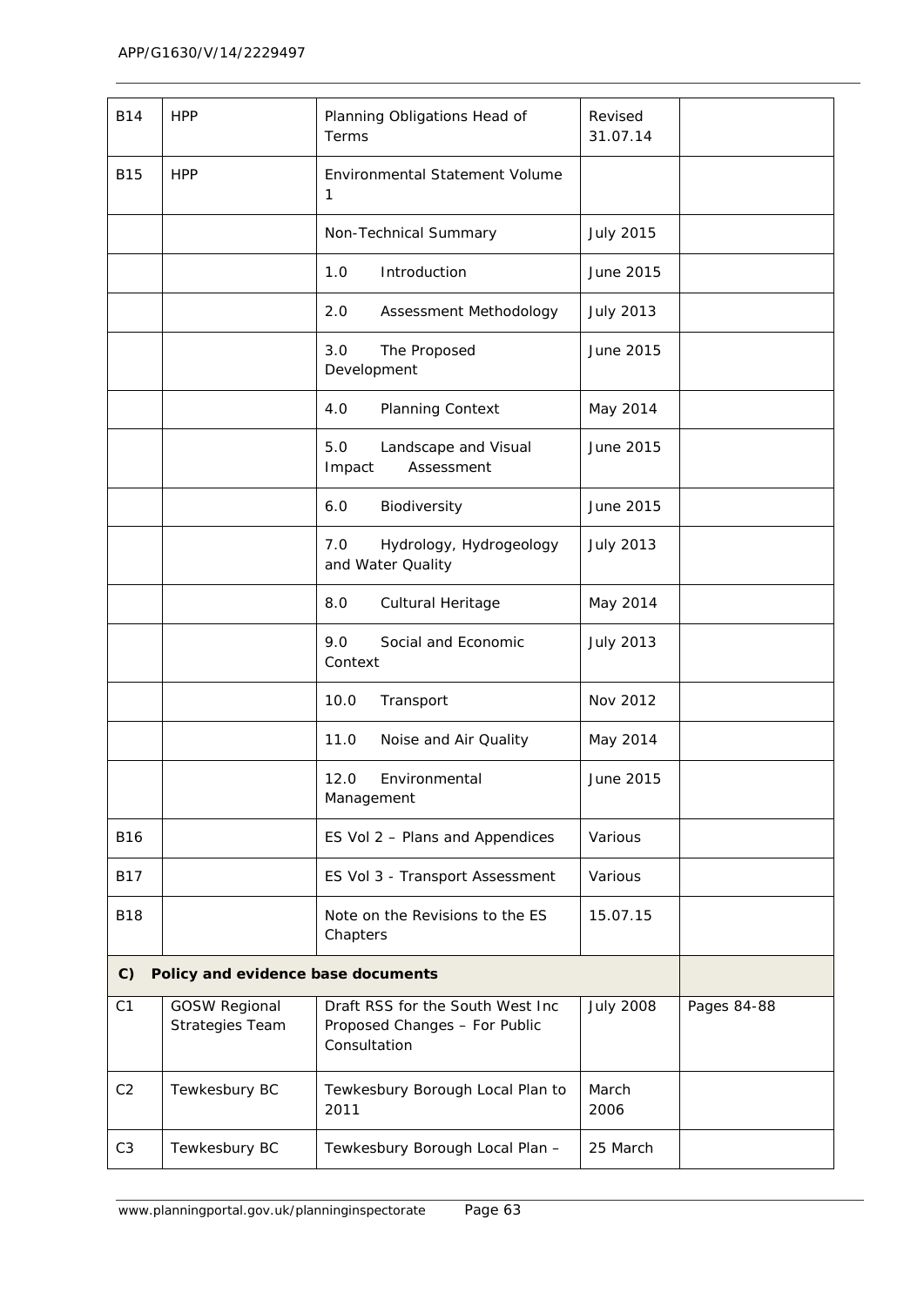| | | | | |
|---|---|---|---|---|
| B14 | HPP | Planning Obligations Head of Terms | Revised 31.07.14 | |
| B15 | HPP | Environmental Statement Volume 1 | | |
| | | Non-Technical Summary | July 2015 | |
| | | 1.0 Introduction | June 2015 | |
| | | 2.0 Assessment Methodology | July 2013 | |
| | | 3.0 The Proposed Development | June 2015 | |
| | | 4.0 Planning Context | May 2014 | |
| | | 5.0 Landscape and Visual Impact Assessment | June 2015 | |
| | | 6.0 Biodiversity | June 2015 | |
| | | 7.0 Hydrology, Hydrogeology and Water Quality | July 2013 | |
| | | 8.0 Cultural Heritage | May 2014 | |
| | | 9.0 Social and Economic Context | July 2013 | |
| | | 10.0 Transport | Nov 2012 | |
| | | 11.0 Noise and Air Quality | May 2014 | |
| | | 12.0 Environmental Management | June 2015 | |
| B16 | | ES Vol 2 – Plans and Appendices | Various | |
| B17 | | ES Vol 3 - Transport Assessment | Various | |
| B18 | | Note on the Revisions to the ES Chapters | 15.07.15 | |
| **C)** | **Policy and evidence base documents** | | | |
| C1 | GOSW Regional Strategies Team | Draft RSS for the South West Inc Proposed Changes – For Public Consultation | July 2008 | Pages 84-88 |
| C2 | Tewkesbury BC | Tewkesbury Borough Local Plan to 2011 | March 2006 | |
| C3 | Tewkesbury BC | Tewkesbury Borough Local Plan – | 25 March | |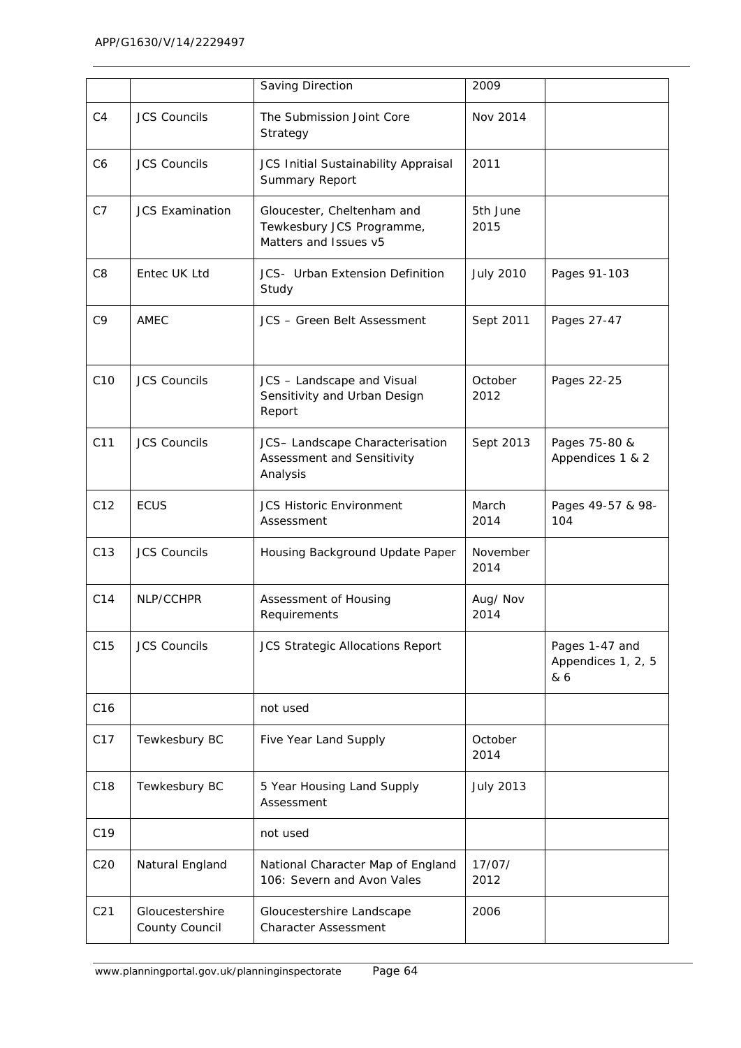|  |  | Saving Direction | 2009 |  |
|---|---|---|---|---|
| C4 | JCS Councils | The Submission Joint Core Strategy | Nov 2014 |  |
| C6 | JCS Councils | JCS Initial Sustainability Appraisal Summary Report | 2011 |  |
| C7 | JCS Examination | Gloucester, Cheltenham and Tewkesbury JCS Programme, Matters and Issues v5 | 5th June 2015 |  |
| C8 | Entec UK Ltd | JCS- Urban Extension Definition Study | July 2010 | Pages 91-103 |
| C9 | AMEC | JCS – Green Belt Assessment | Sept 2011 | Pages 27-47 |
| C10 | JCS Councils | JCS – Landscape and Visual Sensitivity and Urban Design Report | October 2012 | Pages 22-25 |
| C11 | JCS Councils | JCS– Landscape Characterisation Assessment and Sensitivity Analysis | Sept 2013 | Pages 75-80 & Appendices 1 & 2 |
| C12 | ECUS | JCS Historic Environment Assessment | March 2014 | Pages 49-57 & 98-104 |
| C13 | JCS Councils | Housing Background Update Paper | November 2014 |  |
| C14 | NLP/CCHPR | Assessment of Housing Requirements | Aug/ Nov 2014 |  |
| C15 | JCS Councils | JCS Strategic Allocations Report |  | Pages 1-47 and Appendices 1, 2, 5 & 6 |
| C16 |  | not used |  |  |
| C17 | Tewkesbury BC | Five Year Land Supply | October 2014 |  |
| C18 | Tewkesbury BC | 5 Year Housing Land Supply Assessment | July 2013 |  |
| C19 |  | not used |  |  |
| C20 | Natural England | National Character Map of England 106: Severn and Avon Vales | 17/07/ 2012 |  |
| C21 | Gloucestershire County Council | Gloucestershire Landscape Character Assessment | 2006 |  |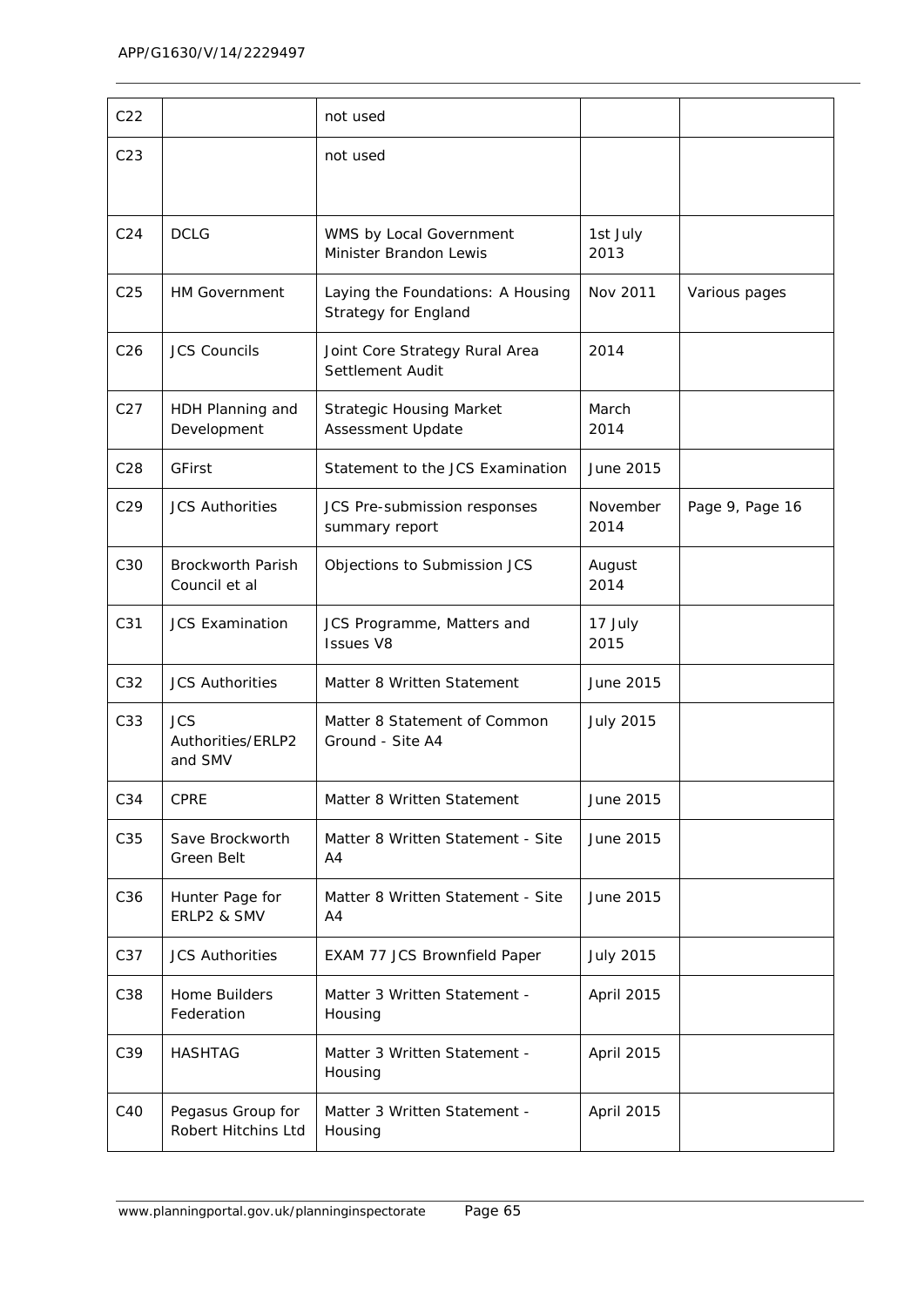| C22 | | not used | | |
|---|---|---|---|---|
| C23 | | not used | | |
| C24 | DCLG | WMS by Local Government Minister Brandon Lewis | 1st July 2013 | |
| C25 | HM Government | Laying the Foundations: A Housing Strategy for England | Nov 2011 | Various pages |
| C26 | JCS Councils | Joint Core Strategy Rural Area Settlement Audit | 2014 | |
| C27 | HDH Planning and Development | Strategic Housing Market Assessment Update | March 2014 | |
| C28 | GFirst | Statement to the JCS Examination | June 2015 | |
| C29 | JCS Authorities | JCS Pre-submission responses summary report | November 2014 | Page 9, Page 16 |
| C30 | Brockworth Parish Council et al | Objections to Submission JCS | August 2014 | |
| C31 | JCS Examination | JCS Programme, Matters and Issues V8 | 17 July 2015 | |
| C32 | JCS Authorities | Matter 8 Written Statement | June 2015 | |
| C33 | JCS Authorities/ERLP2 and SMV | Matter 8 Statement of Common Ground - Site A4 | July 2015 | |
| C34 | CPRE | Matter 8 Written Statement | June 2015 | |
| C35 | Save Brockworth Green Belt | Matter 8 Written Statement - Site A4 | June 2015 | |
| C36 | Hunter Page for ERLP2 & SMV | Matter 8 Written Statement - Site A4 | June 2015 | |
| C37 | JCS Authorities | EXAM 77 JCS Brownfield Paper | July 2015 | |
| C38 | Home Builders Federation | Matter 3 Written Statement - Housing | April 2015 | |
| C39 | HASHTAG | Matter 3 Written Statement - Housing | April 2015 | |
| C40 | Pegasus Group for Robert Hitchins Ltd | Matter 3 Written Statement - Housing | April 2015 | |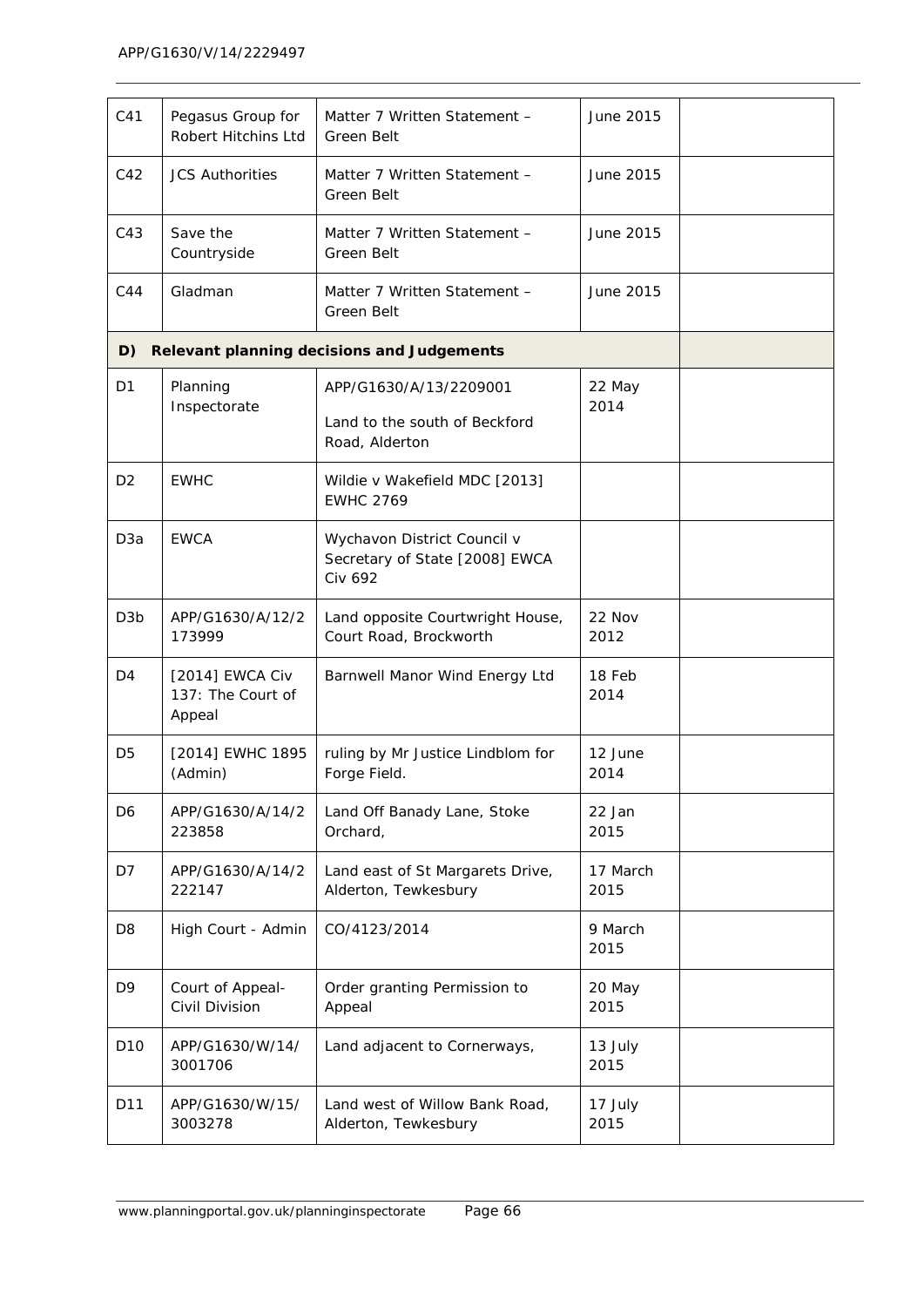| | | | | |
|---|---|---|---|---|
| C41 | Pegasus Group for Robert Hitchins Ltd | Matter 7 Written Statement – Green Belt | June 2015 | |
| C42 | JCS Authorities | Matter 7 Written Statement – Green Belt | June 2015 | |
| C43 | Save the Countryside | Matter 7 Written Statement – Green Belt | June 2015 | |
| C44 | Gladman | Matter 7 Written Statement – Green Belt | June 2015 | |
| **D)** | **Relevant planning decisions and Judgements** | | | |
| D1 | Planning Inspectorate | APP/G1630/A/13/2209001<br><br>Land to the south of Beckford Road, Alderton | 22 May 2014 | |
| D2 | EWHC | Wildie v Wakefield MDC [2013] EWHC 2769 | | |
| D3a | EWCA | Wychavon District Council v Secretary of State [2008] EWCA Civ 692 | | |
| D3b | APP/G1630/A/12/2173999 | Land opposite Courtwright House, Court Road, Brockworth | 22 Nov 2012 | |
| D4 | [2014] EWCA Civ 137: The Court of Appeal | Barnwell Manor Wind Energy Ltd | 18 Feb 2014 | |
| D5 | [2014] EWHC 1895 (Admin) | ruling by Mr Justice Lindblom for Forge Field. | 12 June 2014 | |
| D6 | APP/G1630/A/14/2223858 | Land Off Banady Lane, Stoke Orchard, | 22 Jan 2015 | |
| D7 | APP/G1630/A/14/2222147 | Land east of St Margarets Drive, Alderton, Tewkesbury | 17 March 2015 | |
| D8 | High Court - Admin | CO/4123/2014 | 9 March 2015 | |
| D9 | Court of Appeal- Civil Division | Order granting Permission to Appeal | 20 May 2015 | |
| D10 | APP/G1630/W/14/3001706 | Land adjacent to Cornerways, | 13 July 2015 | |
| D11 | APP/G1630/W/15/3003278 | Land west of Willow Bank Road, Alderton, Tewkesbury | 17 July 2015 | |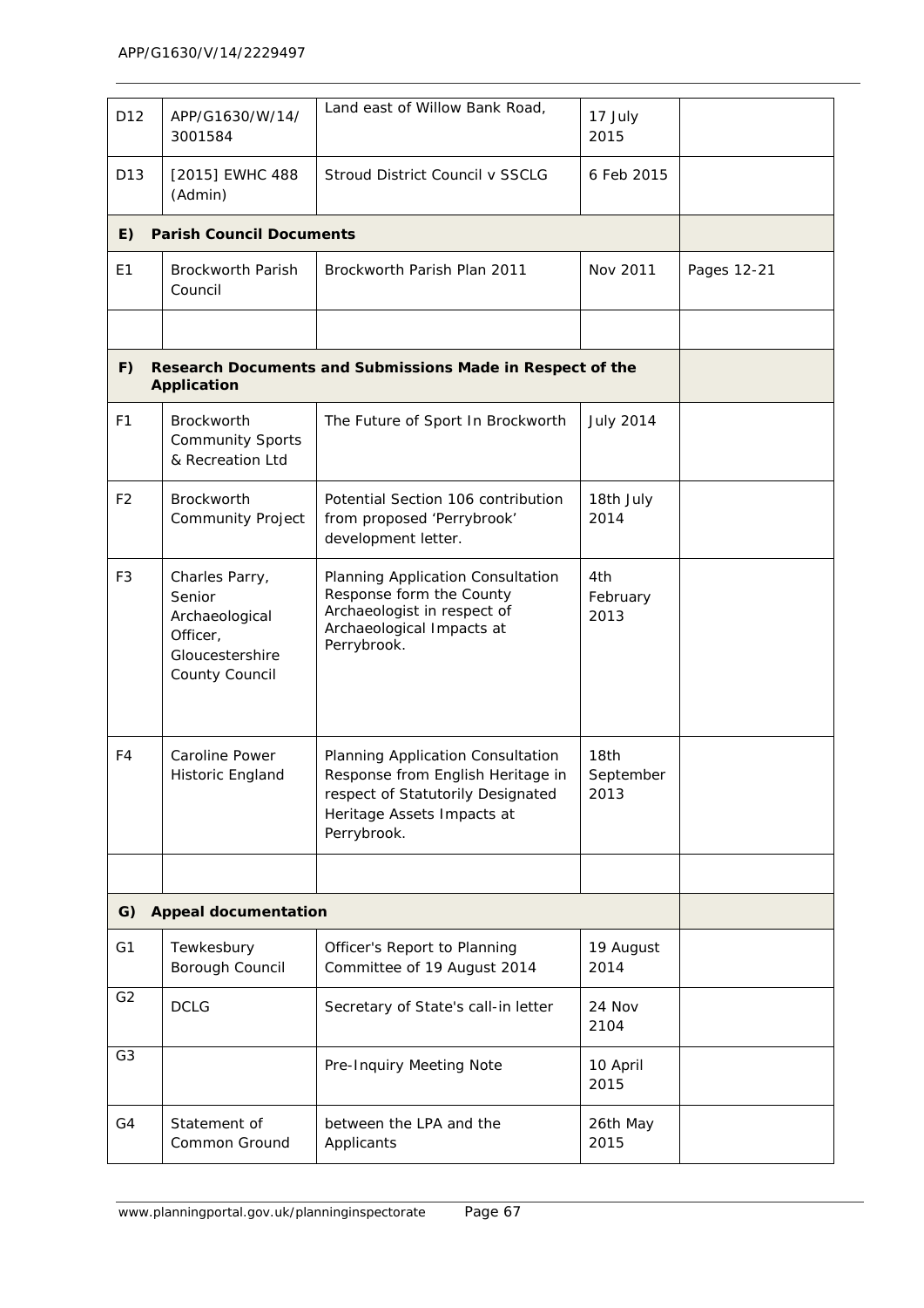| | | | | |
|---|---|---|---|---|
| D12 | APP/G1630/W/14/3001584 | Land east of Willow Bank Road, | 17 July 2015 | |
| D13 | [2015] EWHC 488 (Admin) | Stroud District Council v SSCLG | 6 Feb 2015 | |
| **E)** | **Parish Council Documents** | | | |
| E1 | Brockworth Parish Council | Brockworth Parish Plan 2011 | Nov 2011 | Pages 12-21 |
| | | | | |
| **F)** | **Research Documents and Submissions Made in Respect of the Application** | | | |
| F1 | Brockworth Community Sports & Recreation Ltd | The Future of Sport In Brockworth | July 2014 | |
| F2 | Brockworth Community Project | Potential Section 106 contribution from proposed 'Perrybrook' development letter. | 18th July 2014 | |
| F3 | Charles Parry, Senior Archaeological Officer, Gloucestershire County Council | Planning Application Consultation Response form the County Archaeologist in respect of Archaeological Impacts at Perrybrook. | 4th February 2013 | |
| F4 | Caroline Power Historic England | Planning Application Consultation Response from English Heritage in respect of Statutorily Designated Heritage Assets Impacts at Perrybrook. | 18th September 2013 | |
| | | | | |
| **G)** | **Appeal documentation** | | | |
| G1 | Tewkesbury Borough Council | Officer's Report to Planning Committee of 19 August 2014 | 19 August 2014 | |
| G2 | DCLG | Secretary of State's call-in letter | 24 Nov 2104 | |
| G3 | | Pre-Inquiry Meeting Note | 10 April 2015 | |
| G4 | Statement of Common Ground | between the LPA and the Applicants | 26th May 2015 | |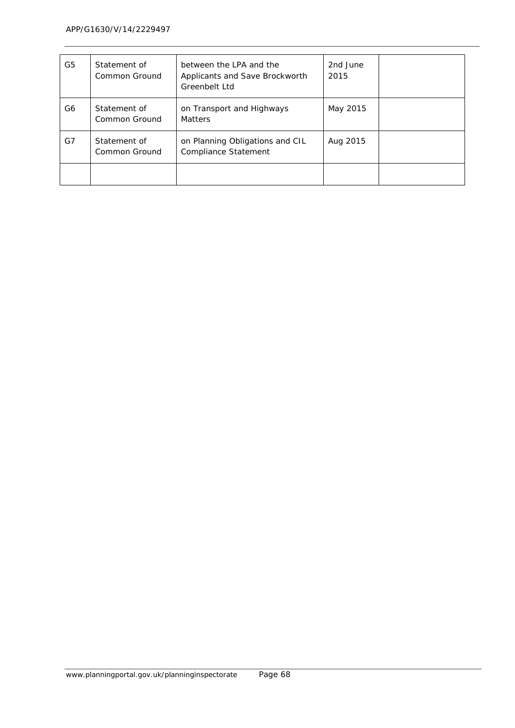| | | | | |
|---|---|---|---|---|
| G5 | Statement of Common Ground | between the LPA and the Applicants and Save Brockworth Greenbelt Ltd | 2nd June 2015 | |
| G6 | Statement of Common Ground | on Transport and Highways Matters | May 2015 | |
| G7 | Statement of Common Ground | on Planning Obligations and CIL Compliance Statement | Aug 2015 | |
| | | | | |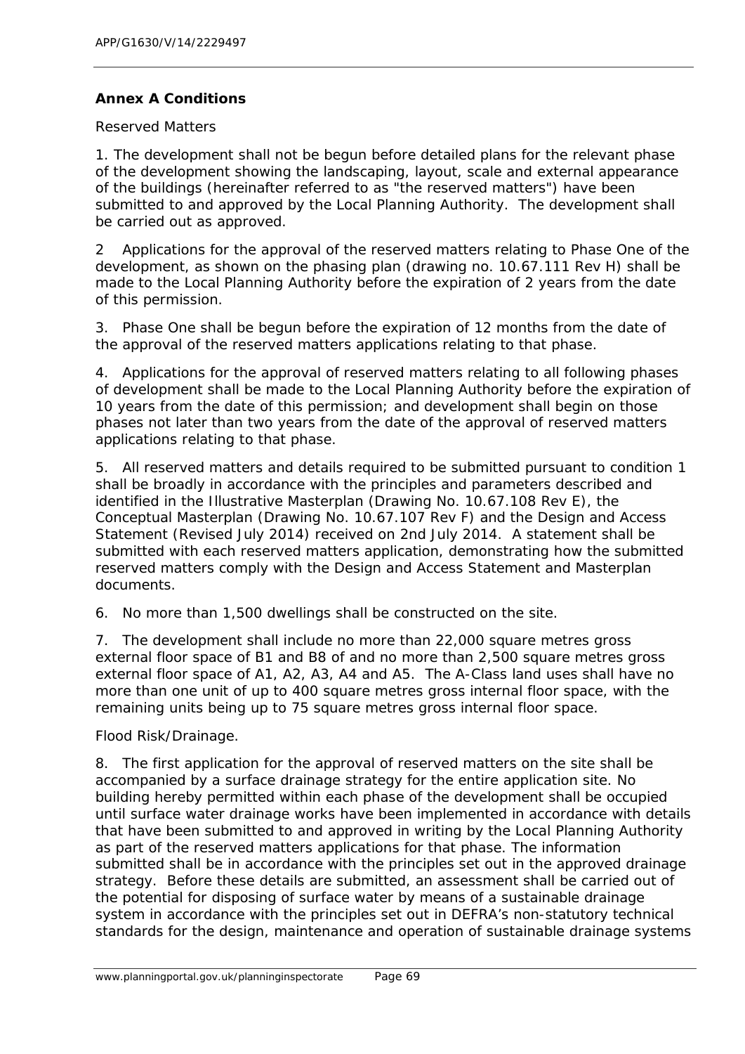## Annex A Conditions

Reserved Matters

1. The development shall not be begun before detailed plans for the relevant phase of the development showing the landscaping, layout, scale and external appearance of the buildings (hereinafter referred to as "the reserved matters") have been submitted to and approved by the Local Planning Authority. The development shall be carried out as approved.

2 Applications for the approval of the reserved matters relating to Phase One of the development, as shown on the phasing plan (drawing no. 10.67.111 Rev H) shall be made to the Local Planning Authority before the expiration of 2 years from the date of this permission.

3. Phase One shall be begun before the expiration of 12 months from the date of the approval of the reserved matters applications relating to that phase.

4. Applications for the approval of reserved matters relating to all following phases of development shall be made to the Local Planning Authority before the expiration of 10 years from the date of this permission; and development shall begin on those phases not later than two years from the date of the approval of reserved matters applications relating to that phase.

5. All reserved matters and details required to be submitted pursuant to condition 1 shall be broadly in accordance with the principles and parameters described and identified in the Illustrative Masterplan (Drawing No. 10.67.108 Rev E), the Conceptual Masterplan (Drawing No. 10.67.107 Rev F) and the Design and Access Statement (Revised July 2014) received on 2nd July 2014. A statement shall be submitted with each reserved matters application, demonstrating how the submitted reserved matters comply with the Design and Access Statement and Masterplan documents.

6. No more than 1,500 dwellings shall be constructed on the site.

7. The development shall include no more than 22,000 square metres gross external floor space of B1 and B8 of and no more than 2,500 square metres gross external floor space of A1, A2, A3, A4 and A5. The A-Class land uses shall have no more than one unit of up to 400 square metres gross internal floor space, with the remaining units being up to 75 square metres gross internal floor space.

Flood Risk/Drainage.

8. The first application for the approval of reserved matters on the site shall be accompanied by a surface drainage strategy for the entire application site. No building hereby permitted within each phase of the development shall be occupied until surface water drainage works have been implemented in accordance with details that have been submitted to and approved in writing by the Local Planning Authority as part of the reserved matters applications for that phase. The information submitted shall be in accordance with the principles set out in the approved drainage strategy. Before these details are submitted, an assessment shall be carried out of the potential for disposing of surface water by means of a sustainable drainage system in accordance with the principles set out in DEFRA's non-statutory technical standards for the design, maintenance and operation of sustainable drainage systems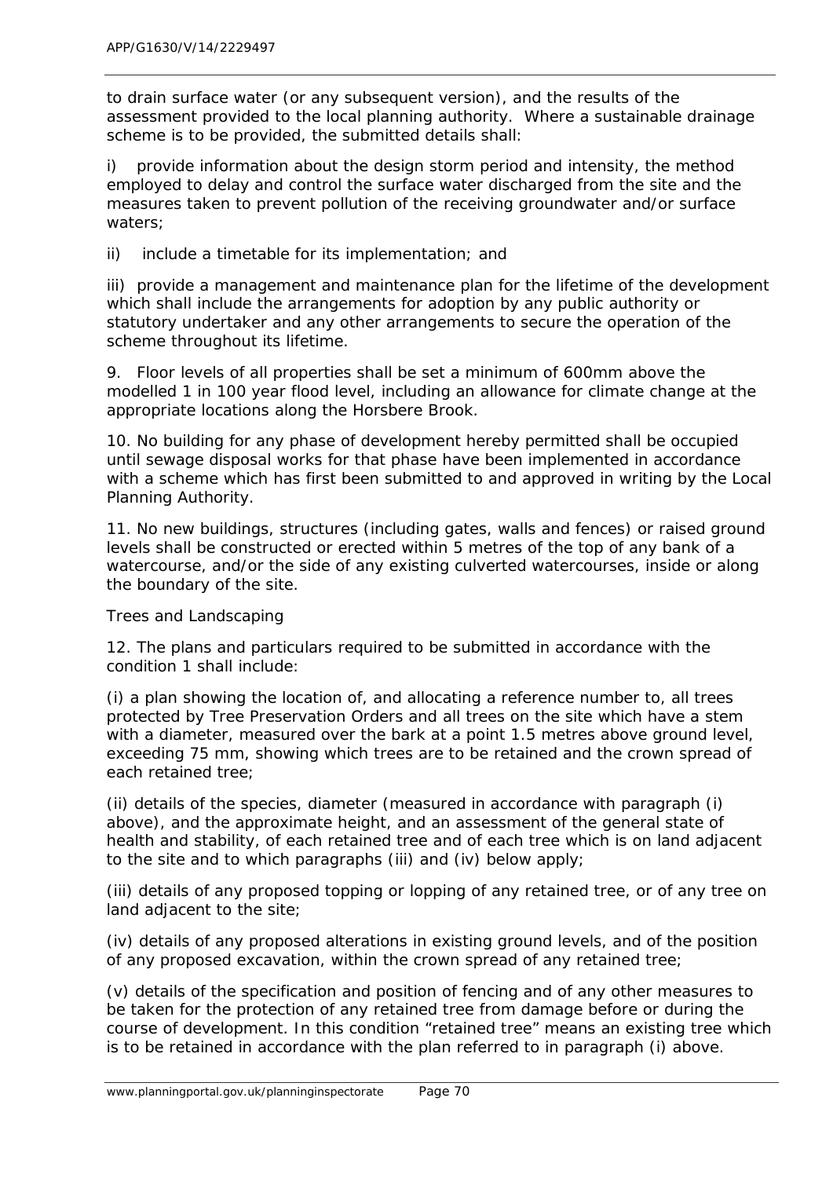to drain surface water (or any subsequent version), and the results of the assessment provided to the local planning authority. Where a sustainable drainage scheme is to be provided, the submitted details shall:

i) provide information about the design storm period and intensity, the method employed to delay and control the surface water discharged from the site and the measures taken to prevent pollution of the receiving groundwater and/or surface waters;

ii) include a timetable for its implementation; and

iii) provide a management and maintenance plan for the lifetime of the development which shall include the arrangements for adoption by any public authority or statutory undertaker and any other arrangements to secure the operation of the scheme throughout its lifetime.

9. Floor levels of all properties shall be set a minimum of 600mm above the modelled 1 in 100 year flood level, including an allowance for climate change at the appropriate locations along the Horsbere Brook.

10. No building for any phase of development hereby permitted shall be occupied until sewage disposal works for that phase have been implemented in accordance with a scheme which has first been submitted to and approved in writing by the Local Planning Authority.

11. No new buildings, structures (including gates, walls and fences) or raised ground levels shall be constructed or erected within 5 metres of the top of any bank of a watercourse, and/or the side of any existing culverted watercourses, inside or along the boundary of the site.

*Trees and Landscaping*

12. The plans and particulars required to be submitted in accordance with the condition 1 shall include:

(i) a plan showing the location of, and allocating a reference number to, all trees protected by Tree Preservation Orders and all trees on the site which have a stem with a diameter, measured over the bark at a point 1.5 metres above ground level, exceeding 75 mm, showing which trees are to be retained and the crown spread of each retained tree;

(ii) details of the species, diameter (measured in accordance with paragraph (i) above), and the approximate height, and an assessment of the general state of health and stability, of each retained tree and of each tree which is on land adjacent to the site and to which paragraphs (iii) and (iv) below apply;

(iii) details of any proposed topping or lopping of any retained tree, or of any tree on land adjacent to the site;

(iv) details of any proposed alterations in existing ground levels, and of the position of any proposed excavation, within the crown spread of any retained tree;

(v) details of the specification and position of fencing and of any other measures to be taken for the protection of any retained tree from damage before or during the course of development. In this condition "retained tree" means an existing tree which is to be retained in accordance with the plan referred to in paragraph (i) above.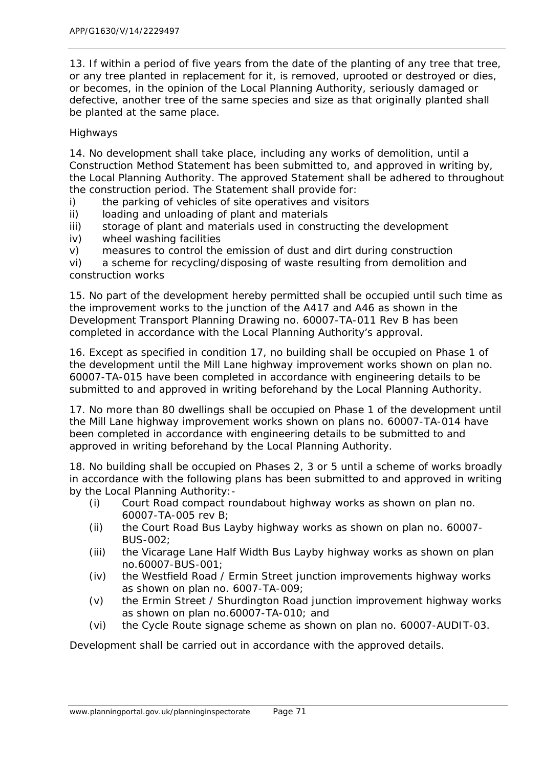13. If within a period of five years from the date of the planting of any tree that tree, or any tree planted in replacement for it, is removed, uprooted or destroyed or dies, or becomes, in the opinion of the Local Planning Authority, seriously damaged or defective, another tree of the same species and size as that originally planted shall be planted at the same place.

Highways

14. No development shall take place, including any works of demolition, until a Construction Method Statement has been submitted to, and approved in writing by, the Local Planning Authority. The approved Statement shall be adhered to throughout the construction period. The Statement shall provide for:

i) the parking of vehicles of site operatives and visitors
ii) loading and unloading of plant and materials
iii) storage of plant and materials used in constructing the development
iv) wheel washing facilities
v) measures to control the emission of dust and dirt during construction
vi) a scheme for recycling/disposing of waste resulting from demolition and construction works

15. No part of the development hereby permitted shall be occupied until such time as the improvement works to the junction of the A417 and A46 as shown in the Development Transport Planning Drawing no. 60007-TA-011 Rev B has been completed in accordance with the Local Planning Authority's approval.

16. Except as specified in condition 17, no building shall be occupied on Phase 1 of the development until the Mill Lane highway improvement works shown on plan no. 60007-TA-015 have been completed in accordance with engineering details to be submitted to and approved in writing beforehand by the Local Planning Authority.

17. No more than 80 dwellings shall be occupied on Phase 1 of the development until the Mill Lane highway improvement works shown on plans no. 60007-TA-014 have been completed in accordance with engineering details to be submitted to and approved in writing beforehand by the Local Planning Authority.

18. No building shall be occupied on Phases 2, 3 or 5 until a scheme of works broadly in accordance with the following plans has been submitted to and approved in writing by the Local Planning Authority:-

(i) Court Road compact roundabout highway works as shown on plan no. 60007-TA-005 rev B;
(ii) the Court Road Bus Layby highway works as shown on plan no. 60007-BUS-002;
(iii) the Vicarage Lane Half Width Bus Layby highway works as shown on plan no.60007-BUS-001;
(iv) the Westfield Road / Ermin Street junction improvements highway works as shown on plan no. 6007-TA-009;
(v) the Ermin Street / Shurdington Road junction improvement highway works as shown on plan no.60007-TA-010; and
(vi) the Cycle Route signage scheme as shown on plan no. 60007-AUDIT-03.

Development shall be carried out in accordance with the approved details.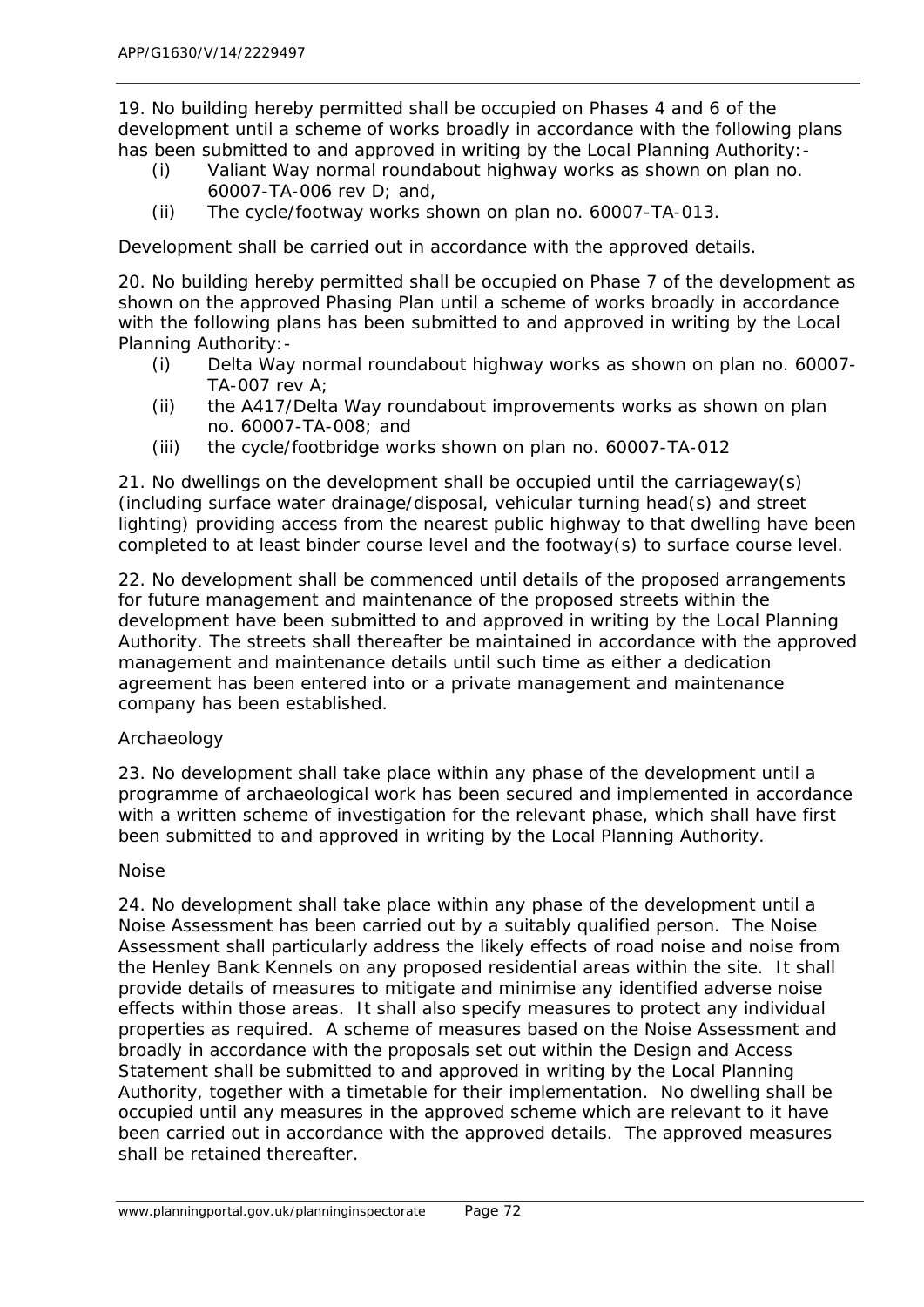19. No building hereby permitted shall be occupied on Phases 4 and 6 of the development until a scheme of works broadly in accordance with the following plans has been submitted to and approved in writing by the Local Planning Authority:-

- (i) Valiant Way normal roundabout highway works as shown on plan no. 60007-TA-006 rev D; and,
- (ii) The cycle/footway works shown on plan no. 60007-TA-013.

Development shall be carried out in accordance with the approved details.

20. No building hereby permitted shall be occupied on Phase 7 of the development as shown on the approved Phasing Plan until a scheme of works broadly in accordance with the following plans has been submitted to and approved in writing by the Local Planning Authority:-

- (i) Delta Way normal roundabout highway works as shown on plan no. 60007-TA-007 rev A;
- (ii) the A417/Delta Way roundabout improvements works as shown on plan no. 60007-TA-008; and
- (iii) the cycle/footbridge works shown on plan no. 60007-TA-012

21. No dwellings on the development shall be occupied until the carriageway(s) (including surface water drainage/disposal, vehicular turning head(s) and street lighting) providing access from the nearest public highway to that dwelling have been completed to at least binder course level and the footway(s) to surface course level.

22. No development shall be commenced until details of the proposed arrangements for future management and maintenance of the proposed streets within the development have been submitted to and approved in writing by the Local Planning Authority. The streets shall thereafter be maintained in accordance with the approved management and maintenance details until such time as either a dedication agreement has been entered into or a private management and maintenance company has been established.

Archaeology

23. No development shall take place within any phase of the development until a programme of archaeological work has been secured and implemented in accordance with a written scheme of investigation for the relevant phase, which shall have first been submitted to and approved in writing by the Local Planning Authority.

Noise

24. No development shall take place within any phase of the development until a Noise Assessment has been carried out by a suitably qualified person. The Noise Assessment shall particularly address the likely effects of road noise and noise from the Henley Bank Kennels on any proposed residential areas within the site. It shall provide details of measures to mitigate and minimise any identified adverse noise effects within those areas. It shall also specify measures to protect any individual properties as required. A scheme of measures based on the Noise Assessment and broadly in accordance with the proposals set out within the Design and Access Statement shall be submitted to and approved in writing by the Local Planning Authority, together with a timetable for their implementation. No dwelling shall be occupied until any measures in the approved scheme which are relevant to it have been carried out in accordance with the approved details. The approved measures shall be retained thereafter.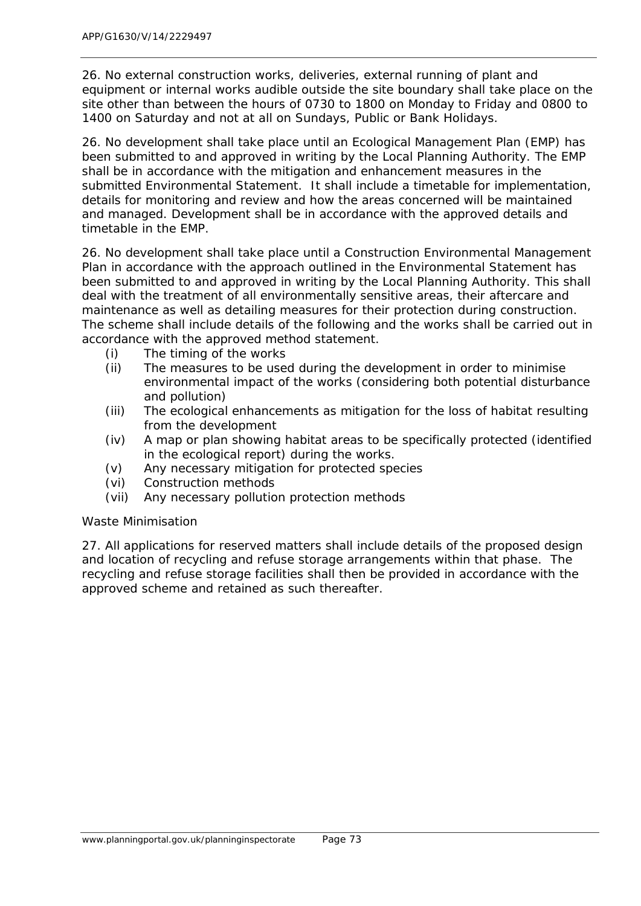26. No external construction works, deliveries, external running of plant and equipment or internal works audible outside the site boundary shall take place on the site other than between the hours of 0730 to 1800 on Monday to Friday and 0800 to 1400 on Saturday and not at all on Sundays, Public or Bank Holidays.

26. No development shall take place until an Ecological Management Plan (EMP) has been submitted to and approved in writing by the Local Planning Authority. The EMP shall be in accordance with the mitigation and enhancement measures in the submitted Environmental Statement. It shall include a timetable for implementation, details for monitoring and review and how the areas concerned will be maintained and managed. Development shall be in accordance with the approved details and timetable in the EMP.

26. No development shall take place until a Construction Environmental Management Plan in accordance with the approach outlined in the Environmental Statement has been submitted to and approved in writing by the Local Planning Authority. This shall deal with the treatment of all environmentally sensitive areas, their aftercare and maintenance as well as detailing measures for their protection during construction. The scheme shall include details of the following and the works shall be carried out in accordance with the approved method statement.

- (i) The timing of the works
- (ii) The measures to be used during the development in order to minimise environmental impact of the works (considering both potential disturbance and pollution)
- (iii) The ecological enhancements as mitigation for the loss of habitat resulting from the development
- (iv) A map or plan showing habitat areas to be specifically protected (identified in the ecological report) during the works.
- (v) Any necessary mitigation for protected species
- (vi) Construction methods
- (vii) Any necessary pollution protection methods

Waste Minimisation

27. All applications for reserved matters shall include details of the proposed design and location of recycling and refuse storage arrangements within that phase. The recycling and refuse storage facilities shall then be provided in accordance with the approved scheme and retained as such thereafter.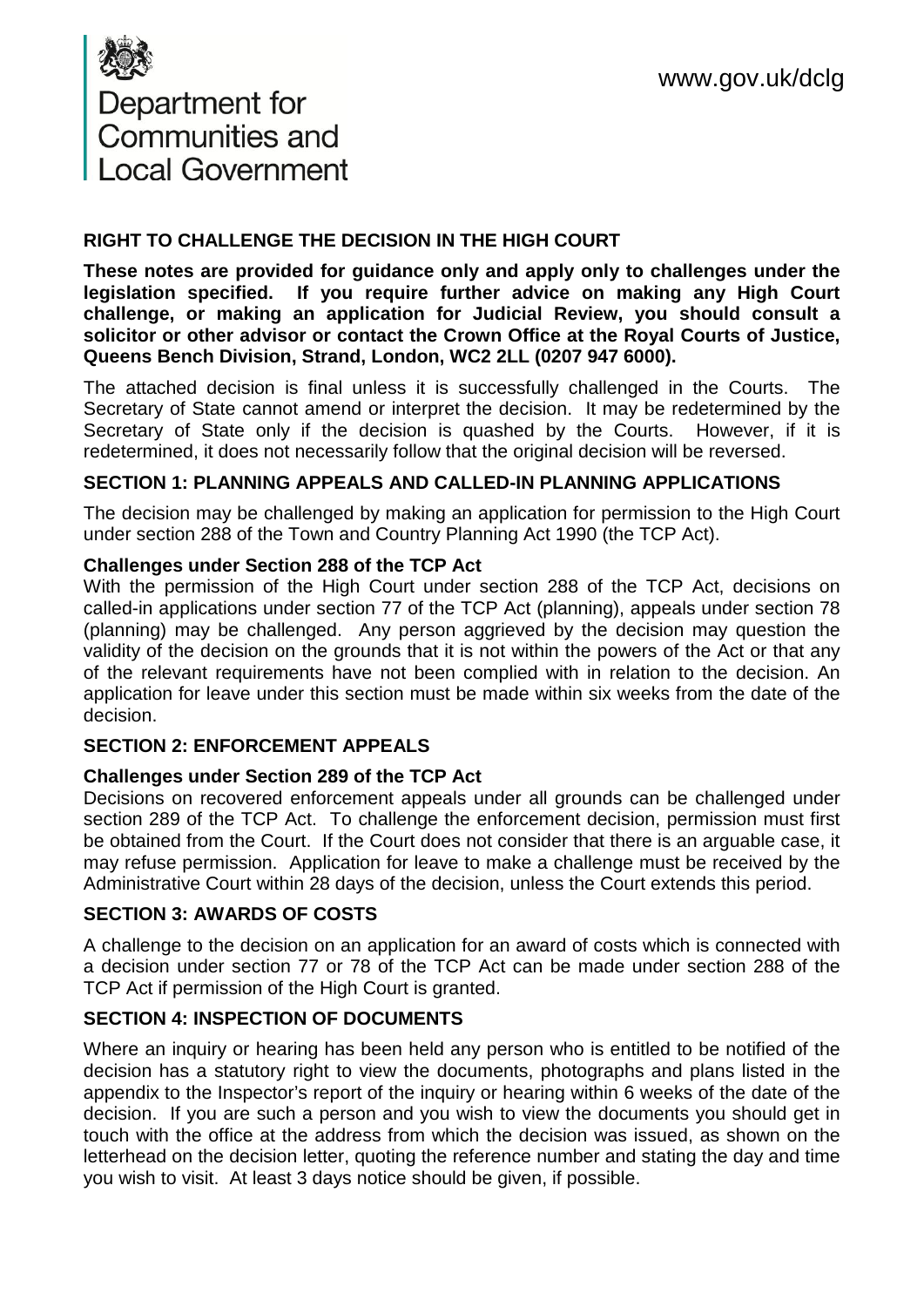Department for Communities and Local Government

www.gov.uk/dclg

## RIGHT TO CHALLENGE THE DECISION IN THE HIGH COURT

**These notes are provided for guidance only and apply only to challenges under the legislation specified. If you require further advice on making any High Court challenge, or making an application for Judicial Review, you should consult a solicitor or other advisor or contact the Crown Office at the Royal Courts of Justice, Queens Bench Division, Strand, London, WC2 2LL (0207 947 6000).**

The attached decision is final unless it is successfully challenged in the Courts. The Secretary of State cannot amend or interpret the decision. It may be redetermined by the Secretary of State only if the decision is quashed by the Courts. However, if it is redetermined, it does not necessarily follow that the original decision will be reversed.

### SECTION 1: PLANNING APPEALS AND CALLED-IN PLANNING APPLICATIONS

The decision may be challenged by making an application for permission to the High Court under section 288 of the Town and Country Planning Act 1990 (the TCP Act).

**Challenges under Section 288 of the TCP Act**

With the permission of the High Court under section 288 of the TCP Act, decisions on called-in applications under section 77 of the TCP Act (planning), appeals under section 78 (planning) may be challenged. Any person aggrieved by the decision may question the validity of the decision on the grounds that it is not within the powers of the Act or that any of the relevant requirements have not been complied with in relation to the decision. An application for leave under this section must be made within six weeks from the date of the decision.

### SECTION 2: ENFORCEMENT APPEALS

**Challenges under Section 289 of the TCP Act**

Decisions on recovered enforcement appeals under all grounds can be challenged under section 289 of the TCP Act. To challenge the enforcement decision, permission must first be obtained from the Court. If the Court does not consider that there is an arguable case, it may refuse permission. Application for leave to make a challenge must be received by the Administrative Court within 28 days of the decision, unless the Court extends this period.

### SECTION 3: AWARDS OF COSTS

A challenge to the decision on an application for an award of costs which is connected with a decision under section 77 or 78 of the TCP Act can be made under section 288 of the TCP Act if permission of the High Court is granted.

### SECTION 4: INSPECTION OF DOCUMENTS

Where an inquiry or hearing has been held any person who is entitled to be notified of the decision has a statutory right to view the documents, photographs and plans listed in the appendix to the Inspector's report of the inquiry or hearing within 6 weeks of the date of the decision. If you are such a person and you wish to view the documents you should get in touch with the office at the address from which the decision was issued, as shown on the letterhead on the decision letter, quoting the reference number and stating the day and time you wish to visit. At least 3 days notice should be given, if possible.